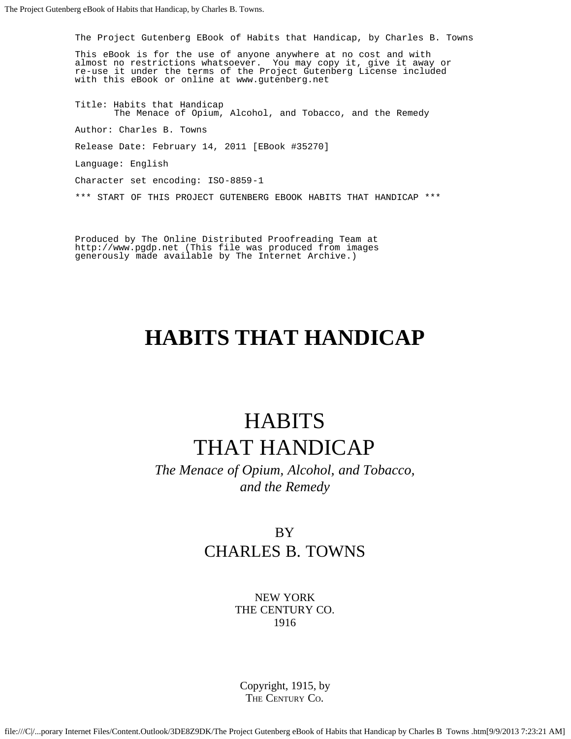```
The Project Gutenberg EBook of Habits that Handicap, by Charles B. Towns

This eBook is for the use of anyone anywhere at no cost and with
almost no restrictions whatsoever.  You may copy it, give it away or
re-use it under the terms of the Project Gutenberg License included
with this eBook or online at www.gutenberg.net


Title: Habits that Handicap
       The Menace of Opium, Alcohol, and Tobacco, and the Remedy

Author: Charles B. Towns

Release Date: February 14, 2011 [EBook #35270]

Language: English

Character set encoding: ISO-8859-1

*** START OF THIS PROJECT GUTENBERG EBOOK HABITS THAT HANDICAP ***




Produced by The Online Distributed Proofreading Team at
http://www.pgdp.net (This file was produced from images
generously made available by The Internet Archive.)
```

# HABITS THAT HANDICAP

HABITS
THAT HANDICAP

*The Menace of Opium, Alcohol, and Tobacco, and the Remedy*

BY
CHARLES B. TOWNS

NEW YORK
THE CENTURY CO.
1916

Copyright, 1915, by
THE CENTURY CO.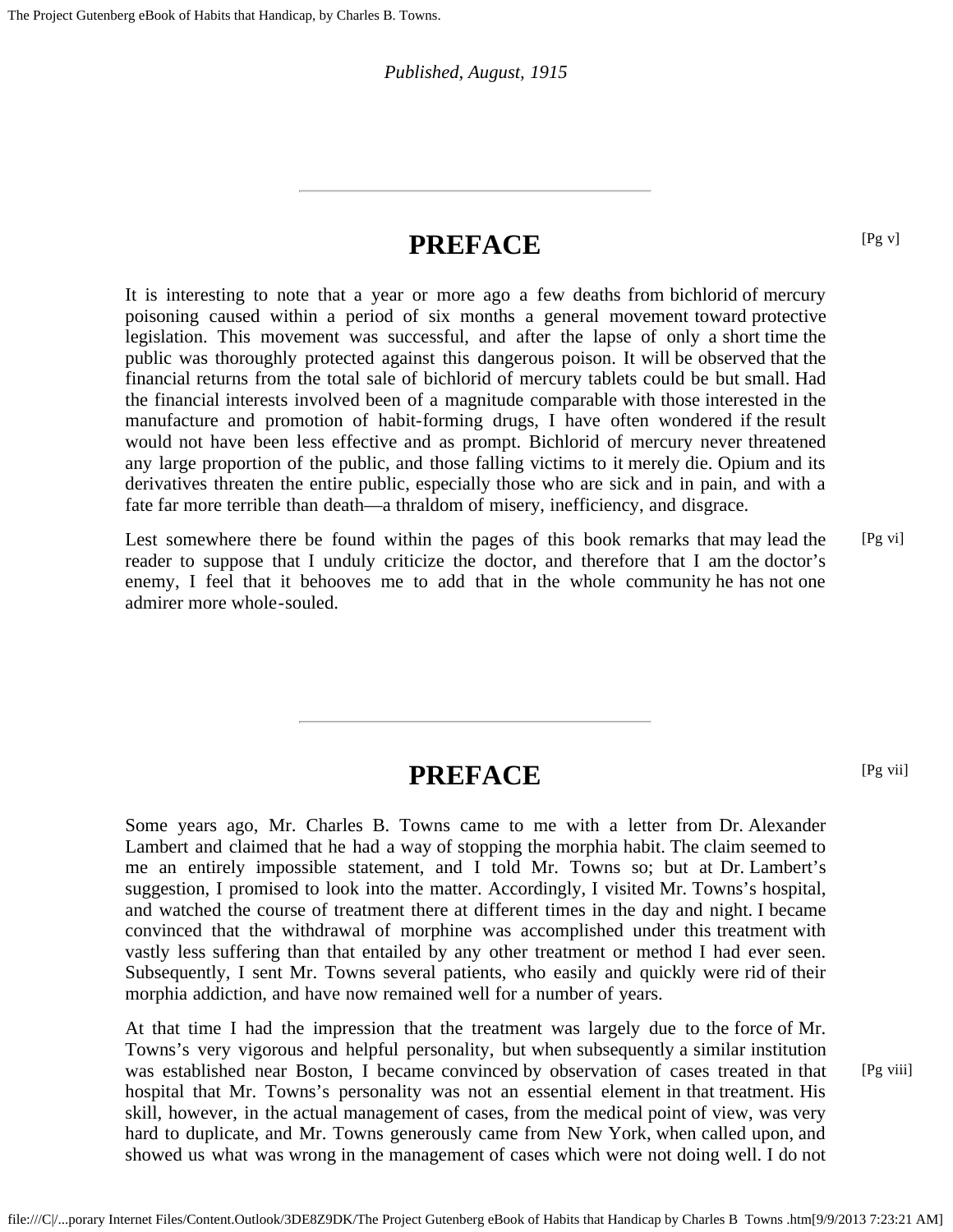*Published, August, 1915*

---

# PREFACE

It is interesting to note that a year or more ago a few deaths from bichlorid of mercury poisoning caused within a period of six months a general movement toward protective legislation. This movement was successful, and after the lapse of only a short time the public was thoroughly protected against this dangerous poison. It will be observed that the financial returns from the total sale of bichlorid of mercury tablets could be but small. Had the financial interests involved been of a magnitude comparable with those interested in the manufacture and promotion of habit-forming drugs, I have often wondered if the result would not have been less effective and as prompt. Bichlorid of mercury never threatened any large proportion of the public, and those falling victims to it merely die. Opium and its derivatives threaten the entire public, especially those who are sick and in pain, and with a fate far more terrible than death—a thraldom of misery, inefficiency, and disgrace.

Lest somewhere there be found within the pages of this book remarks that may lead the reader to suppose that I unduly criticize the doctor, and therefore that I am the doctor's enemy, I feel that it behooves me to add that in the whole community he has not one admirer more whole-souled.

---

# PREFACE

Some years ago, Mr. Charles B. Towns came to me with a letter from Dr. Alexander Lambert and claimed that he had a way of stopping the morphia habit. The claim seemed to me an entirely impossible statement, and I told Mr. Towns so; but at Dr. Lambert's suggestion, I promised to look into the matter. Accordingly, I visited Mr. Towns's hospital, and watched the course of treatment there at different times in the day and night. I became convinced that the withdrawal of morphine was accomplished under this treatment with vastly less suffering than that entailed by any other treatment or method I had ever seen. Subsequently, I sent Mr. Towns several patients, who easily and quickly were rid of their morphia addiction, and have now remained well for a number of years.

At that time I had the impression that the treatment was largely due to the force of Mr. Towns's very vigorous and helpful personality, but when subsequently a similar institution was established near Boston, I became convinced by observation of cases treated in that hospital that Mr. Towns's personality was not an essential element in that treatment. His skill, however, in the actual management of cases, from the medical point of view, was very hard to duplicate, and Mr. Towns generously came from New York, when called upon, and showed us what was wrong in the management of cases which were not doing well. I do not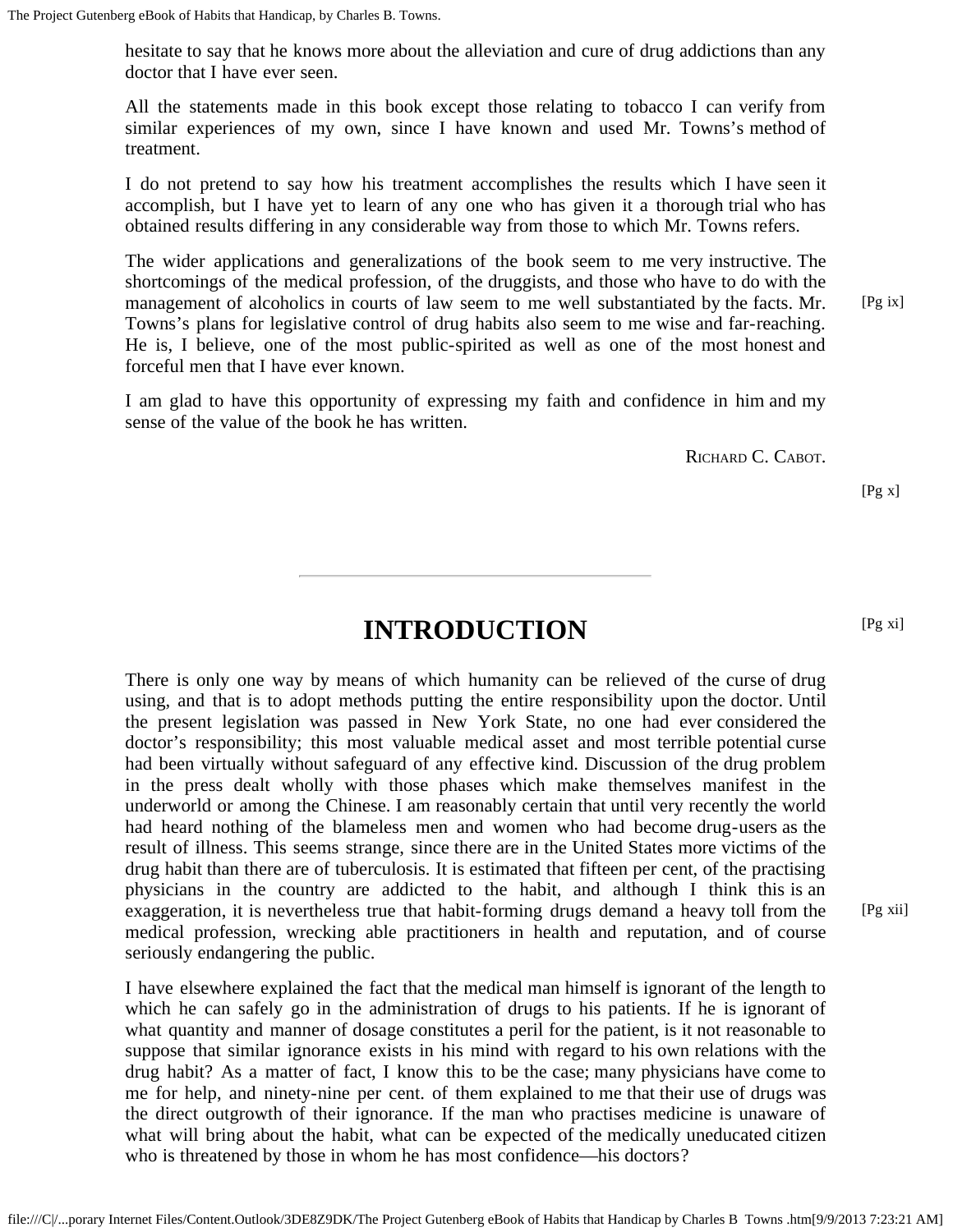hesitate to say that he knows more about the alleviation and cure of drug addictions than any doctor that I have ever seen.

All the statements made in this book except those relating to tobacco I can verify from similar experiences of my own, since I have known and used Mr. Towns's method of treatment.

I do not pretend to say how his treatment accomplishes the results which I have seen it accomplish, but I have yet to learn of any one who has given it a thorough trial who has obtained results differing in any considerable way from those to which Mr. Towns refers.

The wider applications and generalizations of the book seem to me very instructive. The shortcomings of the medical profession, of the druggists, and those who have to do with the management of alcoholics in courts of law seem to me well substantiated by the facts. Mr. Towns's plans for legislative control of drug habits also seem to me wise and far-reaching. He is, I believe, one of the most public-spirited as well as one of the most honest and forceful men that I have ever known.

I am glad to have this opportunity of expressing my faith and confidence in him and my sense of the value of the book he has written.

RICHARD C. CABOT.

---

# INTRODUCTION

There is only one way by means of which humanity can be relieved of the curse of drug using, and that is to adopt methods putting the entire responsibility upon the doctor. Until the present legislation was passed in New York State, no one had ever considered the doctor's responsibility; this most valuable medical asset and most terrible potential curse had been virtually without safeguard of any effective kind. Discussion of the drug problem in the press dealt wholly with those phases which make themselves manifest in the underworld or among the Chinese. I am reasonably certain that until very recently the world had heard nothing of the blameless men and women who had become drug-users as the result of illness. This seems strange, since there are in the United States more victims of the drug habit than there are of tuberculosis. It is estimated that fifteen per cent, of the practising physicians in the country are addicted to the habit, and although I think this is an exaggeration, it is nevertheless true that habit-forming drugs demand a heavy toll from the medical profession, wrecking able practitioners in health and reputation, and of course seriously endangering the public.

I have elsewhere explained the fact that the medical man himself is ignorant of the length to which he can safely go in the administration of drugs to his patients. If he is ignorant of what quantity and manner of dosage constitutes a peril for the patient, is it not reasonable to suppose that similar ignorance exists in his mind with regard to his own relations with the drug habit? As a matter of fact, I know this to be the case; many physicians have come to me for help, and ninety-nine per cent. of them explained to me that their use of drugs was the direct outgrowth of their ignorance. If the man who practises medicine is unaware of what will bring about the habit, what can be expected of the medically uneducated citizen who is threatened by those in whom he has most confidence—his doctors?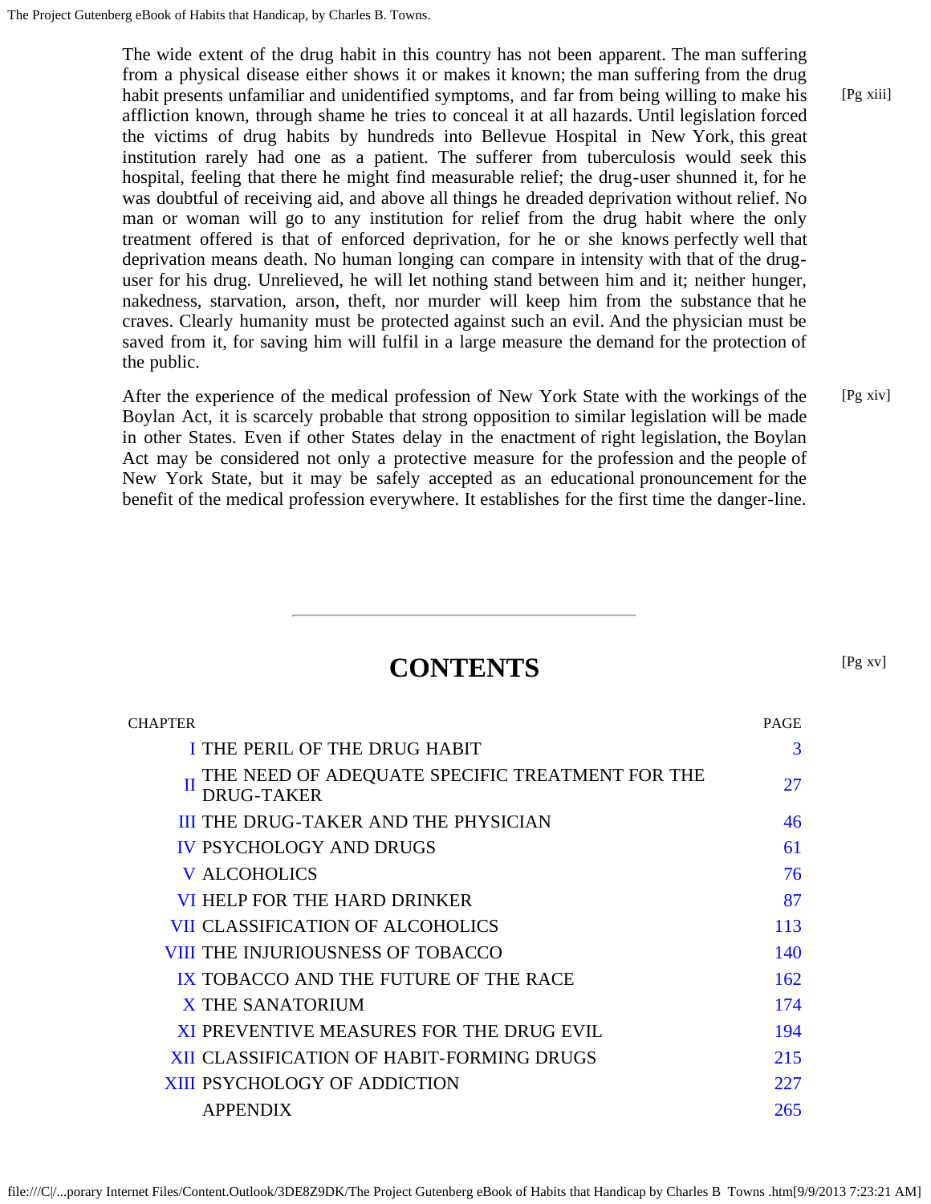The wide extent of the drug habit in this country has not been apparent. The man suffering from a physical disease either shows it or makes it known; the man suffering from the drug habit presents unfamiliar and unidentified symptoms, and far from being willing to make his affliction known, through shame he tries to conceal it at all hazards. Until legislation forced the victims of drug habits by hundreds into Bellevue Hospital in New York, this great institution rarely had one as a patient. The sufferer from tuberculosis would seek this hospital, feeling that there he might find measurable relief; the drug-user shunned it, for he was doubtful of receiving aid, and above all things he dreaded deprivation without relief. No man or woman will go to any institution for relief from the drug habit where the only treatment offered is that of enforced deprivation, for he or she knows perfectly well that deprivation means death. No human longing can compare in intensity with that of the drug-user for his drug. Unrelieved, he will let nothing stand between him and it; neither hunger, nakedness, starvation, arson, theft, nor murder will keep him from the substance that he craves. Clearly humanity must be protected against such an evil. And the physician must be saved from it, for saving him will fulfil in a large measure the demand for the protection of the public.

After the experience of the medical profession of New York State with the workings of the Boylan Act, it is scarcely probable that strong opposition to similar legislation will be made in other States. Even if other States delay in the enactment of right legislation, the Boylan Act may be considered not only a protective measure for the profession and the people of New York State, but it may be safely accepted as an educational pronouncement for the benefit of the medical profession everywhere. It establishes for the first time the danger-line.

---

# CONTENTS

| CHAPTER | | PAGE |
|---|---|---|
| I | THE PERIL OF THE DRUG HABIT | 3 |
| II | THE NEED OF ADEQUATE SPECIFIC TREATMENT FOR THE DRUG-TAKER | 27 |
| III | THE DRUG-TAKER AND THE PHYSICIAN | 46 |
| IV | PSYCHOLOGY AND DRUGS | 61 |
| V | ALCOHOLICS | 76 |
| VI | HELP FOR THE HARD DRINKER | 87 |
| VII | CLASSIFICATION OF ALCOHOLICS | 113 |
| VIII | THE INJURIOUSNESS OF TOBACCO | 140 |
| IX | TOBACCO AND THE FUTURE OF THE RACE | 162 |
| X | THE SANATORIUM | 174 |
| XI | PREVENTIVE MEASURES FOR THE DRUG EVIL | 194 |
| XII | CLASSIFICATION OF HABIT-FORMING DRUGS | 215 |
| XIII | PSYCHOLOGY OF ADDICTION | 227 |
| | APPENDIX | 265 |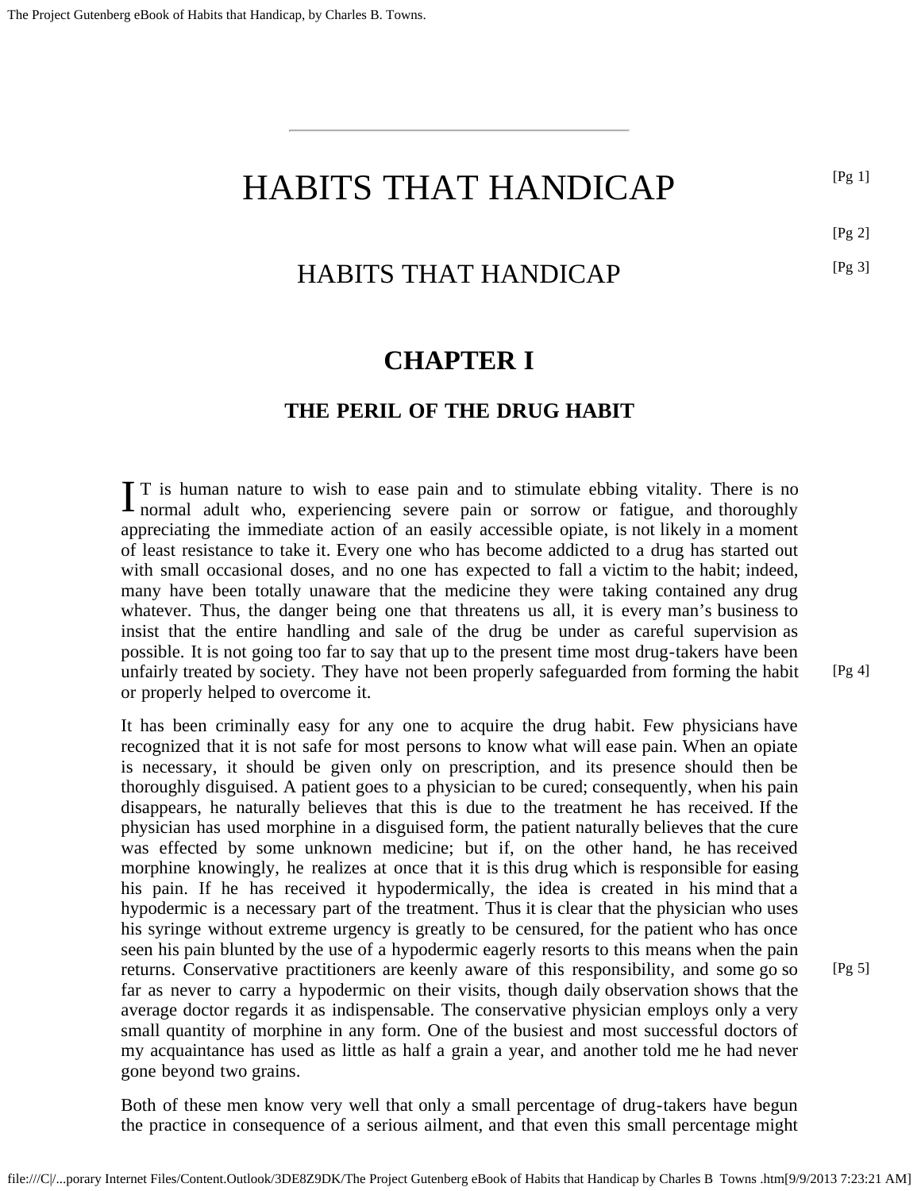# HABITS THAT HANDICAP

## HABITS THAT HANDICAP

## CHAPTER I

### THE PERIL OF THE DRUG HABIT

IT is human nature to wish to ease pain and to stimulate ebbing vitality. There is no normal adult who, experiencing severe pain or sorrow or fatigue, and thoroughly appreciating the immediate action of an easily accessible opiate, is not likely in a moment of least resistance to take it. Every one who has become addicted to a drug has started out with small occasional doses, and no one has expected to fall a victim to the habit; indeed, many have been totally unaware that the medicine they were taking contained any drug whatever. Thus, the danger being one that threatens us all, it is every man's business to insist that the entire handling and sale of the drug be under as careful supervision as possible. It is not going too far to say that up to the present time most drug-takers have been unfairly treated by society. They have not been properly safeguarded from forming the habit or properly helped to overcome it.

It has been criminally easy for any one to acquire the drug habit. Few physicians have recognized that it is not safe for most persons to know what will ease pain. When an opiate is necessary, it should be given only on prescription, and its presence should then be thoroughly disguised. A patient goes to a physician to be cured; consequently, when his pain disappears, he naturally believes that this is due to the treatment he has received. If the physician has used morphine in a disguised form, the patient naturally believes that the cure was effected by some unknown medicine; but if, on the other hand, he has received morphine knowingly, he realizes at once that it is this drug which is responsible for easing his pain. If he has received it hypodermically, the idea is created in his mind that a hypodermic is a necessary part of the treatment. Thus it is clear that the physician who uses his syringe without extreme urgency is greatly to be censured, for the patient who has once seen his pain blunted by the use of a hypodermic eagerly resorts to this means when the pain returns. Conservative practitioners are keenly aware of this responsibility, and some go so far as never to carry a hypodermic on their visits, though daily observation shows that the average doctor regards it as indispensable. The conservative physician employs only a very small quantity of morphine in any form. One of the busiest and most successful doctors of my acquaintance has used as little as half a grain a year, and another told me he had never gone beyond two grains.

Both of these men know very well that only a small percentage of drug-takers have begun the practice in consequence of a serious ailment, and that even this small percentage might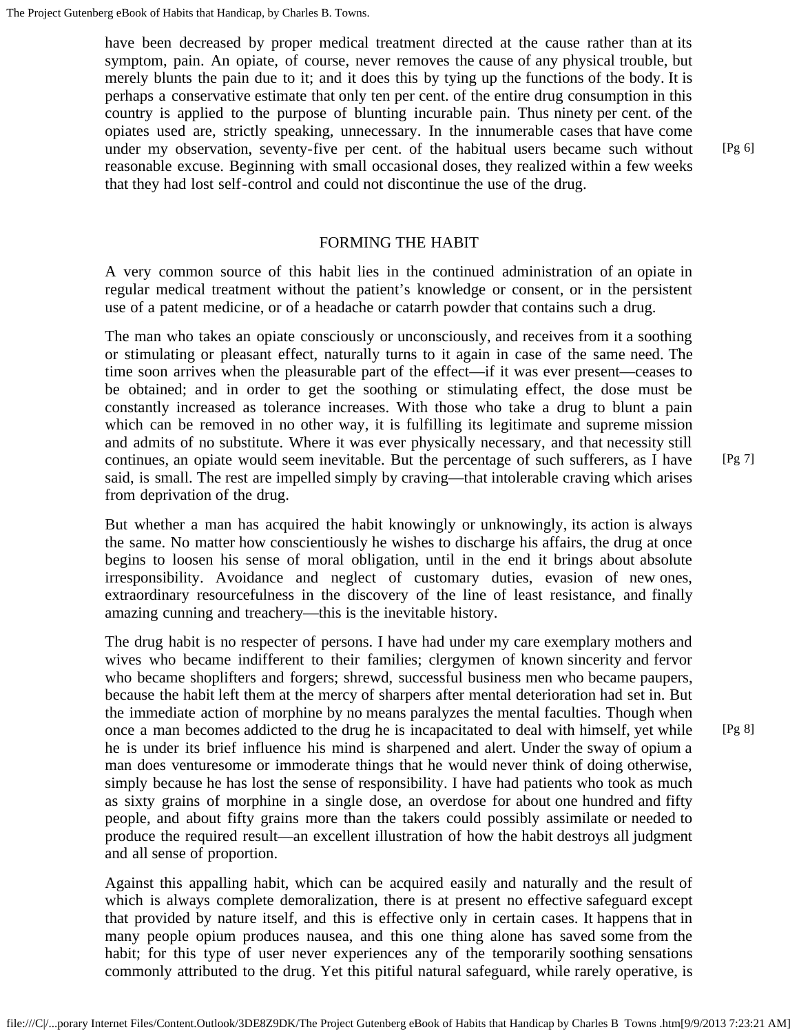have been decreased by proper medical treatment directed at the cause rather than at its symptom, pain. An opiate, of course, never removes the cause of any physical trouble, but merely blunts the pain due to it; and it does this by tying up the functions of the body. It is perhaps a conservative estimate that only ten per cent. of the entire drug consumption in this country is applied to the purpose of blunting incurable pain. Thus ninety per cent. of the opiates used are, strictly speaking, unnecessary. In the innumerable cases that have come under my observation, seventy-five per cent. of the habitual users became such without reasonable excuse. Beginning with small occasional doses, they realized within a few weeks that they had lost self-control and could not discontinue the use of the drug.

## FORMING THE HABIT

A very common source of this habit lies in the continued administration of an opiate in regular medical treatment without the patient's knowledge or consent, or in the persistent use of a patent medicine, or of a headache or catarrh powder that contains such a drug.

The man who takes an opiate consciously or unconsciously, and receives from it a soothing or stimulating or pleasant effect, naturally turns to it again in case of the same need. The time soon arrives when the pleasurable part of the effect—if it was ever present—ceases to be obtained; and in order to get the soothing or stimulating effect, the dose must be constantly increased as tolerance increases. With those who take a drug to blunt a pain which can be removed in no other way, it is fulfilling its legitimate and supreme mission and admits of no substitute. Where it was ever physically necessary, and that necessity still continues, an opiate would seem inevitable. But the percentage of such sufferers, as I have said, is small. The rest are impelled simply by craving—that intolerable craving which arises from deprivation of the drug.

But whether a man has acquired the habit knowingly or unknowingly, its action is always the same. No matter how conscientiously he wishes to discharge his affairs, the drug at once begins to loosen his sense of moral obligation, until in the end it brings about absolute irresponsibility. Avoidance and neglect of customary duties, evasion of new ones, extraordinary resourcefulness in the discovery of the line of least resistance, and finally amazing cunning and treachery—this is the inevitable history.

The drug habit is no respecter of persons. I have had under my care exemplary mothers and wives who became indifferent to their families; clergymen of known sincerity and fervor who became shoplifters and forgers; shrewd, successful business men who became paupers, because the habit left them at the mercy of sharpers after mental deterioration had set in. But the immediate action of morphine by no means paralyzes the mental faculties. Though when once a man becomes addicted to the drug he is incapacitated to deal with himself, yet while he is under its brief influence his mind is sharpened and alert. Under the sway of opium a man does venturesome or immoderate things that he would never think of doing otherwise, simply because he has lost the sense of responsibility. I have had patients who took as much as sixty grains of morphine in a single dose, an overdose for about one hundred and fifty people, and about fifty grains more than the takers could possibly assimilate or needed to produce the required result—an excellent illustration of how the habit destroys all judgment and all sense of proportion.

Against this appalling habit, which can be acquired easily and naturally and the result of which is always complete demoralization, there is at present no effective safeguard except that provided by nature itself, and this is effective only in certain cases. It happens that in many people opium produces nausea, and this one thing alone has saved some from the habit; for this type of user never experiences any of the temporarily soothing sensations commonly attributed to the drug. Yet this pitiful natural safeguard, while rarely operative, is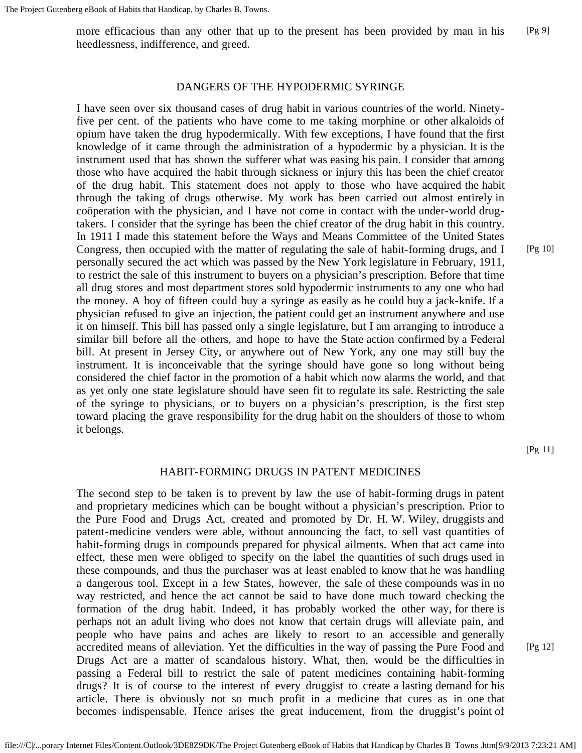more efficacious than any other that up to the present has been provided by man in his heedlessness, indifference, and greed.

## DANGERS OF THE HYPODERMIC SYRINGE

I have seen over six thousand cases of drug habit in various countries of the world. Ninety-five per cent. of the patients who have come to me taking morphine or other alkaloids of opium have taken the drug hypodermically. With few exceptions, I have found that the first knowledge of it came through the administration of a hypodermic by a physician. It is the instrument used that has shown the sufferer what was easing his pain. I consider that among those who have acquired the habit through sickness or injury this has been the chief creator of the drug habit. This statement does not apply to those who have acquired the habit through the taking of drugs otherwise. My work has been carried out almost entirely in coöperation with the physician, and I have not come in contact with the under-world drug-takers. I consider that the syringe has been the chief creator of the drug habit in this country. In 1911 I made this statement before the Ways and Means Committee of the United States Congress, then occupied with the matter of regulating the sale of habit-forming drugs, and I personally secured the act which was passed by the New York legislature in February, 1911, to restrict the sale of this instrument to buyers on a physician's prescription. Before that time all drug stores and most department stores sold hypodermic instruments to any one who had the money. A boy of fifteen could buy a syringe as easily as he could buy a jack-knife. If a physician refused to give an injection, the patient could get an instrument anywhere and use it on himself. This bill has passed only a single legislature, but I am arranging to introduce a similar bill before all the others, and hope to have the State action confirmed by a Federal bill. At present in Jersey City, or anywhere out of New York, any one may still buy the instrument. It is inconceivable that the syringe should have gone so long without being considered the chief factor in the promotion of a habit which now alarms the world, and that as yet only one state legislature should have seen fit to regulate its sale. Restricting the sale of the syringe to physicians, or to buyers on a physician's prescription, is the first step toward placing the grave responsibility for the drug habit on the shoulders of those to whom it belongs.

## HABIT-FORMING DRUGS IN PATENT MEDICINES

The second step to be taken is to prevent by law the use of habit-forming drugs in patent and proprietary medicines which can be bought without a physician's prescription. Prior to the Pure Food and Drugs Act, created and promoted by Dr. H. W. Wiley, druggists and patent-medicine venders were able, without announcing the fact, to sell vast quantities of habit-forming drugs in compounds prepared for physical ailments. When that act came into effect, these men were obliged to specify on the label the quantities of such drugs used in these compounds, and thus the purchaser was at least enabled to know that he was handling a dangerous tool. Except in a few States, however, the sale of these compounds was in no way restricted, and hence the act cannot be said to have done much toward checking the formation of the drug habit. Indeed, it has probably worked the other way, for there is perhaps not an adult living who does not know that certain drugs will alleviate pain, and people who have pains and aches are likely to resort to an accessible and generally accredited means of alleviation. Yet the difficulties in the way of passing the Pure Food and Drugs Act are a matter of scandalous history. What, then, would be the difficulties in passing a Federal bill to restrict the sale of patent medicines containing habit-forming drugs? It is of course to the interest of every druggist to create a lasting demand for his article. There is obviously not so much profit in a medicine that cures as in one that becomes indispensable. Hence arises the great inducement, from the druggist's point of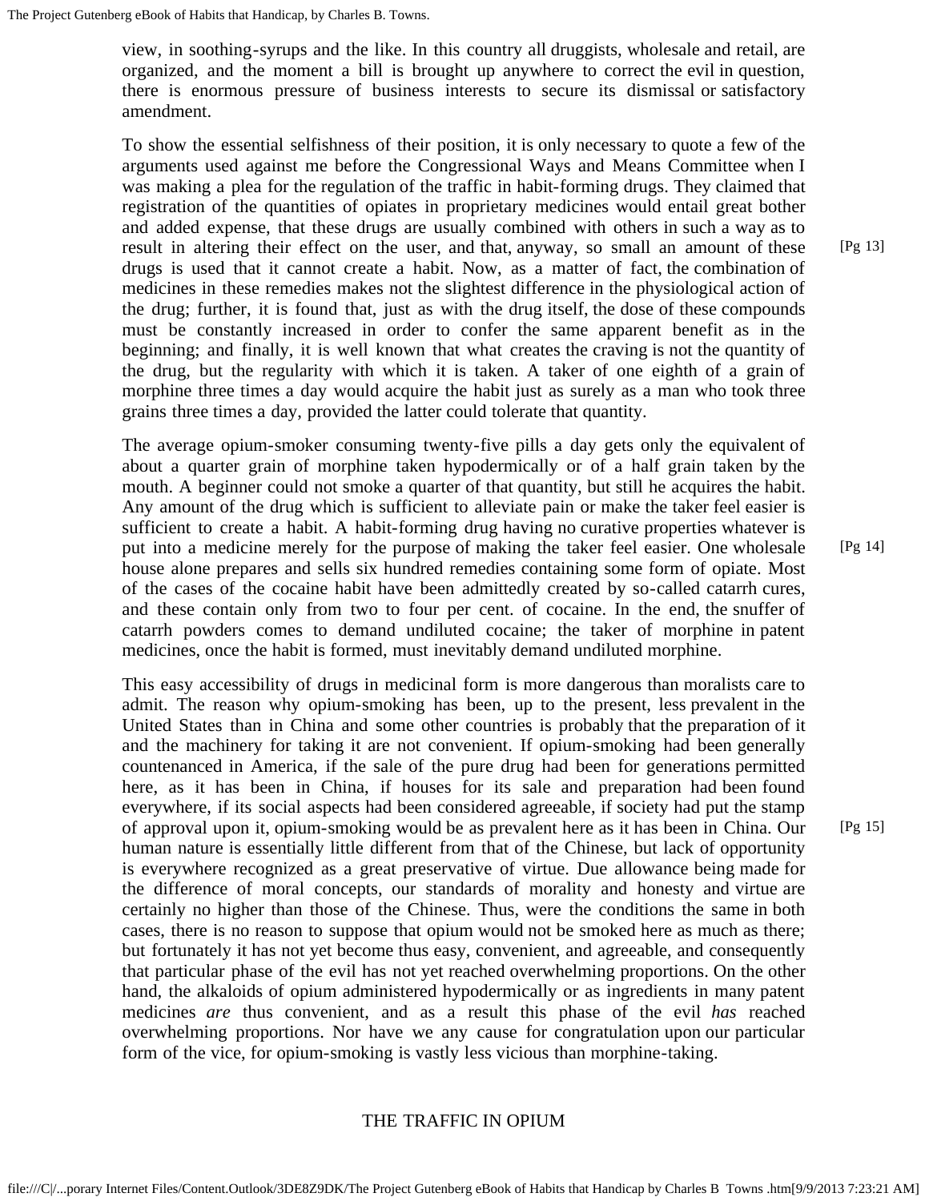view, in soothing-syrups and the like. In this country all druggists, wholesale and retail, are organized, and the moment a bill is brought up anywhere to correct the evil in question, there is enormous pressure of business interests to secure its dismissal or satisfactory amendment.

To show the essential selfishness of their position, it is only necessary to quote a few of the arguments used against me before the Congressional Ways and Means Committee when I was making a plea for the regulation of the traffic in habit-forming drugs. They claimed that registration of the quantities of opiates in proprietary medicines would entail great bother and added expense, that these drugs are usually combined with others in such a way as to result in altering their effect on the user, and that, anyway, so small an amount of these drugs is used that it cannot create a habit. Now, as a matter of fact, the combination of medicines in these remedies makes not the slightest difference in the physiological action of the drug; further, it is found that, just as with the drug itself, the dose of these compounds must be constantly increased in order to confer the same apparent benefit as in the beginning; and finally, it is well known that what creates the craving is not the quantity of the drug, but the regularity with which it is taken. A taker of one eighth of a grain of morphine three times a day would acquire the habit just as surely as a man who took three grains three times a day, provided the latter could tolerate that quantity.

The average opium-smoker consuming twenty-five pills a day gets only the equivalent of about a quarter grain of morphine taken hypodermically or of a half grain taken by the mouth. A beginner could not smoke a quarter of that quantity, but still he acquires the habit. Any amount of the drug which is sufficient to alleviate pain or make the taker feel easier is sufficient to create a habit. A habit-forming drug having no curative properties whatever is put into a medicine merely for the purpose of making the taker feel easier. One wholesale house alone prepares and sells six hundred remedies containing some form of opiate. Most of the cases of the cocaine habit have been admittedly created by so-called catarrh cures, and these contain only from two to four per cent. of cocaine. In the end, the snuffer of catarrh powders comes to demand undiluted cocaine; the taker of morphine in patent medicines, once the habit is formed, must inevitably demand undiluted morphine.

This easy accessibility of drugs in medicinal form is more dangerous than moralists care to admit. The reason why opium-smoking has been, up to the present, less prevalent in the United States than in China and some other countries is probably that the preparation of it and the machinery for taking it are not convenient. If opium-smoking had been generally countenanced in America, if the sale of the pure drug had been for generations permitted here, as it has been in China, if houses for its sale and preparation had been found everywhere, if its social aspects had been considered agreeable, if society had put the stamp of approval upon it, opium-smoking would be as prevalent here as it has been in China. Our human nature is essentially little different from that of the Chinese, but lack of opportunity is everywhere recognized as a great preservative of virtue. Due allowance being made for the difference of moral concepts, our standards of morality and honesty and virtue are certainly no higher than those of the Chinese. Thus, were the conditions the same in both cases, there is no reason to suppose that opium would not be smoked here as much as there; but fortunately it has not yet become thus easy, convenient, and agreeable, and consequently that particular phase of the evil has not yet reached overwhelming proportions. On the other hand, the alkaloids of opium administered hypodermically or as ingredients in many patent medicines *are* thus convenient, and as a result this phase of the evil *has* reached overwhelming proportions. Nor have we any cause for congratulation upon our particular form of the vice, for opium-smoking is vastly less vicious than morphine-taking.

## THE TRAFFIC IN OPIUM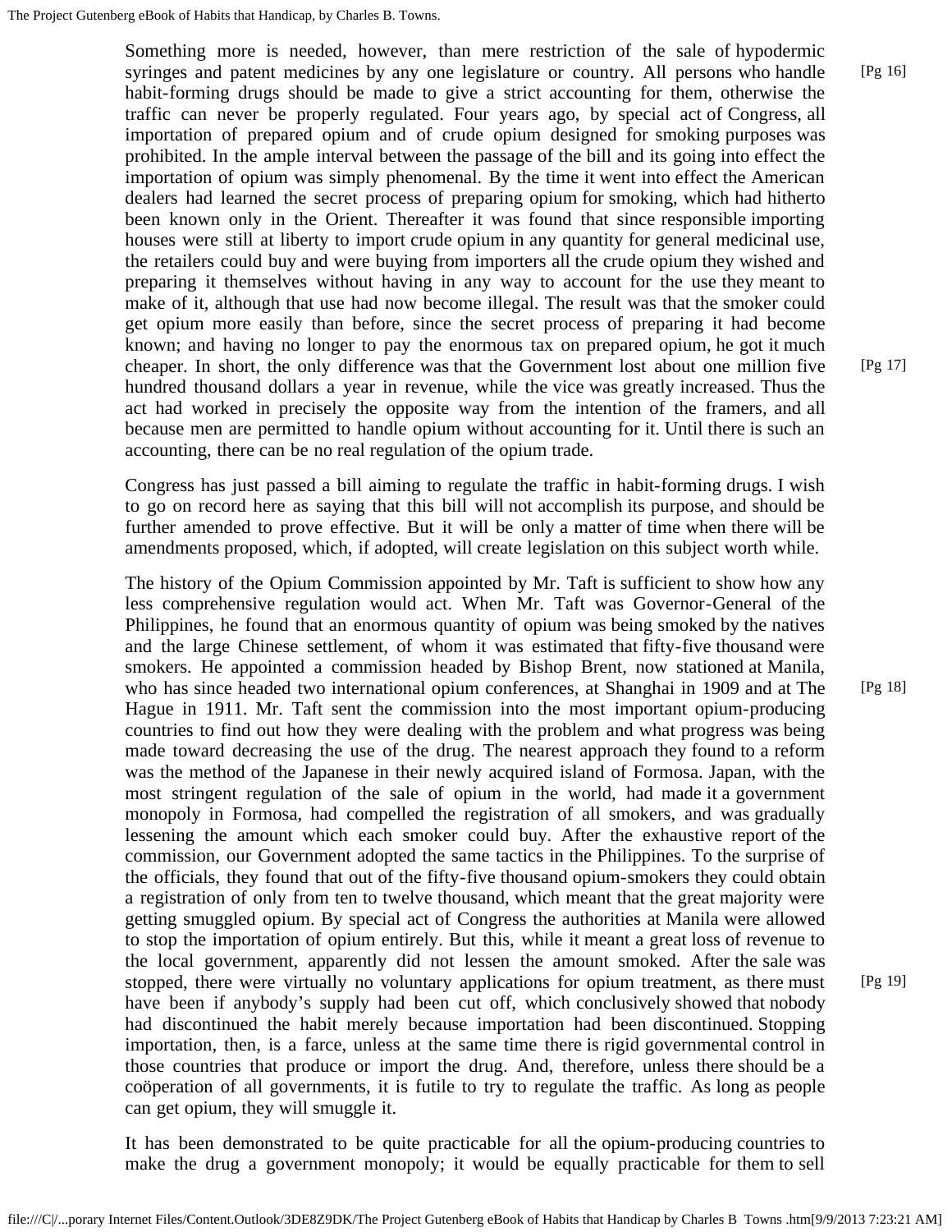Something more is needed, however, than mere restriction of the sale of hypodermic syringes and patent medicines by any one legislature or country. All persons who handle habit-forming drugs should be made to give a strict accounting for them, otherwise the traffic can never be properly regulated. Four years ago, by special act of Congress, all importation of prepared opium and of crude opium designed for smoking purposes was prohibited. In the ample interval between the passage of the bill and its going into effect the importation of opium was simply phenomenal. By the time it went into effect the American dealers had learned the secret process of preparing opium for smoking, which had hitherto been known only in the Orient. Thereafter it was found that since responsible importing houses were still at liberty to import crude opium in any quantity for general medicinal use, the retailers could buy and were buying from importers all the crude opium they wished and preparing it themselves without having in any way to account for the use they meant to make of it, although that use had now become illegal. The result was that the smoker could get opium more easily than before, since the secret process of preparing it had become known; and having no longer to pay the enormous tax on prepared opium, he got it much cheaper. In short, the only difference was that the Government lost about one million five hundred thousand dollars a year in revenue, while the vice was greatly increased. Thus the act had worked in precisely the opposite way from the intention of the framers, and all because men are permitted to handle opium without accounting for it. Until there is such an accounting, there can be no real regulation of the opium trade.

Congress has just passed a bill aiming to regulate the traffic in habit-forming drugs. I wish to go on record here as saying that this bill will not accomplish its purpose, and should be further amended to prove effective. But it will be only a matter of time when there will be amendments proposed, which, if adopted, will create legislation on this subject worth while.

The history of the Opium Commission appointed by Mr. Taft is sufficient to show how any less comprehensive regulation would act. When Mr. Taft was Governor-General of the Philippines, he found that an enormous quantity of opium was being smoked by the natives and the large Chinese settlement, of whom it was estimated that fifty-five thousand were smokers. He appointed a commission headed by Bishop Brent, now stationed at Manila, who has since headed two international opium conferences, at Shanghai in 1909 and at The Hague in 1911. Mr. Taft sent the commission into the most important opium-producing countries to find out how they were dealing with the problem and what progress was being made toward decreasing the use of the drug. The nearest approach they found to a reform was the method of the Japanese in their newly acquired island of Formosa. Japan, with the most stringent regulation of the sale of opium in the world, had made it a government monopoly in Formosa, had compelled the registration of all smokers, and was gradually lessening the amount which each smoker could buy. After the exhaustive report of the commission, our Government adopted the same tactics in the Philippines. To the surprise of the officials, they found that out of the fifty-five thousand opium-smokers they could obtain a registration of only from ten to twelve thousand, which meant that the great majority were getting smuggled opium. By special act of Congress the authorities at Manila were allowed to stop the importation of opium entirely. But this, while it meant a great loss of revenue to the local government, apparently did not lessen the amount smoked. After the sale was stopped, there were virtually no voluntary applications for opium treatment, as there must have been if anybody's supply had been cut off, which conclusively showed that nobody had discontinued the habit merely because importation had been discontinued. Stopping importation, then, is a farce, unless at the same time there is rigid governmental control in those countries that produce or import the drug. And, therefore, unless there should be a coöperation of all governments, it is futile to try to regulate the traffic. As long as people can get opium, they will smuggle it.

It has been demonstrated to be quite practicable for all the opium-producing countries to make the drug a government monopoly; it would be equally practicable for them to sell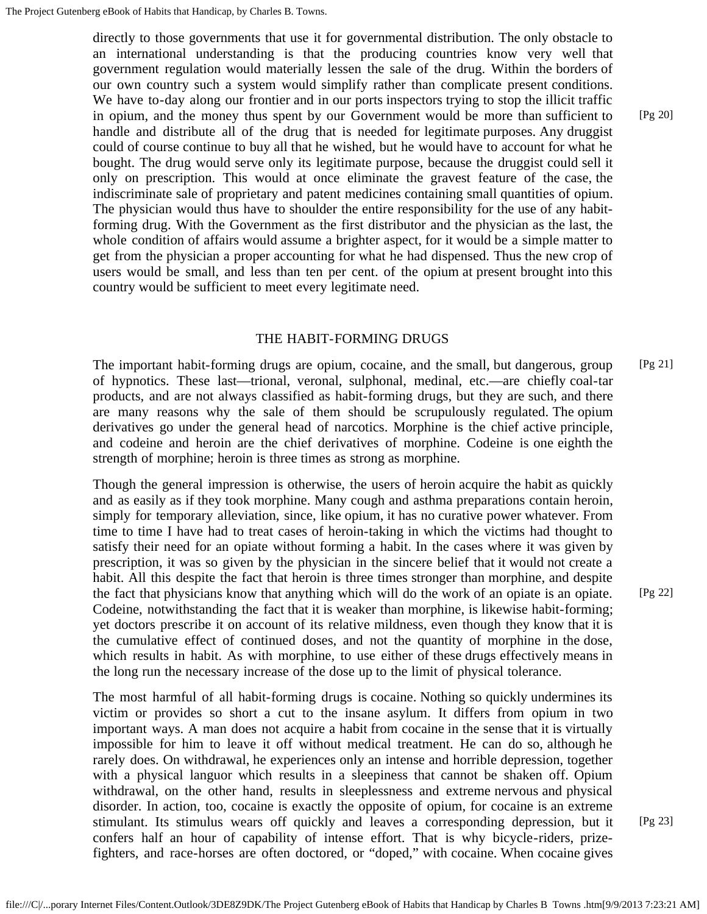directly to those governments that use it for governmental distribution. The only obstacle to an international understanding is that the producing countries know very well that government regulation would materially lessen the sale of the drug. Within the borders of our own country such a system would simplify rather than complicate present conditions. We have to-day along our frontier and in our ports inspectors trying to stop the illicit traffic in opium, and the money thus spent by our Government would be more than sufficient to handle and distribute all of the drug that is needed for legitimate purposes. Any druggist could of course continue to buy all that he wished, but he would have to account for what he bought. The drug would serve only its legitimate purpose, because the druggist could sell it only on prescription. This would at once eliminate the gravest feature of the case, the indiscriminate sale of proprietary and patent medicines containing small quantities of opium. The physician would thus have to shoulder the entire responsibility for the use of any habit-forming drug. With the Government as the first distributor and the physician as the last, the whole condition of affairs would assume a brighter aspect, for it would be a simple matter to get from the physician a proper accounting for what he had dispensed. Thus the new crop of users would be small, and less than ten per cent. of the opium at present brought into this country would be sufficient to meet every legitimate need.

## THE HABIT-FORMING DRUGS

The important habit-forming drugs are opium, cocaine, and the small, but dangerous, group of hypnotics. These last—trional, veronal, sulphonal, medinal, etc.—are chiefly coal-tar products, and are not always classified as habit-forming drugs, but they are such, and there are many reasons why the sale of them should be scrupulously regulated. The opium derivatives go under the general head of narcotics. Morphine is the chief active principle, and codeine and heroin are the chief derivatives of morphine. Codeine is one eighth the strength of morphine; heroin is three times as strong as morphine.

Though the general impression is otherwise, the users of heroin acquire the habit as quickly and as easily as if they took morphine. Many cough and asthma preparations contain heroin, simply for temporary alleviation, since, like opium, it has no curative power whatever. From time to time I have had to treat cases of heroin-taking in which the victims had thought to satisfy their need for an opiate without forming a habit. In the cases where it was given by prescription, it was so given by the physician in the sincere belief that it would not create a habit. All this despite the fact that heroin is three times stronger than morphine, and despite the fact that physicians know that anything which will do the work of an opiate is an opiate. Codeine, notwithstanding the fact that it is weaker than morphine, is likewise habit-forming; yet doctors prescribe it on account of its relative mildness, even though they know that it is the cumulative effect of continued doses, and not the quantity of morphine in the dose, which results in habit. As with morphine, to use either of these drugs effectively means in the long run the necessary increase of the dose up to the limit of physical tolerance.

The most harmful of all habit-forming drugs is cocaine. Nothing so quickly undermines its victim or provides so short a cut to the insane asylum. It differs from opium in two important ways. A man does not acquire a habit from cocaine in the sense that it is virtually impossible for him to leave it off without medical treatment. He can do so, although he rarely does. On withdrawal, he experiences only an intense and horrible depression, together with a physical languor which results in a sleepiness that cannot be shaken off. Opium withdrawal, on the other hand, results in sleeplessness and extreme nervous and physical disorder. In action, too, cocaine is exactly the opposite of opium, for cocaine is an extreme stimulant. Its stimulus wears off quickly and leaves a corresponding depression, but it confers half an hour of capability of intense effort. That is why bicycle-riders, prize-fighters, and race-horses are often doctored, or "doped," with cocaine. When cocaine gives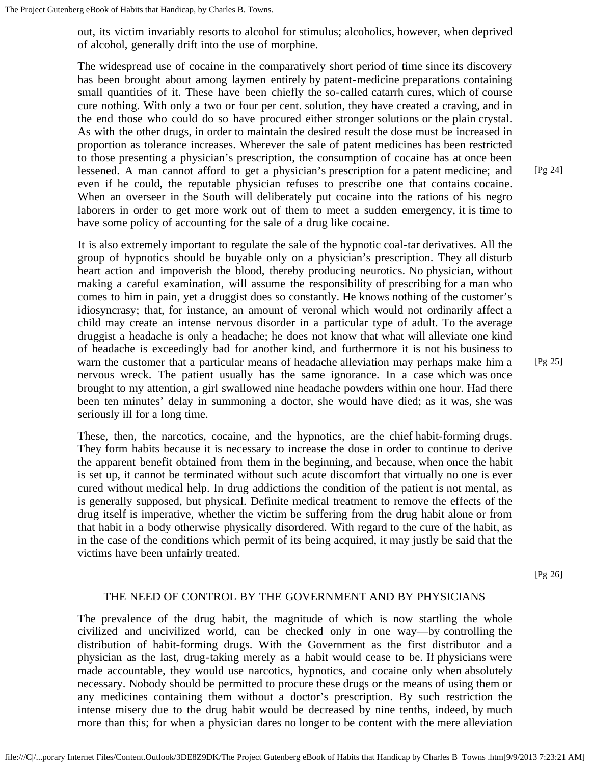out, its victim invariably resorts to alcohol for stimulus; alcoholics, however, when deprived of alcohol, generally drift into the use of morphine.

The widespread use of cocaine in the comparatively short period of time since its discovery has been brought about among laymen entirely by patent-medicine preparations containing small quantities of it. These have been chiefly the so-called catarrh cures, which of course cure nothing. With only a two or four per cent. solution, they have created a craving, and in the end those who could do so have procured either stronger solutions or the plain crystal. As with the other drugs, in order to maintain the desired result the dose must be increased in proportion as tolerance increases. Wherever the sale of patent medicines has been restricted to those presenting a physician's prescription, the consumption of cocaine has at once been lessened. A man cannot afford to get a physician's prescription for a patent medicine; and even if he could, the reputable physician refuses to prescribe one that contains cocaine. When an overseer in the South will deliberately put cocaine into the rations of his negro laborers in order to get more work out of them to meet a sudden emergency, it is time to have some policy of accounting for the sale of a drug like cocaine.

It is also extremely important to regulate the sale of the hypnotic coal-tar derivatives. All the group of hypnotics should be buyable only on a physician's prescription. They all disturb heart action and impoverish the blood, thereby producing neurotics. No physician, without making a careful examination, will assume the responsibility of prescribing for a man who comes to him in pain, yet a druggist does so constantly. He knows nothing of the customer's idiosyncrasy; that, for instance, an amount of veronal which would not ordinarily affect a child may create an intense nervous disorder in a particular type of adult. To the average druggist a headache is only a headache; he does not know that what will alleviate one kind of headache is exceedingly bad for another kind, and furthermore it is not his business to warn the customer that a particular means of headache alleviation may perhaps make him a nervous wreck. The patient usually has the same ignorance. In a case which was once brought to my attention, a girl swallowed nine headache powders within one hour. Had there been ten minutes' delay in summoning a doctor, she would have died; as it was, she was seriously ill for a long time.

These, then, the narcotics, cocaine, and the hypnotics, are the chief habit-forming drugs. They form habits because it is necessary to increase the dose in order to continue to derive the apparent benefit obtained from them in the beginning, and because, when once the habit is set up, it cannot be terminated without such acute discomfort that virtually no one is ever cured without medical help. In drug addictions the condition of the patient is not mental, as is generally supposed, but physical. Definite medical treatment to remove the effects of the drug itself is imperative, whether the victim be suffering from the drug habit alone or from that habit in a body otherwise physically disordered. With regard to the cure of the habit, as in the case of the conditions which permit of its being acquired, it may justly be said that the victims have been unfairly treated.

## THE NEED OF CONTROL BY THE GOVERNMENT AND BY PHYSICIANS

The prevalence of the drug habit, the magnitude of which is now startling the whole civilized and uncivilized world, can be checked only in one way—by controlling the distribution of habit-forming drugs. With the Government as the first distributor and a physician as the last, drug-taking merely as a habit would cease to be. If physicians were made accountable, they would use narcotics, hypnotics, and cocaine only when absolutely necessary. Nobody should be permitted to procure these drugs or the means of using them or any medicines containing them without a doctor's prescription. By such restriction the intense misery due to the drug habit would be decreased by nine tenths, indeed, by much more than this; for when a physician dares no longer to be content with the mere alleviation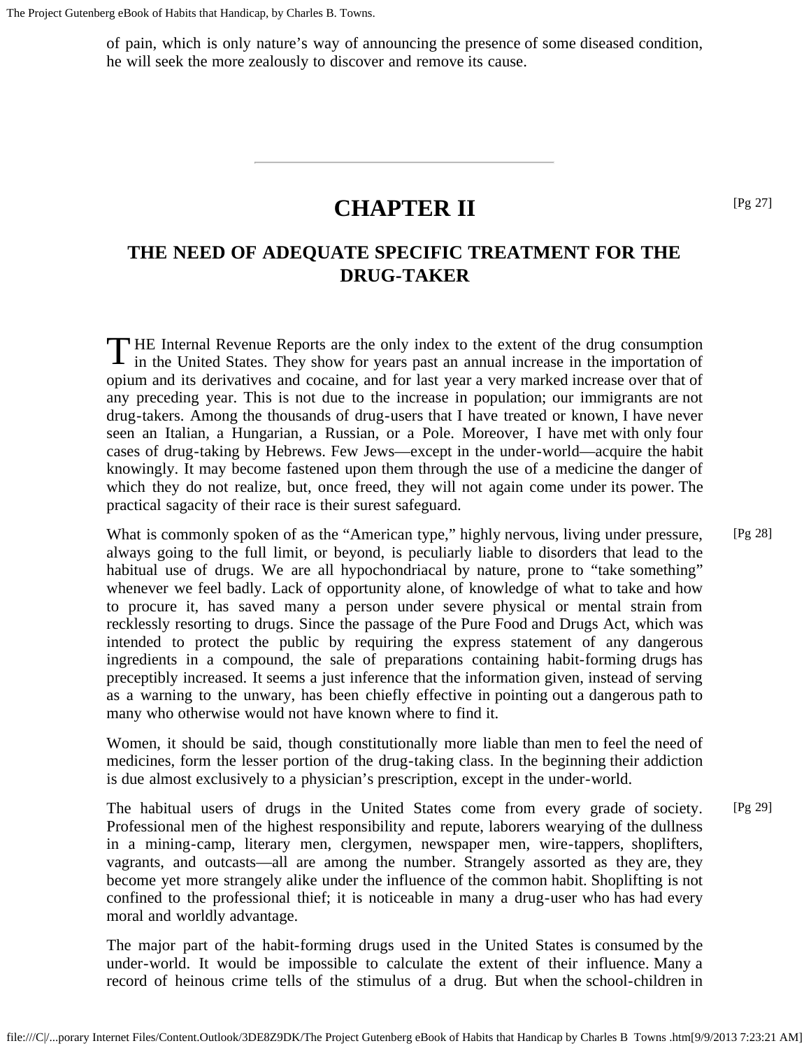of pain, which is only nature's way of announcing the presence of some diseased condition, he will seek the more zealously to discover and remove its cause.

---

# CHAPTER II

## THE NEED OF ADEQUATE SPECIFIC TREATMENT FOR THE DRUG-TAKER

THE Internal Revenue Reports are the only index to the extent of the drug consumption in the United States. They show for years past an annual increase in the importation of opium and its derivatives and cocaine, and for last year a very marked increase over that of any preceding year. This is not due to the increase in population; our immigrants are not drug-takers. Among the thousands of drug-users that I have treated or known, I have never seen an Italian, a Hungarian, a Russian, or a Pole. Moreover, I have met with only four cases of drug-taking by Hebrews. Few Jews—except in the under-world—acquire the habit knowingly. It may become fastened upon them through the use of a medicine the danger of which they do not realize, but, once freed, they will not again come under its power. The practical sagacity of their race is their surest safeguard.

What is commonly spoken of as the "American type," highly nervous, living under pressure, always going to the full limit, or beyond, is peculiarly liable to disorders that lead to the habitual use of drugs. We are all hypochondriacal by nature, prone to "take something" whenever we feel badly. Lack of opportunity alone, of knowledge of what to take and how to procure it, has saved many a person under severe physical or mental strain from recklessly resorting to drugs. Since the passage of the Pure Food and Drugs Act, which was intended to protect the public by requiring the express statement of any dangerous ingredients in a compound, the sale of preparations containing habit-forming drugs has preceptibly increased. It seems a just inference that the information given, instead of serving as a warning to the unwary, has been chiefly effective in pointing out a dangerous path to many who otherwise would not have known where to find it.

Women, it should be said, though constitutionally more liable than men to feel the need of medicines, form the lesser portion of the drug-taking class. In the beginning their addiction is due almost exclusively to a physician's prescription, except in the under-world.

The habitual users of drugs in the United States come from every grade of society. Professional men of the highest responsibility and repute, laborers wearying of the dullness in a mining-camp, literary men, clergymen, newspaper men, wire-tappers, shoplifters, vagrants, and outcasts—all are among the number. Strangely assorted as they are, they become yet more strangely alike under the influence of the common habit. Shoplifting is not confined to the professional thief; it is noticeable in many a drug-user who has had every moral and worldly advantage.

The major part of the habit-forming drugs used in the United States is consumed by the under-world. It would be impossible to calculate the extent of their influence. Many a record of heinous crime tells of the stimulus of a drug. But when the school-children in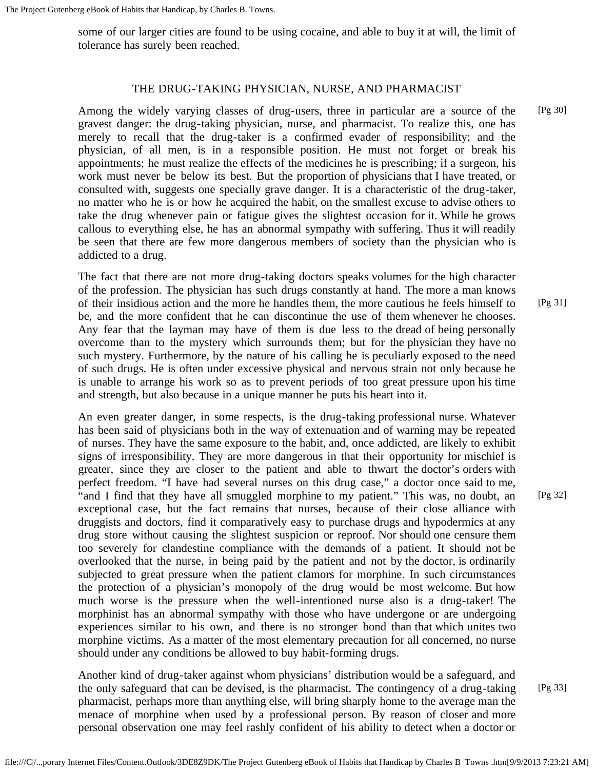some of our larger cities are found to be using cocaine, and able to buy it at will, the limit of tolerance has surely been reached.

## THE DRUG-TAKING PHYSICIAN, NURSE, AND PHARMACIST

Among the widely varying classes of drug-users, three in particular are a source of the gravest danger: the drug-taking physician, nurse, and pharmacist. To realize this, one has merely to recall that the drug-taker is a confirmed evader of responsibility; and the physician, of all men, is in a responsible position. He must not forget or break his appointments; he must realize the effects of the medicines he is prescribing; if a surgeon, his work must never be below its best. But the proportion of physicians that I have treated, or consulted with, suggests one specially grave danger. It is a characteristic of the drug-taker, no matter who he is or how he acquired the habit, on the smallest excuse to advise others to take the drug whenever pain or fatigue gives the slightest occasion for it. While he grows callous to everything else, he has an abnormal sympathy with suffering. Thus it will readily be seen that there are few more dangerous members of society than the physician who is addicted to a drug.

The fact that there are not more drug-taking doctors speaks volumes for the high character of the profession. The physician has such drugs constantly at hand. The more a man knows of their insidious action and the more he handles them, the more cautious he feels himself to be, and the more confident that he can discontinue the use of them whenever he chooses. Any fear that the layman may have of them is due less to the dread of being personally overcome than to the mystery which surrounds them; but for the physician they have no such mystery. Furthermore, by the nature of his calling he is peculiarly exposed to the need of such drugs. He is often under excessive physical and nervous strain not only because he is unable to arrange his work so as to prevent periods of too great pressure upon his time and strength, but also because in a unique manner he puts his heart into it.

An even greater danger, in some respects, is the drug-taking professional nurse. Whatever has been said of physicians both in the way of extenuation and of warning may be repeated of nurses. They have the same exposure to the habit, and, once addicted, are likely to exhibit signs of irresponsibility. They are more dangerous in that their opportunity for mischief is greater, since they are closer to the patient and able to thwart the doctor's orders with perfect freedom. "I have had several nurses on this drug case," a doctor once said to me, "and I find that they have all smuggled morphine to my patient." This was, no doubt, an exceptional case, but the fact remains that nurses, because of their close alliance with druggists and doctors, find it comparatively easy to purchase drugs and hypodermics at any drug store without causing the slightest suspicion or reproof. Nor should one censure them too severely for clandestine compliance with the demands of a patient. It should not be overlooked that the nurse, in being paid by the patient and not by the doctor, is ordinarily subjected to great pressure when the patient clamors for morphine. In such circumstances the protection of a physician's monopoly of the drug would be most welcome. But how much worse is the pressure when the well-intentioned nurse also is a drug-taker! The morphinist has an abnormal sympathy with those who have undergone or are undergoing experiences similar to his own, and there is no stronger bond than that which unites two morphine victims. As a matter of the most elementary precaution for all concerned, no nurse should under any conditions be allowed to buy habit-forming drugs.

Another kind of drug-taker against whom physicians' distribution would be a safeguard, and the only safeguard that can be devised, is the pharmacist. The contingency of a drug-taking pharmacist, perhaps more than anything else, will bring sharply home to the average man the menace of morphine when used by a professional person. By reason of closer and more personal observation one may feel rashly confident of his ability to detect when a doctor or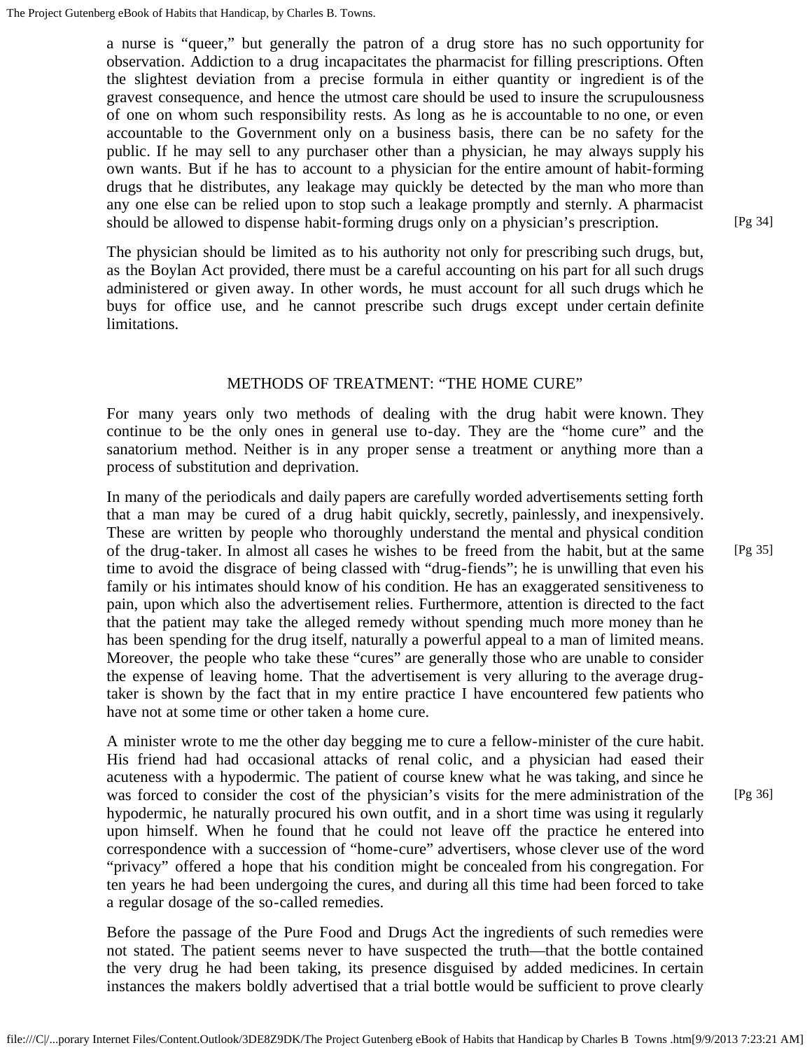a nurse is "queer," but generally the patron of a drug store has no such opportunity for observation. Addiction to a drug incapacitates the pharmacist for filling prescriptions. Often the slightest deviation from a precise formula in either quantity or ingredient is of the gravest consequence, and hence the utmost care should be used to insure the scrupulousness of one on whom such responsibility rests. As long as he is accountable to no one, or even accountable to the Government only on a business basis, there can be no safety for the public. If he may sell to any purchaser other than a physician, he may always supply his own wants. But if he has to account to a physician for the entire amount of habit-forming drugs that he distributes, any leakage may quickly be detected by the man who more than any one else can be relied upon to stop such a leakage promptly and sternly. A pharmacist should be allowed to dispense habit-forming drugs only on a physician's prescription.

The physician should be limited as to his authority not only for prescribing such drugs, but, as the Boylan Act provided, there must be a careful accounting on his part for all such drugs administered or given away. In other words, he must account for all such drugs which he buys for office use, and he cannot prescribe such drugs except under certain definite limitations.

## METHODS OF TREATMENT: "THE HOME CURE"

For many years only two methods of dealing with the drug habit were known. They continue to be the only ones in general use to-day. They are the "home cure" and the sanatorium method. Neither is in any proper sense a treatment or anything more than a process of substitution and deprivation.

In many of the periodicals and daily papers are carefully worded advertisements setting forth that a man may be cured of a drug habit quickly, secretly, painlessly, and inexpensively. These are written by people who thoroughly understand the mental and physical condition of the drug-taker. In almost all cases he wishes to be freed from the habit, but at the same time to avoid the disgrace of being classed with "drug-fiends"; he is unwilling that even his family or his intimates should know of his condition. He has an exaggerated sensitiveness to pain, upon which also the advertisement relies. Furthermore, attention is directed to the fact that the patient may take the alleged remedy without spending much more money than he has been spending for the drug itself, naturally a powerful appeal to a man of limited means. Moreover, the people who take these "cures" are generally those who are unable to consider the expense of leaving home. That the advertisement is very alluring to the average drug-taker is shown by the fact that in my entire practice I have encountered few patients who have not at some time or other taken a home cure.

A minister wrote to me the other day begging me to cure a fellow-minister of the cure habit. His friend had had occasional attacks of renal colic, and a physician had eased their acuteness with a hypodermic. The patient of course knew what he was taking, and since he was forced to consider the cost of the physician's visits for the mere administration of the hypodermic, he naturally procured his own outfit, and in a short time was using it regularly upon himself. When he found that he could not leave off the practice he entered into correspondence with a succession of "home-cure" advertisers, whose clever use of the word "privacy" offered a hope that his condition might be concealed from his congregation. For ten years he had been undergoing the cures, and during all this time had been forced to take a regular dosage of the so-called remedies.

Before the passage of the Pure Food and Drugs Act the ingredients of such remedies were not stated. The patient seems never to have suspected the truth—that the bottle contained the very drug he had been taking, its presence disguised by added medicines. In certain instances the makers boldly advertised that a trial bottle would be sufficient to prove clearly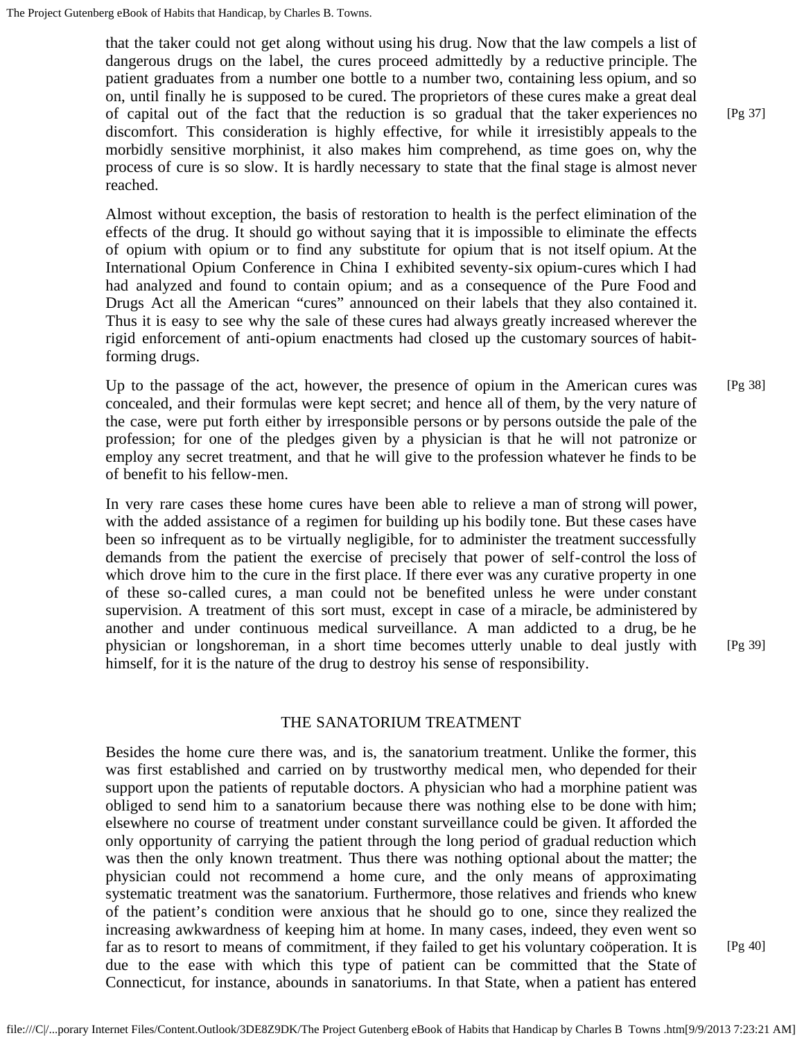that the taker could not get along without using his drug. Now that the law compels a list of dangerous drugs on the label, the cures proceed admittedly by a reductive principle. The patient graduates from a number one bottle to a number two, containing less opium, and so on, until finally he is supposed to be cured. The proprietors of these cures make a great deal of capital out of the fact that the reduction is so gradual that the taker experiences no discomfort. This consideration is highly effective, for while it irresistibly appeals to the morbidly sensitive morphinist, it also makes him comprehend, as time goes on, why the process of cure is so slow. It is hardly necessary to state that the final stage is almost never reached.

Almost without exception, the basis of restoration to health is the perfect elimination of the effects of the drug. It should go without saying that it is impossible to eliminate the effects of opium with opium or to find any substitute for opium that is not itself opium. At the International Opium Conference in China I exhibited seventy-six opium-cures which I had had analyzed and found to contain opium; and as a consequence of the Pure Food and Drugs Act all the American "cures" announced on their labels that they also contained it. Thus it is easy to see why the sale of these cures had always greatly increased wherever the rigid enforcement of anti-opium enactments had closed up the customary sources of habit-forming drugs.

Up to the passage of the act, however, the presence of opium in the American cures was concealed, and their formulas were kept secret; and hence all of them, by the very nature of the case, were put forth either by irresponsible persons or by persons outside the pale of the profession; for one of the pledges given by a physician is that he will not patronize or employ any secret treatment, and that he will give to the profession whatever he finds to be of benefit to his fellow-men.

In very rare cases these home cures have been able to relieve a man of strong will power, with the added assistance of a regimen for building up his bodily tone. But these cases have been so infrequent as to be virtually negligible, for to administer the treatment successfully demands from the patient the exercise of precisely that power of self-control the loss of which drove him to the cure in the first place. If there ever was any curative property in one of these so-called cures, a man could not be benefited unless he were under constant supervision. A treatment of this sort must, except in case of a miracle, be administered by another and under continuous medical surveillance. A man addicted to a drug, be he physician or longshoreman, in a short time becomes utterly unable to deal justly with himself, for it is the nature of the drug to destroy his sense of responsibility.

## THE SANATORIUM TREATMENT

Besides the home cure there was, and is, the sanatorium treatment. Unlike the former, this was first established and carried on by trustworthy medical men, who depended for their support upon the patients of reputable doctors. A physician who had a morphine patient was obliged to send him to a sanatorium because there was nothing else to be done with him; elsewhere no course of treatment under constant surveillance could be given. It afforded the only opportunity of carrying the patient through the long period of gradual reduction which was then the only known treatment. Thus there was nothing optional about the matter; the physician could not recommend a home cure, and the only means of approximating systematic treatment was the sanatorium. Furthermore, those relatives and friends who knew of the patient's condition were anxious that he should go to one, since they realized the increasing awkwardness of keeping him at home. In many cases, indeed, they even went so far as to resort to means of commitment, if they failed to get his voluntary coöperation. It is due to the ease with which this type of patient can be committed that the State of Connecticut, for instance, abounds in sanatoriums. In that State, when a patient has entered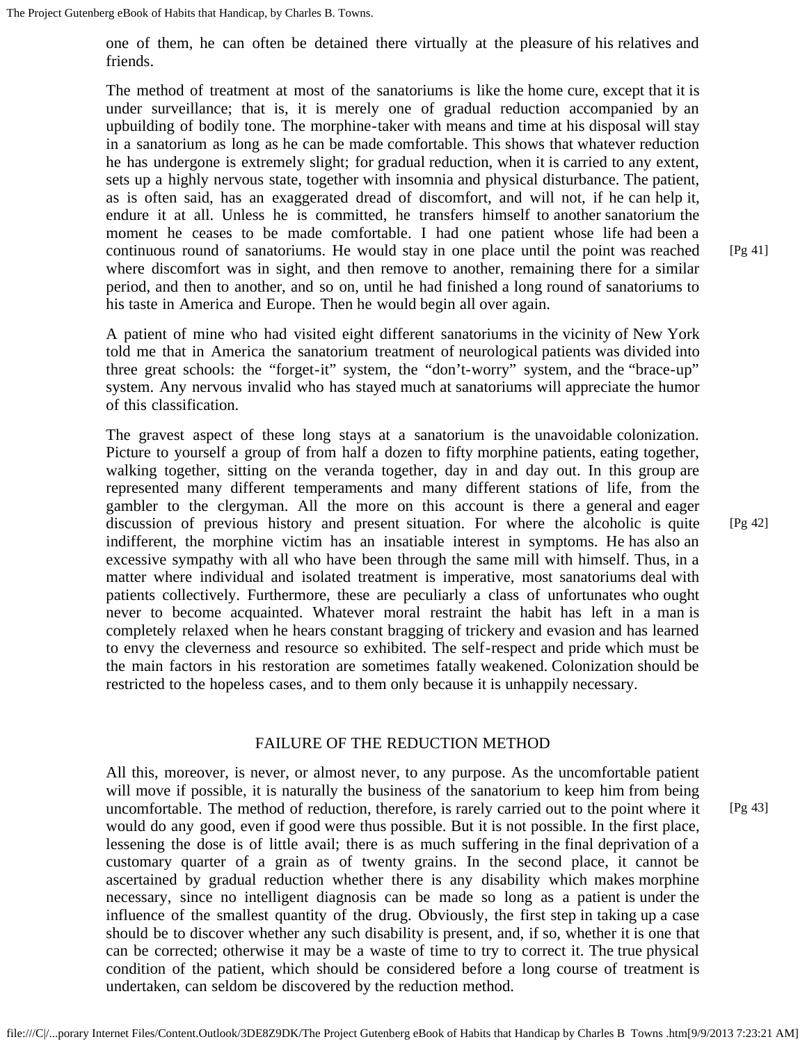one of them, he can often be detained there virtually at the pleasure of his relatives and friends.

The method of treatment at most of the sanatoriums is like the home cure, except that it is under surveillance; that is, it is merely one of gradual reduction accompanied by an upbuilding of bodily tone. The morphine-taker with means and time at his disposal will stay in a sanatorium as long as he can be made comfortable. This shows that whatever reduction he has undergone is extremely slight; for gradual reduction, when it is carried to any extent, sets up a highly nervous state, together with insomnia and physical disturbance. The patient, as is often said, has an exaggerated dread of discomfort, and will not, if he can help it, endure it at all. Unless he is committed, he transfers himself to another sanatorium the moment he ceases to be made comfortable. I had one patient whose life had been a continuous round of sanatoriums. He would stay in one place until the point was reached where discomfort was in sight, and then remove to another, remaining there for a similar period, and then to another, and so on, until he had finished a long round of sanatoriums to his taste in America and Europe. Then he would begin all over again.

A patient of mine who had visited eight different sanatoriums in the vicinity of New York told me that in America the sanatorium treatment of neurological patients was divided into three great schools: the "forget-it" system, the "don't-worry" system, and the "brace-up" system. Any nervous invalid who has stayed much at sanatoriums will appreciate the humor of this classification.

The gravest aspect of these long stays at a sanatorium is the unavoidable colonization. Picture to yourself a group of from half a dozen to fifty morphine patients, eating together, walking together, sitting on the veranda together, day in and day out. In this group are represented many different temperaments and many different stations of life, from the gambler to the clergyman. All the more on this account is there a general and eager discussion of previous history and present situation. For where the alcoholic is quite indifferent, the morphine victim has an insatiable interest in symptoms. He has also an excessive sympathy with all who have been through the same mill with himself. Thus, in a matter where individual and isolated treatment is imperative, most sanatoriums deal with patients collectively. Furthermore, these are peculiarly a class of unfortunates who ought never to become acquainted. Whatever moral restraint the habit has left in a man is completely relaxed when he hears constant bragging of trickery and evasion and has learned to envy the cleverness and resource so exhibited. The self-respect and pride which must be the main factors in his restoration are sometimes fatally weakened. Colonization should be restricted to the hopeless cases, and to them only because it is unhappily necessary.

## FAILURE OF THE REDUCTION METHOD

All this, moreover, is never, or almost never, to any purpose. As the uncomfortable patient will move if possible, it is naturally the business of the sanatorium to keep him from being uncomfortable. The method of reduction, therefore, is rarely carried out to the point where it would do any good, even if good were thus possible. But it is not possible. In the first place, lessening the dose is of little avail; there is as much suffering in the final deprivation of a customary quarter of a grain as of twenty grains. In the second place, it cannot be ascertained by gradual reduction whether there is any disability which makes morphine necessary, since no intelligent diagnosis can be made so long as a patient is under the influence of the smallest quantity of the drug. Obviously, the first step in taking up a case should be to discover whether any such disability is present, and, if so, whether it is one that can be corrected; otherwise it may be a waste of time to try to correct it. The true physical condition of the patient, which should be considered before a long course of treatment is undertaken, can seldom be discovered by the reduction method.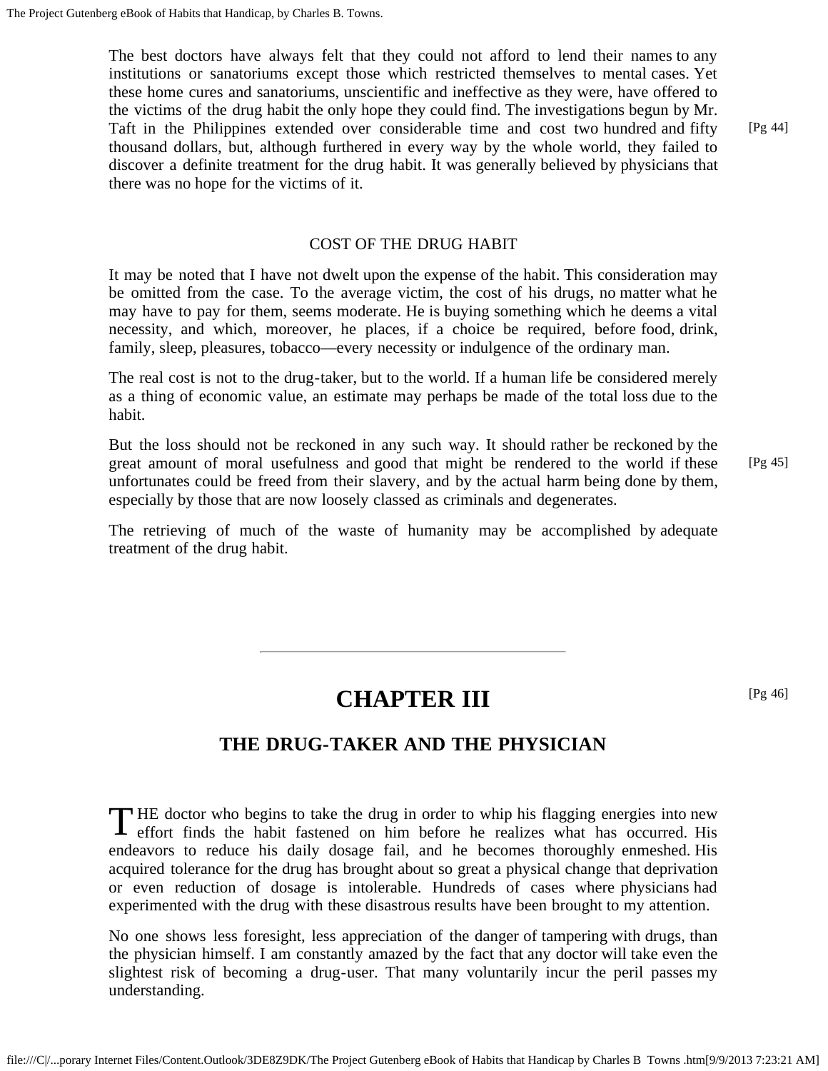The best doctors have always felt that they could not afford to lend their names to any institutions or sanatoriums except those which restricted themselves to mental cases. Yet these home cures and sanatoriums, unscientific and ineffective as they were, have offered to the victims of the drug habit the only hope they could find. The investigations begun by Mr. Taft in the Philippines extended over considerable time and cost two hundred and fifty thousand dollars, but, although furthered in every way by the whole world, they failed to discover a definite treatment for the drug habit. It was generally believed by physicians that there was no hope for the victims of it.

### COST OF THE DRUG HABIT

It may be noted that I have not dwelt upon the expense of the habit. This consideration may be omitted from the case. To the average victim, the cost of his drugs, no matter what he may have to pay for them, seems moderate. He is buying something which he deems a vital necessity, and which, moreover, he places, if a choice be required, before food, drink, family, sleep, pleasures, tobacco—every necessity or indulgence of the ordinary man.

The real cost is not to the drug-taker, but to the world. If a human life be considered merely as a thing of economic value, an estimate may perhaps be made of the total loss due to the habit.

But the loss should not be reckoned in any such way. It should rather be reckoned by the great amount of moral usefulness and good that might be rendered to the world if these unfortunates could be freed from their slavery, and by the actual harm being done by them, especially by those that are now loosely classed as criminals and degenerates.

The retrieving of much of the waste of humanity may be accomplished by adequate treatment of the drug habit.

---

# CHAPTER III

## THE DRUG-TAKER AND THE PHYSICIAN

THE doctor who begins to take the drug in order to whip his flagging energies into new effort finds the habit fastened on him before he realizes what has occurred. His endeavors to reduce his daily dosage fail, and he becomes thoroughly enmeshed. His acquired tolerance for the drug has brought about so great a physical change that deprivation or even reduction of dosage is intolerable. Hundreds of cases where physicians had experimented with the drug with these disastrous results have been brought to my attention.

No one shows less foresight, less appreciation of the danger of tampering with drugs, than the physician himself. I am constantly amazed by the fact that any doctor will take even the slightest risk of becoming a drug-user. That many voluntarily incur the peril passes my understanding.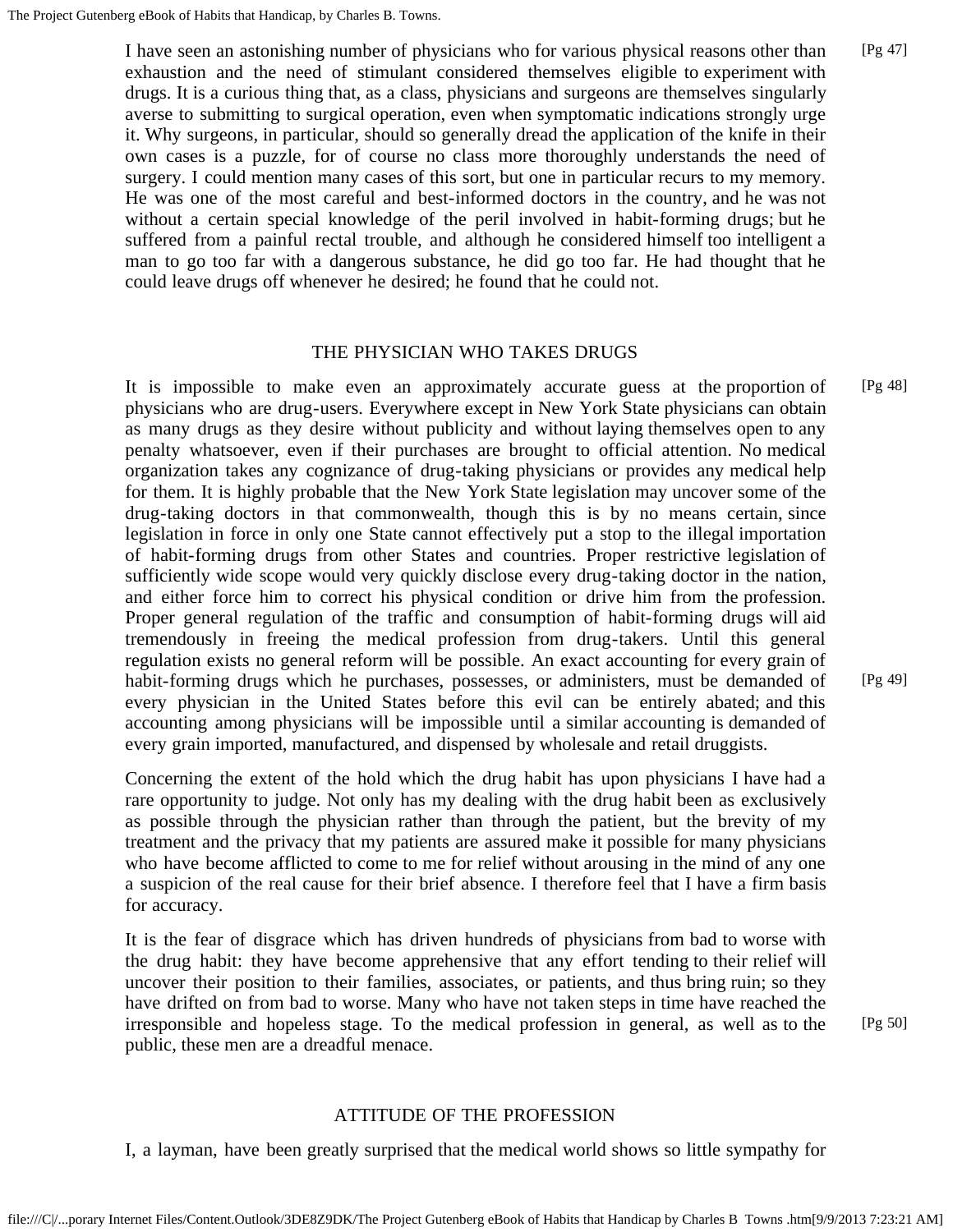I have seen an astonishing number of physicians who for various physical reasons other than exhaustion and the need of stimulant considered themselves eligible to experiment with drugs. It is a curious thing that, as a class, physicians and surgeons are themselves singularly averse to submitting to surgical operation, even when symptomatic indications strongly urge it. Why surgeons, in particular, should so generally dread the application of the knife in their own cases is a puzzle, for of course no class more thoroughly understands the need of surgery. I could mention many cases of this sort, but one in particular recurs to my memory. He was one of the most careful and best-informed doctors in the country, and he was not without a certain special knowledge of the peril involved in habit-forming drugs; but he suffered from a painful rectal trouble, and although he considered himself too intelligent a man to go too far with a dangerous substance, he did go too far. He had thought that he could leave drugs off whenever he desired; he found that he could not. [Pg 47]

## THE PHYSICIAN WHO TAKES DRUGS

It is impossible to make even an approximately accurate guess at the proportion of physicians who are drug-users. Everywhere except in New York State physicians can obtain as many drugs as they desire without publicity and without laying themselves open to any penalty whatsoever, even if their purchases are brought to official attention. No medical organization takes any cognizance of drug-taking physicians or provides any medical help for them. It is highly probable that the New York State legislation may uncover some of the drug-taking doctors in that commonwealth, though this is by no means certain, since legislation in force in only one State cannot effectively put a stop to the illegal importation of habit-forming drugs from other States and countries. Proper restrictive legislation of sufficiently wide scope would very quickly disclose every drug-taking doctor in the nation, and either force him to correct his physical condition or drive him from the profession. Proper general regulation of the traffic and consumption of habit-forming drugs will aid tremendously in freeing the medical profession from drug-takers. Until this general regulation exists no general reform will be possible. An exact accounting for every grain of habit-forming drugs which he purchases, possesses, or administers, must be demanded of every physician in the United States before this evil can be entirely abated; and this accounting among physicians will be impossible until a similar accounting is demanded of every grain imported, manufactured, and dispensed by wholesale and retail druggists. [Pg 48] [Pg 49]

Concerning the extent of the hold which the drug habit has upon physicians I have had a rare opportunity to judge. Not only has my dealing with the drug habit been as exclusively as possible through the physician rather than through the patient, but the brevity of my treatment and the privacy that my patients are assured make it possible for many physicians who have become afflicted to come to me for relief without arousing in the mind of any one a suspicion of the real cause for their brief absence. I therefore feel that I have a firm basis for accuracy.

It is the fear of disgrace which has driven hundreds of physicians from bad to worse with the drug habit: they have become apprehensive that any effort tending to their relief will uncover their position to their families, associates, or patients, and thus bring ruin; so they have drifted on from bad to worse. Many who have not taken steps in time have reached the irresponsible and hopeless stage. To the medical profession in general, as well as to the public, these men are a dreadful menace. [Pg 50]

## ATTITUDE OF THE PROFESSION

I, a layman, have been greatly surprised that the medical world shows so little sympathy for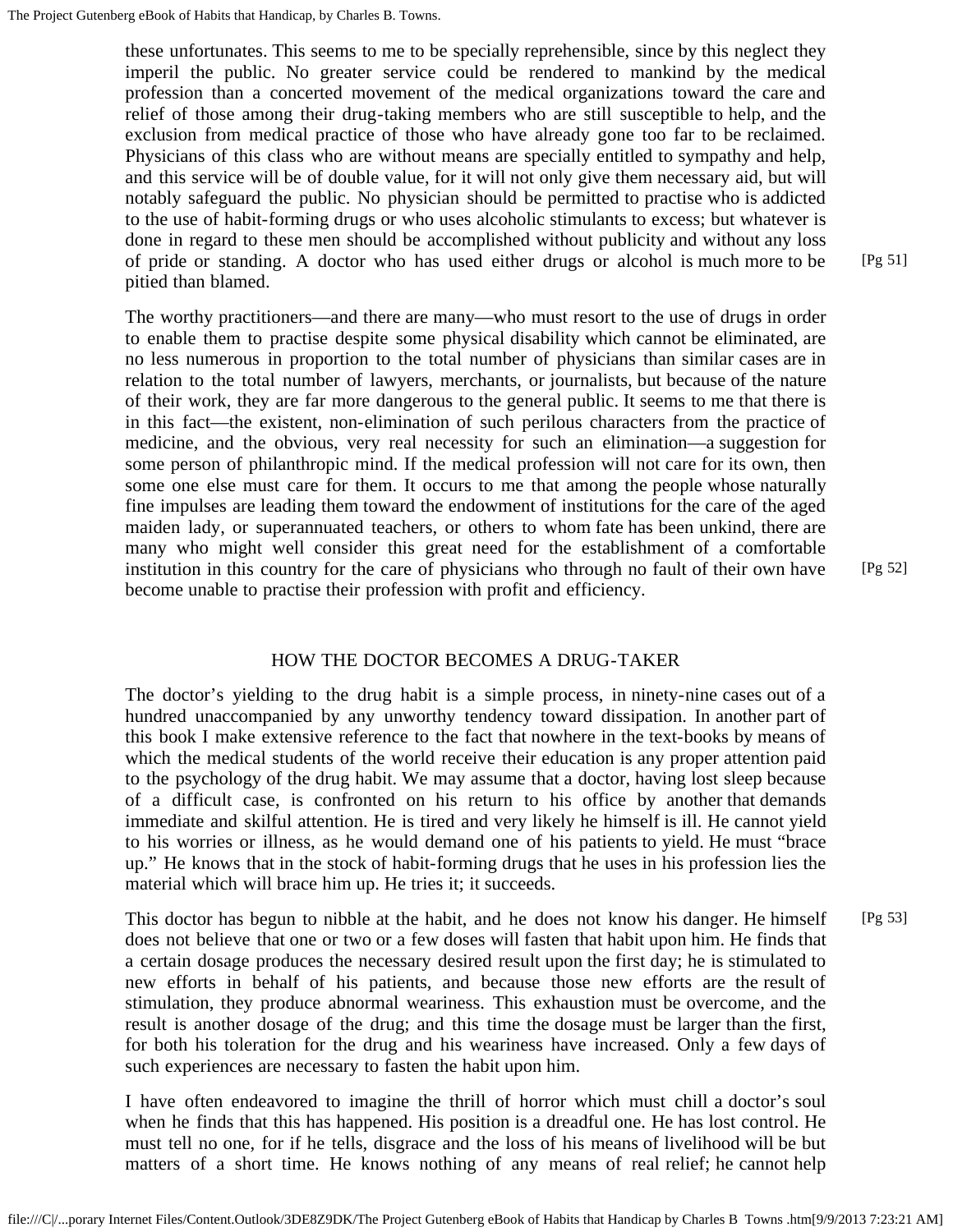these unfortunates. This seems to me to be specially reprehensible, since by this neglect they imperil the public. No greater service could be rendered to mankind by the medical profession than a concerted movement of the medical organizations toward the care and relief of those among their drug-taking members who are still susceptible to help, and the exclusion from medical practice of those who have already gone too far to be reclaimed. Physicians of this class who are without means are specially entitled to sympathy and help, and this service will be of double value, for it will not only give them necessary aid, but will notably safeguard the public. No physician should be permitted to practise who is addicted to the use of habit-forming drugs or who uses alcoholic stimulants to excess; but whatever is done in regard to these men should be accomplished without publicity and without any loss of pride or standing. A doctor who has used either drugs or alcohol is much more to be pitied than blamed.

The worthy practitioners—and there are many—who must resort to the use of drugs in order to enable them to practise despite some physical disability which cannot be eliminated, are no less numerous in proportion to the total number of physicians than similar cases are in relation to the total number of lawyers, merchants, or journalists, but because of the nature of their work, they are far more dangerous to the general public. It seems to me that there is in this fact—the existent, non-elimination of such perilous characters from the practice of medicine, and the obvious, very real necessity for such an elimination—a suggestion for some person of philanthropic mind. If the medical profession will not care for its own, then some one else must care for them. It occurs to me that among the people whose naturally fine impulses are leading them toward the endowment of institutions for the care of the aged maiden lady, or superannuated teachers, or others to whom fate has been unkind, there are many who might well consider this great need for the establishment of a comfortable institution in this country for the care of physicians who through no fault of their own have become unable to practise their profession with profit and efficiency.

## HOW THE DOCTOR BECOMES A DRUG-TAKER

The doctor's yielding to the drug habit is a simple process, in ninety-nine cases out of a hundred unaccompanied by any unworthy tendency toward dissipation. In another part of this book I make extensive reference to the fact that nowhere in the text-books by means of which the medical students of the world receive their education is any proper attention paid to the psychology of the drug habit. We may assume that a doctor, having lost sleep because of a difficult case, is confronted on his return to his office by another that demands immediate and skilful attention. He is tired and very likely he himself is ill. He cannot yield to his worries or illness, as he would demand one of his patients to yield. He must "brace up." He knows that in the stock of habit-forming drugs that he uses in his profession lies the material which will brace him up. He tries it; it succeeds.

This doctor has begun to nibble at the habit, and he does not know his danger. He himself does not believe that one or two or a few doses will fasten that habit upon him. He finds that a certain dosage produces the necessary desired result upon the first day; he is stimulated to new efforts in behalf of his patients, and because those new efforts are the result of stimulation, they produce abnormal weariness. This exhaustion must be overcome, and the result is another dosage of the drug; and this time the dosage must be larger than the first, for both his toleration for the drug and his weariness have increased. Only a few days of such experiences are necessary to fasten the habit upon him.

I have often endeavored to imagine the thrill of horror which must chill a doctor's soul when he finds that this has happened. His position is a dreadful one. He has lost control. He must tell no one, for if he tells, disgrace and the loss of his means of livelihood will be but matters of a short time. He knows nothing of any means of real relief; he cannot help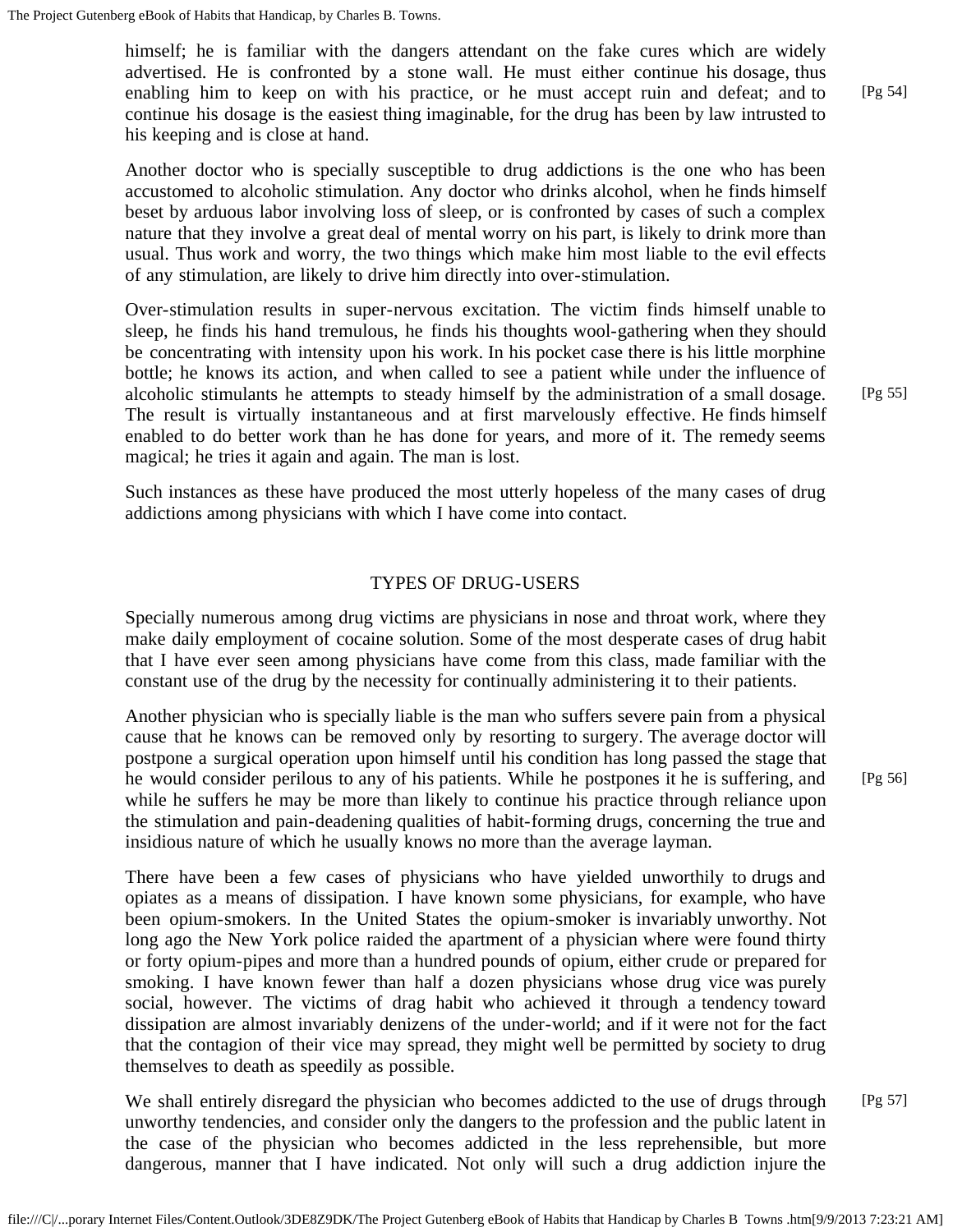himself; he is familiar with the dangers attendant on the fake cures which are widely advertised. He is confronted by a stone wall. He must either continue his dosage, thus enabling him to keep on with his practice, or he must accept ruin and defeat; and to continue his dosage is the easiest thing imaginable, for the drug has been by law intrusted to his keeping and is close at hand.

Another doctor who is specially susceptible to drug addictions is the one who has been accustomed to alcoholic stimulation. Any doctor who drinks alcohol, when he finds himself beset by arduous labor involving loss of sleep, or is confronted by cases of such a complex nature that they involve a great deal of mental worry on his part, is likely to drink more than usual. Thus work and worry, the two things which make him most liable to the evil effects of any stimulation, are likely to drive him directly into over-stimulation.

Over-stimulation results in super-nervous excitation. The victim finds himself unable to sleep, he finds his hand tremulous, he finds his thoughts wool-gathering when they should be concentrating with intensity upon his work. In his pocket case there is his little morphine bottle; he knows its action, and when called to see a patient while under the influence of alcoholic stimulants he attempts to steady himself by the administration of a small dosage. The result is virtually instantaneous and at first marvelously effective. He finds himself enabled to do better work than he has done for years, and more of it. The remedy seems magical; he tries it again and again. The man is lost.

Such instances as these have produced the most utterly hopeless of the many cases of drug addictions among physicians with which I have come into contact.

## TYPES OF DRUG-USERS

Specially numerous among drug victims are physicians in nose and throat work, where they make daily employment of cocaine solution. Some of the most desperate cases of drug habit that I have ever seen among physicians have come from this class, made familiar with the constant use of the drug by the necessity for continually administering it to their patients.

Another physician who is specially liable is the man who suffers severe pain from a physical cause that he knows can be removed only by resorting to surgery. The average doctor will postpone a surgical operation upon himself until his condition has long passed the stage that he would consider perilous to any of his patients. While he postpones it he is suffering, and while he suffers he may be more than likely to continue his practice through reliance upon the stimulation and pain-deadening qualities of habit-forming drugs, concerning the true and insidious nature of which he usually knows no more than the average layman.

There have been a few cases of physicians who have yielded unworthily to drugs and opiates as a means of dissipation. I have known some physicians, for example, who have been opium-smokers. In the United States the opium-smoker is invariably unworthy. Not long ago the New York police raided the apartment of a physician where were found thirty or forty opium-pipes and more than a hundred pounds of opium, either crude or prepared for smoking. I have known fewer than half a dozen physicians whose drug vice was purely social, however. The victims of drag habit who achieved it through a tendency toward dissipation are almost invariably denizens of the under-world; and if it were not for the fact that the contagion of their vice may spread, they might well be permitted by society to drug themselves to death as speedily as possible.

We shall entirely disregard the physician who becomes addicted to the use of drugs through unworthy tendencies, and consider only the dangers to the profession and the public latent in the case of the physician who becomes addicted in the less reprehensible, but more dangerous, manner that I have indicated. Not only will such a drug addiction injure the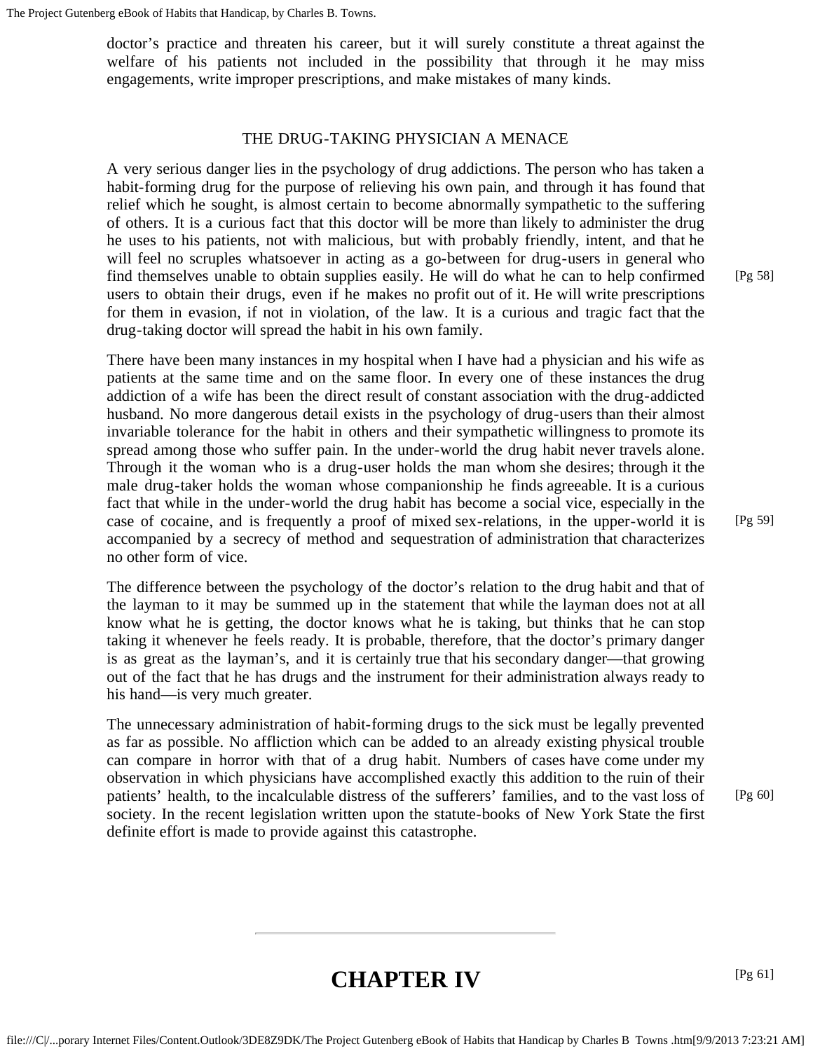doctor’s practice and threaten his career, but it will surely constitute a threat against the welfare of his patients not included in the possibility that through it he may miss engagements, write improper prescriptions, and make mistakes of many kinds.

### THE DRUG-TAKING PHYSICIAN A MENACE

A very serious danger lies in the psychology of drug addictions. The person who has taken a habit-forming drug for the purpose of relieving his own pain, and through it has found that relief which he sought, is almost certain to become abnormally sympathetic to the suffering of others. It is a curious fact that this doctor will be more than likely to administer the drug he uses to his patients, not with malicious, but with probably friendly, intent, and that he will feel no scruples whatsoever in acting as a go-between for drug-users in general who find themselves unable to obtain supplies easily. He will do what he can to help confirmed users to obtain their drugs, even if he makes no profit out of it. He will write prescriptions for them in evasion, if not in violation, of the law. It is a curious and tragic fact that the drug-taking doctor will spread the habit in his own family.

There have been many instances in my hospital when I have had a physician and his wife as patients at the same time and on the same floor. In every one of these instances the drug addiction of a wife has been the direct result of constant association with the drug-addicted husband. No more dangerous detail exists in the psychology of drug-users than their almost invariable tolerance for the habit in others and their sympathetic willingness to promote its spread among those who suffer pain. In the under-world the drug habit never travels alone. Through it the woman who is a drug-user holds the man whom she desires; through it the male drug-taker holds the woman whose companionship he finds agreeable. It is a curious fact that while in the under-world the drug habit has become a social vice, especially in the case of cocaine, and is frequently a proof of mixed sex-relations, in the upper-world it is accompanied by a secrecy of method and sequestration of administration that characterizes no other form of vice.

The difference between the psychology of the doctor’s relation to the drug habit and that of the layman to it may be summed up in the statement that while the layman does not at all know what he is getting, the doctor knows what he is taking, but thinks that he can stop taking it whenever he feels ready. It is probable, therefore, that the doctor’s primary danger is as great as the layman’s, and it is certainly true that his secondary danger—that growing out of the fact that he has drugs and the instrument for their administration always ready to his hand—is very much greater.

The unnecessary administration of habit-forming drugs to the sick must be legally prevented as far as possible. No affliction which can be added to an already existing physical trouble can compare in horror with that of a drug habit. Numbers of cases have come under my observation in which physicians have accomplished exactly this addition to the ruin of their patients’ health, to the incalculable distress of the sufferers’ families, and to the vast loss of society. In the recent legislation written upon the statute-books of New York State the first definite effort is made to provide against this catastrophe.

---

# CHAPTER IV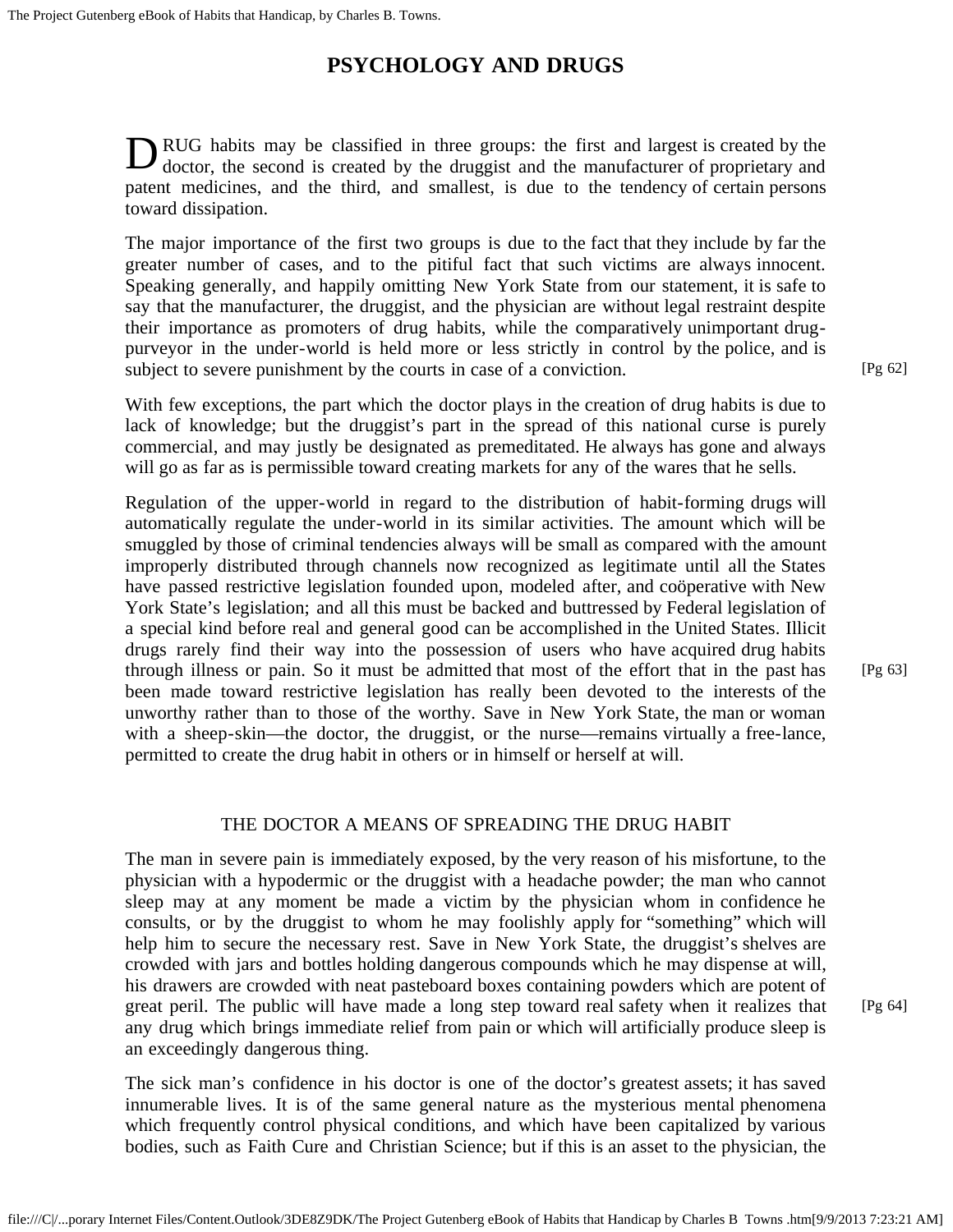# PSYCHOLOGY AND DRUGS

DRUG habits may be classified in three groups: the first and largest is created by the doctor, the second is created by the druggist and the manufacturer of proprietary and patent medicines, and the third, and smallest, is due to the tendency of certain persons toward dissipation.

The major importance of the first two groups is due to the fact that they include by far the greater number of cases, and to the pitiful fact that such victims are always innocent. Speaking generally, and happily omitting New York State from our statement, it is safe to say that the manufacturer, the druggist, and the physician are without legal restraint despite their importance as promoters of drug habits, while the comparatively unimportant drug-purveyor in the under-world is held more or less strictly in control by the police, and is subject to severe punishment by the courts in case of a conviction.

With few exceptions, the part which the doctor plays in the creation of drug habits is due to lack of knowledge; but the druggist's part in the spread of this national curse is purely commercial, and may justly be designated as premeditated. He always has gone and always will go as far as is permissible toward creating markets for any of the wares that he sells.

Regulation of the upper-world in regard to the distribution of habit-forming drugs will automatically regulate the under-world in its similar activities. The amount which will be smuggled by those of criminal tendencies always will be small as compared with the amount improperly distributed through channels now recognized as legitimate until all the States have passed restrictive legislation founded upon, modeled after, and coöperative with New York State's legislation; and all this must be backed and buttressed by Federal legislation of a special kind before real and general good can be accomplished in the United States. Illicit drugs rarely find their way into the possession of users who have acquired drug habits through illness or pain. So it must be admitted that most of the effort that in the past has been made toward restrictive legislation has really been devoted to the interests of the unworthy rather than to those of the worthy. Save in New York State, the man or woman with a sheep-skin—the doctor, the druggist, or the nurse—remains virtually a free-lance, permitted to create the drug habit in others or in himself or herself at will.

## THE DOCTOR A MEANS OF SPREADING THE DRUG HABIT

The man in severe pain is immediately exposed, by the very reason of his misfortune, to the physician with a hypodermic or the druggist with a headache powder; the man who cannot sleep may at any moment be made a victim by the physician whom in confidence he consults, or by the druggist to whom he may foolishly apply for "something" which will help him to secure the necessary rest. Save in New York State, the druggist's shelves are crowded with jars and bottles holding dangerous compounds which he may dispense at will, his drawers are crowded with neat pasteboard boxes containing powders which are potent of great peril. The public will have made a long step toward real safety when it realizes that any drug which brings immediate relief from pain or which will artificially produce sleep is an exceedingly dangerous thing.

The sick man's confidence in his doctor is one of the doctor's greatest assets; it has saved innumerable lives. It is of the same general nature as the mysterious mental phenomena which frequently control physical conditions, and which have been capitalized by various bodies, such as Faith Cure and Christian Science; but if this is an asset to the physician, the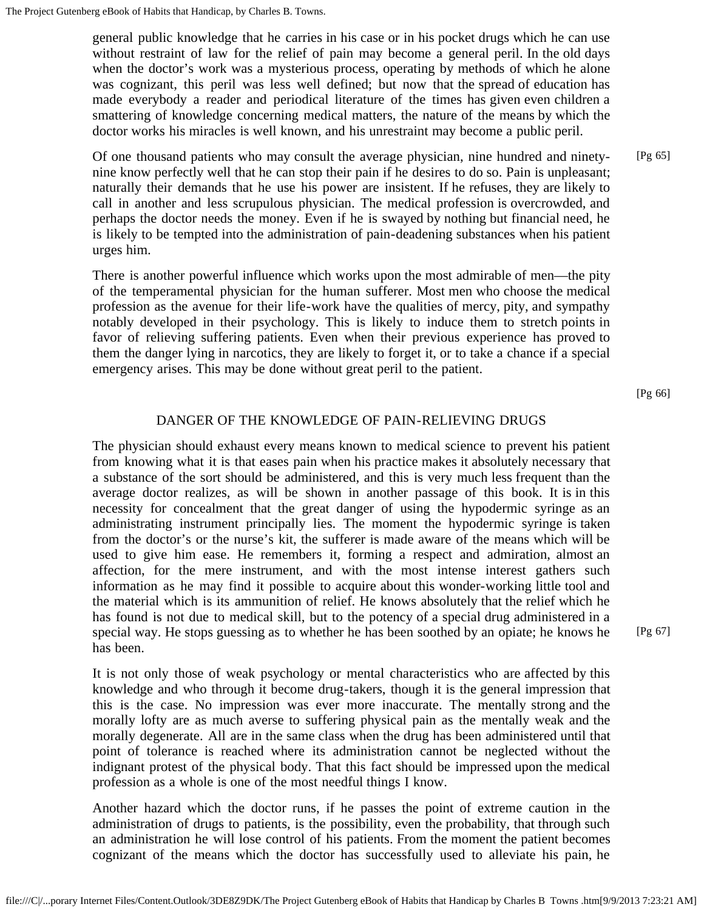general public knowledge that he carries in his case or in his pocket drugs which he can use without restraint of law for the relief of pain may become a general peril. In the old days when the doctor's work was a mysterious process, operating by methods of which he alone was cognizant, this peril was less well defined; but now that the spread of education has made everybody a reader and periodical literature of the times has given even children a smattering of knowledge concerning medical matters, the nature of the means by which the doctor works his miracles is well known, and his unrestraint may become a public peril.

Of one thousand patients who may consult the average physician, nine hundred and ninety-nine know perfectly well that he can stop their pain if he desires to do so. Pain is unpleasant; naturally their demands that he use his power are insistent. If he refuses, they are likely to call in another and less scrupulous physician. The medical profession is overcrowded, and perhaps the doctor needs the money. Even if he is swayed by nothing but financial need, he is likely to be tempted into the administration of pain-deadening substances when his patient urges him.

There is another powerful influence which works upon the most admirable of men—the pity of the temperamental physician for the human sufferer. Most men who choose the medical profession as the avenue for their life-work have the qualities of mercy, pity, and sympathy notably developed in their psychology. This is likely to induce them to stretch points in favor of relieving suffering patients. Even when their previous experience has proved to them the danger lying in narcotics, they are likely to forget it, or to take a chance if a special emergency arises. This may be done without great peril to the patient.

## DANGER OF THE KNOWLEDGE OF PAIN-RELIEVING DRUGS

The physician should exhaust every means known to medical science to prevent his patient from knowing what it is that eases pain when his practice makes it absolutely necessary that a substance of the sort should be administered, and this is very much less frequent than the average doctor realizes, as will be shown in another passage of this book. It is in this necessity for concealment that the great danger of using the hypodermic syringe as an administrating instrument principally lies. The moment the hypodermic syringe is taken from the doctor's or the nurse's kit, the sufferer is made aware of the means which will be used to give him ease. He remembers it, forming a respect and admiration, almost an affection, for the mere instrument, and with the most intense interest gathers such information as he may find it possible to acquire about this wonder-working little tool and the material which is its ammunition of relief. He knows absolutely that the relief which he has found is not due to medical skill, but to the potency of a special drug administered in a special way. He stops guessing as to whether he has been soothed by an opiate; he knows he has been.

It is not only those of weak psychology or mental characteristics who are affected by this knowledge and who through it become drug-takers, though it is the general impression that this is the case. No impression was ever more inaccurate. The mentally strong and the morally lofty are as much averse to suffering physical pain as the mentally weak and the morally degenerate. All are in the same class when the drug has been administered until that point of tolerance is reached where its administration cannot be neglected without the indignant protest of the physical body. That this fact should be impressed upon the medical profession as a whole is one of the most needful things I know.

Another hazard which the doctor runs, if he passes the point of extreme caution in the administration of drugs to patients, is the possibility, even the probability, that through such an administration he will lose control of his patients. From the moment the patient becomes cognizant of the means which the doctor has successfully used to alleviate his pain, he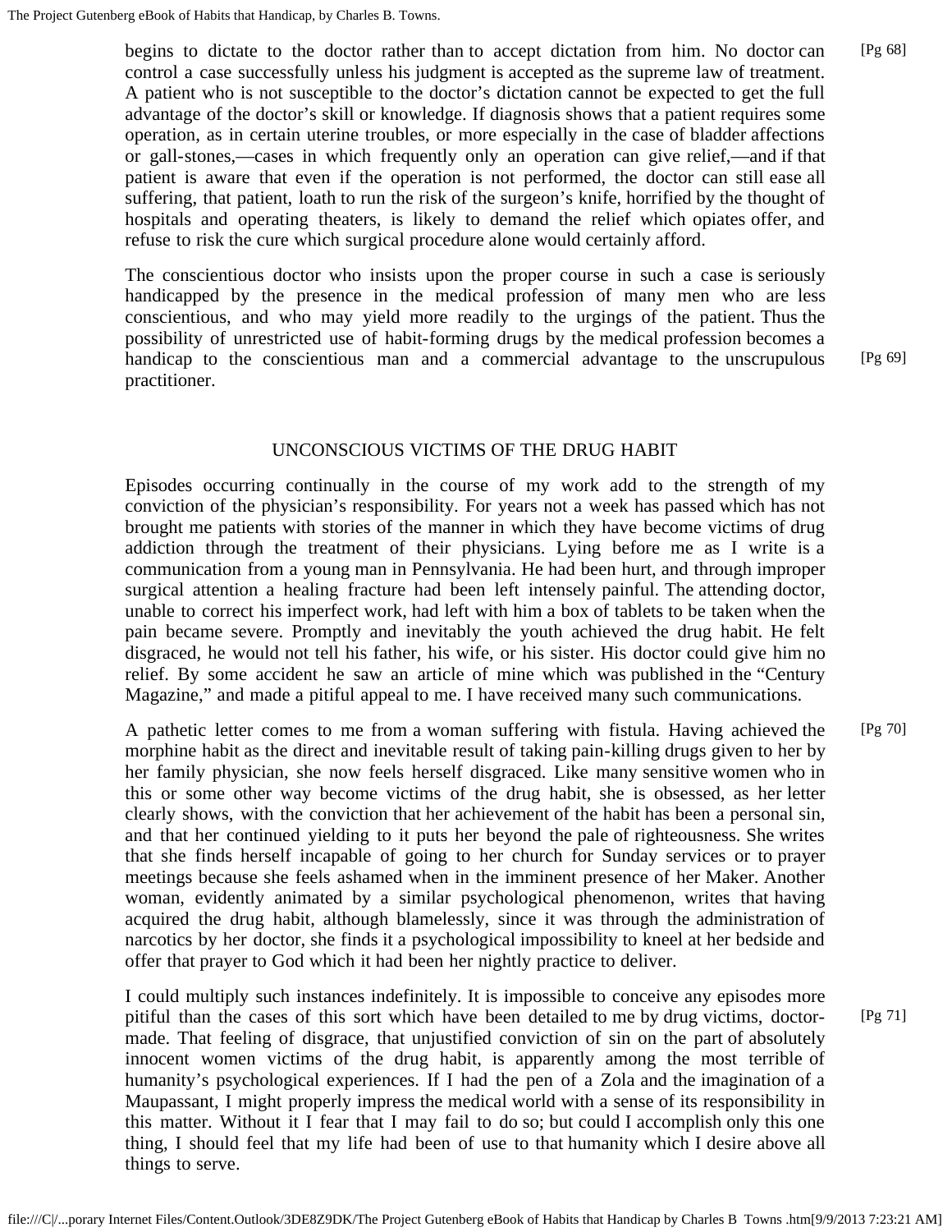begins to dictate to the doctor rather than to accept dictation from him. No doctor can control a case successfully unless his judgment is accepted as the supreme law of treatment. A patient who is not susceptible to the doctor's dictation cannot be expected to get the full advantage of the doctor's skill or knowledge. If diagnosis shows that a patient requires some operation, as in certain uterine troubles, or more especially in the case of bladder affections or gall-stones,—cases in which frequently only an operation can give relief,—and if that patient is aware that even if the operation is not performed, the doctor can still ease all suffering, that patient, loath to run the risk of the surgeon's knife, horrified by the thought of hospitals and operating theaters, is likely to demand the relief which opiates offer, and refuse to risk the cure which surgical procedure alone would certainly afford.

The conscientious doctor who insists upon the proper course in such a case is seriously handicapped by the presence in the medical profession of many men who are less conscientious, and who may yield more readily to the urgings of the patient. Thus the possibility of unrestricted use of habit-forming drugs by the medical profession becomes a handicap to the conscientious man and a commercial advantage to the unscrupulous practitioner.

## UNCONSCIOUS VICTIMS OF THE DRUG HABIT

Episodes occurring continually in the course of my work add to the strength of my conviction of the physician's responsibility. For years not a week has passed which has not brought me patients with stories of the manner in which they have become victims of drug addiction through the treatment of their physicians. Lying before me as I write is a communication from a young man in Pennsylvania. He had been hurt, and through improper surgical attention a healing fracture had been left intensely painful. The attending doctor, unable to correct his imperfect work, had left with him a box of tablets to be taken when the pain became severe. Promptly and inevitably the youth achieved the drug habit. He felt disgraced, he would not tell his father, his wife, or his sister. His doctor could give him no relief. By some accident he saw an article of mine which was published in the "Century Magazine," and made a pitiful appeal to me. I have received many such communications.

A pathetic letter comes to me from a woman suffering with fistula. Having achieved the morphine habit as the direct and inevitable result of taking pain-killing drugs given to her by her family physician, she now feels herself disgraced. Like many sensitive women who in this or some other way become victims of the drug habit, she is obsessed, as her letter clearly shows, with the conviction that her achievement of the habit has been a personal sin, and that her continued yielding to it puts her beyond the pale of righteousness. She writes that she finds herself incapable of going to her church for Sunday services or to prayer meetings because she feels ashamed when in the imminent presence of her Maker. Another woman, evidently animated by a similar psychological phenomenon, writes that having acquired the drug habit, although blamelessly, since it was through the administration of narcotics by her doctor, she finds it a psychological impossibility to kneel at her bedside and offer that prayer to God which it had been her nightly practice to deliver.

I could multiply such instances indefinitely. It is impossible to conceive any episodes more pitiful than the cases of this sort which have been detailed to me by drug victims, doctor-made. That feeling of disgrace, that unjustified conviction of sin on the part of absolutely innocent women victims of the drug habit, is apparently among the most terrible of humanity's psychological experiences. If I had the pen of a Zola and the imagination of a Maupassant, I might properly impress the medical world with a sense of its responsibility in this matter. Without it I fear that I may fail to do so; but could I accomplish only this one thing, I should feel that my life had been of use to that humanity which I desire above all things to serve.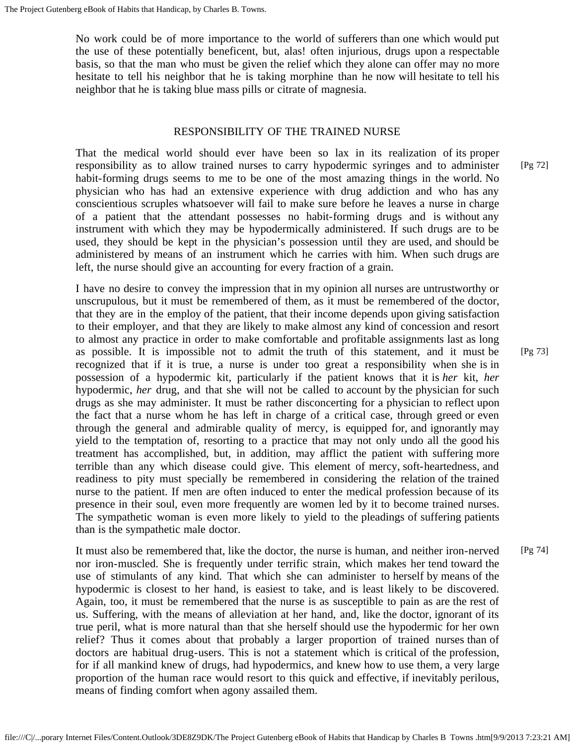No work could be of more importance to the world of sufferers than one which would put the use of these potentially beneficent, but, alas! often injurious, drugs upon a respectable basis, so that the man who must be given the relief which they alone can offer may no more hesitate to tell his neighbor that he is taking morphine than he now will hesitate to tell his neighbor that he is taking blue mass pills or citrate of magnesia.

## RESPONSIBILITY OF THE TRAINED NURSE

That the medical world should ever have been so lax in its realization of its proper responsibility as to allow trained nurses to carry hypodermic syringes and to administer habit-forming drugs seems to me to be one of the most amazing things in the world. No physician who has had an extensive experience with drug addiction and who has any conscientious scruples whatsoever will fail to make sure before he leaves a nurse in charge of a patient that the attendant possesses no habit-forming drugs and is without any instrument with which they may be hypodermically administered. If such drugs are to be used, they should be kept in the physician's possession until they are used, and should be administered by means of an instrument which he carries with him. When such drugs are left, the nurse should give an accounting for every fraction of a grain.

I have no desire to convey the impression that in my opinion all nurses are untrustworthy or unscrupulous, but it must be remembered of them, as it must be remembered of the doctor, that they are in the employ of the patient, that their income depends upon giving satisfaction to their employer, and that they are likely to make almost any kind of concession and resort to almost any practice in order to make comfortable and profitable assignments last as long as possible. It is impossible not to admit the truth of this statement, and it must be recognized that if it is true, a nurse is under too great a responsibility when she is in possession of a hypodermic kit, particularly if the patient knows that it is *her* kit, *her* hypodermic, *her* drug, and that she will not be called to account by the physician for such drugs as she may administer. It must be rather disconcerting for a physician to reflect upon the fact that a nurse whom he has left in charge of a critical case, through greed or even through the general and admirable quality of mercy, is equipped for, and ignorantly may yield to the temptation of, resorting to a practice that may not only undo all the good his treatment has accomplished, but, in addition, may afflict the patient with suffering more terrible than any which disease could give. This element of mercy, soft-heartedness, and readiness to pity must specially be remembered in considering the relation of the trained nurse to the patient. If men are often induced to enter the medical profession because of its presence in their soul, even more frequently are women led by it to become trained nurses. The sympathetic woman is even more likely to yield to the pleadings of suffering patients than is the sympathetic male doctor.

It must also be remembered that, like the doctor, the nurse is human, and neither iron-nerved nor iron-muscled. She is frequently under terrific strain, which makes her tend toward the use of stimulants of any kind. That which she can administer to herself by means of the hypodermic is closest to her hand, is easiest to take, and is least likely to be discovered. Again, too, it must be remembered that the nurse is as susceptible to pain as are the rest of us. Suffering, with the means of alleviation at her hand, and, like the doctor, ignorant of its true peril, what is more natural than that she herself should use the hypodermic for her own relief? Thus it comes about that probably a larger proportion of trained nurses than of doctors are habitual drug-users. This is not a statement which is critical of the profession, for if all mankind knew of drugs, had hypodermics, and knew how to use them, a very large proportion of the human race would resort to this quick and effective, if inevitably perilous, means of finding comfort when agony assailed them.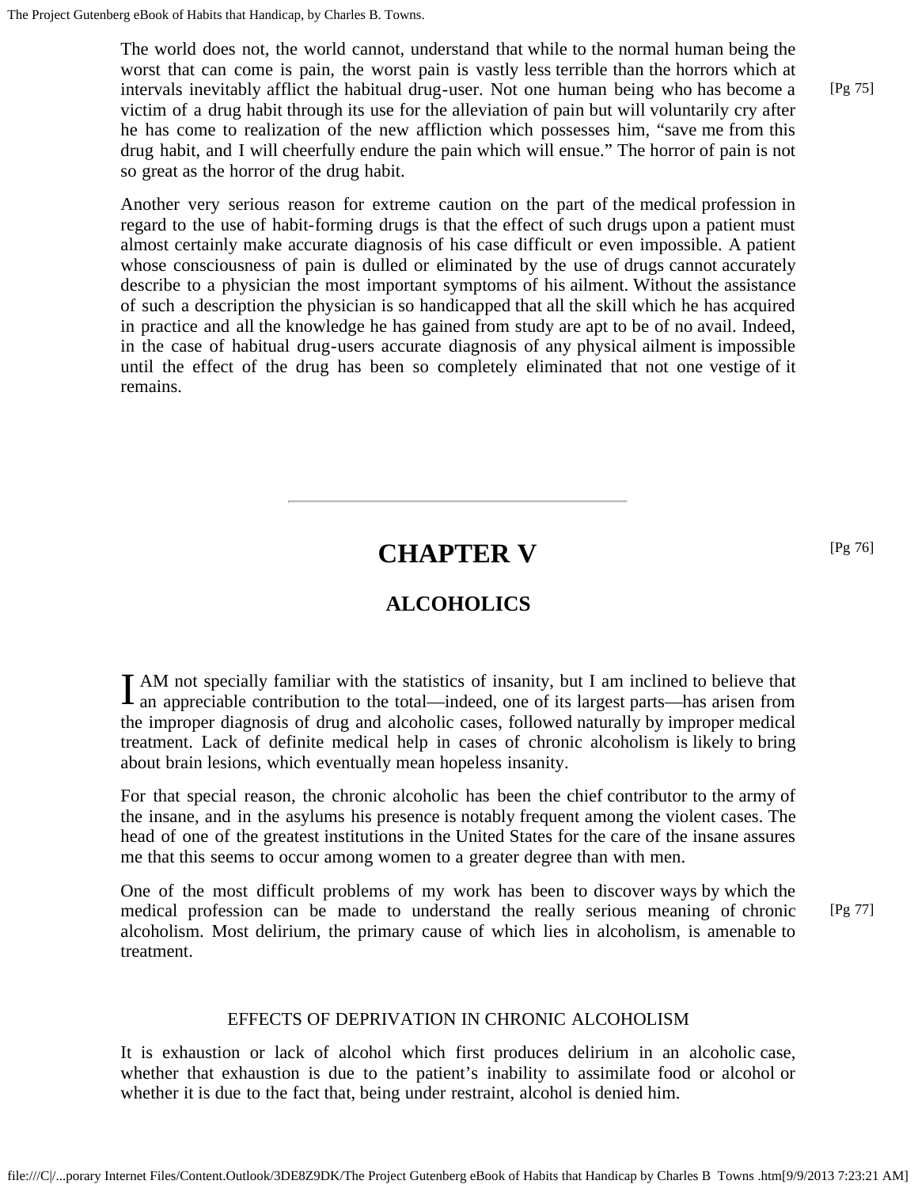The world does not, the world cannot, understand that while to the normal human being the worst that can come is pain, the worst pain is vastly less terrible than the horrors which at intervals inevitably afflict the habitual drug-user. Not one human being who has become a victim of a drug habit through its use for the alleviation of pain but will voluntarily cry after he has come to realization of the new affliction which possesses him, "save me from this drug habit, and I will cheerfully endure the pain which will ensue." The horror of pain is not so great as the horror of the drug habit.

Another very serious reason for extreme caution on the part of the medical profession in regard to the use of habit-forming drugs is that the effect of such drugs upon a patient must almost certainly make accurate diagnosis of his case difficult or even impossible. A patient whose consciousness of pain is dulled or eliminated by the use of drugs cannot accurately describe to a physician the most important symptoms of his ailment. Without the assistance of such a description the physician is so handicapped that all the skill which he has acquired in practice and all the knowledge he has gained from study are apt to be of no avail. Indeed, in the case of habitual drug-users accurate diagnosis of any physical ailment is impossible until the effect of the drug has been so completely eliminated that not one vestige of it remains.

---

# CHAPTER V

## ALCOHOLICS

I AM not specially familiar with the statistics of insanity, but I am inclined to believe that an appreciable contribution to the total—indeed, one of its largest parts—has arisen from the improper diagnosis of drug and alcoholic cases, followed naturally by improper medical treatment. Lack of definite medical help in cases of chronic alcoholism is likely to bring about brain lesions, which eventually mean hopeless insanity.

For that special reason, the chronic alcoholic has been the chief contributor to the army of the insane, and in the asylums his presence is notably frequent among the violent cases. The head of one of the greatest institutions in the United States for the care of the insane assures me that this seems to occur among women to a greater degree than with men.

One of the most difficult problems of my work has been to discover ways by which the medical profession can be made to understand the really serious meaning of chronic alcoholism. Most delirium, the primary cause of which lies in alcoholism, is amenable to treatment.

### EFFECTS OF DEPRIVATION IN CHRONIC ALCOHOLISM

It is exhaustion or lack of alcohol which first produces delirium in an alcoholic case, whether that exhaustion is due to the patient's inability to assimilate food or alcohol or whether it is due to the fact that, being under restraint, alcohol is denied him.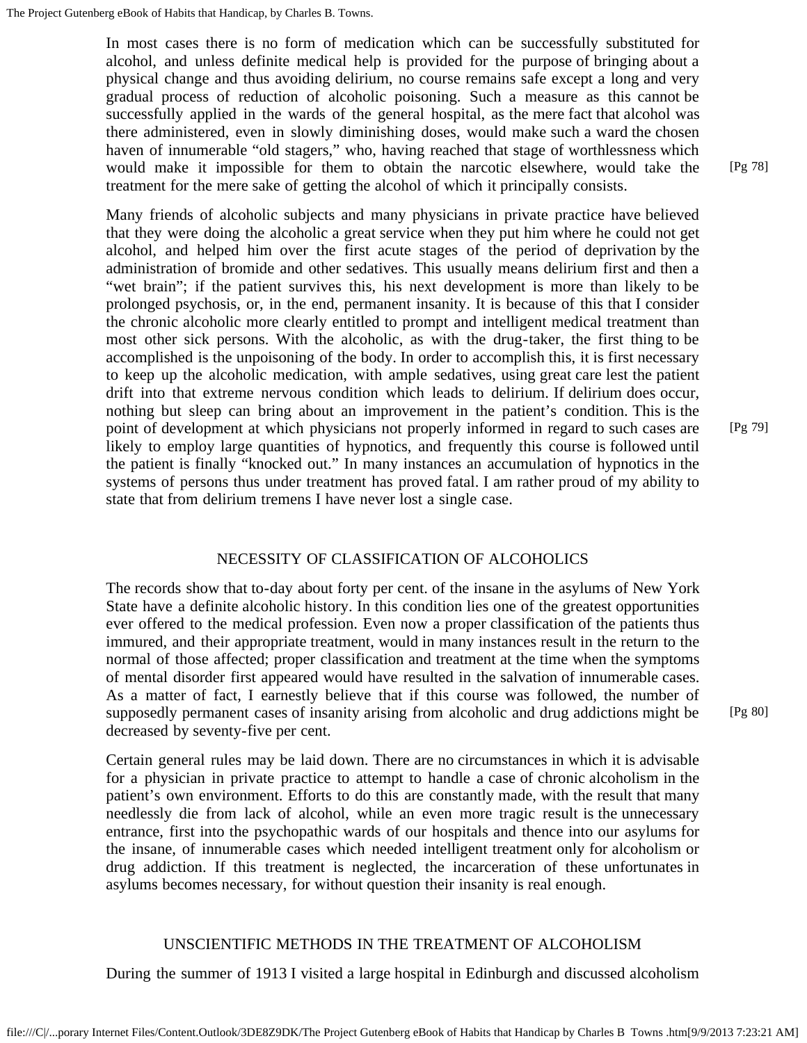In most cases there is no form of medication which can be successfully substituted for alcohol, and unless definite medical help is provided for the purpose of bringing about a physical change and thus avoiding delirium, no course remains safe except a long and very gradual process of reduction of alcoholic poisoning. Such a measure as this cannot be successfully applied in the wards of the general hospital, as the mere fact that alcohol was there administered, even in slowly diminishing doses, would make such a ward the chosen haven of innumerable "old stagers," who, having reached that stage of worthlessness which would make it impossible for them to obtain the narcotic elsewhere, would take the treatment for the mere sake of getting the alcohol of which it principally consists.

Many friends of alcoholic subjects and many physicians in private practice have believed that they were doing the alcoholic a great service when they put him where he could not get alcohol, and helped him over the first acute stages of the period of deprivation by the administration of bromide and other sedatives. This usually means delirium first and then a "wet brain"; if the patient survives this, his next development is more than likely to be prolonged psychosis, or, in the end, permanent insanity. It is because of this that I consider the chronic alcoholic more clearly entitled to prompt and intelligent medical treatment than most other sick persons. With the alcoholic, as with the drug-taker, the first thing to be accomplished is the unpoisoning of the body. In order to accomplish this, it is first necessary to keep up the alcoholic medication, with ample sedatives, using great care lest the patient drift into that extreme nervous condition which leads to delirium. If delirium does occur, nothing but sleep can bring about an improvement in the patient's condition. This is the point of development at which physicians not properly informed in regard to such cases are likely to employ large quantities of hypnotics, and frequently this course is followed until the patient is finally "knocked out." In many instances an accumulation of hypnotics in the systems of persons thus under treatment has proved fatal. I am rather proud of my ability to state that from delirium tremens I have never lost a single case.

## NECESSITY OF CLASSIFICATION OF ALCOHOLICS

The records show that to-day about forty per cent. of the insane in the asylums of New York State have a definite alcoholic history. In this condition lies one of the greatest opportunities ever offered to the medical profession. Even now a proper classification of the patients thus immured, and their appropriate treatment, would in many instances result in the return to the normal of those affected; proper classification and treatment at the time when the symptoms of mental disorder first appeared would have resulted in the salvation of innumerable cases. As a matter of fact, I earnestly believe that if this course was followed, the number of supposedly permanent cases of insanity arising from alcoholic and drug addictions might be decreased by seventy-five per cent.

Certain general rules may be laid down. There are no circumstances in which it is advisable for a physician in private practice to attempt to handle a case of chronic alcoholism in the patient's own environment. Efforts to do this are constantly made, with the result that many needlessly die from lack of alcohol, while an even more tragic result is the unnecessary entrance, first into the psychopathic wards of our hospitals and thence into our asylums for the insane, of innumerable cases which needed intelligent treatment only for alcoholism or drug addiction. If this treatment is neglected, the incarceration of these unfortunates in asylums becomes necessary, for without question their insanity is real enough.

## UNSCIENTIFIC METHODS IN THE TREATMENT OF ALCOHOLISM

During the summer of 1913 I visited a large hospital in Edinburgh and discussed alcoholism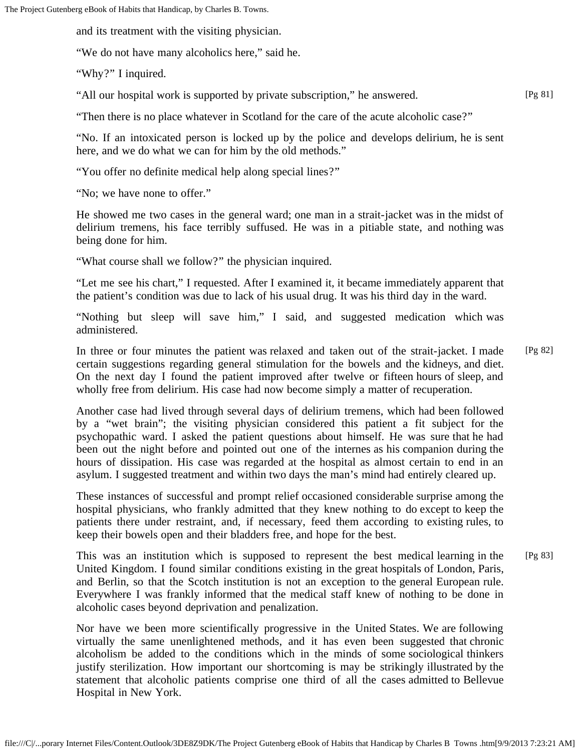and its treatment with the visiting physician.

"We do not have many alcoholics here," said he.

"Why?" I inquired.

"All our hospital work is supported by private subscription," he answered.

"Then there is no place whatever in Scotland for the care of the acute alcoholic case?"

"No. If an intoxicated person is locked up by the police and develops delirium, he is sent here, and we do what we can for him by the old methods."

"You offer no definite medical help along special lines?"

"No; we have none to offer."

He showed me two cases in the general ward; one man in a strait-jacket was in the midst of delirium tremens, his face terribly suffused. He was in a pitiable state, and nothing was being done for him.

"What course shall we follow?" the physician inquired.

"Let me see his chart," I requested. After I examined it, it became immediately apparent that the patient's condition was due to lack of his usual drug. It was his third day in the ward.

"Nothing but sleep will save him," I said, and suggested medication which was administered.

In three or four minutes the patient was relaxed and taken out of the strait-jacket. I made certain suggestions regarding general stimulation for the bowels and the kidneys, and diet. On the next day I found the patient improved after twelve or fifteen hours of sleep, and wholly free from delirium. His case had now become simply a matter of recuperation.

Another case had lived through several days of delirium tremens, which had been followed by a "wet brain"; the visiting physician considered this patient a fit subject for the psychopathic ward. I asked the patient questions about himself. He was sure that he had been out the night before and pointed out one of the internes as his companion during the hours of dissipation. His case was regarded at the hospital as almost certain to end in an asylum. I suggested treatment and within two days the man's mind had entirely cleared up.

These instances of successful and prompt relief occasioned considerable surprise among the hospital physicians, who frankly admitted that they knew nothing to do except to keep the patients there under restraint, and, if necessary, feed them according to existing rules, to keep their bowels open and their bladders free, and hope for the best.

This was an institution which is supposed to represent the best medical learning in the United Kingdom. I found similar conditions existing in the great hospitals of London, Paris, and Berlin, so that the Scotch institution is not an exception to the general European rule. Everywhere I was frankly informed that the medical staff knew of nothing to be done in alcoholic cases beyond deprivation and penalization.

Nor have we been more scientifically progressive in the United States. We are following virtually the same unenlightened methods, and it has even been suggested that chronic alcoholism be added to the conditions which in the minds of some sociological thinkers justify sterilization. How important our shortcoming is may be strikingly illustrated by the statement that alcoholic patients comprise one third of all the cases admitted to Bellevue Hospital in New York.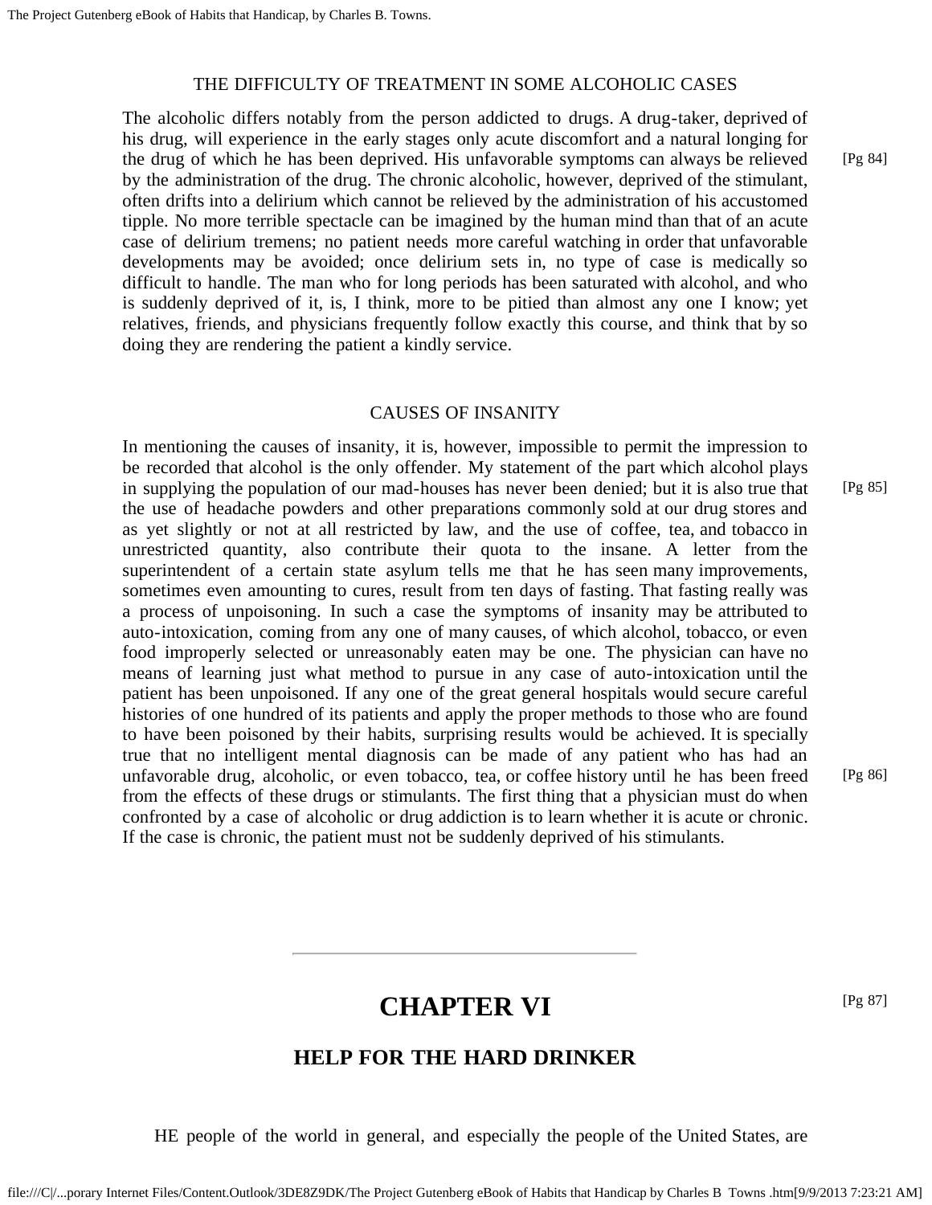### THE DIFFICULTY OF TREATMENT IN SOME ALCOHOLIC CASES

The alcoholic differs notably from the person addicted to drugs. A drug-taker, deprived of his drug, will experience in the early stages only acute discomfort and a natural longing for the drug of which he has been deprived. His unfavorable symptoms can always be relieved by the administration of the drug. The chronic alcoholic, however, deprived of the stimulant, often drifts into a delirium which cannot be relieved by the administration of his accustomed tipple. No more terrible spectacle can be imagined by the human mind than that of an acute case of delirium tremens; no patient needs more careful watching in order that unfavorable developments may be avoided; once delirium sets in, no type of case is medically so difficult to handle. The man who for long periods has been saturated with alcohol, and who is suddenly deprived of it, is, I think, more to be pitied than almost any one I know; yet relatives, friends, and physicians frequently follow exactly this course, and think that by so doing they are rendering the patient a kindly service.

### CAUSES OF INSANITY

In mentioning the causes of insanity, it is, however, impossible to permit the impression to be recorded that alcohol is the only offender. My statement of the part which alcohol plays in supplying the population of our mad-houses has never been denied; but it is also true that the use of headache powders and other preparations commonly sold at our drug stores and as yet slightly or not at all restricted by law, and the use of coffee, tea, and tobacco in unrestricted quantity, also contribute their quota to the insane. A letter from the superintendent of a certain state asylum tells me that he has seen many improvements, sometimes even amounting to cures, result from ten days of fasting. That fasting really was a process of unpoisoning. In such a case the symptoms of insanity may be attributed to auto-intoxication, coming from any one of many causes, of which alcohol, tobacco, or even food improperly selected or unreasonably eaten may be one. The physician can have no means of learning just what method to pursue in any case of auto-intoxication until the patient has been unpoisoned. If any one of the great general hospitals would secure careful histories of one hundred of its patients and apply the proper methods to those who are found to have been poisoned by their habits, surprising results would be achieved. It is specially true that no intelligent mental diagnosis can be made of any patient who has had an unfavorable drug, alcoholic, or even tobacco, tea, or coffee history until he has been freed from the effects of these drugs or stimulants. The first thing that a physician must do when confronted by a case of alcoholic or drug addiction is to learn whether it is acute or chronic. If the case is chronic, the patient must not be suddenly deprived of his stimulants.

---

# CHAPTER VI

## HELP FOR THE HARD DRINKER

HE people of the world in general, and especially the people of the United States, are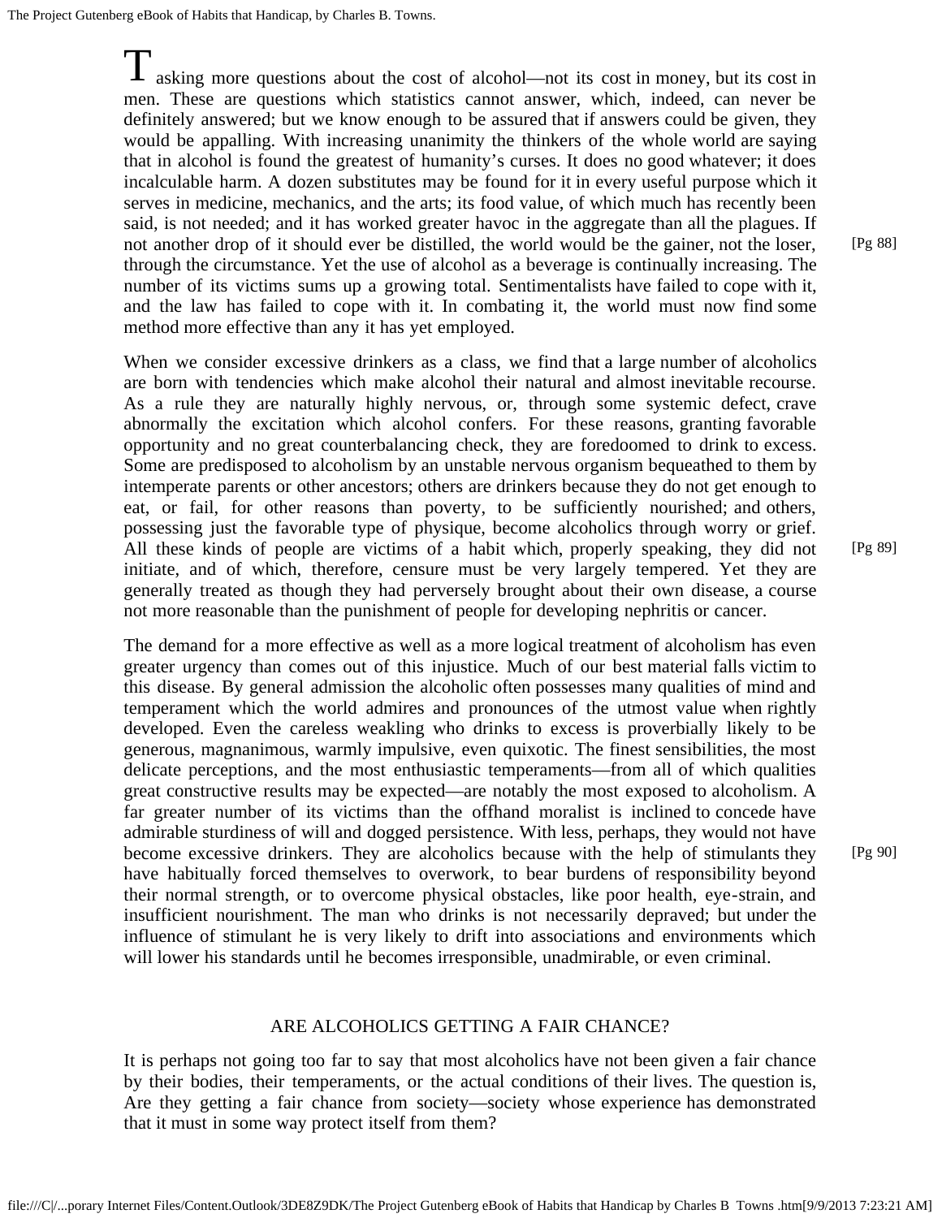Tasking more questions about the cost of alcohol—not its cost in money, but its cost in men. These are questions which statistics cannot answer, which, indeed, can never be definitely answered; but we know enough to be assured that if answers could be given, they would be appalling. With increasing unanimity the thinkers of the whole world are saying that in alcohol is found the greatest of humanity's curses. It does no good whatever; it does incalculable harm. A dozen substitutes may be found for it in every useful purpose which it serves in medicine, mechanics, and the arts; its food value, of which much has recently been said, is not needed; and it has worked greater havoc in the aggregate than all the plagues. If not another drop of it should ever be distilled, the world would be the gainer, not the loser, through the circumstance. Yet the use of alcohol as a beverage is continually increasing. The number of its victims sums up a growing total. Sentimentalists have failed to cope with it, and the law has failed to cope with it. In combating it, the world must now find some method more effective than any it has yet employed.

When we consider excessive drinkers as a class, we find that a large number of alcoholics are born with tendencies which make alcohol their natural and almost inevitable recourse. As a rule they are naturally highly nervous, or, through some systemic defect, crave abnormally the excitation which alcohol confers. For these reasons, granting favorable opportunity and no great counterbalancing check, they are foredoomed to drink to excess. Some are predisposed to alcoholism by an unstable nervous organism bequeathed to them by intemperate parents or other ancestors; others are drinkers because they do not get enough to eat, or fail, for other reasons than poverty, to be sufficiently nourished; and others, possessing just the favorable type of physique, become alcoholics through worry or grief. All these kinds of people are victims of a habit which, properly speaking, they did not initiate, and of which, therefore, censure must be very largely tempered. Yet they are generally treated as though they had perversely brought about their own disease, a course not more reasonable than the punishment of people for developing nephritis or cancer.

The demand for a more effective as well as a more logical treatment of alcoholism has even greater urgency than comes out of this injustice. Much of our best material falls victim to this disease. By general admission the alcoholic often possesses many qualities of mind and temperament which the world admires and pronounces of the utmost value when rightly developed. Even the careless weakling who drinks to excess is proverbially likely to be generous, magnanimous, warmly impulsive, even quixotic. The finest sensibilities, the most delicate perceptions, and the most enthusiastic temperaments—from all of which qualities great constructive results may be expected—are notably the most exposed to alcoholism. A far greater number of its victims than the offhand moralist is inclined to concede have admirable sturdiness of will and dogged persistence. With less, perhaps, they would not have become excessive drinkers. They are alcoholics because with the help of stimulants they have habitually forced themselves to overwork, to bear burdens of responsibility beyond their normal strength, or to overcome physical obstacles, like poor health, eye-strain, and insufficient nourishment. The man who drinks is not necessarily depraved; but under the influence of stimulant he is very likely to drift into associations and environments which will lower his standards until he becomes irresponsible, unadmirable, or even criminal.

## ARE ALCOHOLICS GETTING A FAIR CHANCE?

It is perhaps not going too far to say that most alcoholics have not been given a fair chance by their bodies, their temperaments, or the actual conditions of their lives. The question is, Are they getting a fair chance from society—society whose experience has demonstrated that it must in some way protect itself from them?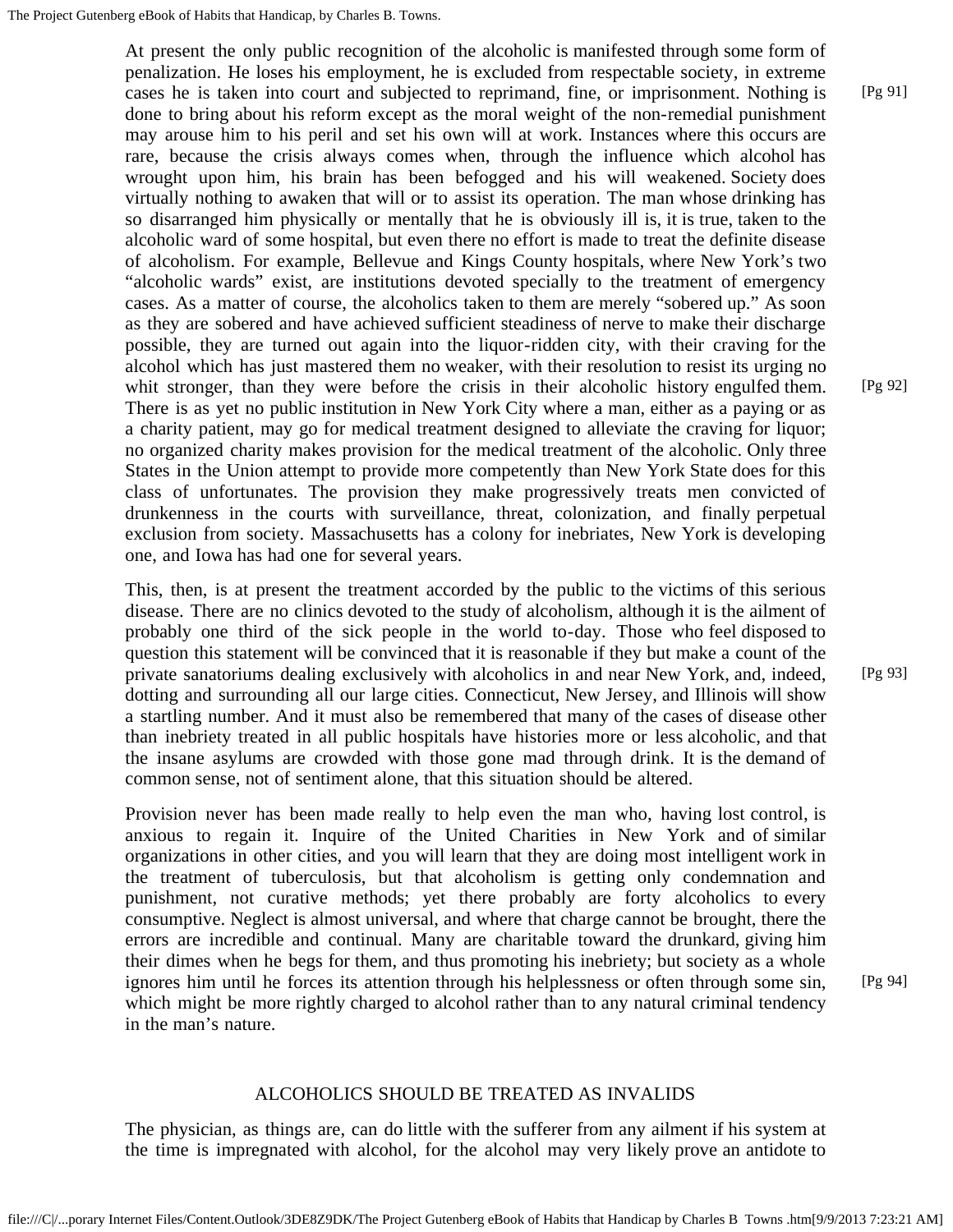At present the only public recognition of the alcoholic is manifested through some form of penalization. He loses his employment, he is excluded from respectable society, in extreme cases he is taken into court and subjected to reprimand, fine, or imprisonment. Nothing is done to bring about his reform except as the moral weight of the non-remedial punishment may arouse him to his peril and set his own will at work. Instances where this occurs are rare, because the crisis always comes when, through the influence which alcohol has wrought upon him, his brain has been befogged and his will weakened. Society does virtually nothing to awaken that will or to assist its operation. The man whose drinking has so disarranged him physically or mentally that he is obviously ill is, it is true, taken to the alcoholic ward of some hospital, but even there no effort is made to treat the definite disease of alcoholism. For example, Bellevue and Kings County hospitals, where New York's two "alcoholic wards" exist, are institutions devoted specially to the treatment of emergency cases. As a matter of course, the alcoholics taken to them are merely "sobered up." As soon as they are sobered and have achieved sufficient steadiness of nerve to make their discharge possible, they are turned out again into the liquor-ridden city, with their craving for the alcohol which has just mastered them no weaker, with their resolution to resist its urging no whit stronger, than they were before the crisis in their alcoholic history engulfed them. There is as yet no public institution in New York City where a man, either as a paying or as a charity patient, may go for medical treatment designed to alleviate the craving for liquor; no organized charity makes provision for the medical treatment of the alcoholic. Only three States in the Union attempt to provide more competently than New York State does for this class of unfortunates. The provision they make progressively treats men convicted of drunkenness in the courts with surveillance, threat, colonization, and finally perpetual exclusion from society. Massachusetts has a colony for inebriates, New York is developing one, and Iowa has had one for several years.

This, then, is at present the treatment accorded by the public to the victims of this serious disease. There are no clinics devoted to the study of alcoholism, although it is the ailment of probably one third of the sick people in the world to-day. Those who feel disposed to question this statement will be convinced that it is reasonable if they but make a count of the private sanatoriums dealing exclusively with alcoholics in and near New York, and, indeed, dotting and surrounding all our large cities. Connecticut, New Jersey, and Illinois will show a startling number. And it must also be remembered that many of the cases of disease other than inebriety treated in all public hospitals have histories more or less alcoholic, and that the insane asylums are crowded with those gone mad through drink. It is the demand of common sense, not of sentiment alone, that this situation should be altered.

Provision never has been made really to help even the man who, having lost control, is anxious to regain it. Inquire of the United Charities in New York and of similar organizations in other cities, and you will learn that they are doing most intelligent work in the treatment of tuberculosis, but that alcoholism is getting only condemnation and punishment, not curative methods; yet there probably are forty alcoholics to every consumptive. Neglect is almost universal, and where that charge cannot be brought, there the errors are incredible and continual. Many are charitable toward the drunkard, giving him their dimes when he begs for them, and thus promoting his inebriety; but society as a whole ignores him until he forces its attention through his helplessness or often through some sin, which might be more rightly charged to alcohol rather than to any natural criminal tendency in the man's nature.

## ALCOHOLICS SHOULD BE TREATED AS INVALIDS

The physician, as things are, can do little with the sufferer from any ailment if his system at the time is impregnated with alcohol, for the alcohol may very likely prove an antidote to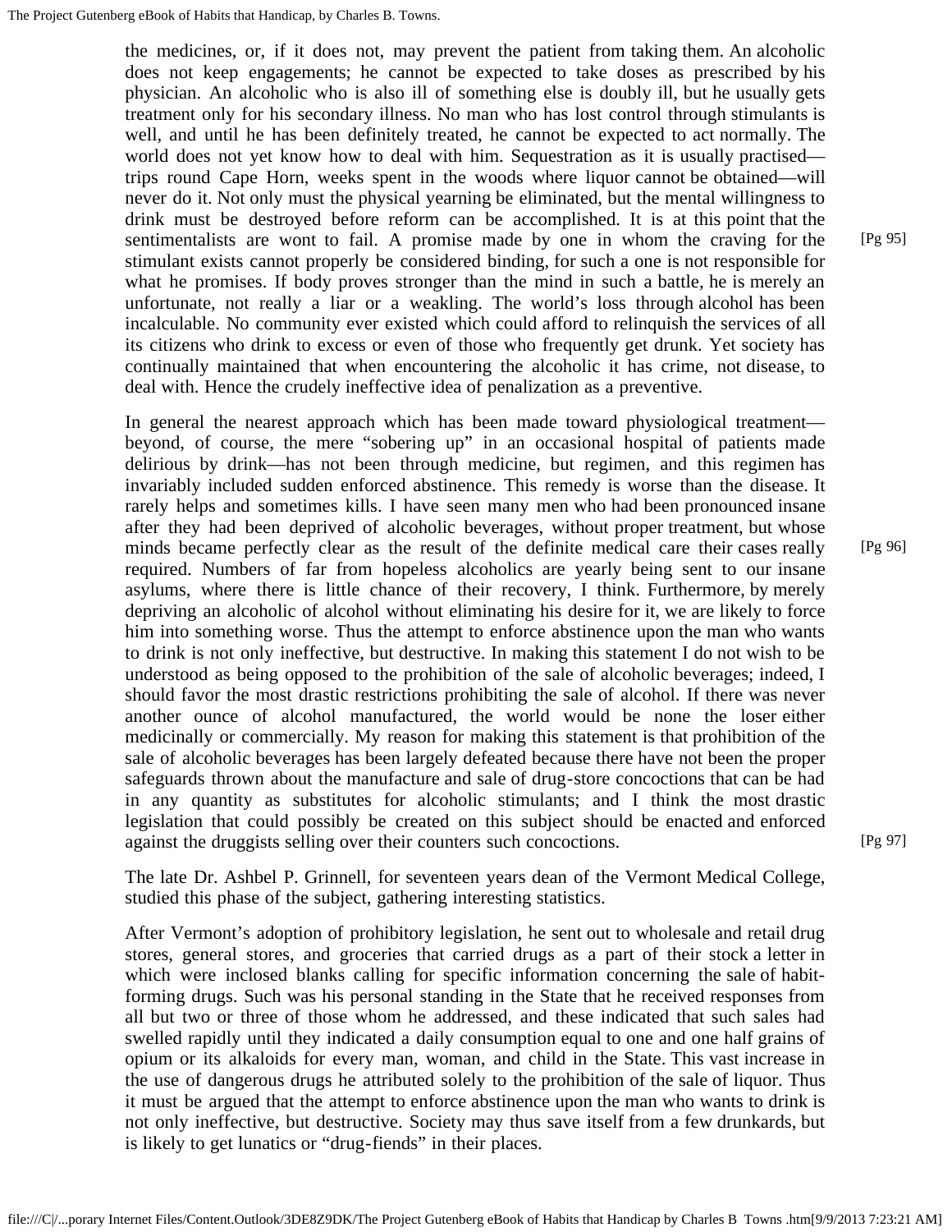the medicines, or, if it does not, may prevent the patient from taking them. An alcoholic does not keep engagements; he cannot be expected to take doses as prescribed by his physician. An alcoholic who is also ill of something else is doubly ill, but he usually gets treatment only for his secondary illness. No man who has lost control through stimulants is well, and until he has been definitely treated, he cannot be expected to act normally. The world does not yet know how to deal with him. Sequestration as it is usually practised—trips round Cape Horn, weeks spent in the woods where liquor cannot be obtained—will never do it. Not only must the physical yearning be eliminated, but the mental willingness to drink must be destroyed before reform can be accomplished. It is at this point that the sentimentalists are wont to fail. A promise made by one in whom the craving for the stimulant exists cannot properly be considered binding, for such a one is not responsible for what he promises. If body proves stronger than the mind in such a battle, he is merely an unfortunate, not really a liar or a weakling. The world's loss through alcohol has been incalculable. No community ever existed which could afford to relinquish the services of all its citizens who drink to excess or even of those who frequently get drunk. Yet society has continually maintained that when encountering the alcoholic it has crime, not disease, to deal with. Hence the crudely ineffective idea of penalization as a preventive.

In general the nearest approach which has been made toward physiological treatment—beyond, of course, the mere "sobering up" in an occasional hospital of patients made delirious by drink—has not been through medicine, but regimen, and this regimen has invariably included sudden enforced abstinence. This remedy is worse than the disease. It rarely helps and sometimes kills. I have seen many men who had been pronounced insane after they had been deprived of alcoholic beverages, without proper treatment, but whose minds became perfectly clear as the result of the definite medical care their cases really required. Numbers of far from hopeless alcoholics are yearly being sent to our insane asylums, where there is little chance of their recovery, I think. Furthermore, by merely depriving an alcoholic of alcohol without eliminating his desire for it, we are likely to force him into something worse. Thus the attempt to enforce abstinence upon the man who wants to drink is not only ineffective, but destructive. In making this statement I do not wish to be understood as being opposed to the prohibition of the sale of alcoholic beverages; indeed, I should favor the most drastic restrictions prohibiting the sale of alcohol. If there was never another ounce of alcohol manufactured, the world would be none the loser either medicinally or commercially. My reason for making this statement is that prohibition of the sale of alcoholic beverages has been largely defeated because there have not been the proper safeguards thrown about the manufacture and sale of drug-store concoctions that can be had in any quantity as substitutes for alcoholic stimulants; and I think the most drastic legislation that could possibly be created on this subject should be enacted and enforced against the druggists selling over their counters such concoctions.

The late Dr. Ashbel P. Grinnell, for seventeen years dean of the Vermont Medical College, studied this phase of the subject, gathering interesting statistics.

After Vermont's adoption of prohibitory legislation, he sent out to wholesale and retail drug stores, general stores, and groceries that carried drugs as a part of their stock a letter in which were inclosed blanks calling for specific information concerning the sale of habit-forming drugs. Such was his personal standing in the State that he received responses from all but two or three of those whom he addressed, and these indicated that such sales had swelled rapidly until they indicated a daily consumption equal to one and one half grains of opium or its alkaloids for every man, woman, and child in the State. This vast increase in the use of dangerous drugs he attributed solely to the prohibition of the sale of liquor. Thus it must be argued that the attempt to enforce abstinence upon the man who wants to drink is not only ineffective, but destructive. Society may thus save itself from a few drunkards, but is likely to get lunatics or "drug-fiends" in their places.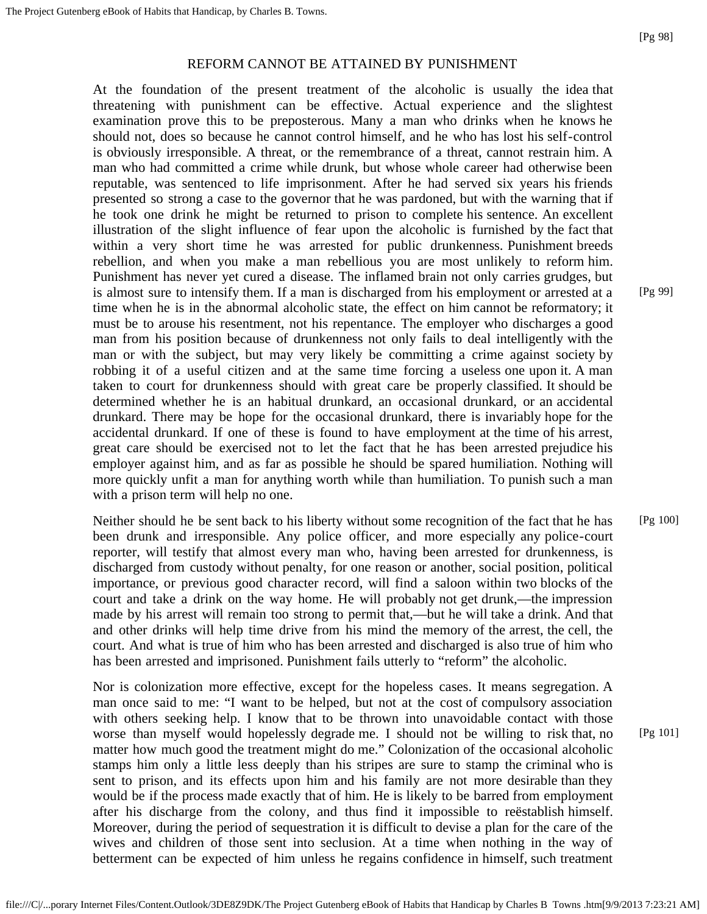## REFORM CANNOT BE ATTAINED BY PUNISHMENT

At the foundation of the present treatment of the alcoholic is usually the idea that threatening with punishment can be effective. Actual experience and the slightest examination prove this to be preposterous. Many a man who drinks when he knows he should not, does so because he cannot control himself, and he who has lost his self-control is obviously irresponsible. A threat, or the remembrance of a threat, cannot restrain him. A man who had committed a crime while drunk, but whose whole career had otherwise been reputable, was sentenced to life imprisonment. After he had served six years his friends presented so strong a case to the governor that he was pardoned, but with the warning that if he took one drink he might be returned to prison to complete his sentence. An excellent illustration of the slight influence of fear upon the alcoholic is furnished by the fact that within a very short time he was arrested for public drunkenness. Punishment breeds rebellion, and when you make a man rebellious you are most unlikely to reform him. Punishment has never yet cured a disease. The inflamed brain not only carries grudges, but is almost sure to intensify them. If a man is discharged from his employment or arrested at a time when he is in the abnormal alcoholic state, the effect on him cannot be reformatory; it must be to arouse his resentment, not his repentance. The employer who discharges a good man from his position because of drunkenness not only fails to deal intelligently with the man or with the subject, but may very likely be committing a crime against society by robbing it of a useful citizen and at the same time forcing a useless one upon it. A man taken to court for drunkenness should with great care be properly classified. It should be determined whether he is an habitual drunkard, an occasional drunkard, or an accidental drunkard. There may be hope for the occasional drunkard, there is invariably hope for the accidental drunkard. If one of these is found to have employment at the time of his arrest, great care should be exercised not to let the fact that he has been arrested prejudice his employer against him, and as far as possible he should be spared humiliation. Nothing will more quickly unfit a man for anything worth while than humiliation. To punish such a man with a prison term will help no one.

Neither should he be sent back to his liberty without some recognition of the fact that he has been drunk and irresponsible. Any police officer, and more especially any police-court reporter, will testify that almost every man who, having been arrested for drunkenness, is discharged from custody without penalty, for one reason or another, social position, political importance, or previous good character record, will find a saloon within two blocks of the court and take a drink on the way home. He will probably not get drunk,—the impression made by his arrest will remain too strong to permit that,—but he will take a drink. And that and other drinks will help time drive from his mind the memory of the arrest, the cell, the court. And what is true of him who has been arrested and discharged is also true of him who has been arrested and imprisoned. Punishment fails utterly to "reform" the alcoholic.

Nor is colonization more effective, except for the hopeless cases. It means segregation. A man once said to me: "I want to be helped, but not at the cost of compulsory association with others seeking help. I know that to be thrown into unavoidable contact with those worse than myself would hopelessly degrade me. I should not be willing to risk that, no matter how much good the treatment might do me." Colonization of the occasional alcoholic stamps him only a little less deeply than his stripes are sure to stamp the criminal who is sent to prison, and its effects upon him and his family are not more desirable than they would be if the process made exactly that of him. He is likely to be barred from employment after his discharge from the colony, and thus find it impossible to reëstablish himself. Moreover, during the period of sequestration it is difficult to devise a plan for the care of the wives and children of those sent into seclusion. At a time when nothing in the way of betterment can be expected of him unless he regains confidence in himself, such treatment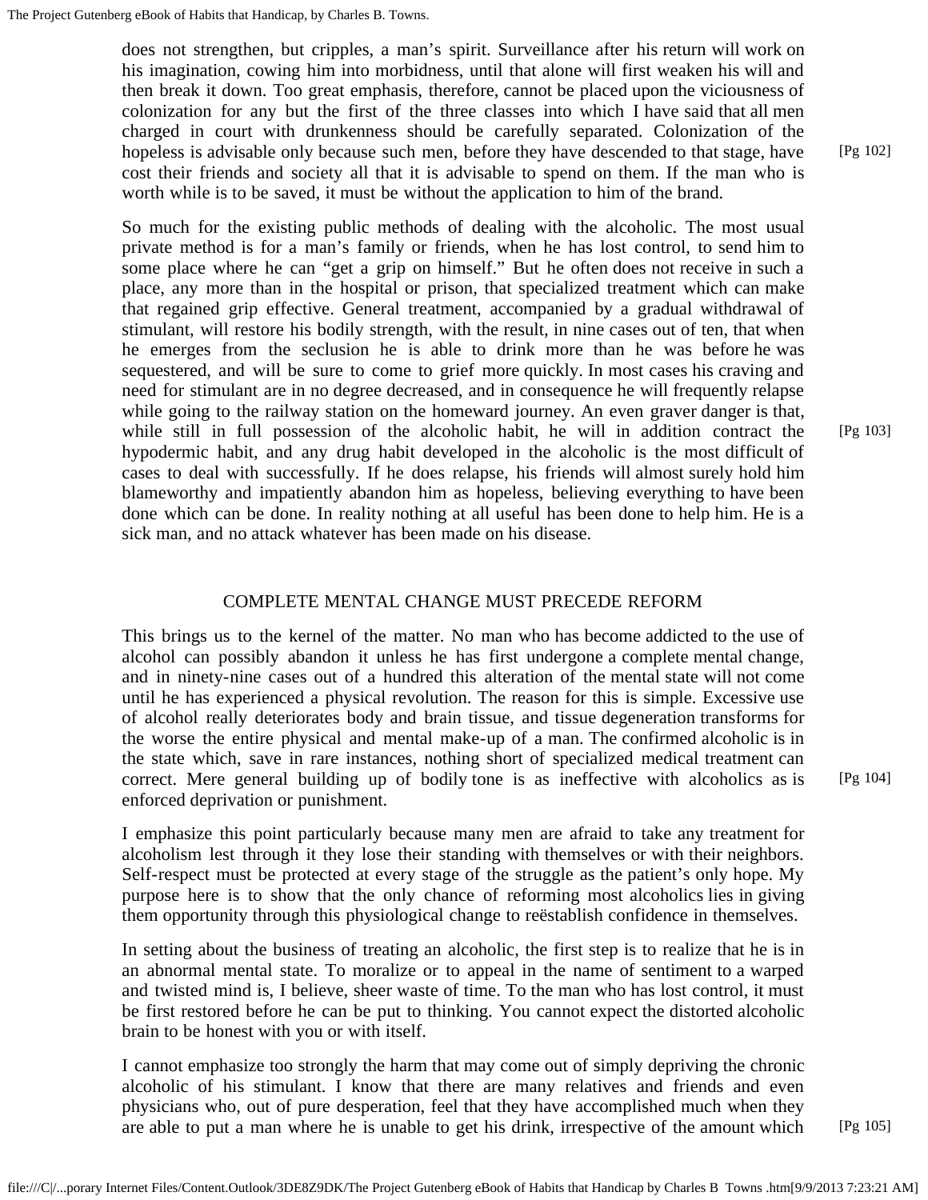does not strengthen, but cripples, a man's spirit. Surveillance after his return will work on his imagination, cowing him into morbidness, until that alone will first weaken his will and then break it down. Too great emphasis, therefore, cannot be placed upon the viciousness of colonization for any but the first of the three classes into which I have said that all men charged in court with drunkenness should be carefully separated. Colonization of the hopeless is advisable only because such men, before they have descended to that stage, have cost their friends and society all that it is advisable to spend on them. If the man who is worth while is to be saved, it must be without the application to him of the brand.

So much for the existing public methods of dealing with the alcoholic. The most usual private method is for a man's family or friends, when he has lost control, to send him to some place where he can "get a grip on himself." But he often does not receive in such a place, any more than in the hospital or prison, that specialized treatment which can make that regained grip effective. General treatment, accompanied by a gradual withdrawal of stimulant, will restore his bodily strength, with the result, in nine cases out of ten, that when he emerges from the seclusion he is able to drink more than he was before he was sequestered, and will be sure to come to grief more quickly. In most cases his craving and need for stimulant are in no degree decreased, and in consequence he will frequently relapse while going to the railway station on the homeward journey. An even graver danger is that, while still in full possession of the alcoholic habit, he will in addition contract the hypodermic habit, and any drug habit developed in the alcoholic is the most difficult of cases to deal with successfully. If he does relapse, his friends will almost surely hold him blameworthy and impatiently abandon him as hopeless, believing everything to have been done which can be done. In reality nothing at all useful has been done to help him. He is a sick man, and no attack whatever has been made on his disease.

## COMPLETE MENTAL CHANGE MUST PRECEDE REFORM

This brings us to the kernel of the matter. No man who has become addicted to the use of alcohol can possibly abandon it unless he has first undergone a complete mental change, and in ninety-nine cases out of a hundred this alteration of the mental state will not come until he has experienced a physical revolution. The reason for this is simple. Excessive use of alcohol really deteriorates body and brain tissue, and tissue degeneration transforms for the worse the entire physical and mental make-up of a man. The confirmed alcoholic is in the state which, save in rare instances, nothing short of specialized medical treatment can correct. Mere general building up of bodily tone is as ineffective with alcoholics as is enforced deprivation or punishment.

I emphasize this point particularly because many men are afraid to take any treatment for alcoholism lest through it they lose their standing with themselves or with their neighbors. Self-respect must be protected at every stage of the struggle as the patient's only hope. My purpose here is to show that the only chance of reforming most alcoholics lies in giving them opportunity through this physiological change to reëstablish confidence in themselves.

In setting about the business of treating an alcoholic, the first step is to realize that he is in an abnormal mental state. To moralize or to appeal in the name of sentiment to a warped and twisted mind is, I believe, sheer waste of time. To the man who has lost control, it must be first restored before he can be put to thinking. You cannot expect the distorted alcoholic brain to be honest with you or with itself.

I cannot emphasize too strongly the harm that may come out of simply depriving the chronic alcoholic of his stimulant. I know that there are many relatives and friends and even physicians who, out of pure desperation, feel that they have accomplished much when they are able to put a man where he is unable to get his drink, irrespective of the amount which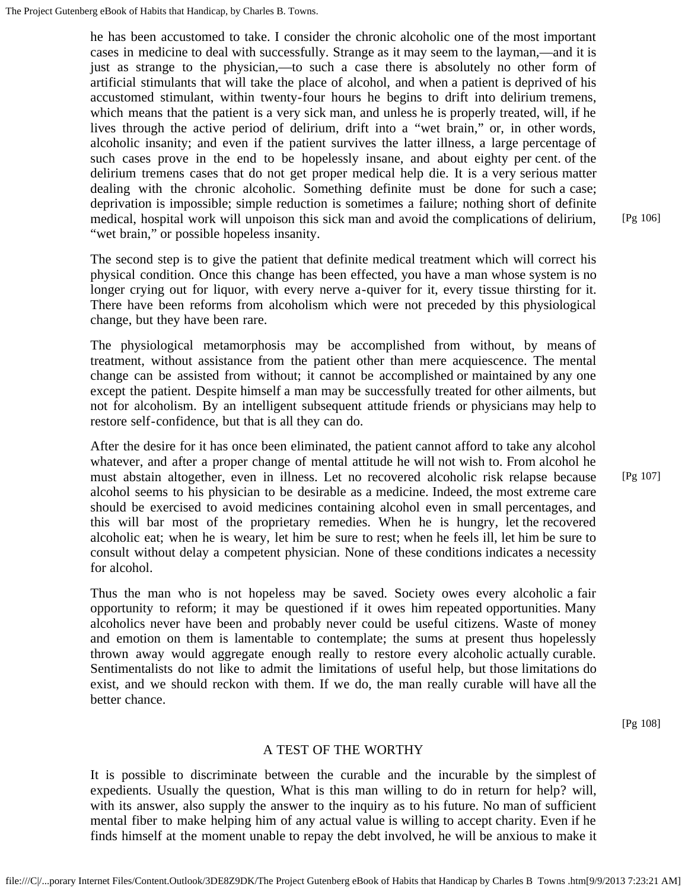he has been accustomed to take. I consider the chronic alcoholic one of the most important cases in medicine to deal with successfully. Strange as it may seem to the layman,—and it is just as strange to the physician,—to such a case there is absolutely no other form of artificial stimulants that will take the place of alcohol, and when a patient is deprived of his accustomed stimulant, within twenty-four hours he begins to drift into delirium tremens, which means that the patient is a very sick man, and unless he is properly treated, will, if he lives through the active period of delirium, drift into a "wet brain," or, in other words, alcoholic insanity; and even if the patient survives the latter illness, a large percentage of such cases prove in the end to be hopelessly insane, and about eighty per cent. of the delirium tremens cases that do not get proper medical help die. It is a very serious matter dealing with the chronic alcoholic. Something definite must be done for such a case; deprivation is impossible; simple reduction is sometimes a failure; nothing short of definite medical, hospital work will unpoison this sick man and avoid the complications of delirium, "wet brain," or possible hopeless insanity.

The second step is to give the patient that definite medical treatment which will correct his physical condition. Once this change has been effected, you have a man whose system is no longer crying out for liquor, with every nerve a-quiver for it, every tissue thirsting for it. There have been reforms from alcoholism which were not preceded by this physiological change, but they have been rare.

The physiological metamorphosis may be accomplished from without, by means of treatment, without assistance from the patient other than mere acquiescence. The mental change can be assisted from without; it cannot be accomplished or maintained by any one except the patient. Despite himself a man may be successfully treated for other ailments, but not for alcoholism. By an intelligent subsequent attitude friends or physicians may help to restore self-confidence, but that is all they can do.

After the desire for it has once been eliminated, the patient cannot afford to take any alcohol whatever, and after a proper change of mental attitude he will not wish to. From alcohol he must abstain altogether, even in illness. Let no recovered alcoholic risk relapse because alcohol seems to his physician to be desirable as a medicine. Indeed, the most extreme care should be exercised to avoid medicines containing alcohol even in small percentages, and this will bar most of the proprietary remedies. When he is hungry, let the recovered alcoholic eat; when he is weary, let him be sure to rest; when he feels ill, let him be sure to consult without delay a competent physician. None of these conditions indicates a necessity for alcohol.

Thus the man who is not hopeless may be saved. Society owes every alcoholic a fair opportunity to reform; it may be questioned if it owes him repeated opportunities. Many alcoholics never have been and probably never could be useful citizens. Waste of money and emotion on them is lamentable to contemplate; the sums at present thus hopelessly thrown away would aggregate enough really to restore every alcoholic actually curable. Sentimentalists do not like to admit the limitations of useful help, but those limitations do exist, and we should reckon with them. If we do, the man really curable will have all the better chance.

## A TEST OF THE WORTHY

It is possible to discriminate between the curable and the incurable by the simplest of expedients. Usually the question, What is this man willing to do in return for help? will, with its answer, also supply the answer to the inquiry as to his future. No man of sufficient mental fiber to make helping him of any actual value is willing to accept charity. Even if he finds himself at the moment unable to repay the debt involved, he will be anxious to make it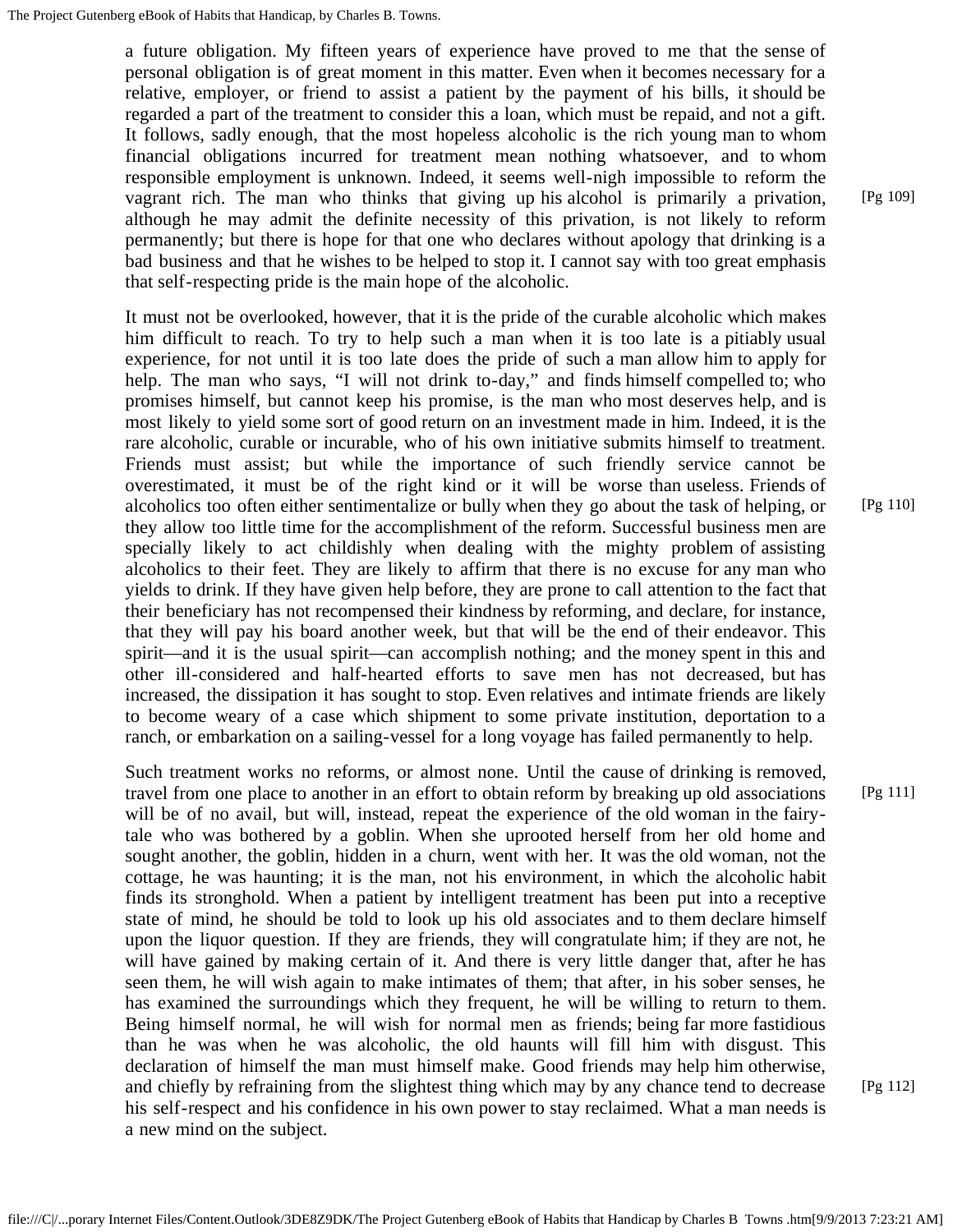a future obligation. My fifteen years of experience have proved to me that the sense of personal obligation is of great moment in this matter. Even when it becomes necessary for a relative, employer, or friend to assist a patient by the payment of his bills, it should be regarded a part of the treatment to consider this a loan, which must be repaid, and not a gift. It follows, sadly enough, that the most hopeless alcoholic is the rich young man to whom financial obligations incurred for treatment mean nothing whatsoever, and to whom responsible employment is unknown. Indeed, it seems well-nigh impossible to reform the vagrant rich. The man who thinks that giving up his alcohol is primarily a privation, although he may admit the definite necessity of this privation, is not likely to reform permanently; but there is hope for that one who declares without apology that drinking is a bad business and that he wishes to be helped to stop it. I cannot say with too great emphasis that self-respecting pride is the main hope of the alcoholic.

It must not be overlooked, however, that it is the pride of the curable alcoholic which makes him difficult to reach. To try to help such a man when it is too late is a pitiably usual experience, for not until it is too late does the pride of such a man allow him to apply for help. The man who says, "I will not drink to-day," and finds himself compelled to; who promises himself, but cannot keep his promise, is the man who most deserves help, and is most likely to yield some sort of good return on an investment made in him. Indeed, it is the rare alcoholic, curable or incurable, who of his own initiative submits himself to treatment. Friends must assist; but while the importance of such friendly service cannot be overestimated, it must be of the right kind or it will be worse than useless. Friends of alcoholics too often either sentimentalize or bully when they go about the task of helping, or they allow too little time for the accomplishment of the reform. Successful business men are specially likely to act childishly when dealing with the mighty problem of assisting alcoholics to their feet. They are likely to affirm that there is no excuse for any man who yields to drink. If they have given help before, they are prone to call attention to the fact that their beneficiary has not recompensed their kindness by reforming, and declare, for instance, that they will pay his board another week, but that will be the end of their endeavor. This spirit—and it is the usual spirit—can accomplish nothing; and the money spent in this and other ill-considered and half-hearted efforts to save men has not decreased, but has increased, the dissipation it has sought to stop. Even relatives and intimate friends are likely to become weary of a case which shipment to some private institution, deportation to a ranch, or embarkation on a sailing-vessel for a long voyage has failed permanently to help.

Such treatment works no reforms, or almost none. Until the cause of drinking is removed, travel from one place to another in an effort to obtain reform by breaking up old associations will be of no avail, but will, instead, repeat the experience of the old woman in the fairy-tale who was bothered by a goblin. When she uprooted herself from her old home and sought another, the goblin, hidden in a churn, went with her. It was the old woman, not the cottage, he was haunting; it is the man, not his environment, in which the alcoholic habit finds its stronghold. When a patient by intelligent treatment has been put into a receptive state of mind, he should be told to look up his old associates and to them declare himself upon the liquor question. If they are friends, they will congratulate him; if they are not, he will have gained by making certain of it. And there is very little danger that, after he has seen them, he will wish again to make intimates of them; that after, in his sober senses, he has examined the surroundings which they frequent, he will be willing to return to them. Being himself normal, he will wish for normal men as friends; being far more fastidious than he was when he was alcoholic, the old haunts will fill him with disgust. This declaration of himself the man must himself make. Good friends may help him otherwise, and chiefly by refraining from the slightest thing which may by any chance tend to decrease his self-respect and his confidence in his own power to stay reclaimed. What a man needs is a new mind on the subject.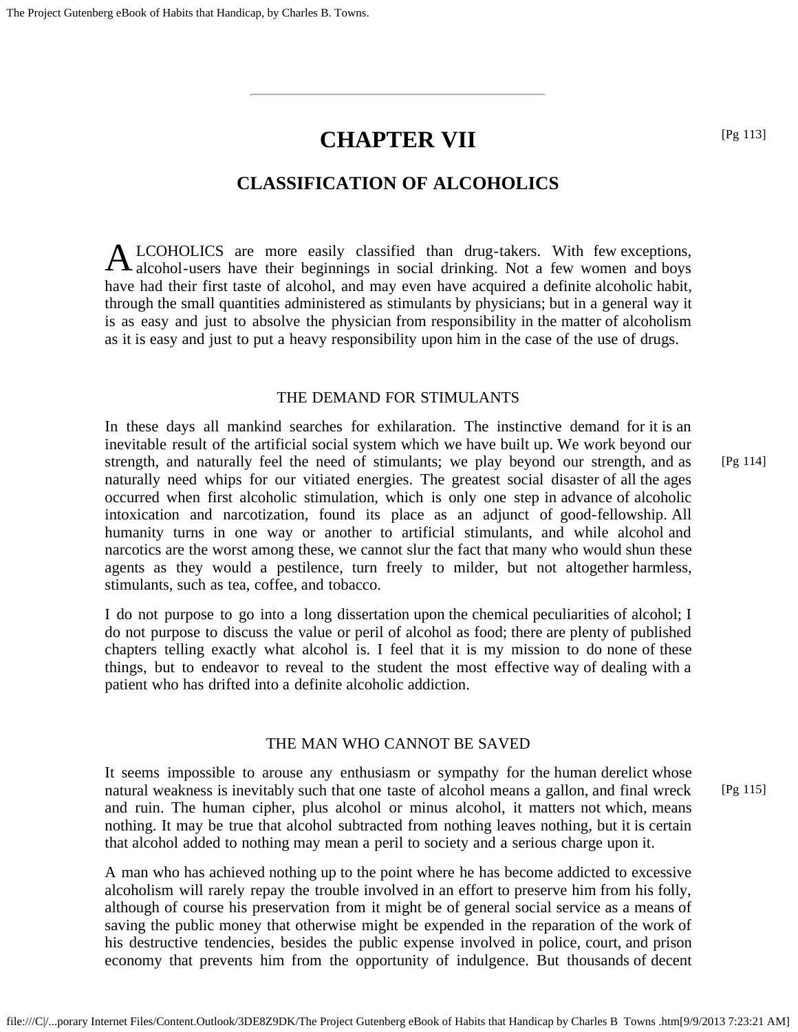# CHAPTER VII

## CLASSIFICATION OF ALCOHOLICS

ALCOHOLICS are more easily classified than drug-takers. With few exceptions, alcohol-users have their beginnings in social drinking. Not a few women and boys have had their first taste of alcohol, and may even have acquired a definite alcoholic habit, through the small quantities administered as stimulants by physicians; but in a general way it is as easy and just to absolve the physician from responsibility in the matter of alcoholism as it is easy and just to put a heavy responsibility upon him in the case of the use of drugs.

### THE DEMAND FOR STIMULANTS

In these days all mankind searches for exhilaration. The instinctive demand for it is an inevitable result of the artificial social system which we have built up. We work beyond our strength, and naturally feel the need of stimulants; we play beyond our strength, and as naturally need whips for our vitiated energies. The greatest social disaster of all the ages occurred when first alcoholic stimulation, which is only one step in advance of alcoholic intoxication and narcotization, found its place as an adjunct of good-fellowship. All humanity turns in one way or another to artificial stimulants, and while alcohol and narcotics are the worst among these, we cannot slur the fact that many who would shun these agents as they would a pestilence, turn freely to milder, but not altogether harmless, stimulants, such as tea, coffee, and tobacco.

I do not purpose to go into a long dissertation upon the chemical peculiarities of alcohol; I do not purpose to discuss the value or peril of alcohol as food; there are plenty of published chapters telling exactly what alcohol is. I feel that it is my mission to do none of these things, but to endeavor to reveal to the student the most effective way of dealing with a patient who has drifted into a definite alcoholic addiction.

### THE MAN WHO CANNOT BE SAVED

It seems impossible to arouse any enthusiasm or sympathy for the human derelict whose natural weakness is inevitably such that one taste of alcohol means a gallon, and final wreck and ruin. The human cipher, plus alcohol or minus alcohol, it matters not which, means nothing. It may be true that alcohol subtracted from nothing leaves nothing, but it is certain that alcohol added to nothing may mean a peril to society and a serious charge upon it.

A man who has achieved nothing up to the point where he has become addicted to excessive alcoholism will rarely repay the trouble involved in an effort to preserve him from his folly, although of course his preservation from it might be of general social service as a means of saving the public money that otherwise might be expended in the reparation of the work of his destructive tendencies, besides the public expense involved in police, court, and prison economy that prevents him from the opportunity of indulgence. But thousands of decent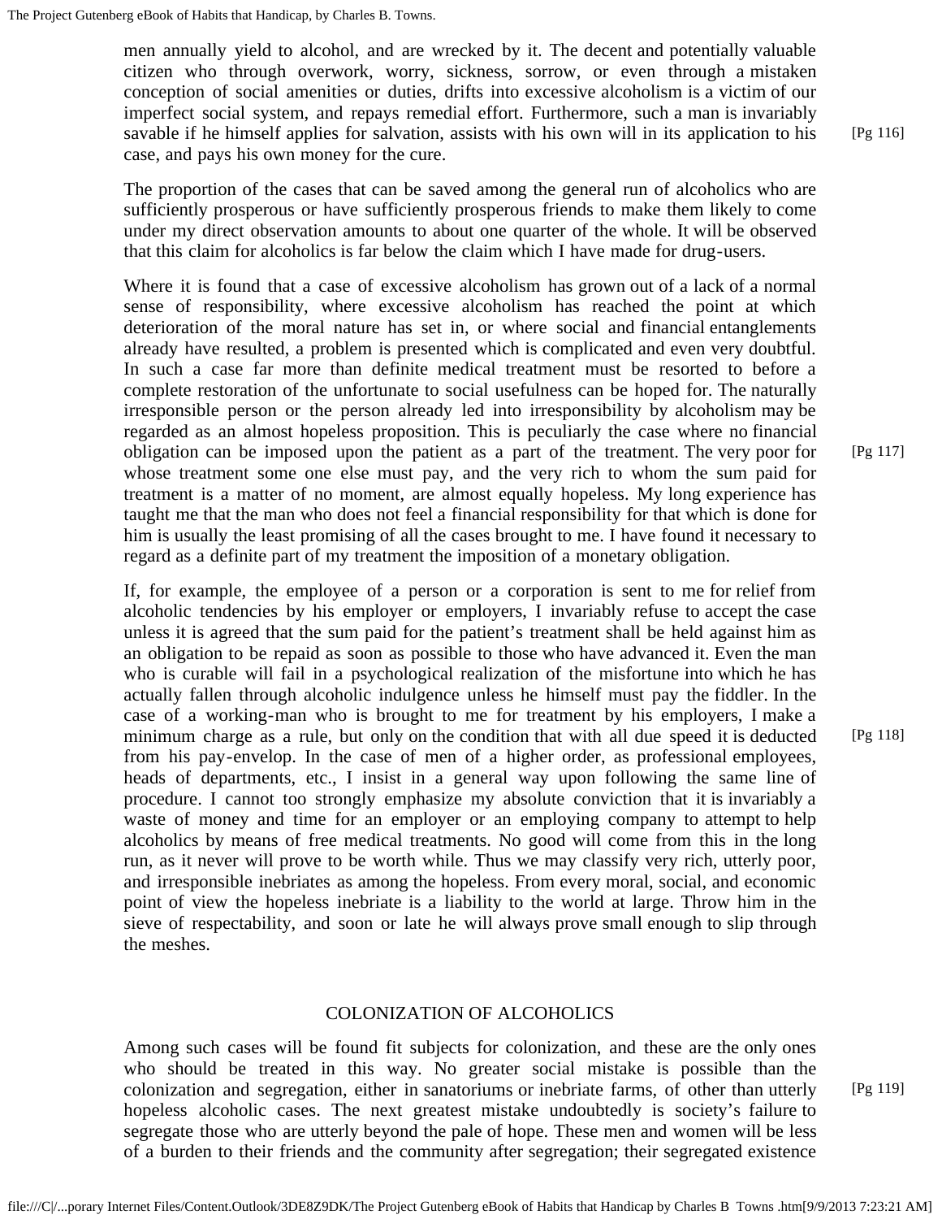men annually yield to alcohol, and are wrecked by it. The decent and potentially valuable citizen who through overwork, worry, sickness, sorrow, or even through a mistaken conception of social amenities or duties, drifts into excessive alcoholism is a victim of our imperfect social system, and repays remedial effort. Furthermore, such a man is invariably savable if he himself applies for salvation, assists with his own will in its application to his case, and pays his own money for the cure.

The proportion of the cases that can be saved among the general run of alcoholics who are sufficiently prosperous or have sufficiently prosperous friends to make them likely to come under my direct observation amounts to about one quarter of the whole. It will be observed that this claim for alcoholics is far below the claim which I have made for drug-users.

Where it is found that a case of excessive alcoholism has grown out of a lack of a normal sense of responsibility, where excessive alcoholism has reached the point at which deterioration of the moral nature has set in, or where social and financial entanglements already have resulted, a problem is presented which is complicated and even very doubtful. In such a case far more than definite medical treatment must be resorted to before a complete restoration of the unfortunate to social usefulness can be hoped for. The naturally irresponsible person or the person already led into irresponsibility by alcoholism may be regarded as an almost hopeless proposition. This is peculiarly the case where no financial obligation can be imposed upon the patient as a part of the treatment. The very poor for whose treatment some one else must pay, and the very rich to whom the sum paid for treatment is a matter of no moment, are almost equally hopeless. My long experience has taught me that the man who does not feel a financial responsibility for that which is done for him is usually the least promising of all the cases brought to me. I have found it necessary to regard as a definite part of my treatment the imposition of a monetary obligation.

If, for example, the employee of a person or a corporation is sent to me for relief from alcoholic tendencies by his employer or employers, I invariably refuse to accept the case unless it is agreed that the sum paid for the patient's treatment shall be held against him as an obligation to be repaid as soon as possible to those who have advanced it. Even the man who is curable will fail in a psychological realization of the misfortune into which he has actually fallen through alcoholic indulgence unless he himself must pay the fiddler. In the case of a working-man who is brought to me for treatment by his employers, I make a minimum charge as a rule, but only on the condition that with all due speed it is deducted from his pay-envelop. In the case of men of a higher order, as professional employees, heads of departments, etc., I insist in a general way upon following the same line of procedure. I cannot too strongly emphasize my absolute conviction that it is invariably a waste of money and time for an employer or an employing company to attempt to help alcoholics by means of free medical treatments. No good will come from this in the long run, as it never will prove to be worth while. Thus we may classify very rich, utterly poor, and irresponsible inebriates as among the hopeless. From every moral, social, and economic point of view the hopeless inebriate is a liability to the world at large. Throw him in the sieve of respectability, and soon or late he will always prove small enough to slip through the meshes.

## COLONIZATION OF ALCOHOLICS

Among such cases will be found fit subjects for colonization, and these are the only ones who should be treated in this way. No greater social mistake is possible than the colonization and segregation, either in sanatoriums or inebriate farms, of other than utterly hopeless alcoholic cases. The next greatest mistake undoubtedly is society's failure to segregate those who are utterly beyond the pale of hope. These men and women will be less of a burden to their friends and the community after segregation; their segregated existence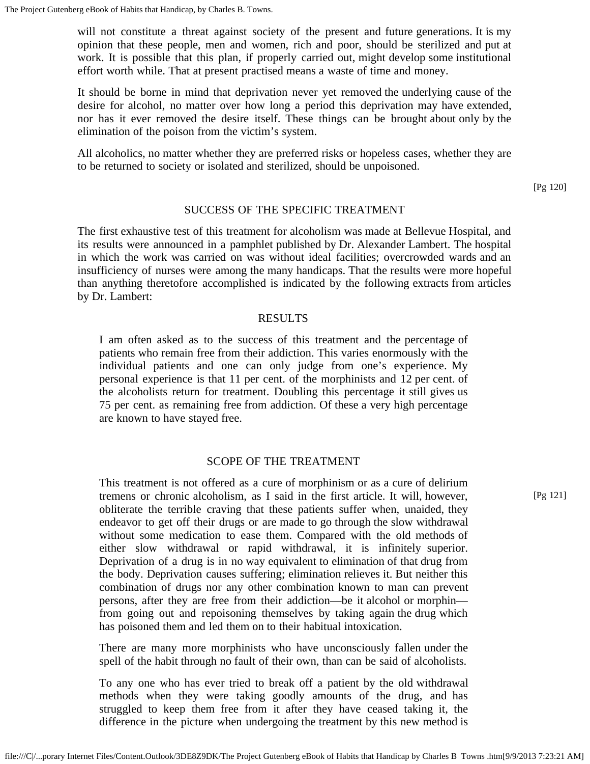will not constitute a threat against society of the present and future generations. It is my opinion that these people, men and women, rich and poor, should be sterilized and put at work. It is possible that this plan, if properly carried out, might develop some institutional effort worth while. That at present practised means a waste of time and money.

It should be borne in mind that deprivation never yet removed the underlying cause of the desire for alcohol, no matter over how long a period this deprivation may have extended, nor has it ever removed the desire itself. These things can be brought about only by the elimination of the poison from the victim's system.

All alcoholics, no matter whether they are preferred risks or hopeless cases, whether they are to be returned to society or isolated and sterilized, should be unpoisoned.

## SUCCESS OF THE SPECIFIC TREATMENT

The first exhaustive test of this treatment for alcoholism was made at Bellevue Hospital, and its results were announced in a pamphlet published by Dr. Alexander Lambert. The hospital in which the work was carried on was without ideal facilities; overcrowded wards and an insufficiency of nurses were among the many handicaps. That the results were more hopeful than anything theretofore accomplished is indicated by the following extracts from articles by Dr. Lambert:

### RESULTS

> I am often asked as to the success of this treatment and the percentage of patients who remain free from their addiction. This varies enormously with the individual patients and one can only judge from one's experience. My personal experience is that 11 per cent. of the morphinists and 12 per cent. of the alcoholists return for treatment. Doubling this percentage it still gives us 75 per cent. as remaining free from addiction. Of these a very high percentage are known to have stayed free.

### SCOPE OF THE TREATMENT

> This treatment is not offered as a cure of morphinism or as a cure of delirium tremens or chronic alcoholism, as I said in the first article. It will, however, obliterate the terrible craving that these patients suffer when, unaided, they endeavor to get off their drugs or are made to go through the slow withdrawal without some medication to ease them. Compared with the old methods of either slow withdrawal or rapid withdrawal, it is infinitely superior. Deprivation of a drug is in no way equivalent to elimination of that drug from the body. Deprivation causes suffering; elimination relieves it. But neither this combination of drugs nor any other combination known to man can prevent persons, after they are free from their addiction—be it alcohol or morphin—from going out and repoisoning themselves by taking again the drug which has poisoned them and led them on to their habitual intoxication.
>
> There are many more morphinists who have unconsciously fallen under the spell of the habit through no fault of their own, than can be said of alcoholists.
>
> To any one who has ever tried to break off a patient by the old withdrawal methods when they were taking goodly amounts of the drug, and has struggled to keep them free from it after they have ceased taking it, the difference in the picture when undergoing the treatment by this new method is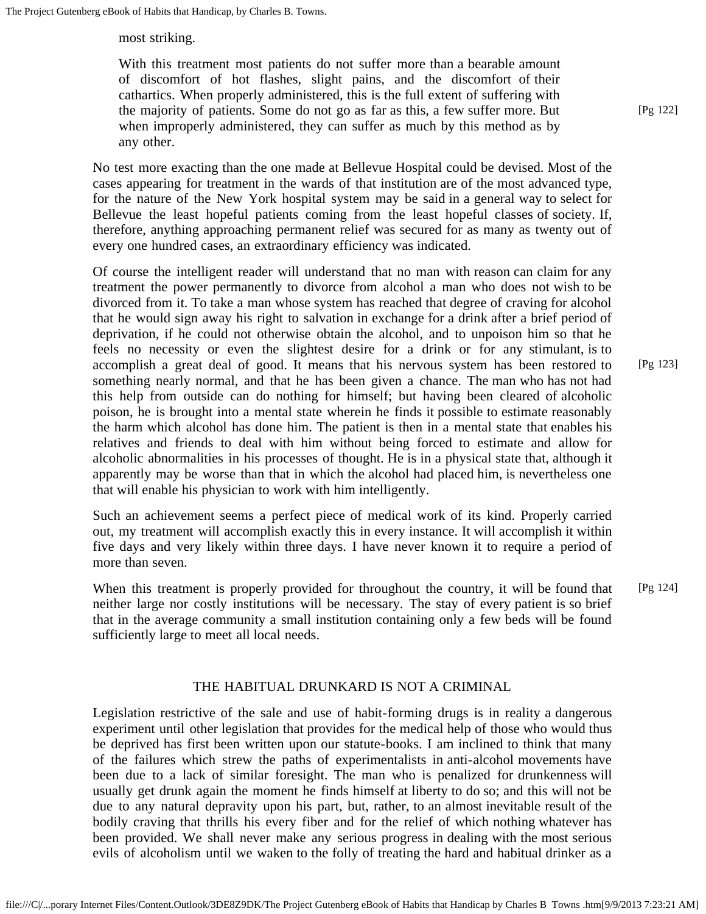most striking.

> With this treatment most patients do not suffer more than a bearable amount of discomfort of hot flashes, slight pains, and the discomfort of their cathartics. When properly administered, this is the full extent of suffering with the majority of patients. Some do not go as far as this, a few suffer more. But when improperly administered, they can suffer as much by this method as by any other.

No test more exacting than the one made at Bellevue Hospital could be devised. Most of the cases appearing for treatment in the wards of that institution are of the most advanced type, for the nature of the New York hospital system may be said in a general way to select for Bellevue the least hopeful patients coming from the least hopeful classes of society. If, therefore, anything approaching permanent relief was secured for as many as twenty out of every one hundred cases, an extraordinary efficiency was indicated.

Of course the intelligent reader will understand that no man with reason can claim for any treatment the power permanently to divorce from alcohol a man who does not wish to be divorced from it. To take a man whose system has reached that degree of craving for alcohol that he would sign away his right to salvation in exchange for a drink after a brief period of deprivation, if he could not otherwise obtain the alcohol, and to unpoison him so that he feels no necessity or even the slightest desire for a drink or for any stimulant, is to accomplish a great deal of good. It means that his nervous system has been restored to something nearly normal, and that he has been given a chance. The man who has not had this help from outside can do nothing for himself; but having been cleared of alcoholic poison, he is brought into a mental state wherein he finds it possible to estimate reasonably the harm which alcohol has done him. The patient is then in a mental state that enables his relatives and friends to deal with him without being forced to estimate and allow for alcoholic abnormalities in his processes of thought. He is in a physical state that, although it apparently may be worse than that in which the alcohol had placed him, is nevertheless one that will enable his physician to work with him intelligently.

Such an achievement seems a perfect piece of medical work of its kind. Properly carried out, my treatment will accomplish exactly this in every instance. It will accomplish it within five days and very likely within three days. I have never known it to require a period of more than seven.

When this treatment is properly provided for throughout the country, it will be found that neither large nor costly institutions will be necessary. The stay of every patient is so brief that in the average community a small institution containing only a few beds will be found sufficiently large to meet all local needs.

## THE HABITUAL DRUNKARD IS NOT A CRIMINAL

Legislation restrictive of the sale and use of habit-forming drugs is in reality a dangerous experiment until other legislation that provides for the medical help of those who would thus be deprived has first been written upon our statute-books. I am inclined to think that many of the failures which strew the paths of experimentalists in anti-alcohol movements have been due to a lack of similar foresight. The man who is penalized for drunkenness will usually get drunk again the moment he finds himself at liberty to do so; and this will not be due to any natural depravity upon his part, but, rather, to an almost inevitable result of the bodily craving that thrills his every fiber and for the relief of which nothing whatever has been provided. We shall never make any serious progress in dealing with the most serious evils of alcoholism until we waken to the folly of treating the hard and habitual drinker as a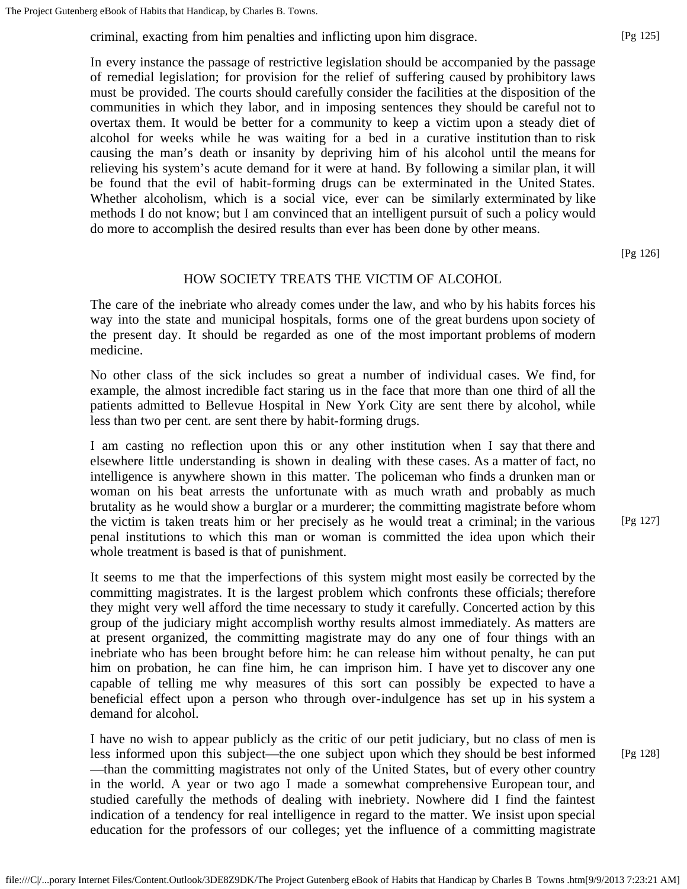criminal, exacting from him penalties and inflicting upon him disgrace.

In every instance the passage of restrictive legislation should be accompanied by the passage of remedial legislation; for provision for the relief of suffering caused by prohibitory laws must be provided. The courts should carefully consider the facilities at the disposition of the communities in which they labor, and in imposing sentences they should be careful not to overtax them. It would be better for a community to keep a victim upon a steady diet of alcohol for weeks while he was waiting for a bed in a curative institution than to risk causing the man's death or insanity by depriving him of his alcohol until the means for relieving his system's acute demand for it were at hand. By following a similar plan, it will be found that the evil of habit-forming drugs can be exterminated in the United States. Whether alcoholism, which is a social vice, ever can be similarly exterminated by like methods I do not know; but I am convinced that an intelligent pursuit of such a policy would do more to accomplish the desired results than ever has been done by other means.

## HOW SOCIETY TREATS THE VICTIM OF ALCOHOL

The care of the inebriate who already comes under the law, and who by his habits forces his way into the state and municipal hospitals, forms one of the great burdens upon society of the present day. It should be regarded as one of the most important problems of modern medicine.

No other class of the sick includes so great a number of individual cases. We find, for example, the almost incredible fact staring us in the face that more than one third of all the patients admitted to Bellevue Hospital in New York City are sent there by alcohol, while less than two per cent. are sent there by habit-forming drugs.

I am casting no reflection upon this or any other institution when I say that there and elsewhere little understanding is shown in dealing with these cases. As a matter of fact, no intelligence is anywhere shown in this matter. The policeman who finds a drunken man or woman on his beat arrests the unfortunate with as much wrath and probably as much brutality as he would show a burglar or a murderer; the committing magistrate before whom the victim is taken treats him or her precisely as he would treat a criminal; in the various penal institutions to which this man or woman is committed the idea upon which their whole treatment is based is that of punishment.

It seems to me that the imperfections of this system might most easily be corrected by the committing magistrates. It is the largest problem which confronts these officials; therefore they might very well afford the time necessary to study it carefully. Concerted action by this group of the judiciary might accomplish worthy results almost immediately. As matters are at present organized, the committing magistrate may do any one of four things with an inebriate who has been brought before him: he can release him without penalty, he can put him on probation, he can fine him, he can imprison him. I have yet to discover any one capable of telling me why measures of this sort can possibly be expected to have a beneficial effect upon a person who through over-indulgence has set up in his system a demand for alcohol.

I have no wish to appear publicly as the critic of our petit judiciary, but no class of men is less informed upon this subject—the one subject upon which they should be best informed—than the committing magistrates not only of the United States, but of every other country in the world. A year or two ago I made a somewhat comprehensive European tour, and studied carefully the methods of dealing with inebriety. Nowhere did I find the faintest indication of a tendency for real intelligence in regard to the matter. We insist upon special education for the professors of our colleges; yet the influence of a committing magistrate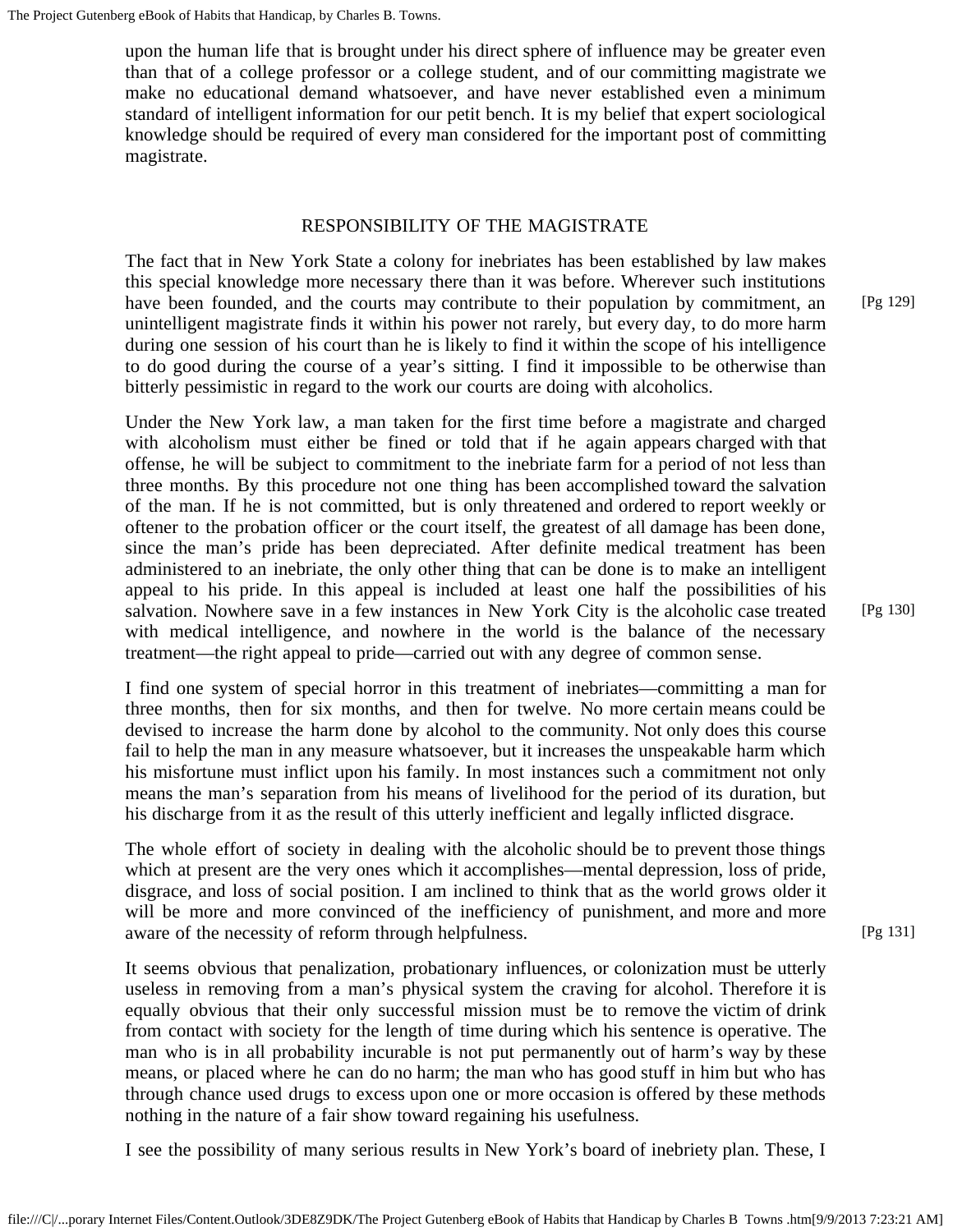upon the human life that is brought under his direct sphere of influence may be greater even than that of a college professor or a college student, and of our committing magistrate we make no educational demand whatsoever, and have never established even a minimum standard of intelligent information for our petit bench. It is my belief that expert sociological knowledge should be required of every man considered for the important post of committing magistrate.

## RESPONSIBILITY OF THE MAGISTRATE

The fact that in New York State a colony for inebriates has been established by law makes this special knowledge more necessary there than it was before. Wherever such institutions have been founded, and the courts may contribute to their population by commitment, an unintelligent magistrate finds it within his power not rarely, but every day, to do more harm during one session of his court than he is likely to find it within the scope of his intelligence to do good during the course of a year's sitting. I find it impossible to be otherwise than bitterly pessimistic in regard to the work our courts are doing with alcoholics.

Under the New York law, a man taken for the first time before a magistrate and charged with alcoholism must either be fined or told that if he again appears charged with that offense, he will be subject to commitment to the inebriate farm for a period of not less than three months. By this procedure not one thing has been accomplished toward the salvation of the man. If he is not committed, but is only threatened and ordered to report weekly or oftener to the probation officer or the court itself, the greatest of all damage has been done, since the man's pride has been depreciated. After definite medical treatment has been administered to an inebriate, the only other thing that can be done is to make an intelligent appeal to his pride. In this appeal is included at least one half the possibilities of his salvation. Nowhere save in a few instances in New York City is the alcoholic case treated with medical intelligence, and nowhere in the world is the balance of the necessary treatment—the right appeal to pride—carried out with any degree of common sense.

I find one system of special horror in this treatment of inebriates—committing a man for three months, then for six months, and then for twelve. No more certain means could be devised to increase the harm done by alcohol to the community. Not only does this course fail to help the man in any measure whatsoever, but it increases the unspeakable harm which his misfortune must inflict upon his family. In most instances such a commitment not only means the man's separation from his means of livelihood for the period of its duration, but his discharge from it as the result of this utterly inefficient and legally inflicted disgrace.

The whole effort of society in dealing with the alcoholic should be to prevent those things which at present are the very ones which it accomplishes—mental depression, loss of pride, disgrace, and loss of social position. I am inclined to think that as the world grows older it will be more and more convinced of the inefficiency of punishment, and more and more aware of the necessity of reform through helpfulness.

It seems obvious that penalization, probationary influences, or colonization must be utterly useless in removing from a man's physical system the craving for alcohol. Therefore it is equally obvious that their only successful mission must be to remove the victim of drink from contact with society for the length of time during which his sentence is operative. The man who is in all probability incurable is not put permanently out of harm's way by these means, or placed where he can do no harm; the man who has good stuff in him but who has through chance used drugs to excess upon one or more occasion is offered by these methods nothing in the nature of a fair show toward regaining his usefulness.

I see the possibility of many serious results in New York's board of inebriety plan. These, I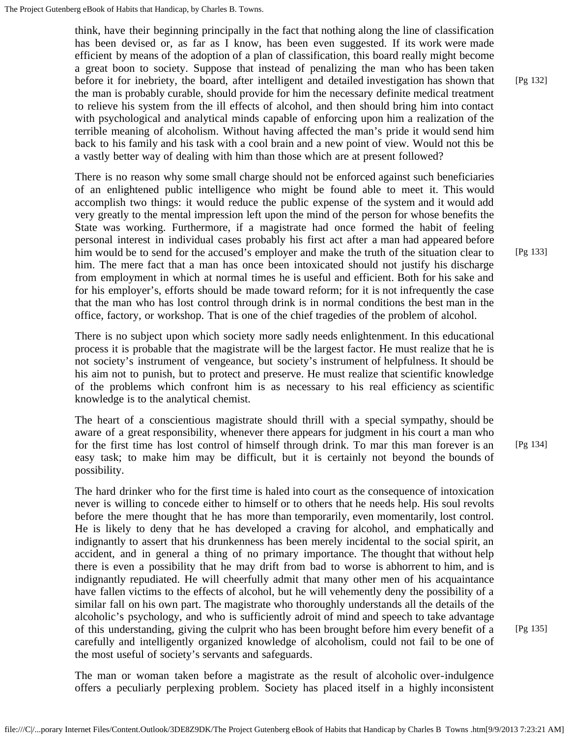think, have their beginning principally in the fact that nothing along the line of classification has been devised or, as far as I know, has been even suggested. If its work were made efficient by means of the adoption of a plan of classification, this board really might become a great boon to society. Suppose that instead of penalizing the man who has been taken before it for inebriety, the board, after intelligent and detailed investigation has shown that the man is probably curable, should provide for him the necessary definite medical treatment to relieve his system from the ill effects of alcohol, and then should bring him into contact with psychological and analytical minds capable of enforcing upon him a realization of the terrible meaning of alcoholism. Without having affected the man's pride it would send him back to his family and his task with a cool brain and a new point of view. Would not this be a vastly better way of dealing with him than those which are at present followed?

There is no reason why some small charge should not be enforced against such beneficiaries of an enlightened public intelligence who might be found able to meet it. This would accomplish two things: it would reduce the public expense of the system and it would add very greatly to the mental impression left upon the mind of the person for whose benefits the State was working. Furthermore, if a magistrate had once formed the habit of feeling personal interest in individual cases probably his first act after a man had appeared before him would be to send for the accused's employer and make the truth of the situation clear to him. The mere fact that a man has once been intoxicated should not justify his discharge from employment in which at normal times he is useful and efficient. Both for his sake and for his employer's, efforts should be made toward reform; for it is not infrequently the case that the man who has lost control through drink is in normal conditions the best man in the office, factory, or workshop. That is one of the chief tragedies of the problem of alcohol.

There is no subject upon which society more sadly needs enlightenment. In this educational process it is probable that the magistrate will be the largest factor. He must realize that he is not society's instrument of vengeance, but society's instrument of helpfulness. It should be his aim not to punish, but to protect and preserve. He must realize that scientific knowledge of the problems which confront him is as necessary to his real efficiency as scientific knowledge is to the analytical chemist.

The heart of a conscientious magistrate should thrill with a special sympathy, should be aware of a great responsibility, whenever there appears for judgment in his court a man who for the first time has lost control of himself through drink. To mar this man forever is an easy task; to make him may be difficult, but it is certainly not beyond the bounds of possibility.

The hard drinker who for the first time is haled into court as the consequence of intoxication never is willing to concede either to himself or to others that he needs help. His soul revolts before the mere thought that he has more than temporarily, even momentarily, lost control. He is likely to deny that he has developed a craving for alcohol, and emphatically and indignantly to assert that his drunkenness has been merely incidental to the social spirit, an accident, and in general a thing of no primary importance. The thought that without help there is even a possibility that he may drift from bad to worse is abhorrent to him, and is indignantly repudiated. He will cheerfully admit that many other men of his acquaintance have fallen victims to the effects of alcohol, but he will vehemently deny the possibility of a similar fall on his own part. The magistrate who thoroughly understands all the details of the alcoholic's psychology, and who is sufficiently adroit of mind and speech to take advantage of this understanding, giving the culprit who has been brought before him every benefit of a carefully and intelligently organized knowledge of alcoholism, could not fail to be one of the most useful of society's servants and safeguards.

The man or woman taken before a magistrate as the result of alcoholic over-indulgence offers a peculiarly perplexing problem. Society has placed itself in a highly inconsistent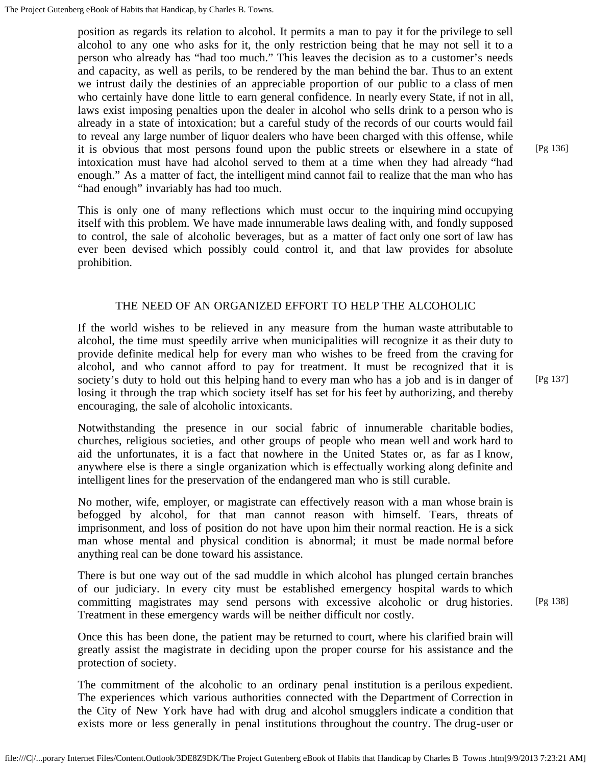position as regards its relation to alcohol. It permits a man to pay it for the privilege to sell alcohol to any one who asks for it, the only restriction being that he may not sell it to a person who already has "had too much." This leaves the decision as to a customer's needs and capacity, as well as perils, to be rendered by the man behind the bar. Thus to an extent we intrust daily the destinies of an appreciable proportion of our public to a class of men who certainly have done little to earn general confidence. In nearly every State, if not in all, laws exist imposing penalties upon the dealer in alcohol who sells drink to a person who is already in a state of intoxication; but a careful study of the records of our courts would fail to reveal any large number of liquor dealers who have been charged with this offense, while it is obvious that most persons found upon the public streets or elsewhere in a state of intoxication must have had alcohol served to them at a time when they had already "had enough." As a matter of fact, the intelligent mind cannot fail to realize that the man who has "had enough" invariably has had too much.

This is only one of many reflections which must occur to the inquiring mind occupying itself with this problem. We have made innumerable laws dealing with, and fondly supposed to control, the sale of alcoholic beverages, but as a matter of fact only one sort of law has ever been devised which possibly could control it, and that law provides for absolute prohibition.

## THE NEED OF AN ORGANIZED EFFORT TO HELP THE ALCOHOLIC

If the world wishes to be relieved in any measure from the human waste attributable to alcohol, the time must speedily arrive when municipalities will recognize it as their duty to provide definite medical help for every man who wishes to be freed from the craving for alcohol, and who cannot afford to pay for treatment. It must be recognized that it is society's duty to hold out this helping hand to every man who has a job and is in danger of losing it through the trap which society itself has set for his feet by authorizing, and thereby encouraging, the sale of alcoholic intoxicants.

Notwithstanding the presence in our social fabric of innumerable charitable bodies, churches, religious societies, and other groups of people who mean well and work hard to aid the unfortunates, it is a fact that nowhere in the United States or, as far as I know, anywhere else is there a single organization which is effectually working along definite and intelligent lines for the preservation of the endangered man who is still curable.

No mother, wife, employer, or magistrate can effectively reason with a man whose brain is befogged by alcohol, for that man cannot reason with himself. Tears, threats of imprisonment, and loss of position do not have upon him their normal reaction. He is a sick man whose mental and physical condition is abnormal; it must be made normal before anything real can be done toward his assistance.

There is but one way out of the sad muddle in which alcohol has plunged certain branches of our judiciary. In every city must be established emergency hospital wards to which committing magistrates may send persons with excessive alcoholic or drug histories. Treatment in these emergency wards will be neither difficult nor costly.

Once this has been done, the patient may be returned to court, where his clarified brain will greatly assist the magistrate in deciding upon the proper course for his assistance and the protection of society.

The commitment of the alcoholic to an ordinary penal institution is a perilous expedient. The experiences which various authorities connected with the Department of Correction in the City of New York have had with drug and alcohol smugglers indicate a condition that exists more or less generally in penal institutions throughout the country. The drug-user or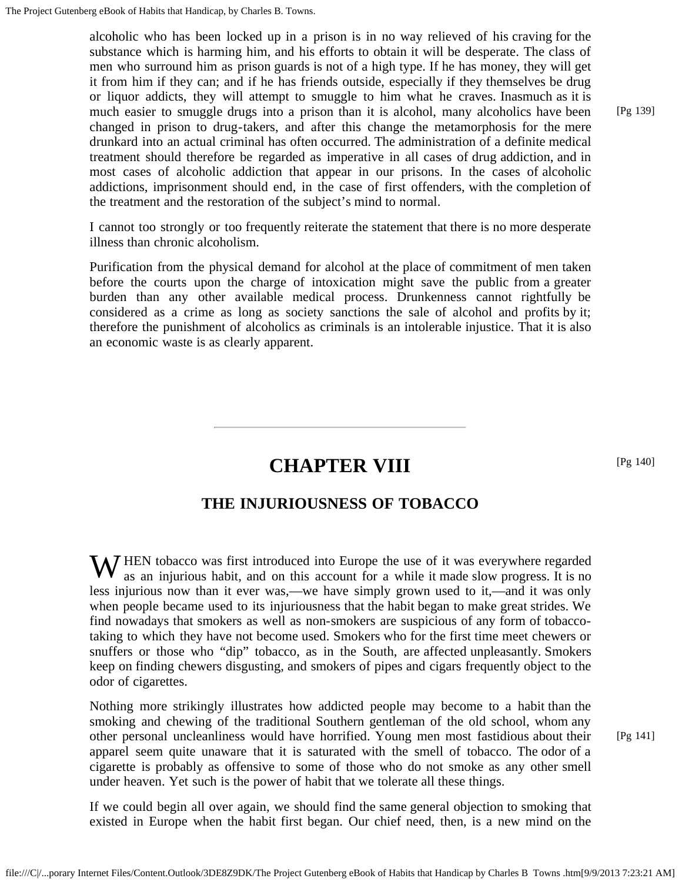alcoholic who has been locked up in a prison is in no way relieved of his craving for the substance which is harming him, and his efforts to obtain it will be desperate. The class of men who surround him as prison guards is not of a high type. If he has money, they will get it from him if they can; and if he has friends outside, especially if they themselves be drug or liquor addicts, they will attempt to smuggle to him what he craves. Inasmuch as it is much easier to smuggle drugs into a prison than it is alcohol, many alcoholics have been changed in prison to drug-takers, and after this change the metamorphosis for the mere drunkard into an actual criminal has often occurred. The administration of a definite medical treatment should therefore be regarded as imperative in all cases of drug addiction, and in most cases of alcoholic addiction that appear in our prisons. In the cases of alcoholic addictions, imprisonment should end, in the case of first offenders, with the completion of the treatment and the restoration of the subject's mind to normal.

I cannot too strongly or too frequently reiterate the statement that there is no more desperate illness than chronic alcoholism.

Purification from the physical demand for alcohol at the place of commitment of men taken before the courts upon the charge of intoxication might save the public from a greater burden than any other available medical process. Drunkenness cannot rightfully be considered as a crime as long as society sanctions the sale of alcohol and profits by it; therefore the punishment of alcoholics as criminals is an intolerable injustice. That it is also an economic waste is as clearly apparent.

---

# CHAPTER VIII

## THE INJURIOUSNESS OF TOBACCO

WHEN tobacco was first introduced into Europe the use of it was everywhere regarded as an injurious habit, and on this account for a while it made slow progress. It is no less injurious now than it ever was,—we have simply grown used to it,—and it was only when people became used to its injuriousness that the habit began to make great strides. We find nowadays that smokers as well as non-smokers are suspicious of any form of tobacco-taking to which they have not become used. Smokers who for the first time meet chewers or snuffers or those who "dip" tobacco, as in the South, are affected unpleasantly. Smokers keep on finding chewers disgusting, and smokers of pipes and cigars frequently object to the odor of cigarettes.

Nothing more strikingly illustrates how addicted people may become to a habit than the smoking and chewing of the traditional Southern gentleman of the old school, whom any other personal uncleanliness would have horrified. Young men most fastidious about their apparel seem quite unaware that it is saturated with the smell of tobacco. The odor of a cigarette is probably as offensive to some of those who do not smoke as any other smell under heaven. Yet such is the power of habit that we tolerate all these things.

If we could begin all over again, we should find the same general objection to smoking that existed in Europe when the habit first began. Our chief need, then, is a new mind on the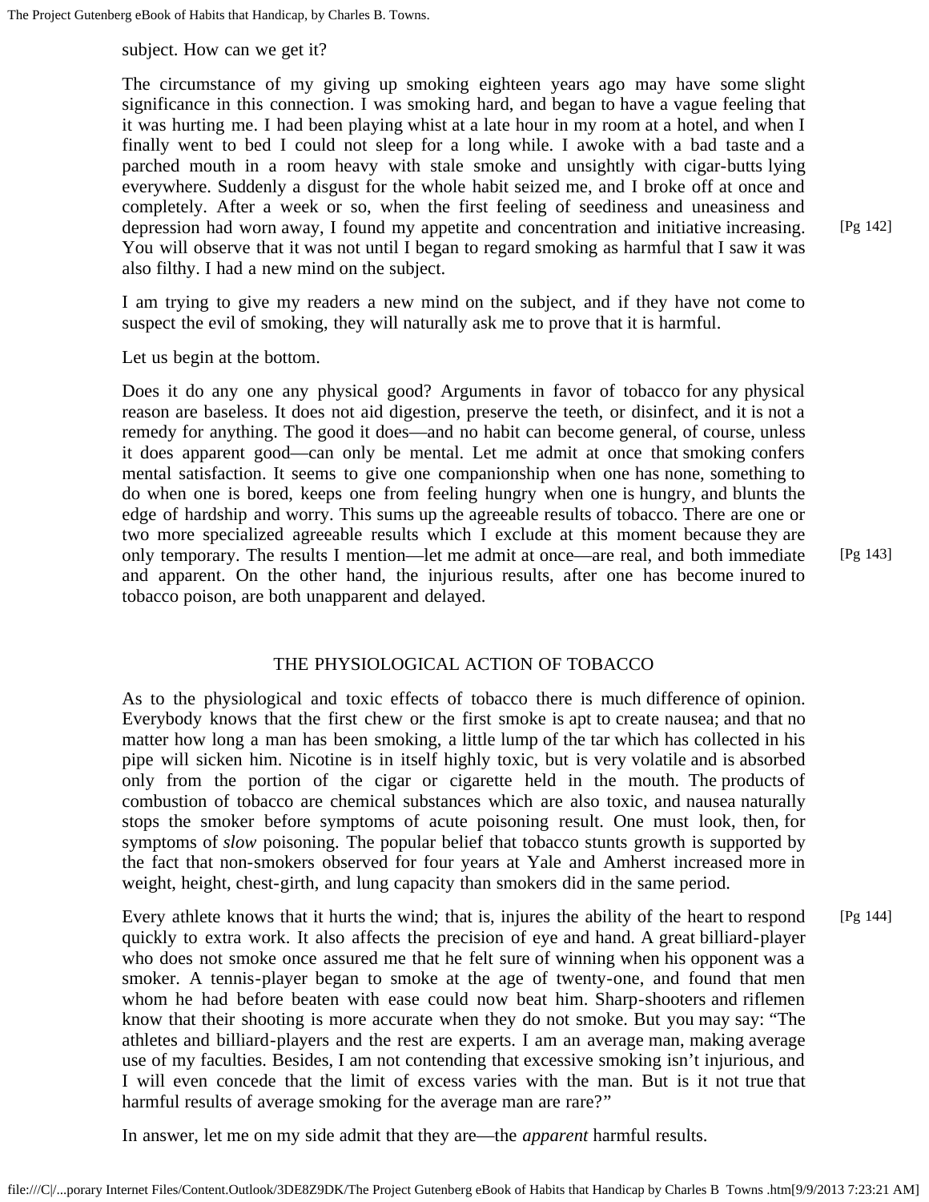subject. How can we get it?

The circumstance of my giving up smoking eighteen years ago may have some slight significance in this connection. I was smoking hard, and began to have a vague feeling that it was hurting me. I had been playing whist at a late hour in my room at a hotel, and when I finally went to bed I could not sleep for a long while. I awoke with a bad taste and a parched mouth in a room heavy with stale smoke and unsightly with cigar-butts lying everywhere. Suddenly a disgust for the whole habit seized me, and I broke off at once and completely. After a week or so, when the first feeling of seediness and uneasiness and depression had worn away, I found my appetite and concentration and initiative increasing. You will observe that it was not until I began to regard smoking as harmful that I saw it was also filthy. I had a new mind on the subject.

I am trying to give my readers a new mind on the subject, and if they have not come to suspect the evil of smoking, they will naturally ask me to prove that it is harmful.

Let us begin at the bottom.

Does it do any one any physical good? Arguments in favor of tobacco for any physical reason are baseless. It does not aid digestion, preserve the teeth, or disinfect, and it is not a remedy for anything. The good it does—and no habit can become general, of course, unless it does apparent good—can only be mental. Let me admit at once that smoking confers mental satisfaction. It seems to give one companionship when one has none, something to do when one is bored, keeps one from feeling hungry when one is hungry, and blunts the edge of hardship and worry. This sums up the agreeable results of tobacco. There are one or two more specialized agreeable results which I exclude at this moment because they are only temporary. The results I mention—let me admit at once—are real, and both immediate and apparent. On the other hand, the injurious results, after one has become inured to tobacco poison, are both unapparent and delayed.

## THE PHYSIOLOGICAL ACTION OF TOBACCO

As to the physiological and toxic effects of tobacco there is much difference of opinion. Everybody knows that the first chew or the first smoke is apt to create nausea; and that no matter how long a man has been smoking, a little lump of the tar which has collected in his pipe will sicken him. Nicotine is in itself highly toxic, but is very volatile and is absorbed only from the portion of the cigar or cigarette held in the mouth. The products of combustion of tobacco are chemical substances which are also toxic, and nausea naturally stops the smoker before symptoms of acute poisoning result. One must look, then, for symptoms of *slow* poisoning. The popular belief that tobacco stunts growth is supported by the fact that non-smokers observed for four years at Yale and Amherst increased more in weight, height, chest-girth, and lung capacity than smokers did in the same period.

Every athlete knows that it hurts the wind; that is, injures the ability of the heart to respond quickly to extra work. It also affects the precision of eye and hand. A great billiard-player who does not smoke once assured me that he felt sure of winning when his opponent was a smoker. A tennis-player began to smoke at the age of twenty-one, and found that men whom he had before beaten with ease could now beat him. Sharp-shooters and riflemen know that their shooting is more accurate when they do not smoke. But you may say: "The athletes and billiard-players and the rest are experts. I am an average man, making average use of my faculties. Besides, I am not contending that excessive smoking isn't injurious, and I will even concede that the limit of excess varies with the man. But is it not true that harmful results of average smoking for the average man are rare?"

In answer, let me on my side admit that they are—the *apparent* harmful results.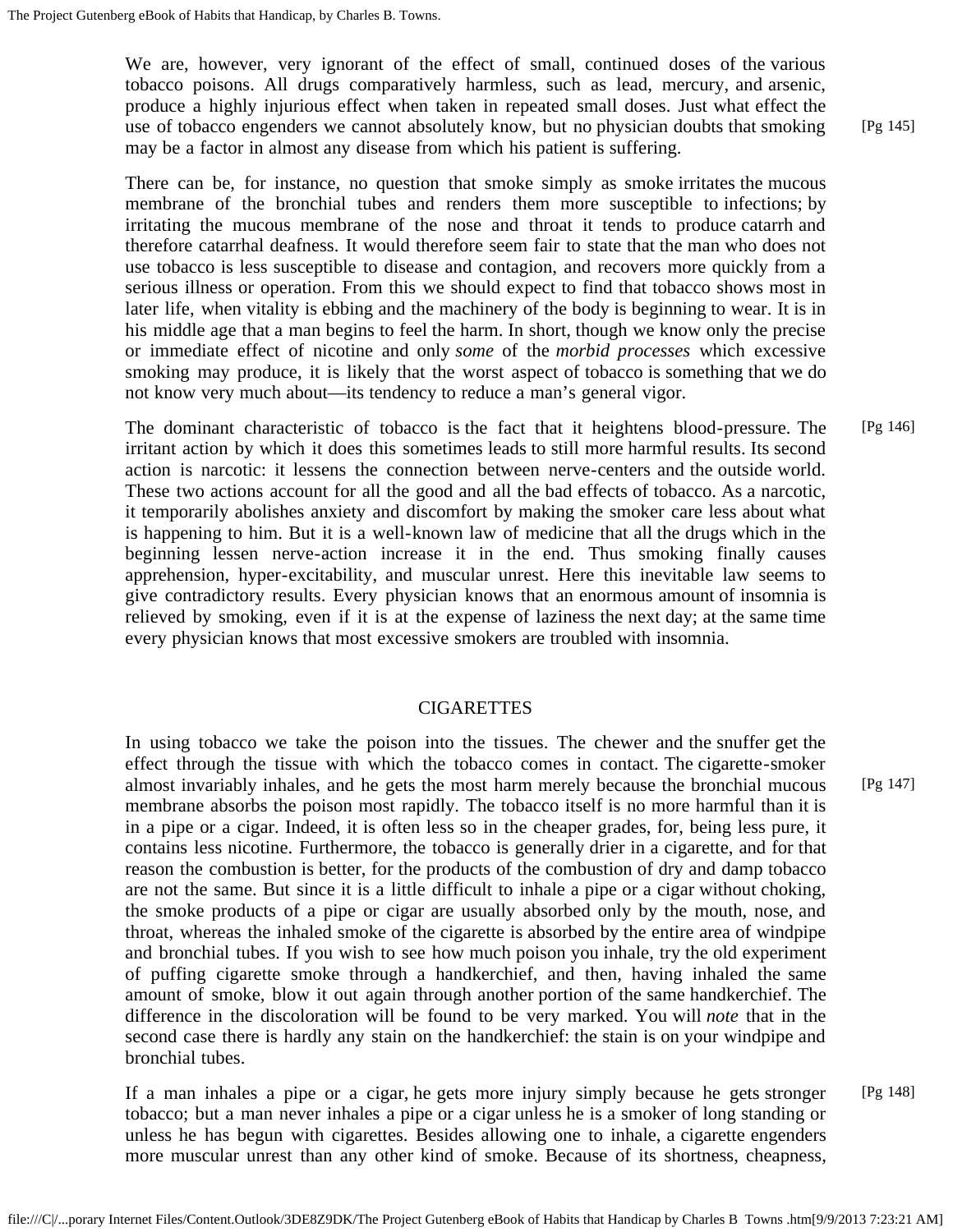We are, however, very ignorant of the effect of small, continued doses of the various tobacco poisons. All drugs comparatively harmless, such as lead, mercury, and arsenic, produce a highly injurious effect when taken in repeated small doses. Just what effect the use of tobacco engenders we cannot absolutely know, but no physician doubts that smoking may be a factor in almost any disease from which his patient is suffering.

There can be, for instance, no question that smoke simply as smoke irritates the mucous membrane of the bronchial tubes and renders them more susceptible to infections; by irritating the mucous membrane of the nose and throat it tends to produce catarrh and therefore catarrhal deafness. It would therefore seem fair to state that the man who does not use tobacco is less susceptible to disease and contagion, and recovers more quickly from a serious illness or operation. From this we should expect to find that tobacco shows most in later life, when vitality is ebbing and the machinery of the body is beginning to wear. It is in his middle age that a man begins to feel the harm. In short, though we know only the precise or immediate effect of nicotine and only *some* of the *morbid processes* which excessive smoking may produce, it is likely that the worst aspect of tobacco is something that we do not know very much about—its tendency to reduce a man's general vigor.

The dominant characteristic of tobacco is the fact that it heightens blood-pressure. The irritant action by which it does this sometimes leads to still more harmful results. Its second action is narcotic: it lessens the connection between nerve-centers and the outside world. These two actions account for all the good and all the bad effects of tobacco. As a narcotic, it temporarily abolishes anxiety and discomfort by making the smoker care less about what is happening to him. But it is a well-known law of medicine that all the drugs which in the beginning lessen nerve-action increase it in the end. Thus smoking finally causes apprehension, hyper-excitability, and muscular unrest. Here this inevitable law seems to give contradictory results. Every physician knows that an enormous amount of insomnia is relieved by smoking, even if it is at the expense of laziness the next day; at the same time every physician knows that most excessive smokers are troubled with insomnia.

## CIGARETTES

In using tobacco we take the poison into the tissues. The chewer and the snuffer get the effect through the tissue with which the tobacco comes in contact. The cigarette-smoker almost invariably inhales, and he gets the most harm merely because the bronchial mucous membrane absorbs the poison most rapidly. The tobacco itself is no more harmful than it is in a pipe or a cigar. Indeed, it is often less so in the cheaper grades, for, being less pure, it contains less nicotine. Furthermore, the tobacco is generally drier in a cigarette, and for that reason the combustion is better, for the products of the combustion of dry and damp tobacco are not the same. But since it is a little difficult to inhale a pipe or a cigar without choking, the smoke products of a pipe or cigar are usually absorbed only by the mouth, nose, and throat, whereas the inhaled smoke of the cigarette is absorbed by the entire area of windpipe and bronchial tubes. If you wish to see how much poison you inhale, try the old experiment of puffing cigarette smoke through a handkerchief, and then, having inhaled the same amount of smoke, blow it out again through another portion of the same handkerchief. The difference in the discoloration will be found to be very marked. You will *note* that in the second case there is hardly any stain on the handkerchief: the stain is on your windpipe and bronchial tubes.

If a man inhales a pipe or a cigar, he gets more injury simply because he gets stronger tobacco; but a man never inhales a pipe or a cigar unless he is a smoker of long standing or unless he has begun with cigarettes. Besides allowing one to inhale, a cigarette engenders more muscular unrest than any other kind of smoke. Because of its shortness, cheapness,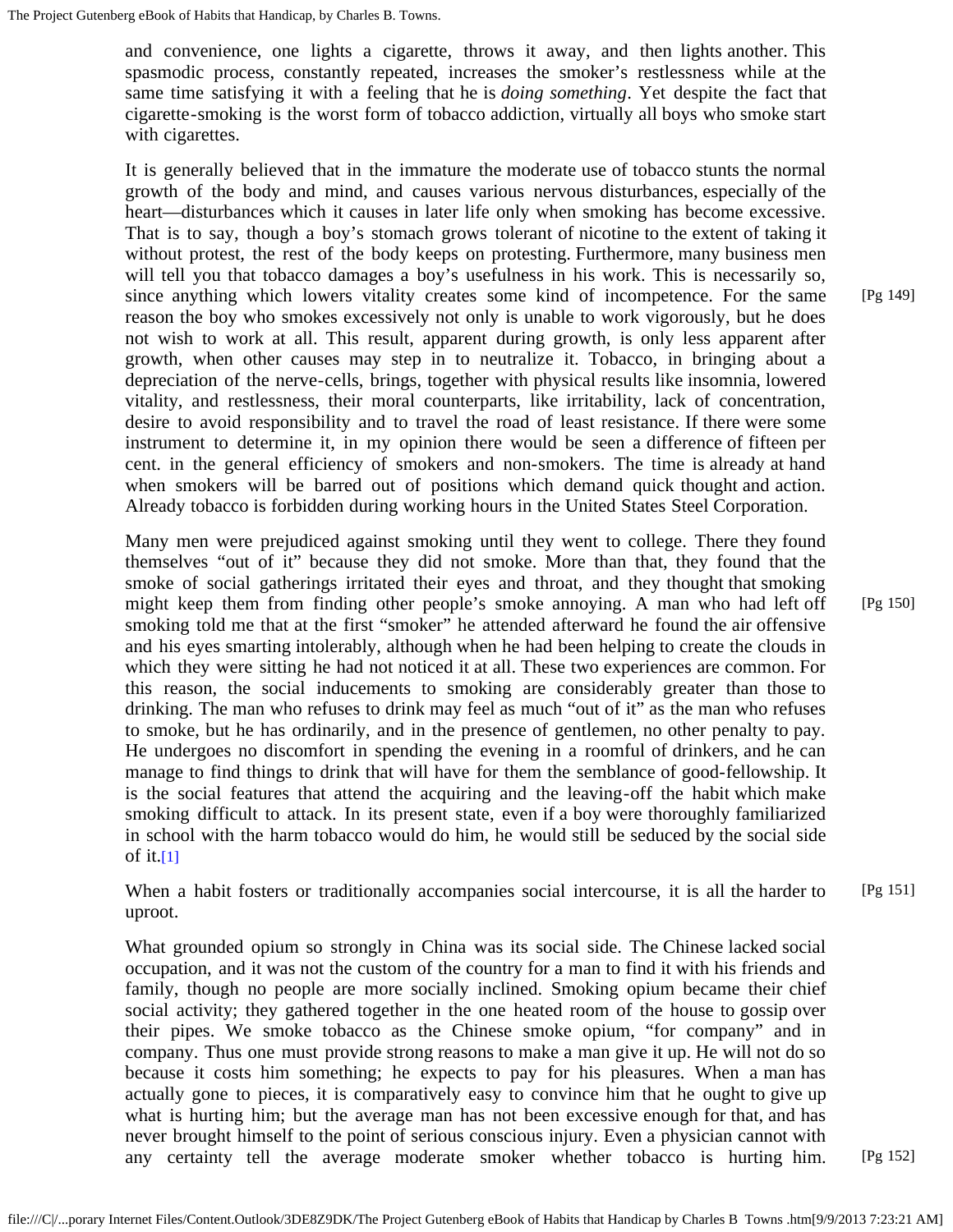and convenience, one lights a cigarette, throws it away, and then lights another. This spasmodic process, constantly repeated, increases the smoker's restlessness while at the same time satisfying it with a feeling that he is *doing something*. Yet despite the fact that cigarette-smoking is the worst form of tobacco addiction, virtually all boys who smoke start with cigarettes.

It is generally believed that in the immature the moderate use of tobacco stunts the normal growth of the body and mind, and causes various nervous disturbances, especially of the heart—disturbances which it causes in later life only when smoking has become excessive. That is to say, though a boy's stomach grows tolerant of nicotine to the extent of taking it without protest, the rest of the body keeps on protesting. Furthermore, many business men will tell you that tobacco damages a boy's usefulness in his work. This is necessarily so, since anything which lowers vitality creates some kind of incompetence. For the same reason the boy who smokes excessively not only is unable to work vigorously, but he does not wish to work at all. This result, apparent during growth, is only less apparent after growth, when other causes may step in to neutralize it. Tobacco, in bringing about a depreciation of the nerve-cells, brings, together with physical results like insomnia, lowered vitality, and restlessness, their moral counterparts, like irritability, lack of concentration, desire to avoid responsibility and to travel the road of least resistance. If there were some instrument to determine it, in my opinion there would be seen a difference of fifteen per cent. in the general efficiency of smokers and non-smokers. The time is already at hand when smokers will be barred out of positions which demand quick thought and action. Already tobacco is forbidden during working hours in the United States Steel Corporation.

Many men were prejudiced against smoking until they went to college. There they found themselves "out of it" because they did not smoke. More than that, they found that the smoke of social gatherings irritated their eyes and throat, and they thought that smoking might keep them from finding other people's smoke annoying. A man who had left off smoking told me that at the first "smoker" he attended afterward he found the air offensive and his eyes smarting intolerably, although when he had been helping to create the clouds in which they were sitting he had not noticed it at all. These two experiences are common. For this reason, the social inducements to smoking are considerably greater than those to drinking. The man who refuses to drink may feel as much "out of it" as the man who refuses to smoke, but he has ordinarily, and in the presence of gentlemen, no other penalty to pay. He undergoes no discomfort in spending the evening in a roomful of drinkers, and he can manage to find things to drink that will have for them the semblance of good-fellowship. It is the social features that attend the acquiring and the leaving-off the habit which make smoking difficult to attack. In its present state, even if a boy were thoroughly familiarized in school with the harm tobacco would do him, he would still be seduced by the social side of it.[1]

When a habit fosters or traditionally accompanies social intercourse, it is all the harder to uproot.

What grounded opium so strongly in China was its social side. The Chinese lacked social occupation, and it was not the custom of the country for a man to find it with his friends and family, though no people are more socially inclined. Smoking opium became their chief social activity; they gathered together in the one heated room of the house to gossip over their pipes. We smoke tobacco as the Chinese smoke opium, "for company" and in company. Thus one must provide strong reasons to make a man give it up. He will not do so because it costs him something; he expects to pay for his pleasures. When a man has actually gone to pieces, it is comparatively easy to convince him that he ought to give up what is hurting him; but the average man has not been excessive enough for that, and has never brought himself to the point of serious conscious injury. Even a physician cannot with any certainty tell the average moderate smoker whether tobacco is hurting him.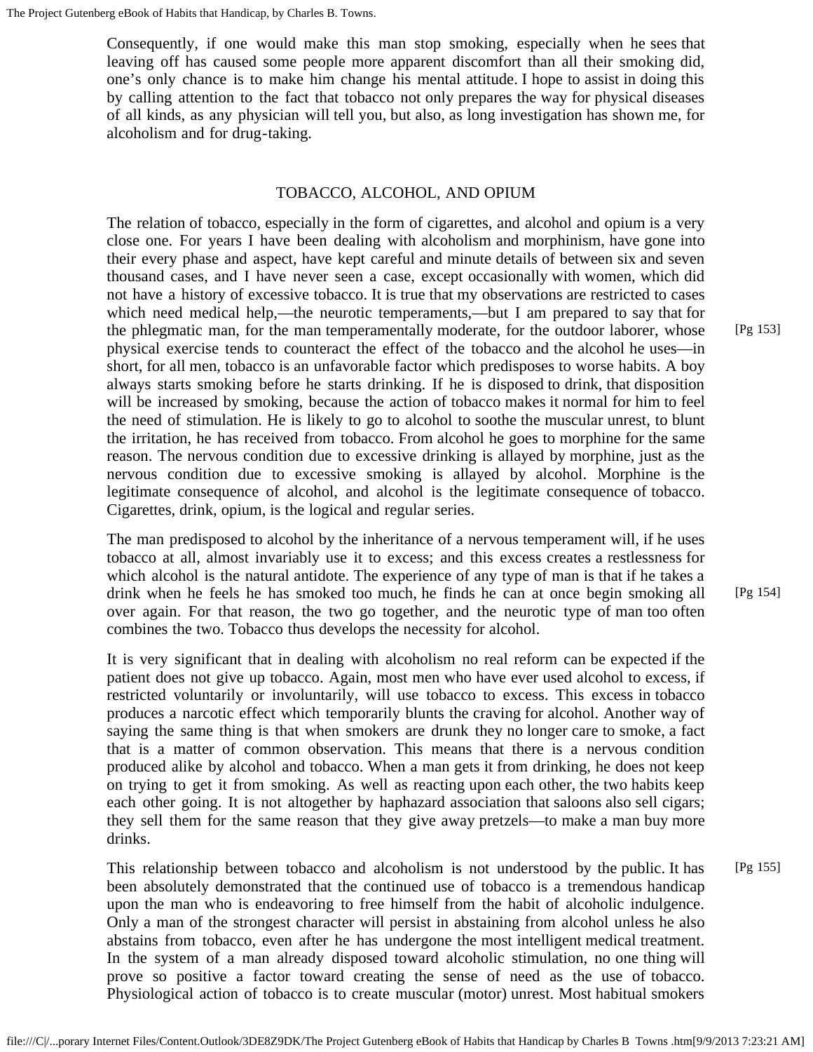Consequently, if one would make this man stop smoking, especially when he sees that leaving off has caused some people more apparent discomfort than all their smoking did, one's only chance is to make him change his mental attitude. I hope to assist in doing this by calling attention to the fact that tobacco not only prepares the way for physical diseases of all kinds, as any physician will tell you, but also, as long investigation has shown me, for alcoholism and for drug-taking.

## TOBACCO, ALCOHOL, AND OPIUM

The relation of tobacco, especially in the form of cigarettes, and alcohol and opium is a very close one. For years I have been dealing with alcoholism and morphinism, have gone into their every phase and aspect, have kept careful and minute details of between six and seven thousand cases, and I have never seen a case, except occasionally with women, which did not have a history of excessive tobacco. It is true that my observations are restricted to cases which need medical help,—the neurotic temperaments,—but I am prepared to say that for the phlegmatic man, for the man temperamentally moderate, for the outdoor laborer, whose physical exercise tends to counteract the effect of the tobacco and the alcohol he uses—in short, for all men, tobacco is an unfavorable factor which predisposes to worse habits. A boy always starts smoking before he starts drinking. If he is disposed to drink, that disposition will be increased by smoking, because the action of tobacco makes it normal for him to feel the need of stimulation. He is likely to go to alcohol to soothe the muscular unrest, to blunt the irritation, he has received from tobacco. From alcohol he goes to morphine for the same reason. The nervous condition due to excessive drinking is allayed by morphine, just as the nervous condition due to excessive smoking is allayed by alcohol. Morphine is the legitimate consequence of alcohol, and alcohol is the legitimate consequence of tobacco. Cigarettes, drink, opium, is the logical and regular series.

The man predisposed to alcohol by the inheritance of a nervous temperament will, if he uses tobacco at all, almost invariably use it to excess; and this excess creates a restlessness for which alcohol is the natural antidote. The experience of any type of man is that if he takes a drink when he feels he has smoked too much, he finds he can at once begin smoking all over again. For that reason, the two go together, and the neurotic type of man too often combines the two. Tobacco thus develops the necessity for alcohol.

It is very significant that in dealing with alcoholism no real reform can be expected if the patient does not give up tobacco. Again, most men who have ever used alcohol to excess, if restricted voluntarily or involuntarily, will use tobacco to excess. This excess in tobacco produces a narcotic effect which temporarily blunts the craving for alcohol. Another way of saying the same thing is that when smokers are drunk they no longer care to smoke, a fact that is a matter of common observation. This means that there is a nervous condition produced alike by alcohol and tobacco. When a man gets it from drinking, he does not keep on trying to get it from smoking. As well as reacting upon each other, the two habits keep each other going. It is not altogether by haphazard association that saloons also sell cigars; they sell them for the same reason that they give away pretzels—to make a man buy more drinks.

This relationship between tobacco and alcoholism is not understood by the public. It has been absolutely demonstrated that the continued use of tobacco is a tremendous handicap upon the man who is endeavoring to free himself from the habit of alcoholic indulgence. Only a man of the strongest character will persist in abstaining from alcohol unless he also abstains from tobacco, even after he has undergone the most intelligent medical treatment. In the system of a man already disposed toward alcoholic stimulation, no one thing will prove so positive a factor toward creating the sense of need as the use of tobacco. Physiological action of tobacco is to create muscular (motor) unrest. Most habitual smokers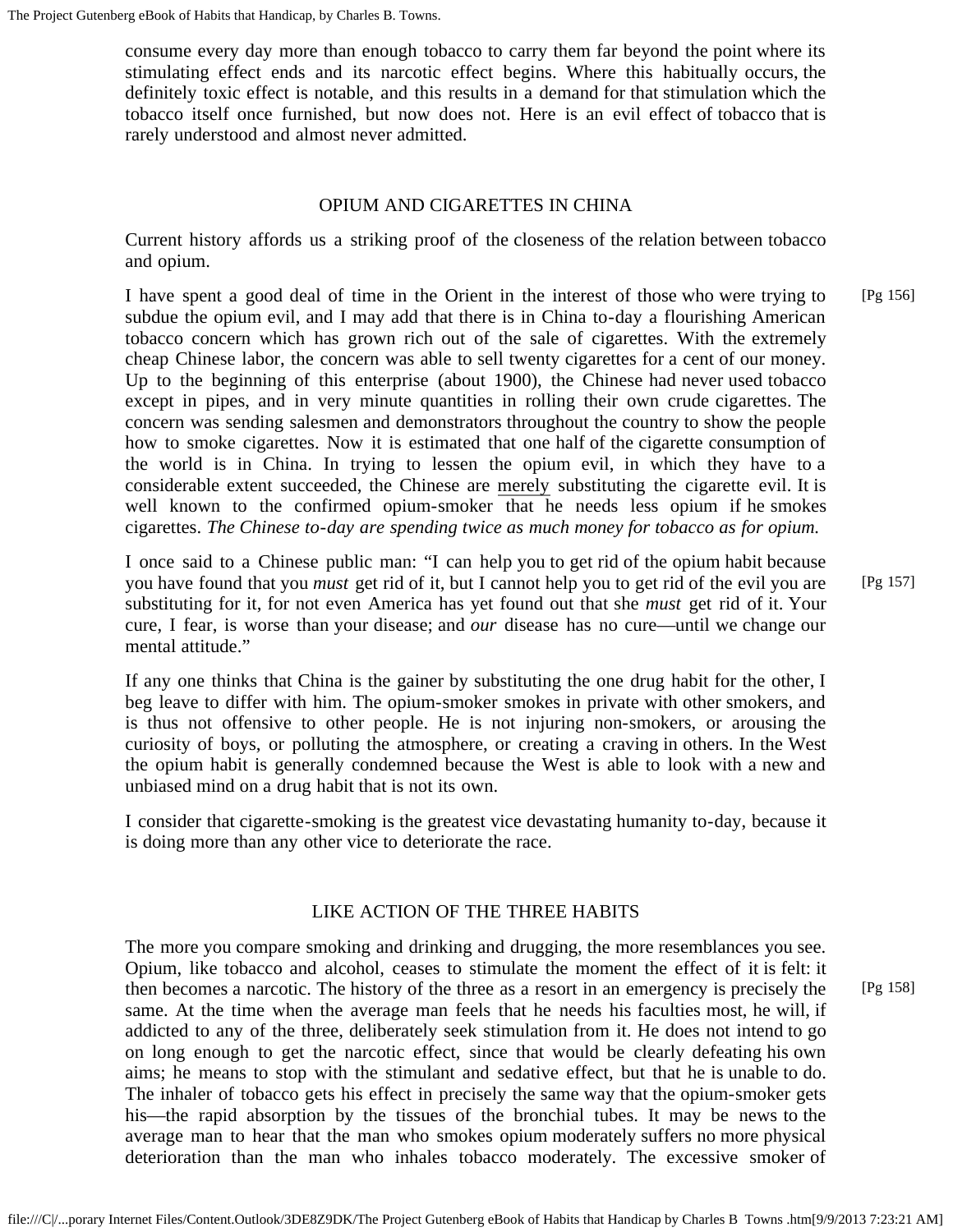consume every day more than enough tobacco to carry them far beyond the point where its stimulating effect ends and its narcotic effect begins. Where this habitually occurs, the definitely toxic effect is notable, and this results in a demand for that stimulation which the tobacco itself once furnished, but now does not. Here is an evil effect of tobacco that is rarely understood and almost never admitted.

## OPIUM AND CIGARETTES IN CHINA

Current history affords us a striking proof of the closeness of the relation between tobacco and opium.

I have spent a good deal of time in the Orient in the interest of those who were trying to subdue the opium evil, and I may add that there is in China to-day a flourishing American tobacco concern which has grown rich out of the sale of cigarettes. With the extremely cheap Chinese labor, the concern was able to sell twenty cigarettes for a cent of our money. Up to the beginning of this enterprise (about 1900), the Chinese had never used tobacco except in pipes, and in very minute quantities in rolling their own crude cigarettes. The concern was sending salesmen and demonstrators throughout the country to show the people how to smoke cigarettes. Now it is estimated that one half of the cigarette consumption of the world is in China. In trying to lessen the opium evil, in which they have to a considerable extent succeeded, the Chinese are merely substituting the cigarette evil. It is well known to the confirmed opium-smoker that he needs less opium if he smokes cigarettes. *The Chinese to-day are spending twice as much money for tobacco as for opium.*

I once said to a Chinese public man: “I can help you to get rid of the opium habit because you have found that you *must* get rid of it, but I cannot help you to get rid of the evil you are substituting for it, for not even America has yet found out that she *must* get rid of it. Your cure, I fear, is worse than your disease; and *our* disease has no cure—until we change our mental attitude.”

If any one thinks that China is the gainer by substituting the one drug habit for the other, I beg leave to differ with him. The opium-smoker smokes in private with other smokers, and is thus not offensive to other people. He is not injuring non-smokers, or arousing the curiosity of boys, or polluting the atmosphere, or creating a craving in others. In the West the opium habit is generally condemned because the West is able to look with a new and unbiased mind on a drug habit that is not its own.

I consider that cigarette-smoking is the greatest vice devastating humanity to-day, because it is doing more than any other vice to deteriorate the race.

## LIKE ACTION OF THE THREE HABITS

The more you compare smoking and drinking and drugging, the more resemblances you see. Opium, like tobacco and alcohol, ceases to stimulate the moment the effect of it is felt: it then becomes a narcotic. The history of the three as a resort in an emergency is precisely the same. At the time when the average man feels that he needs his faculties most, he will, if addicted to any of the three, deliberately seek stimulation from it. He does not intend to go on long enough to get the narcotic effect, since that would be clearly defeating his own aims; he means to stop with the stimulant and sedative effect, but that he is unable to do. The inhaler of tobacco gets his effect in precisely the same way that the opium-smoker gets his—the rapid absorption by the tissues of the bronchial tubes. It may be news to the average man to hear that the man who smokes opium moderately suffers no more physical deterioration than the man who inhales tobacco moderately. The excessive smoker of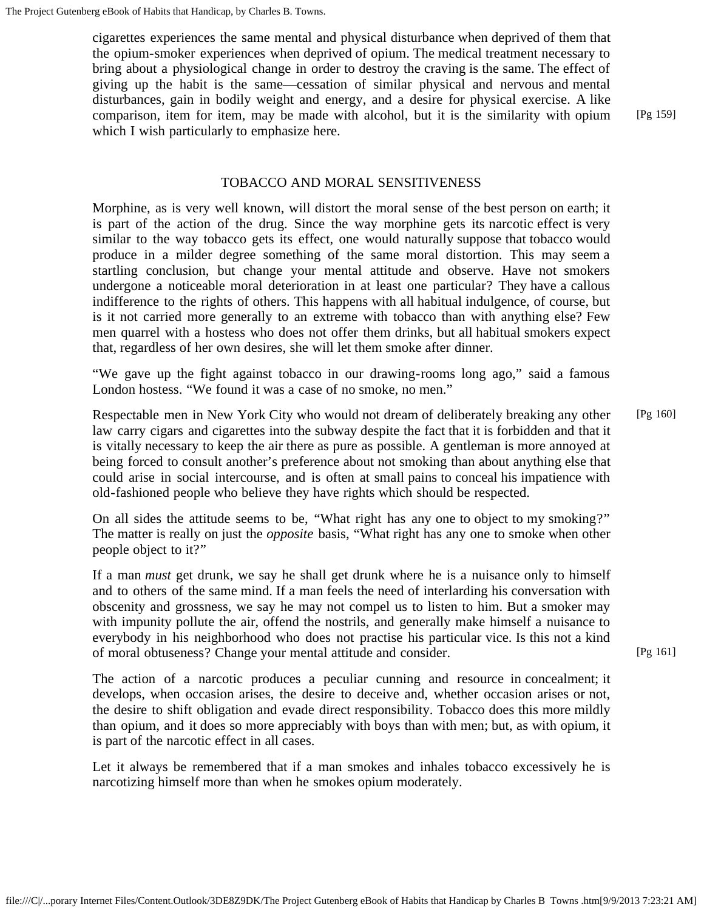cigarettes experiences the same mental and physical disturbance when deprived of them that the opium-smoker experiences when deprived of opium. The medical treatment necessary to bring about a physiological change in order to destroy the craving is the same. The effect of giving up the habit is the same—cessation of similar physical and nervous and mental disturbances, gain in bodily weight and energy, and a desire for physical exercise. A like comparison, item for item, may be made with alcohol, but it is the similarity with opium which I wish particularly to emphasize here.

## TOBACCO AND MORAL SENSITIVENESS

Morphine, as is very well known, will distort the moral sense of the best person on earth; it is part of the action of the drug. Since the way morphine gets its narcotic effect is very similar to the way tobacco gets its effect, one would naturally suppose that tobacco would produce in a milder degree something of the same moral distortion. This may seem a startling conclusion, but change your mental attitude and observe. Have not smokers undergone a noticeable moral deterioration in at least one particular? They have a callous indifference to the rights of others. This happens with all habitual indulgence, of course, but is it not carried more generally to an extreme with tobacco than with anything else? Few men quarrel with a hostess who does not offer them drinks, but all habitual smokers expect that, regardless of her own desires, she will let them smoke after dinner.

"We gave up the fight against tobacco in our drawing-rooms long ago," said a famous London hostess. "We found it was a case of no smoke, no men."

Respectable men in New York City who would not dream of deliberately breaking any other law carry cigars and cigarettes into the subway despite the fact that it is forbidden and that it is vitally necessary to keep the air there as pure as possible. A gentleman is more annoyed at being forced to consult another's preference about not smoking than about anything else that could arise in social intercourse, and is often at small pains to conceal his impatience with old-fashioned people who believe they have rights which should be respected.

On all sides the attitude seems to be, "What right has any one to object to my smoking?" The matter is really on just the *opposite* basis, "What right has any one to smoke when other people object to it?"

If a man *must* get drunk, we say he shall get drunk where he is a nuisance only to himself and to others of the same mind. If a man feels the need of interlarding his conversation with obscenity and grossness, we say he may not compel us to listen to him. But a smoker may with impunity pollute the air, offend the nostrils, and generally make himself a nuisance to everybody in his neighborhood who does not practise his particular vice. Is this not a kind of moral obtuseness? Change your mental attitude and consider.

The action of a narcotic produces a peculiar cunning and resource in concealment; it develops, when occasion arises, the desire to deceive and, whether occasion arises or not, the desire to shift obligation and evade direct responsibility. Tobacco does this more mildly than opium, and it does so more appreciably with boys than with men; but, as with opium, it is part of the narcotic effect in all cases.

Let it always be remembered that if a man smokes and inhales tobacco excessively he is narcotizing himself more than when he smokes opium moderately.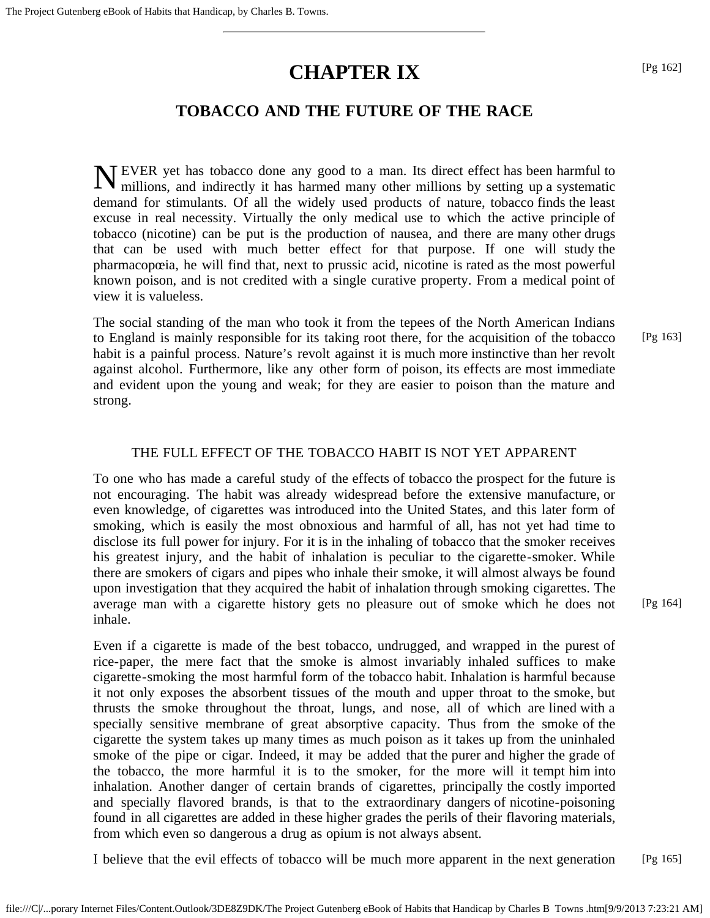# CHAPTER IX

## TOBACCO AND THE FUTURE OF THE RACE

NEVER yet has tobacco done any good to a man. Its direct effect has been harmful to millions, and indirectly it has harmed many other millions by setting up a systematic demand for stimulants. Of all the widely used products of nature, tobacco finds the least excuse in real necessity. Virtually the only medical use to which the active principle of tobacco (nicotine) can be put is the production of nausea, and there are many other drugs that can be used with much better effect for that purpose. If one will study the pharmacopœia, he will find that, next to prussic acid, nicotine is rated as the most powerful known poison, and is not credited with a single curative property. From a medical point of view it is valueless.

The social standing of the man who took it from the tepees of the North American Indians to England is mainly responsible for its taking root there, for the acquisition of the tobacco habit is a painful process. Nature's revolt against it is much more instinctive than her revolt against alcohol. Furthermore, like any other form of poison, its effects are most immediate and evident upon the young and weak; for they are easier to poison than the mature and strong.

### THE FULL EFFECT OF THE TOBACCO HABIT IS NOT YET APPARENT

To one who has made a careful study of the effects of tobacco the prospect for the future is not encouraging. The habit was already widespread before the extensive manufacture, or even knowledge, of cigarettes was introduced into the United States, and this later form of smoking, which is easily the most obnoxious and harmful of all, has not yet had time to disclose its full power for injury. For it is in the inhaling of tobacco that the smoker receives his greatest injury, and the habit of inhalation is peculiar to the cigarette-smoker. While there are smokers of cigars and pipes who inhale their smoke, it will almost always be found upon investigation that they acquired the habit of inhalation through smoking cigarettes. The average man with a cigarette history gets no pleasure out of smoke which he does not inhale.

Even if a cigarette is made of the best tobacco, undrugged, and wrapped in the purest of rice-paper, the mere fact that the smoke is almost invariably inhaled suffices to make cigarette-smoking the most harmful form of the tobacco habit. Inhalation is harmful because it not only exposes the absorbent tissues of the mouth and upper throat to the smoke, but thrusts the smoke throughout the throat, lungs, and nose, all of which are lined with a specially sensitive membrane of great absorptive capacity. Thus from the smoke of the cigarette the system takes up many times as much poison as it takes up from the uninhaled smoke of the pipe or cigar. Indeed, it may be added that the purer and higher the grade of the tobacco, the more harmful it is to the smoker, for the more will it tempt him into inhalation. Another danger of certain brands of cigarettes, principally the costly imported and specially flavored brands, is that to the extraordinary dangers of nicotine-poisoning found in all cigarettes are added in these higher grades the perils of their flavoring materials, from which even so dangerous a drug as opium is not always absent.

I believe that the evil effects of tobacco will be much more apparent in the next generation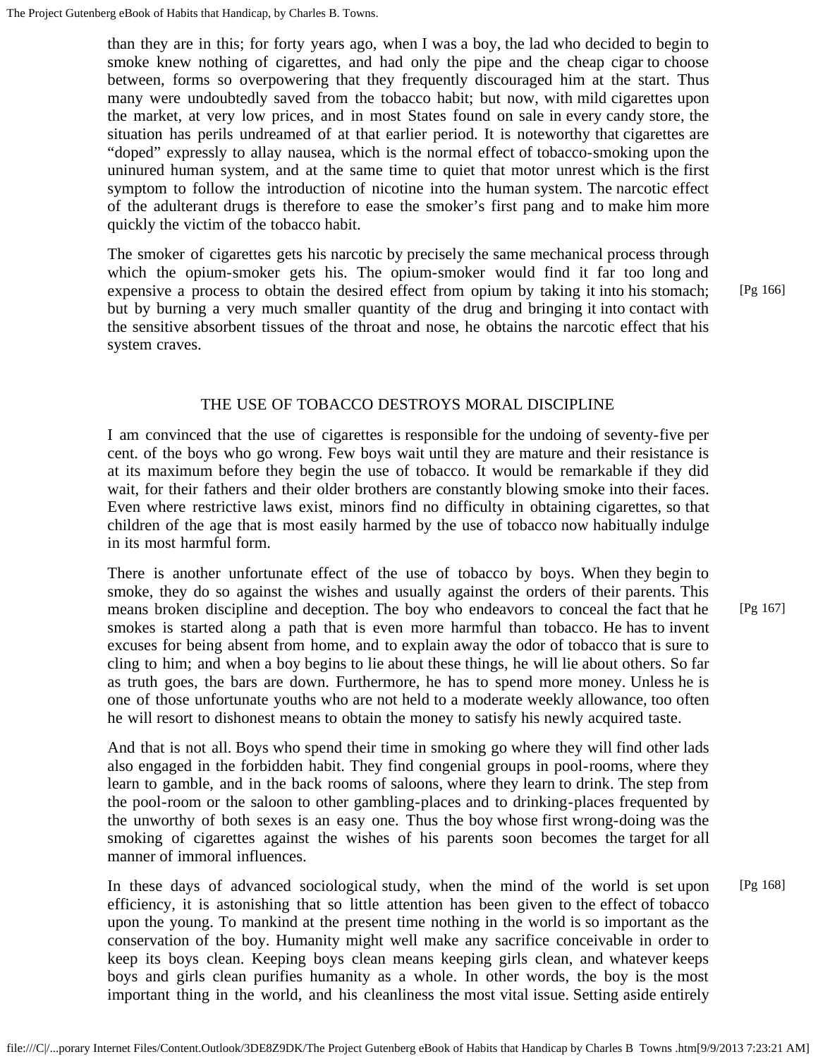than they are in this; for forty years ago, when I was a boy, the lad who decided to begin to smoke knew nothing of cigarettes, and had only the pipe and the cheap cigar to choose between, forms so overpowering that they frequently discouraged him at the start. Thus many were undoubtedly saved from the tobacco habit; but now, with mild cigarettes upon the market, at very low prices, and in most States found on sale in every candy store, the situation has perils undreamed of at that earlier period. It is noteworthy that cigarettes are "doped" expressly to allay nausea, which is the normal effect of tobacco-smoking upon the uninured human system, and at the same time to quiet that motor unrest which is the first symptom to follow the introduction of nicotine into the human system. The narcotic effect of the adulterant drugs is therefore to ease the smoker's first pang and to make him more quickly the victim of the tobacco habit.

The smoker of cigarettes gets his narcotic by precisely the same mechanical process through which the opium-smoker gets his. The opium-smoker would find it far too long and expensive a process to obtain the desired effect from opium by taking it into his stomach; but by burning a very much smaller quantity of the drug and bringing it into contact with the sensitive absorbent tissues of the throat and nose, he obtains the narcotic effect that his system craves.

## THE USE OF TOBACCO DESTROYS MORAL DISCIPLINE

I am convinced that the use of cigarettes is responsible for the undoing of seventy-five per cent. of the boys who go wrong. Few boys wait until they are mature and their resistance is at its maximum before they begin the use of tobacco. It would be remarkable if they did wait, for their fathers and their older brothers are constantly blowing smoke into their faces. Even where restrictive laws exist, minors find no difficulty in obtaining cigarettes, so that children of the age that is most easily harmed by the use of tobacco now habitually indulge in its most harmful form.

There is another unfortunate effect of the use of tobacco by boys. When they begin to smoke, they do so against the wishes and usually against the orders of their parents. This means broken discipline and deception. The boy who endeavors to conceal the fact that he smokes is started along a path that is even more harmful than tobacco. He has to invent excuses for being absent from home, and to explain away the odor of tobacco that is sure to cling to him; and when a boy begins to lie about these things, he will lie about others. So far as truth goes, the bars are down. Furthermore, he has to spend more money. Unless he is one of those unfortunate youths who are not held to a moderate weekly allowance, too often he will resort to dishonest means to obtain the money to satisfy his newly acquired taste.

And that is not all. Boys who spend their time in smoking go where they will find other lads also engaged in the forbidden habit. They find congenial groups in pool-rooms, where they learn to gamble, and in the back rooms of saloons, where they learn to drink. The step from the pool-room or the saloon to other gambling-places and to drinking-places frequented by the unworthy of both sexes is an easy one. Thus the boy whose first wrong-doing was the smoking of cigarettes against the wishes of his parents soon becomes the target for all manner of immoral influences.

In these days of advanced sociological study, when the mind of the world is set upon efficiency, it is astonishing that so little attention has been given to the effect of tobacco upon the young. To mankind at the present time nothing in the world is so important as the conservation of the boy. Humanity might well make any sacrifice conceivable in order to keep its boys clean. Keeping boys clean means keeping girls clean, and whatever keeps boys and girls clean purifies humanity as a whole. In other words, the boy is the most important thing in the world, and his cleanliness the most vital issue. Setting aside entirely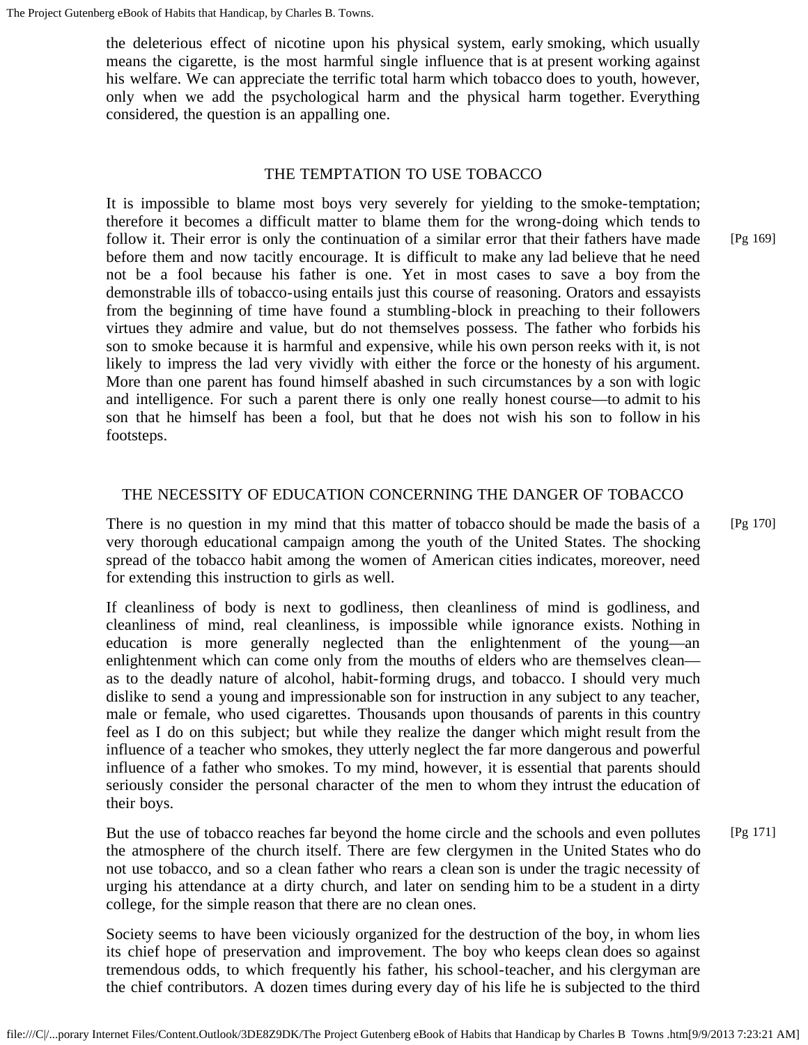the deleterious effect of nicotine upon his physical system, early smoking, which usually means the cigarette, is the most harmful single influence that is at present working against his welfare. We can appreciate the terrific total harm which tobacco does to youth, however, only when we add the psychological harm and the physical harm together. Everything considered, the question is an appalling one.

## THE TEMPTATION TO USE TOBACCO

It is impossible to blame most boys very severely for yielding to the smoke-temptation; therefore it becomes a difficult matter to blame them for the wrong-doing which tends to follow it. Their error is only the continuation of a similar error that their fathers have made before them and now tacitly encourage. It is difficult to make any lad believe that he need not be a fool because his father is one. Yet in most cases to save a boy from the demonstrable ills of tobacco-using entails just this course of reasoning. Orators and essayists from the beginning of time have found a stumbling-block in preaching to their followers virtues they admire and value, but do not themselves possess. The father who forbids his son to smoke because it is harmful and expensive, while his own person reeks with it, is not likely to impress the lad very vividly with either the force or the honesty of his argument. More than one parent has found himself abashed in such circumstances by a son with logic and intelligence. For such a parent there is only one really honest course—to admit to his son that he himself has been a fool, but that he does not wish his son to follow in his footsteps.

## THE NECESSITY OF EDUCATION CONCERNING THE DANGER OF TOBACCO

There is no question in my mind that this matter of tobacco should be made the basis of a very thorough educational campaign among the youth of the United States. The shocking spread of the tobacco habit among the women of American cities indicates, moreover, need for extending this instruction to girls as well.

If cleanliness of body is next to godliness, then cleanliness of mind is godliness, and cleanliness of mind, real cleanliness, is impossible while ignorance exists. Nothing in education is more generally neglected than the enlightenment of the young—an enlightenment which can come only from the mouths of elders who are themselves clean—as to the deadly nature of alcohol, habit-forming drugs, and tobacco. I should very much dislike to send a young and impressionable son for instruction in any subject to any teacher, male or female, who used cigarettes. Thousands upon thousands of parents in this country feel as I do on this subject; but while they realize the danger which might result from the influence of a teacher who smokes, they utterly neglect the far more dangerous and powerful influence of a father who smokes. To my mind, however, it is essential that parents should seriously consider the personal character of the men to whom they intrust the education of their boys.

But the use of tobacco reaches far beyond the home circle and the schools and even pollutes the atmosphere of the church itself. There are few clergymen in the United States who do not use tobacco, and so a clean father who rears a clean son is under the tragic necessity of urging his attendance at a dirty church, and later on sending him to be a student in a dirty college, for the simple reason that there are no clean ones.

Society seems to have been viciously organized for the destruction of the boy, in whom lies its chief hope of preservation and improvement. The boy who keeps clean does so against tremendous odds, to which frequently his father, his school-teacher, and his clergyman are the chief contributors. A dozen times during every day of his life he is subjected to the third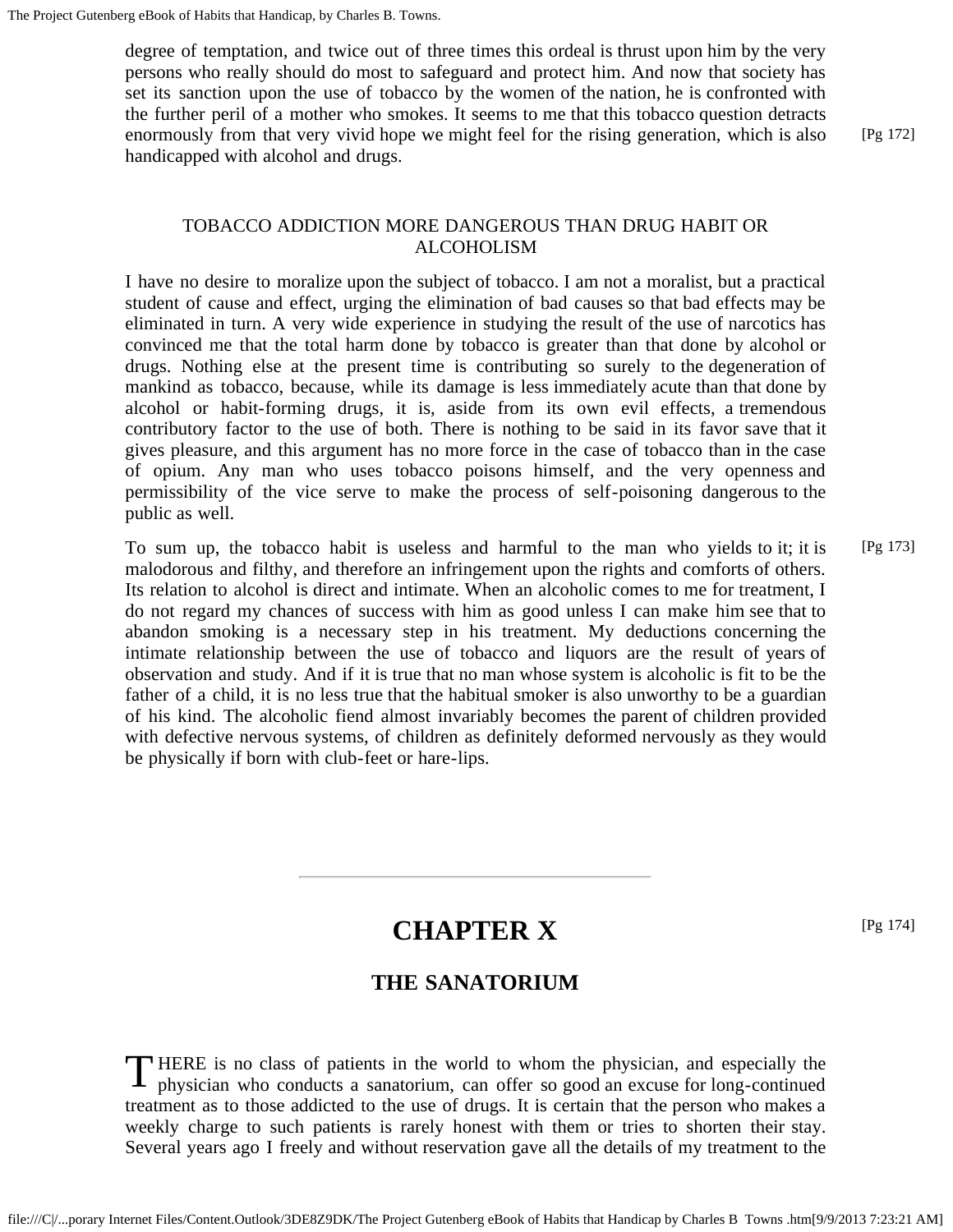degree of temptation, and twice out of three times this ordeal is thrust upon him by the very persons who really should do most to safeguard and protect him. And now that society has set its sanction upon the use of tobacco by the women of the nation, he is confronted with the further peril of a mother who smokes. It seems to me that this tobacco question detracts enormously from that very vivid hope we might feel for the rising generation, which is also handicapped with alcohol and drugs.

### TOBACCO ADDICTION MORE DANGEROUS THAN DRUG HABIT OR ALCOHOLISM

I have no desire to moralize upon the subject of tobacco. I am not a moralist, but a practical student of cause and effect, urging the elimination of bad causes so that bad effects may be eliminated in turn. A very wide experience in studying the result of the use of narcotics has convinced me that the total harm done by tobacco is greater than that done by alcohol or drugs. Nothing else at the present time is contributing so surely to the degeneration of mankind as tobacco, because, while its damage is less immediately acute than that done by alcohol or habit-forming drugs, it is, aside from its own evil effects, a tremendous contributory factor to the use of both. There is nothing to be said in its favor save that it gives pleasure, and this argument has no more force in the case of tobacco than in the case of opium. Any man who uses tobacco poisons himself, and the very openness and permissibility of the vice serve to make the process of self-poisoning dangerous to the public as well.

To sum up, the tobacco habit is useless and harmful to the man who yields to it; it is malodorous and filthy, and therefore an infringement upon the rights and comforts of others. Its relation to alcohol is direct and intimate. When an alcoholic comes to me for treatment, I do not regard my chances of success with him as good unless I can make him see that to abandon smoking is a necessary step in his treatment. My deductions concerning the intimate relationship between the use of tobacco and liquors are the result of years of observation and study. And if it is true that no man whose system is alcoholic is fit to be the father of a child, it is no less true that the habitual smoker is also unworthy to be a guardian of his kind. The alcoholic fiend almost invariably becomes the parent of children provided with defective nervous systems, of children as definitely deformed nervously as they would be physically if born with club-feet or hare-lips.

---

# CHAPTER X

## THE SANATORIUM

THERE is no class of patients in the world to whom the physician, and especially the physician who conducts a sanatorium, can offer so good an excuse for long-continued treatment as to those addicted to the use of drugs. It is certain that the person who makes a weekly charge to such patients is rarely honest with them or tries to shorten their stay. Several years ago I freely and without reservation gave all the details of my treatment to the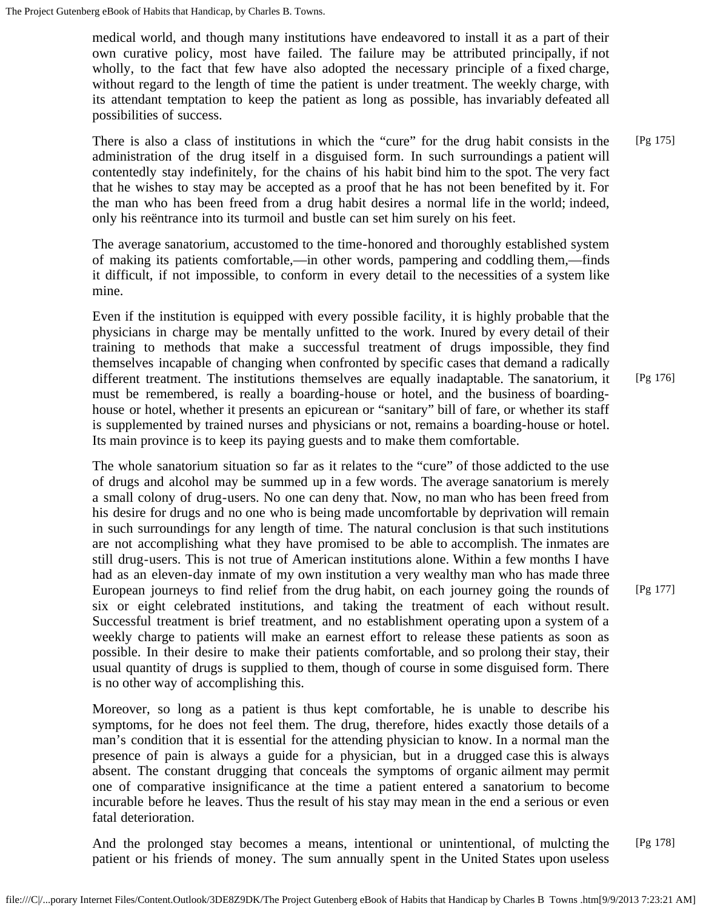medical world, and though many institutions have endeavored to install it as a part of their own curative policy, most have failed. The failure may be attributed principally, if not wholly, to the fact that few have also adopted the necessary principle of a fixed charge, without regard to the length of time the patient is under treatment. The weekly charge, with its attendant temptation to keep the patient as long as possible, has invariably defeated all possibilities of success.

There is also a class of institutions in which the “cure” for the drug habit consists in the administration of the drug itself in a disguised form. In such surroundings a patient will contentedly stay indefinitely, for the chains of his habit bind him to the spot. The very fact that he wishes to stay may be accepted as a proof that he has not been benefited by it. For the man who has been freed from a drug habit desires a normal life in the world; indeed, only his reëntrance into its turmoil and bustle can set him surely on his feet.

The average sanatorium, accustomed to the time-honored and thoroughly established system of making its patients comfortable,—in other words, pampering and coddling them,—finds it difficult, if not impossible, to conform in every detail to the necessities of a system like mine.

Even if the institution is equipped with every possible facility, it is highly probable that the physicians in charge may be mentally unfitted to the work. Inured by every detail of their training to methods that make a successful treatment of drugs impossible, they find themselves incapable of changing when confronted by specific cases that demand a radically different treatment. The institutions themselves are equally inadaptable. The sanatorium, it must be remembered, is really a boarding-house or hotel, and the business of boarding-house or hotel, whether it presents an epicurean or “sanitary” bill of fare, or whether its staff is supplemented by trained nurses and physicians or not, remains a boarding-house or hotel. Its main province is to keep its paying guests and to make them comfortable.

The whole sanatorium situation so far as it relates to the “cure” of those addicted to the use of drugs and alcohol may be summed up in a few words. The average sanatorium is merely a small colony of drug-users. No one can deny that. Now, no man who has been freed from his desire for drugs and no one who is being made uncomfortable by deprivation will remain in such surroundings for any length of time. The natural conclusion is that such institutions are not accomplishing what they have promised to be able to accomplish. The inmates are still drug-users. This is not true of American institutions alone. Within a few months I have had as an eleven-day inmate of my own institution a very wealthy man who has made three European journeys to find relief from the drug habit, on each journey going the rounds of six or eight celebrated institutions, and taking the treatment of each without result. Successful treatment is brief treatment, and no establishment operating upon a system of a weekly charge to patients will make an earnest effort to release these patients as soon as possible. In their desire to make their patients comfortable, and so prolong their stay, their usual quantity of drugs is supplied to them, though of course in some disguised form. There is no other way of accomplishing this.

Moreover, so long as a patient is thus kept comfortable, he is unable to describe his symptoms, for he does not feel them. The drug, therefore, hides exactly those details of a man’s condition that it is essential for the attending physician to know. In a normal man the presence of pain is always a guide for a physician, but in a drugged case this is always absent. The constant drugging that conceals the symptoms of organic ailment may permit one of comparative insignificance at the time a patient entered a sanatorium to become incurable before he leaves. Thus the result of his stay may mean in the end a serious or even fatal deterioration.

And the prolonged stay becomes a means, intentional or unintentional, of mulcting the patient or his friends of money. The sum annually spent in the United States upon useless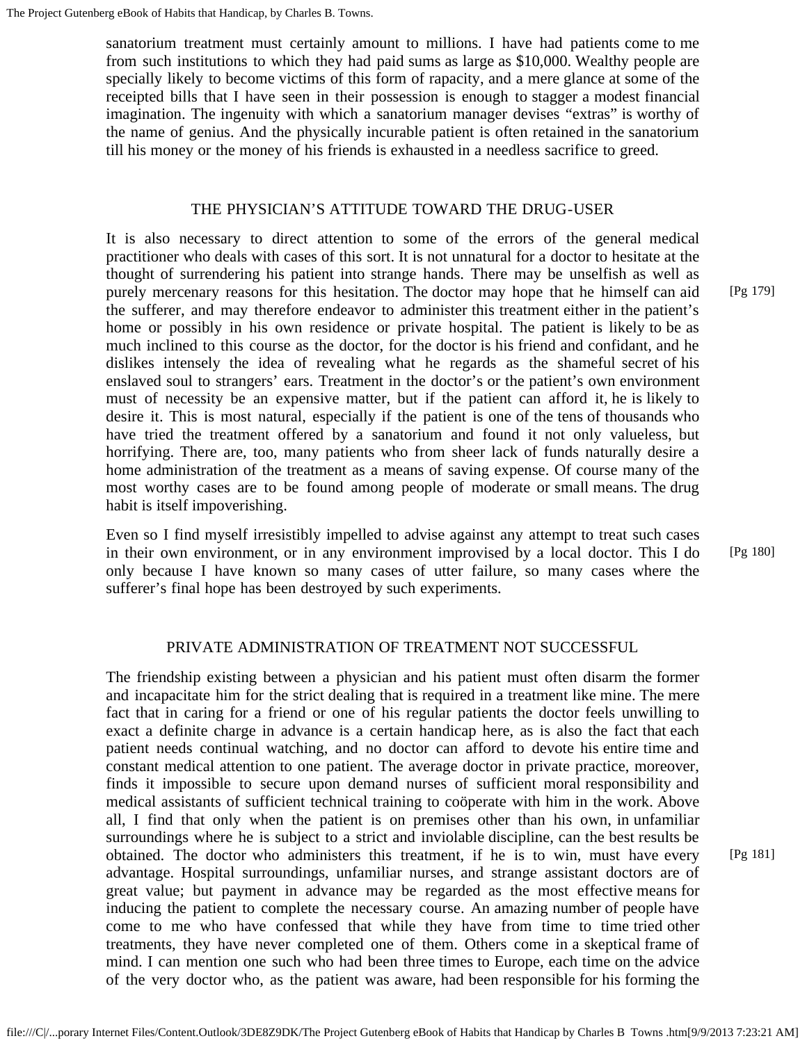sanatorium treatment must certainly amount to millions. I have had patients come to me from such institutions to which they had paid sums as large as $10,000. Wealthy people are specially likely to become victims of this form of rapacity, and a mere glance at some of the receipted bills that I have seen in their possession is enough to stagger a modest financial imagination. The ingenuity with which a sanatorium manager devises "extras" is worthy of the name of genius. And the physically incurable patient is often retained in the sanatorium till his money or the money of his friends is exhausted in a needless sacrifice to greed.

## THE PHYSICIAN'S ATTITUDE TOWARD THE DRUG-USER

It is also necessary to direct attention to some of the errors of the general medical practitioner who deals with cases of this sort. It is not unnatural for a doctor to hesitate at the thought of surrendering his patient into strange hands. There may be unselfish as well as purely mercenary reasons for this hesitation. The doctor may hope that he himself can aid the sufferer, and may therefore endeavor to administer this treatment either in the patient's home or possibly in his own residence or private hospital. The patient is likely to be as much inclined to this course as the doctor, for the doctor is his friend and confidant, and he dislikes intensely the idea of revealing what he regards as the shameful secret of his enslaved soul to strangers' ears. Treatment in the doctor's or the patient's own environment must of necessity be an expensive matter, but if the patient can afford it, he is likely to desire it. This is most natural, especially if the patient is one of the tens of thousands who have tried the treatment offered by a sanatorium and found it not only valueless, but horrifying. There are, too, many patients who from sheer lack of funds naturally desire a home administration of the treatment as a means of saving expense. Of course many of the most worthy cases are to be found among people of moderate or small means. The drug habit is itself impoverishing.

Even so I find myself irresistibly impelled to advise against any attempt to treat such cases in their own environment, or in any environment improvised by a local doctor. This I do only because I have known so many cases of utter failure, so many cases where the sufferer's final hope has been destroyed by such experiments.

## PRIVATE ADMINISTRATION OF TREATMENT NOT SUCCESSFUL

The friendship existing between a physician and his patient must often disarm the former and incapacitate him for the strict dealing that is required in a treatment like mine. The mere fact that in caring for a friend or one of his regular patients the doctor feels unwilling to exact a definite charge in advance is a certain handicap here, as is also the fact that each patient needs continual watching, and no doctor can afford to devote his entire time and constant medical attention to one patient. The average doctor in private practice, moreover, finds it impossible to secure upon demand nurses of sufficient moral responsibility and medical assistants of sufficient technical training to coöperate with him in the work. Above all, I find that only when the patient is on premises other than his own, in unfamiliar surroundings where he is subject to a strict and inviolable discipline, can the best results be obtained. The doctor who administers this treatment, if he is to win, must have every advantage. Hospital surroundings, unfamiliar nurses, and strange assistant doctors are of great value; but payment in advance may be regarded as the most effective means for inducing the patient to complete the necessary course. An amazing number of people have come to me who have confessed that while they have from time to time tried other treatments, they have never completed one of them. Others come in a skeptical frame of mind. I can mention one such who had been three times to Europe, each time on the advice of the very doctor who, as the patient was aware, had been responsible for his forming the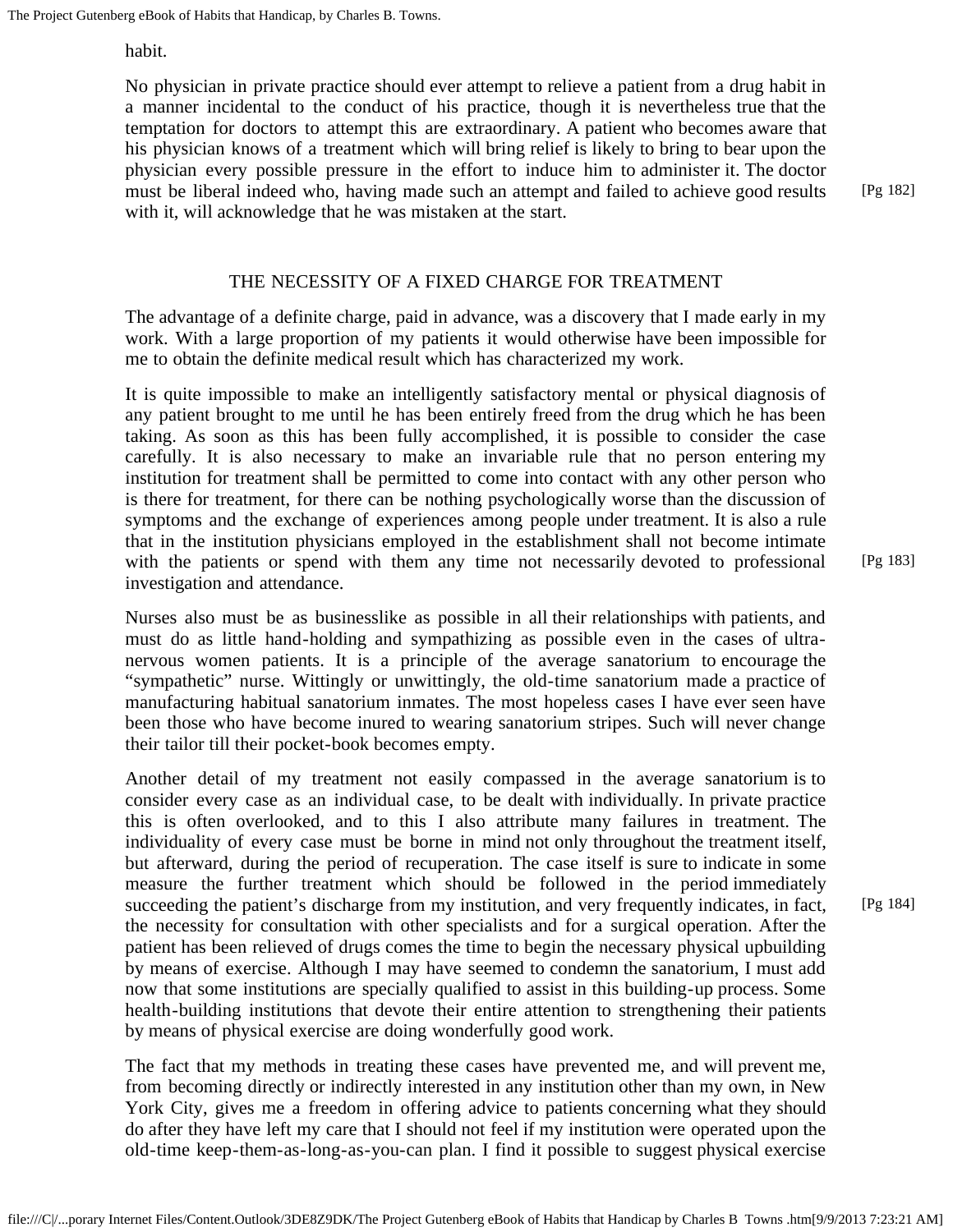habit.

No physician in private practice should ever attempt to relieve a patient from a drug habit in a manner incidental to the conduct of his practice, though it is nevertheless true that the temptation for doctors to attempt this are extraordinary. A patient who becomes aware that his physician knows of a treatment which will bring relief is likely to bring to bear upon the physician every possible pressure in the effort to induce him to administer it. The doctor must be liberal indeed who, having made such an attempt and failed to achieve good results with it, will acknowledge that he was mistaken at the start.

## THE NECESSITY OF A FIXED CHARGE FOR TREATMENT

The advantage of a definite charge, paid in advance, was a discovery that I made early in my work. With a large proportion of my patients it would otherwise have been impossible for me to obtain the definite medical result which has characterized my work.

It is quite impossible to make an intelligently satisfactory mental or physical diagnosis of any patient brought to me until he has been entirely freed from the drug which he has been taking. As soon as this has been fully accomplished, it is possible to consider the case carefully. It is also necessary to make an invariable rule that no person entering my institution for treatment shall be permitted to come into contact with any other person who is there for treatment, for there can be nothing psychologically worse than the discussion of symptoms and the exchange of experiences among people under treatment. It is also a rule that in the institution physicians employed in the establishment shall not become intimate with the patients or spend with them any time not necessarily devoted to professional investigation and attendance.

Nurses also must be as businesslike as possible in all their relationships with patients, and must do as little hand-holding and sympathizing as possible even in the cases of ultra-nervous women patients. It is a principle of the average sanatorium to encourage the "sympathetic" nurse. Wittingly or unwittingly, the old-time sanatorium made a practice of manufacturing habitual sanatorium inmates. The most hopeless cases I have ever seen have been those who have become inured to wearing sanatorium stripes. Such will never change their tailor till their pocket-book becomes empty.

Another detail of my treatment not easily compassed in the average sanatorium is to consider every case as an individual case, to be dealt with individually. In private practice this is often overlooked, and to this I also attribute many failures in treatment. The individuality of every case must be borne in mind not only throughout the treatment itself, but afterward, during the period of recuperation. The case itself is sure to indicate in some measure the further treatment which should be followed in the period immediately succeeding the patient's discharge from my institution, and very frequently indicates, in fact, the necessity for consultation with other specialists and for a surgical operation. After the patient has been relieved of drugs comes the time to begin the necessary physical upbuilding by means of exercise. Although I may have seemed to condemn the sanatorium, I must add now that some institutions are specially qualified to assist in this building-up process. Some health-building institutions that devote their entire attention to strengthening their patients by means of physical exercise are doing wonderfully good work.

The fact that my methods in treating these cases have prevented me, and will prevent me, from becoming directly or indirectly interested in any institution other than my own, in New York City, gives me a freedom in offering advice to patients concerning what they should do after they have left my care that I should not feel if my institution were operated upon the old-time keep-them-as-long-as-you-can plan. I find it possible to suggest physical exercise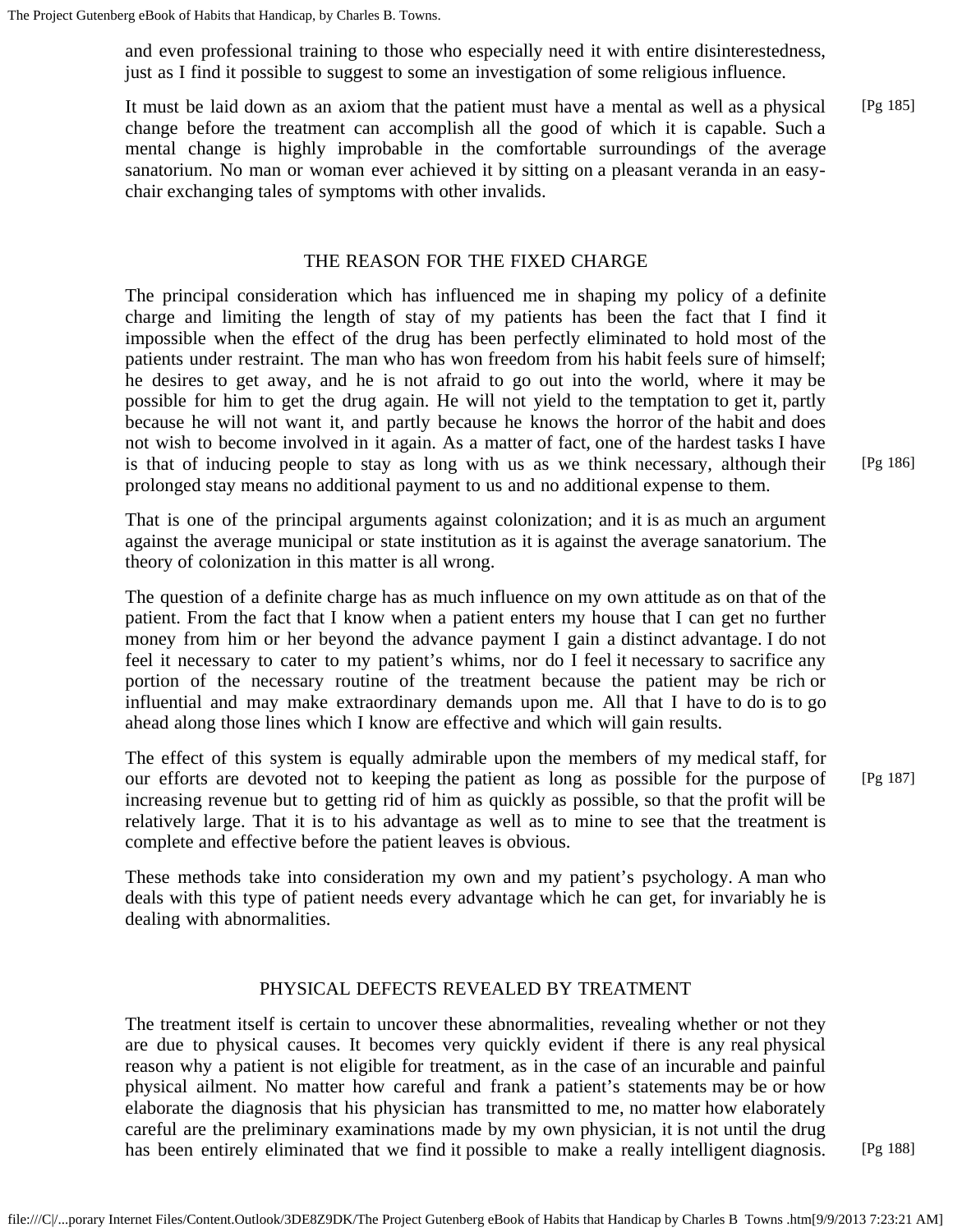and even professional training to those who especially need it with entire disinterestedness, just as I find it possible to suggest to some an investigation of some religious influence.

It must be laid down as an axiom that the patient must have a mental as well as a physical change before the treatment can accomplish all the good of which it is capable. Such a mental change is highly improbable in the comfortable surroundings of the average sanatorium. No man or woman ever achieved it by sitting on a pleasant veranda in an easy-chair exchanging tales of symptoms with other invalids.

## THE REASON FOR THE FIXED CHARGE

The principal consideration which has influenced me in shaping my policy of a definite charge and limiting the length of stay of my patients has been the fact that I find it impossible when the effect of the drug has been perfectly eliminated to hold most of the patients under restraint. The man who has won freedom from his habit feels sure of himself; he desires to get away, and he is not afraid to go out into the world, where it may be possible for him to get the drug again. He will not yield to the temptation to get it, partly because he will not want it, and partly because he knows the horror of the habit and does not wish to become involved in it again. As a matter of fact, one of the hardest tasks I have is that of inducing people to stay as long with us as we think necessary, although their prolonged stay means no additional payment to us and no additional expense to them.

That is one of the principal arguments against colonization; and it is as much an argument against the average municipal or state institution as it is against the average sanatorium. The theory of colonization in this matter is all wrong.

The question of a definite charge has as much influence on my own attitude as on that of the patient. From the fact that I know when a patient enters my house that I can get no further money from him or her beyond the advance payment I gain a distinct advantage. I do not feel it necessary to cater to my patient's whims, nor do I feel it necessary to sacrifice any portion of the necessary routine of the treatment because the patient may be rich or influential and may make extraordinary demands upon me. All that I have to do is to go ahead along those lines which I know are effective and which will gain results.

The effect of this system is equally admirable upon the members of my medical staff, for our efforts are devoted not to keeping the patient as long as possible for the purpose of increasing revenue but to getting rid of him as quickly as possible, so that the profit will be relatively large. That it is to his advantage as well as to mine to see that the treatment is complete and effective before the patient leaves is obvious.

These methods take into consideration my own and my patient's psychology. A man who deals with this type of patient needs every advantage which he can get, for invariably he is dealing with abnormalities.

## PHYSICAL DEFECTS REVEALED BY TREATMENT

The treatment itself is certain to uncover these abnormalities, revealing whether or not they are due to physical causes. It becomes very quickly evident if there is any real physical reason why a patient is not eligible for treatment, as in the case of an incurable and painful physical ailment. No matter how careful and frank a patient's statements may be or how elaborate the diagnosis that his physician has transmitted to me, no matter how elaborately careful are the preliminary examinations made by my own physician, it is not until the drug has been entirely eliminated that we find it possible to make a really intelligent diagnosis.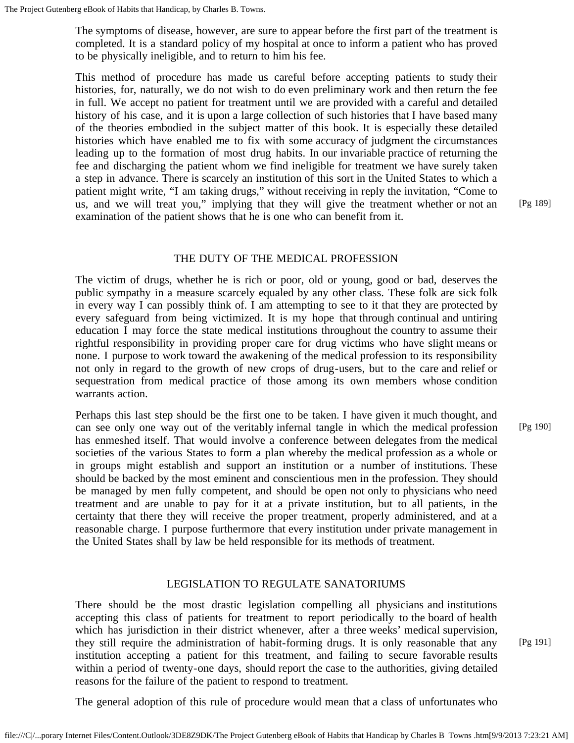The symptoms of disease, however, are sure to appear before the first part of the treatment is completed. It is a standard policy of my hospital at once to inform a patient who has proved to be physically ineligible, and to return to him his fee.

This method of procedure has made us careful before accepting patients to study their histories, for, naturally, we do not wish to do even preliminary work and then return the fee in full. We accept no patient for treatment until we are provided with a careful and detailed history of his case, and it is upon a large collection of such histories that I have based many of the theories embodied in the subject matter of this book. It is especially these detailed histories which have enabled me to fix with some accuracy of judgment the circumstances leading up to the formation of most drug habits. In our invariable practice of returning the fee and discharging the patient whom we find ineligible for treatment we have surely taken a step in advance. There is scarcely an institution of this sort in the United States to which a patient might write, "I am taking drugs," without receiving in reply the invitation, "Come to us, and we will treat you," implying that they will give the treatment whether or not an examination of the patient shows that he is one who can benefit from it.

## THE DUTY OF THE MEDICAL PROFESSION

The victim of drugs, whether he is rich or poor, old or young, good or bad, deserves the public sympathy in a measure scarcely equaled by any other class. These folk are sick folk in every way I can possibly think of. I am attempting to see to it that they are protected by every safeguard from being victimized. It is my hope that through continual and untiring education I may force the state medical institutions throughout the country to assume their rightful responsibility in providing proper care for drug victims who have slight means or none. I purpose to work toward the awakening of the medical profession to its responsibility not only in regard to the growth of new crops of drug-users, but to the care and relief or sequestration from medical practice of those among its own members whose condition warrants action.

Perhaps this last step should be the first one to be taken. I have given it much thought, and can see only one way out of the veritably infernal tangle in which the medical profession has enmeshed itself. That would involve a conference between delegates from the medical societies of the various States to form a plan whereby the medical profession as a whole or in groups might establish and support an institution or a number of institutions. These should be backed by the most eminent and conscientious men in the profession. They should be managed by men fully competent, and should be open not only to physicians who need treatment and are unable to pay for it at a private institution, but to all patients, in the certainty that there they will receive the proper treatment, properly administered, and at a reasonable charge. I purpose furthermore that every institution under private management in the United States shall by law be held responsible for its methods of treatment.

## LEGISLATION TO REGULATE SANATORIUMS

There should be the most drastic legislation compelling all physicians and institutions accepting this class of patients for treatment to report periodically to the board of health which has jurisdiction in their district whenever, after a three weeks' medical supervision, they still require the administration of habit-forming drugs. It is only reasonable that any institution accepting a patient for this treatment, and failing to secure favorable results within a period of twenty-one days, should report the case to the authorities, giving detailed reasons for the failure of the patient to respond to treatment.

The general adoption of this rule of procedure would mean that a class of unfortunates who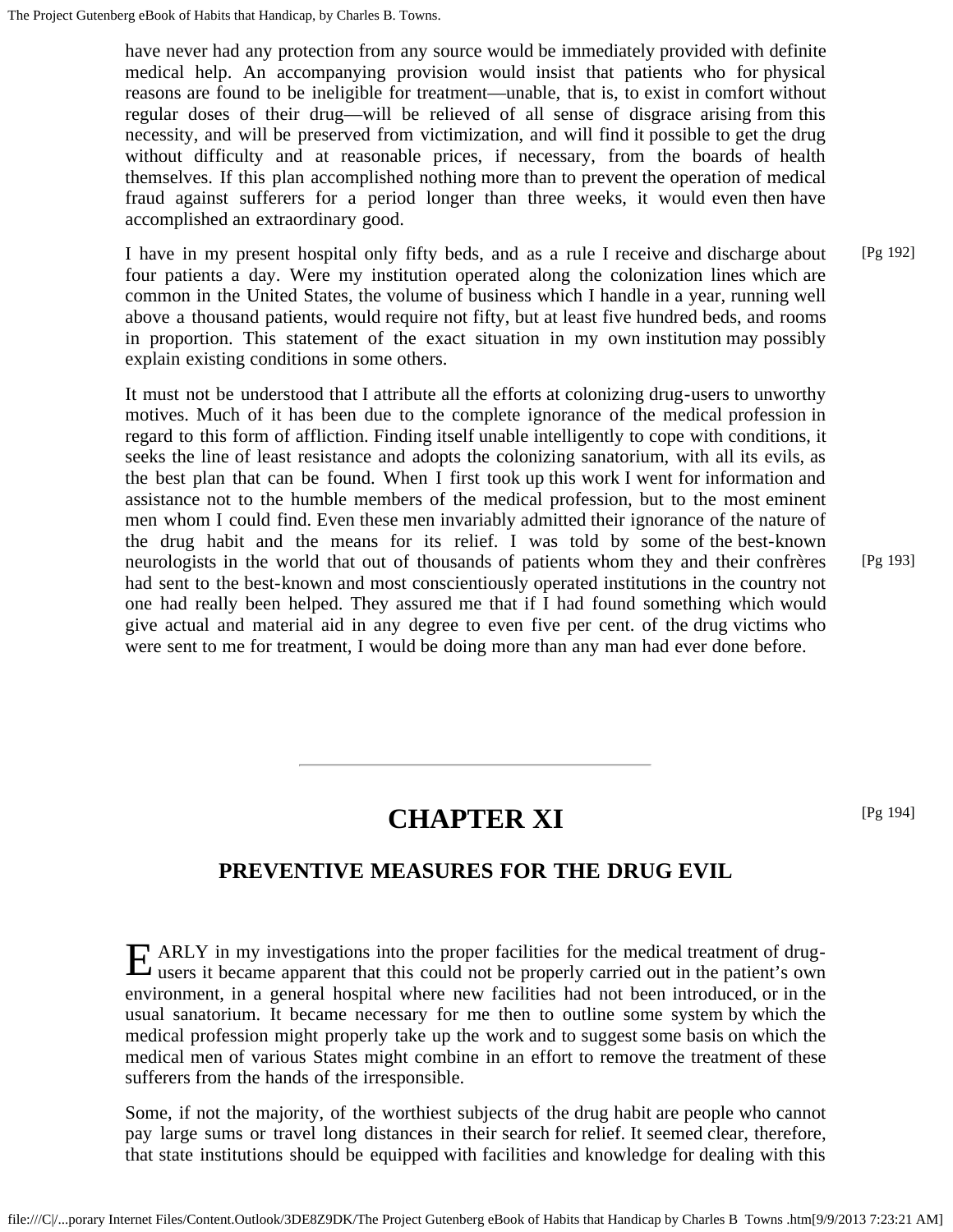have never had any protection from any source would be immediately provided with definite medical help. An accompanying provision would insist that patients who for physical reasons are found to be ineligible for treatment—unable, that is, to exist in comfort without regular doses of their drug—will be relieved of all sense of disgrace arising from this necessity, and will be preserved from victimization, and will find it possible to get the drug without difficulty and at reasonable prices, if necessary, from the boards of health themselves. If this plan accomplished nothing more than to prevent the operation of medical fraud against sufferers for a period longer than three weeks, it would even then have accomplished an extraordinary good.

I have in my present hospital only fifty beds, and as a rule I receive and discharge about four patients a day. Were my institution operated along the colonization lines which are common in the United States, the volume of business which I handle in a year, running well above a thousand patients, would require not fifty, but at least five hundred beds, and rooms in proportion. This statement of the exact situation in my own institution may possibly explain existing conditions in some others.

It must not be understood that I attribute all the efforts at colonizing drug-users to unworthy motives. Much of it has been due to the complete ignorance of the medical profession in regard to this form of affliction. Finding itself unable intelligently to cope with conditions, it seeks the line of least resistance and adopts the colonizing sanatorium, with all its evils, as the best plan that can be found. When I first took up this work I went for information and assistance not to the humble members of the medical profession, but to the most eminent men whom I could find. Even these men invariably admitted their ignorance of the nature of the drug habit and the means for its relief. I was told by some of the best-known neurologists in the world that out of thousands of patients whom they and their confrères had sent to the best-known and most conscientiously operated institutions in the country not one had really been helped. They assured me that if I had found something which would give actual and material aid in any degree to even five per cent. of the drug victims who were sent to me for treatment, I would be doing more than any man had ever done before.

---

# CHAPTER XI

## PREVENTIVE MEASURES FOR THE DRUG EVIL

EARLY in my investigations into the proper facilities for the medical treatment of drug-users it became apparent that this could not be properly carried out in the patient's own environment, in a general hospital where new facilities had not been introduced, or in the usual sanatorium. It became necessary for me then to outline some system by which the medical profession might properly take up the work and to suggest some basis on which the medical men of various States might combine in an effort to remove the treatment of these sufferers from the hands of the irresponsible.

Some, if not the majority, of the worthiest subjects of the drug habit are people who cannot pay large sums or travel long distances in their search for relief. It seemed clear, therefore, that state institutions should be equipped with facilities and knowledge for dealing with this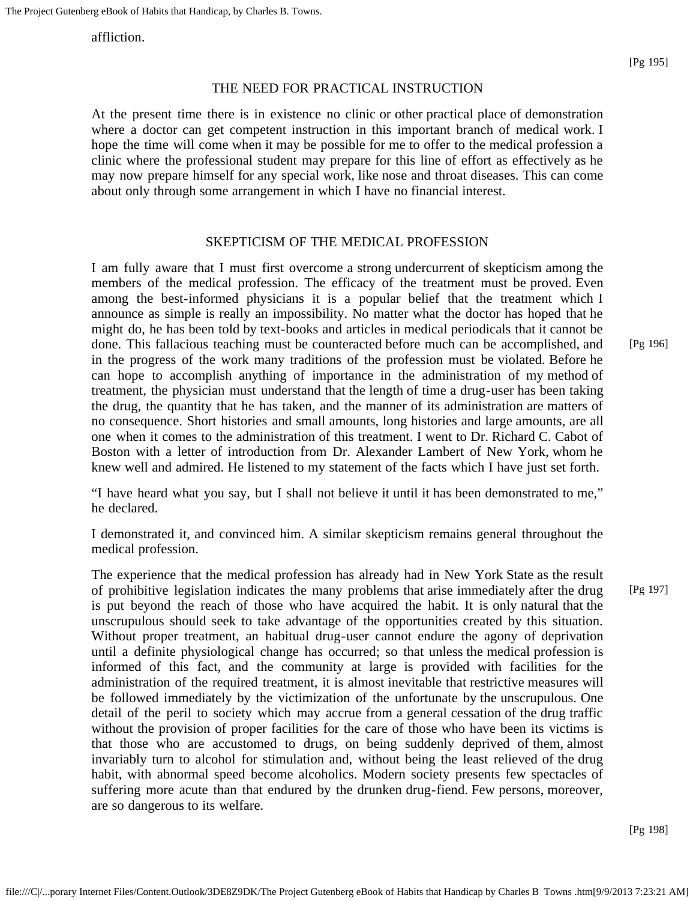affliction.

## THE NEED FOR PRACTICAL INSTRUCTION

At the present time there is in existence no clinic or other practical place of demonstration where a doctor can get competent instruction in this important branch of medical work. I hope the time will come when it may be possible for me to offer to the medical profession a clinic where the professional student may prepare for this line of effort as effectively as he may now prepare himself for any special work, like nose and throat diseases. This can come about only through some arrangement in which I have no financial interest.

## SKEPTICISM OF THE MEDICAL PROFESSION

I am fully aware that I must first overcome a strong undercurrent of skepticism among the members of the medical profession. The efficacy of the treatment must be proved. Even among the best-informed physicians it is a popular belief that the treatment which I announce as simple is really an impossibility. No matter what the doctor has hoped that he might do, he has been told by text-books and articles in medical periodicals that it cannot be done. This fallacious teaching must be counteracted before much can be accomplished, and in the progress of the work many traditions of the profession must be violated. Before he can hope to accomplish anything of importance in the administration of my method of treatment, the physician must understand that the length of time a drug-user has been taking the drug, the quantity that he has taken, and the manner of its administration are matters of no consequence. Short histories and small amounts, long histories and large amounts, are all one when it comes to the administration of this treatment. I went to Dr. Richard C. Cabot of Boston with a letter of introduction from Dr. Alexander Lambert of New York, whom he knew well and admired. He listened to my statement of the facts which I have just set forth.

"I have heard what you say, but I shall not believe it until it has been demonstrated to me," he declared.

I demonstrated it, and convinced him. A similar skepticism remains general throughout the medical profession.

The experience that the medical profession has already had in New York State as the result of prohibitive legislation indicates the many problems that arise immediately after the drug is put beyond the reach of those who have acquired the habit. It is only natural that the unscrupulous should seek to take advantage of the opportunities created by this situation. Without proper treatment, an habitual drug-user cannot endure the agony of deprivation until a definite physiological change has occurred; so that unless the medical profession is informed of this fact, and the community at large is provided with facilities for the administration of the required treatment, it is almost inevitable that restrictive measures will be followed immediately by the victimization of the unfortunate by the unscrupulous. One detail of the peril to society which may accrue from a general cessation of the drug traffic without the provision of proper facilities for the care of those who have been its victims is that those who are accustomed to drugs, on being suddenly deprived of them, almost invariably turn to alcohol for stimulation and, without being the least relieved of the drug habit, with abnormal speed become alcoholics. Modern society presents few spectacles of suffering more acute than that endured by the drunken drug-fiend. Few persons, moreover, are so dangerous to its welfare.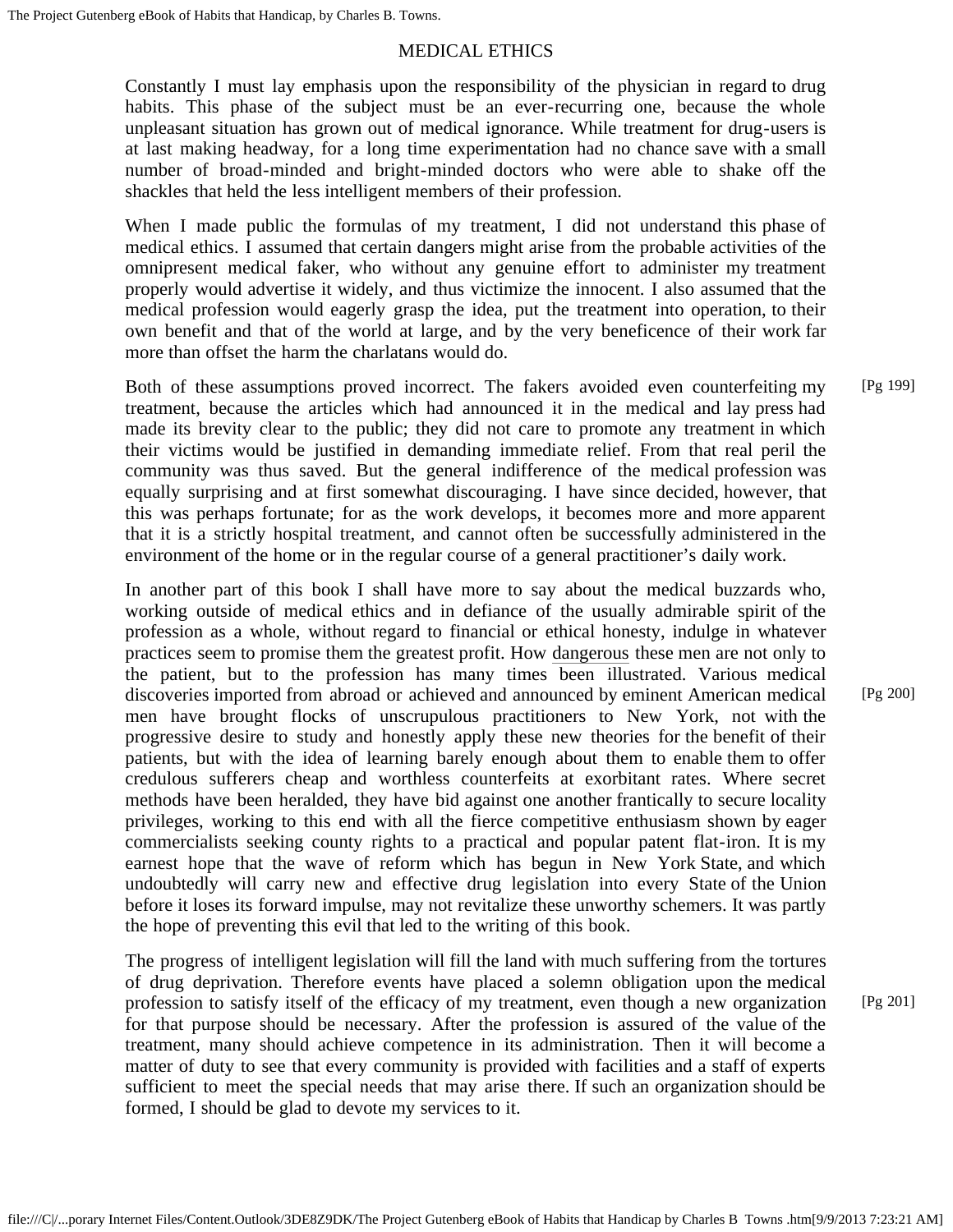## MEDICAL ETHICS

Constantly I must lay emphasis upon the responsibility of the physician in regard to drug habits. This phase of the subject must be an ever-recurring one, because the whole unpleasant situation has grown out of medical ignorance. While treatment for drug-users is at last making headway, for a long time experimentation had no chance save with a small number of broad-minded and bright-minded doctors who were able to shake off the shackles that held the less intelligent members of their profession.

When I made public the formulas of my treatment, I did not understand this phase of medical ethics. I assumed that certain dangers might arise from the probable activities of the omnipresent medical faker, who without any genuine effort to administer my treatment properly would advertise it widely, and thus victimize the innocent. I also assumed that the medical profession would eagerly grasp the idea, put the treatment into operation, to their own benefit and that of the world at large, and by the very beneficence of their work far more than offset the harm the charlatans would do.

Both of these assumptions proved incorrect. The fakers avoided even counterfeiting my treatment, because the articles which had announced it in the medical and lay press had made its brevity clear to the public; they did not care to promote any treatment in which their victims would be justified in demanding immediate relief. From that real peril the community was thus saved. But the general indifference of the medical profession was equally surprising and at first somewhat discouraging. I have since decided, however, that this was perhaps fortunate; for as the work develops, it becomes more and more apparent that it is a strictly hospital treatment, and cannot often be successfully administered in the environment of the home or in the regular course of a general practitioner's daily work.

In another part of this book I shall have more to say about the medical buzzards who, working outside of medical ethics and in defiance of the usually admirable spirit of the profession as a whole, without regard to financial or ethical honesty, indulge in whatever practices seem to promise them the greatest profit. How dangerous these men are not only to the patient, but to the profession has many times been illustrated. Various medical discoveries imported from abroad or achieved and announced by eminent American medical men have brought flocks of unscrupulous practitioners to New York, not with the progressive desire to study and honestly apply these new theories for the benefit of their patients, but with the idea of learning barely enough about them to enable them to offer credulous sufferers cheap and worthless counterfeits at exorbitant rates. Where secret methods have been heralded, they have bid against one another frantically to secure locality privileges, working to this end with all the fierce competitive enthusiasm shown by eager commercialists seeking county rights to a practical and popular patent flat-iron. It is my earnest hope that the wave of reform which has begun in New York State, and which undoubtedly will carry new and effective drug legislation into every State of the Union before it loses its forward impulse, may not revitalize these unworthy schemers. It was partly the hope of preventing this evil that led to the writing of this book.

The progress of intelligent legislation will fill the land with much suffering from the tortures of drug deprivation. Therefore events have placed a solemn obligation upon the medical profession to satisfy itself of the efficacy of my treatment, even though a new organization for that purpose should be necessary. After the profession is assured of the value of the treatment, many should achieve competence in its administration. Then it will become a matter of duty to see that every community is provided with facilities and a staff of experts sufficient to meet the special needs that may arise there. If such an organization should be formed, I should be glad to devote my services to it.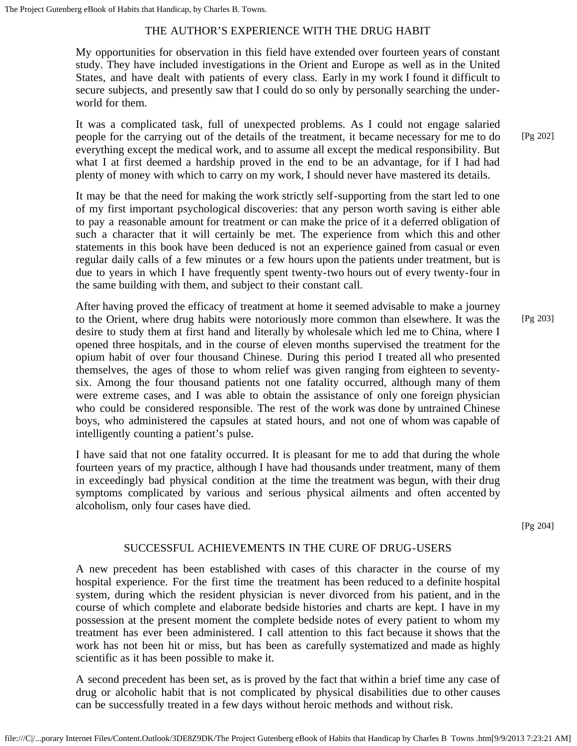## THE AUTHOR'S EXPERIENCE WITH THE DRUG HABIT

My opportunities for observation in this field have extended over fourteen years of constant study. They have included investigations in the Orient and Europe as well as in the United States, and have dealt with patients of every class. Early in my work I found it difficult to secure subjects, and presently saw that I could do so only by personally searching the underworld for them.

It was a complicated task, full of unexpected problems. As I could not engage salaried people for the carrying out of the details of the treatment, it became necessary for me to do everything except the medical work, and to assume all except the medical responsibility. But what I at first deemed a hardship proved in the end to be an advantage, for if I had had plenty of money with which to carry on my work, I should never have mastered its details.

It may be that the need for making the work strictly self-supporting from the start led to one of my first important psychological discoveries: that any person worth saving is either able to pay a reasonable amount for treatment or can make the price of it a deferred obligation of such a character that it will certainly be met. The experience from which this and other statements in this book have been deduced is not an experience gained from casual or even regular daily calls of a few minutes or a few hours upon the patients under treatment, but is due to years in which I have frequently spent twenty-two hours out of every twenty-four in the same building with them, and subject to their constant call.

After having proved the efficacy of treatment at home it seemed advisable to make a journey to the Orient, where drug habits were notoriously more common than elsewhere. It was the desire to study them at first hand and literally by wholesale which led me to China, where I opened three hospitals, and in the course of eleven months supervised the treatment for the opium habit of over four thousand Chinese. During this period I treated all who presented themselves, the ages of those to whom relief was given ranging from eighteen to seventy-six. Among the four thousand patients not one fatality occurred, although many of them were extreme cases, and I was able to obtain the assistance of only one foreign physician who could be considered responsible. The rest of the work was done by untrained Chinese boys, who administered the capsules at stated hours, and not one of whom was capable of intelligently counting a patient's pulse.

I have said that not one fatality occurred. It is pleasant for me to add that during the whole fourteen years of my practice, although I have had thousands under treatment, many of them in exceedingly bad physical condition at the time the treatment was begun, with their drug symptoms complicated by various and serious physical ailments and often accented by alcoholism, only four cases have died.

## SUCCESSFUL ACHIEVEMENTS IN THE CURE OF DRUG-USERS

A new precedent has been established with cases of this character in the course of my hospital experience. For the first time the treatment has been reduced to a definite hospital system, during which the resident physician is never divorced from his patient, and in the course of which complete and elaborate bedside histories and charts are kept. I have in my possession at the present moment the complete bedside notes of every patient to whom my treatment has ever been administered. I call attention to this fact because it shows that the work has not been hit or miss, but has been as carefully systematized and made as highly scientific as it has been possible to make it.

A second precedent has been set, as is proved by the fact that within a brief time any case of drug or alcoholic habit that is not complicated by physical disabilities due to other causes can be successfully treated in a few days without heroic methods and without risk.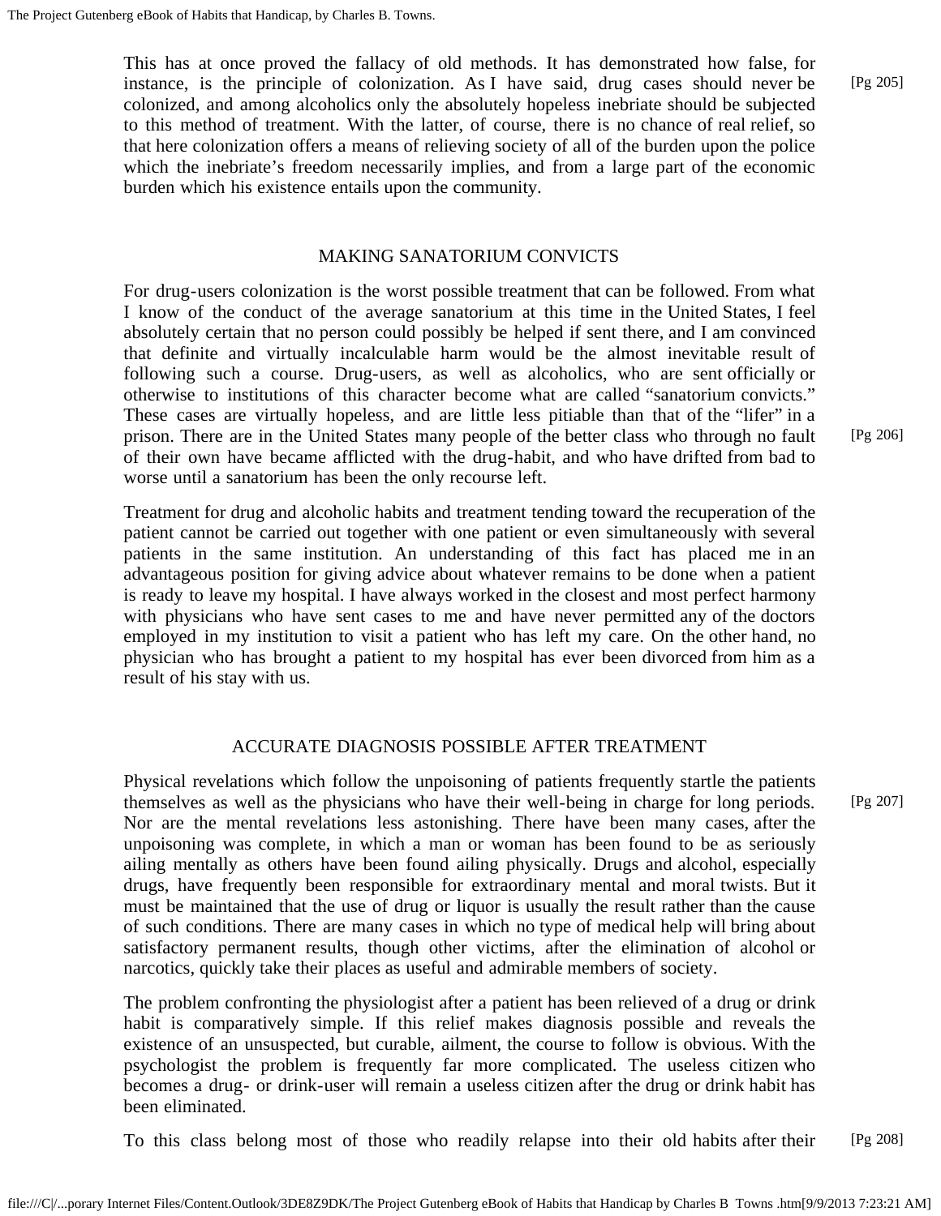This has at once proved the fallacy of old methods. It has demonstrated how false, for instance, is the principle of colonization. As I have said, drug cases should never be colonized, and among alcoholics only the absolutely hopeless inebriate should be subjected to this method of treatment. With the latter, of course, there is no chance of real relief, so that here colonization offers a means of relieving society of all of the burden upon the police which the inebriate's freedom necessarily implies, and from a large part of the economic burden which his existence entails upon the community.

## MAKING SANATORIUM CONVICTS

For drug-users colonization is the worst possible treatment that can be followed. From what I know of the conduct of the average sanatorium at this time in the United States, I feel absolutely certain that no person could possibly be helped if sent there, and I am convinced that definite and virtually incalculable harm would be the almost inevitable result of following such a course. Drug-users, as well as alcoholics, who are sent officially or otherwise to institutions of this character become what are called "sanatorium convicts." These cases are virtually hopeless, and are little less pitiable than that of the "lifer" in a prison. There are in the United States many people of the better class who through no fault of their own have became afflicted with the drug-habit, and who have drifted from bad to worse until a sanatorium has been the only recourse left.

Treatment for drug and alcoholic habits and treatment tending toward the recuperation of the patient cannot be carried out together with one patient or even simultaneously with several patients in the same institution. An understanding of this fact has placed me in an advantageous position for giving advice about whatever remains to be done when a patient is ready to leave my hospital. I have always worked in the closest and most perfect harmony with physicians who have sent cases to me and have never permitted any of the doctors employed in my institution to visit a patient who has left my care. On the other hand, no physician who has brought a patient to my hospital has ever been divorced from him as a result of his stay with us.

## ACCURATE DIAGNOSIS POSSIBLE AFTER TREATMENT

Physical revelations which follow the unpoisoning of patients frequently startle the patients themselves as well as the physicians who have their well-being in charge for long periods. Nor are the mental revelations less astonishing. There have been many cases, after the unpoisoning was complete, in which a man or woman has been found to be as seriously ailing mentally as others have been found ailing physically. Drugs and alcohol, especially drugs, have frequently been responsible for extraordinary mental and moral twists. But it must be maintained that the use of drug or liquor is usually the result rather than the cause of such conditions. There are many cases in which no type of medical help will bring about satisfactory permanent results, though other victims, after the elimination of alcohol or narcotics, quickly take their places as useful and admirable members of society.

The problem confronting the physiologist after a patient has been relieved of a drug or drink habit is comparatively simple. If this relief makes diagnosis possible and reveals the existence of an unsuspected, but curable, ailment, the course to follow is obvious. With the psychologist the problem is frequently far more complicated. The useless citizen who becomes a drug- or drink-user will remain a useless citizen after the drug or drink habit has been eliminated.

To this class belong most of those who readily relapse into their old habits after their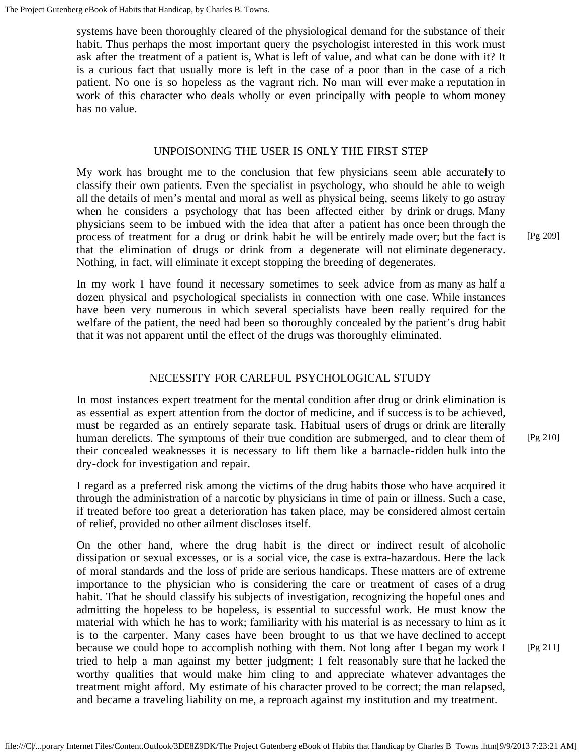systems have been thoroughly cleared of the physiological demand for the substance of their habit. Thus perhaps the most important query the psychologist interested in this work must ask after the treatment of a patient is, What is left of value, and what can be done with it? It is a curious fact that usually more is left in the case of a poor than in the case of a rich patient. No one is so hopeless as the vagrant rich. No man will ever make a reputation in work of this character who deals wholly or even principally with people to whom money has no value.

## UNPOISONING THE USER IS ONLY THE FIRST STEP

My work has brought me to the conclusion that few physicians seem able accurately to classify their own patients. Even the specialist in psychology, who should be able to weigh all the details of men's mental and moral as well as physical being, seems likely to go astray when he considers a psychology that has been affected either by drink or drugs. Many physicians seem to be imbued with the idea that after a patient has once been through the process of treatment for a drug or drink habit he will be entirely made over; but the fact is that the elimination of drugs or drink from a degenerate will not eliminate degeneracy. Nothing, in fact, will eliminate it except stopping the breeding of degenerates.

In my work I have found it necessary sometimes to seek advice from as many as half a dozen physical and psychological specialists in connection with one case. While instances have been very numerous in which several specialists have been really required for the welfare of the patient, the need had been so thoroughly concealed by the patient's drug habit that it was not apparent until the effect of the drugs was thoroughly eliminated.

## NECESSITY FOR CAREFUL PSYCHOLOGICAL STUDY

In most instances expert treatment for the mental condition after drug or drink elimination is as essential as expert attention from the doctor of medicine, and if success is to be achieved, must be regarded as an entirely separate task. Habitual users of drugs or drink are literally human derelicts. The symptoms of their true condition are submerged, and to clear them of their concealed weaknesses it is necessary to lift them like a barnacle-ridden hulk into the dry-dock for investigation and repair.

I regard as a preferred risk among the victims of the drug habits those who have acquired it through the administration of a narcotic by physicians in time of pain or illness. Such a case, if treated before too great a deterioration has taken place, may be considered almost certain of relief, provided no other ailment discloses itself.

On the other hand, where the drug habit is the direct or indirect result of alcoholic dissipation or sexual excesses, or is a social vice, the case is extra-hazardous. Here the lack of moral standards and the loss of pride are serious handicaps. These matters are of extreme importance to the physician who is considering the care or treatment of cases of a drug habit. That he should classify his subjects of investigation, recognizing the hopeful ones and admitting the hopeless to be hopeless, is essential to successful work. He must know the material with which he has to work; familiarity with his material is as necessary to him as it is to the carpenter. Many cases have been brought to us that we have declined to accept because we could hope to accomplish nothing with them. Not long after I began my work I tried to help a man against my better judgment; I felt reasonably sure that he lacked the worthy qualities that would make him cling to and appreciate whatever advantages the treatment might afford. My estimate of his character proved to be correct; the man relapsed, and became a traveling liability on me, a reproach against my institution and my treatment.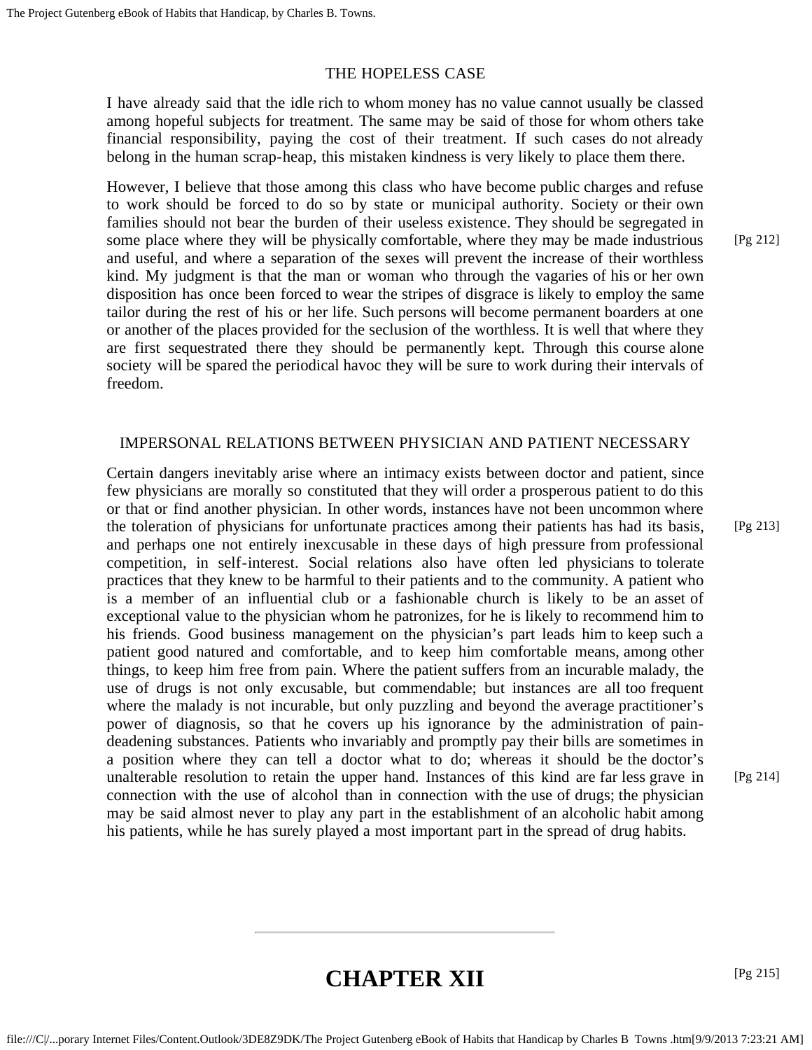## THE HOPELESS CASE

I have already said that the idle rich to whom money has no value cannot usually be classed among hopeful subjects for treatment. The same may be said of those for whom others take financial responsibility, paying the cost of their treatment. If such cases do not already belong in the human scrap-heap, this mistaken kindness is very likely to place them there.

However, I believe that those among this class who have become public charges and refuse to work should be forced to do so by state or municipal authority. Society or their own families should not bear the burden of their useless existence. They should be segregated in some place where they will be physically comfortable, where they may be made industrious and useful, and where a separation of the sexes will prevent the increase of their worthless kind. My judgment is that the man or woman who through the vagaries of his or her own disposition has once been forced to wear the stripes of disgrace is likely to employ the same tailor during the rest of his or her life. Such persons will become permanent boarders at one or another of the places provided for the seclusion of the worthless. It is well that where they are first sequestrated there they should be permanently kept. Through this course alone society will be spared the periodical havoc they will be sure to work during their intervals of freedom.

## IMPERSONAL RELATIONS BETWEEN PHYSICIAN AND PATIENT NECESSARY

Certain dangers inevitably arise where an intimacy exists between doctor and patient, since few physicians are morally so constituted that they will order a prosperous patient to do this or that or find another physician. In other words, instances have not been uncommon where the toleration of physicians for unfortunate practices among their patients has had its basis, and perhaps one not entirely inexcusable in these days of high pressure from professional competition, in self-interest. Social relations also have often led physicians to tolerate practices that they knew to be harmful to their patients and to the community. A patient who is a member of an influential club or a fashionable church is likely to be an asset of exceptional value to the physician whom he patronizes, for he is likely to recommend him to his friends. Good business management on the physician's part leads him to keep such a patient good natured and comfortable, and to keep him comfortable means, among other things, to keep him free from pain. Where the patient suffers from an incurable malady, the use of drugs is not only excusable, but commendable; but instances are all too frequent where the malady is not incurable, but only puzzling and beyond the average practitioner's power of diagnosis, so that he covers up his ignorance by the administration of pain-deadening substances. Patients who invariably and promptly pay their bills are sometimes in a position where they can tell a doctor what to do; whereas it should be the doctor's unalterable resolution to retain the upper hand. Instances of this kind are far less grave in connection with the use of alcohol than in connection with the use of drugs; the physician may be said almost never to play any part in the establishment of an alcoholic habit among his patients, while he has surely played a most important part in the spread of drug habits.

---

# CHAPTER XII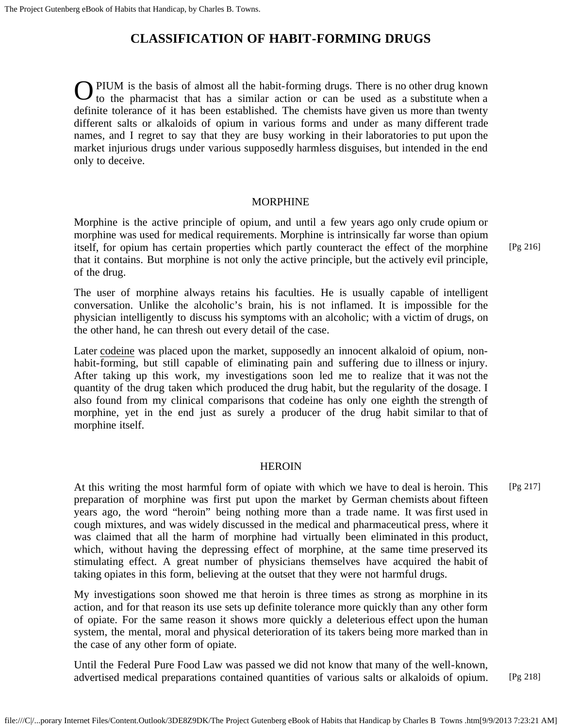# CLASSIFICATION OF HABIT-FORMING DRUGS

OPIUM is the basis of almost all the habit-forming drugs. There is no other drug known to the pharmacist that has a similar action or can be used as a substitute when a definite tolerance of it has been established. The chemists have given us more than twenty different salts or alkaloids of opium in various forms and under as many different trade names, and I regret to say that they are busy working in their laboratories to put upon the market injurious drugs under various supposedly harmless disguises, but intended in the end only to deceive.

## MORPHINE

Morphine is the active principle of opium, and until a few years ago only crude opium or morphine was used for medical requirements. Morphine is intrinsically far worse than opium itself, for opium has certain properties which partly counteract the effect of the morphine that it contains. But morphine is not only the active principle, but the actively evil principle, of the drug.

The user of morphine always retains his faculties. He is usually capable of intelligent conversation. Unlike the alcoholic's brain, his is not inflamed. It is impossible for the physician intelligently to discuss his symptoms with an alcoholic; with a victim of drugs, on the other hand, he can thresh out every detail of the case.

Later codeine was placed upon the market, supposedly an innocent alkaloid of opium, non-habit-forming, but still capable of eliminating pain and suffering due to illness or injury. After taking up this work, my investigations soon led me to realize that it was not the quantity of the drug taken which produced the drug habit, but the regularity of the dosage. I also found from my clinical comparisons that codeine has only one eighth the strength of morphine, yet in the end just as surely a producer of the drug habit similar to that of morphine itself.

## HEROIN

At this writing the most harmful form of opiate with which we have to deal is heroin. This preparation of morphine was first put upon the market by German chemists about fifteen years ago, the word "heroin" being nothing more than a trade name. It was first used in cough mixtures, and was widely discussed in the medical and pharmaceutical press, where it was claimed that all the harm of morphine had virtually been eliminated in this product, which, without having the depressing effect of morphine, at the same time preserved its stimulating effect. A great number of physicians themselves have acquired the habit of taking opiates in this form, believing at the outset that they were not harmful drugs.

My investigations soon showed me that heroin is three times as strong as morphine in its action, and for that reason its use sets up definite tolerance more quickly than any other form of opiate. For the same reason it shows more quickly a deleterious effect upon the human system, the mental, moral and physical deterioration of its takers being more marked than in the case of any other form of opiate.

Until the Federal Pure Food Law was passed we did not know that many of the well-known, advertised medical preparations contained quantities of various salts or alkaloids of opium.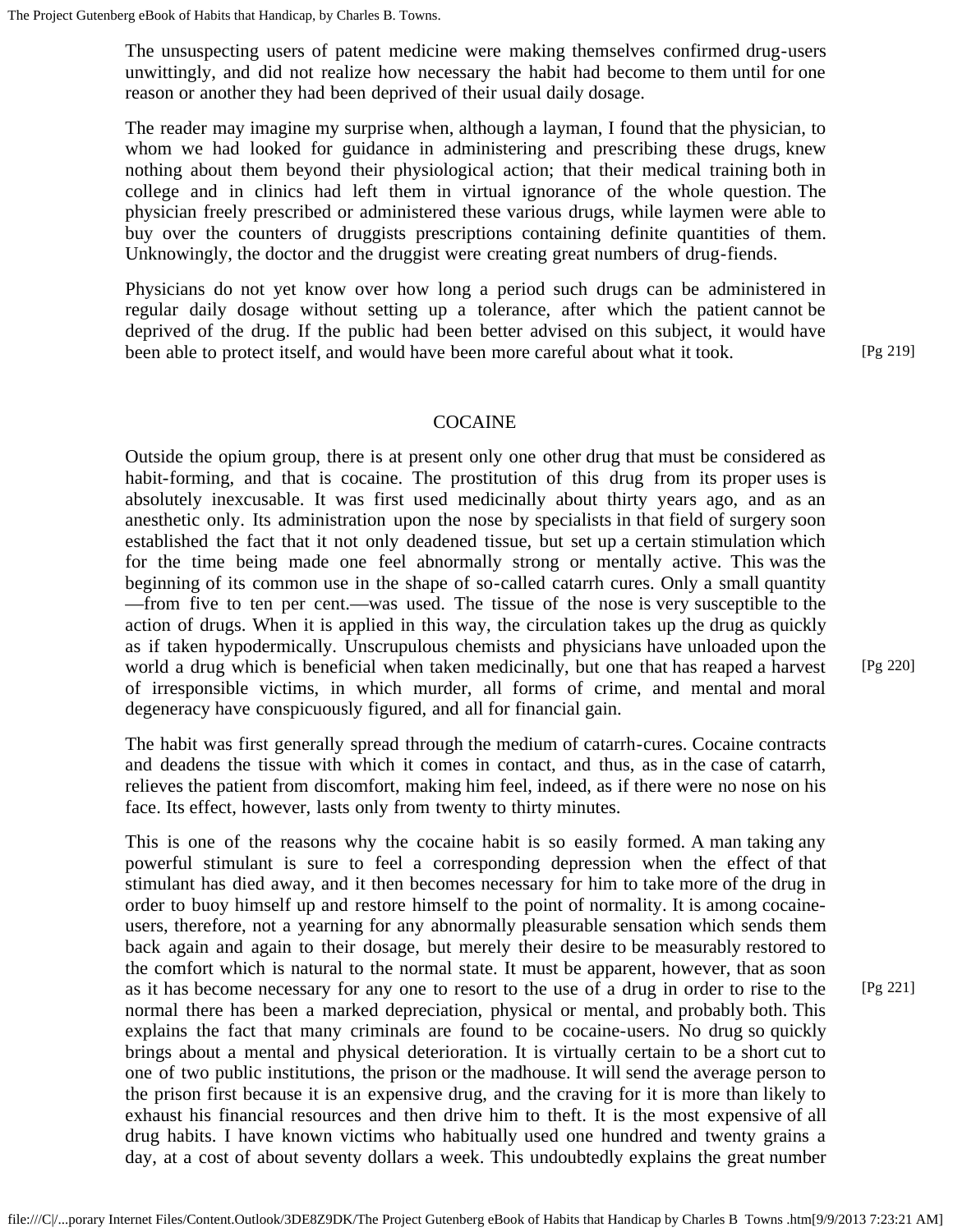The unsuspecting users of patent medicine were making themselves confirmed drug-users unwittingly, and did not realize how necessary the habit had become to them until for one reason or another they had been deprived of their usual daily dosage.

The reader may imagine my surprise when, although a layman, I found that the physician, to whom we had looked for guidance in administering and prescribing these drugs, knew nothing about them beyond their physiological action; that their medical training both in college and in clinics had left them in virtual ignorance of the whole question. The physician freely prescribed or administered these various drugs, while laymen were able to buy over the counters of druggists prescriptions containing definite quantities of them. Unknowingly, the doctor and the druggist were creating great numbers of drug-fiends.

Physicians do not yet know over how long a period such drugs can be administered in regular daily dosage without setting up a tolerance, after which the patient cannot be deprived of the drug. If the public had been better advised on this subject, it would have been able to protect itself, and would have been more careful about what it took.

## COCAINE

Outside the opium group, there is at present only one other drug that must be considered as habit-forming, and that is cocaine. The prostitution of this drug from its proper uses is absolutely inexcusable. It was first used medicinally about thirty years ago, and as an anesthetic only. Its administration upon the nose by specialists in that field of surgery soon established the fact that it not only deadened tissue, but set up a certain stimulation which for the time being made one feel abnormally strong or mentally active. This was the beginning of its common use in the shape of so-called catarrh cures. Only a small quantity—from five to ten per cent.—was used. The tissue of the nose is very susceptible to the action of drugs. When it is applied in this way, the circulation takes up the drug as quickly as if taken hypodermically. Unscrupulous chemists and physicians have unloaded upon the world a drug which is beneficial when taken medicinally, but one that has reaped a harvest of irresponsible victims, in which murder, all forms of crime, and mental and moral degeneracy have conspicuously figured, and all for financial gain.

The habit was first generally spread through the medium of catarrh-cures. Cocaine contracts and deadens the tissue with which it comes in contact, and thus, as in the case of catarrh, relieves the patient from discomfort, making him feel, indeed, as if there were no nose on his face. Its effect, however, lasts only from twenty to thirty minutes.

This is one of the reasons why the cocaine habit is so easily formed. A man taking any powerful stimulant is sure to feel a corresponding depression when the effect of that stimulant has died away, and it then becomes necessary for him to take more of the drug in order to buoy himself up and restore himself to the point of normality. It is among cocaine-users, therefore, not a yearning for any abnormally pleasurable sensation which sends them back again and again to their dosage, but merely their desire to be measurably restored to the comfort which is natural to the normal state. It must be apparent, however, that as soon as it has become necessary for any one to resort to the use of a drug in order to rise to the normal there has been a marked depreciation, physical or mental, and probably both. This explains the fact that many criminals are found to be cocaine-users. No drug so quickly brings about a mental and physical deterioration. It is virtually certain to be a short cut to one of two public institutions, the prison or the madhouse. It will send the average person to the prison first because it is an expensive drug, and the craving for it is more than likely to exhaust his financial resources and then drive him to theft. It is the most expensive of all drug habits. I have known victims who habitually used one hundred and twenty grains a day, at a cost of about seventy dollars a week. This undoubtedly explains the great number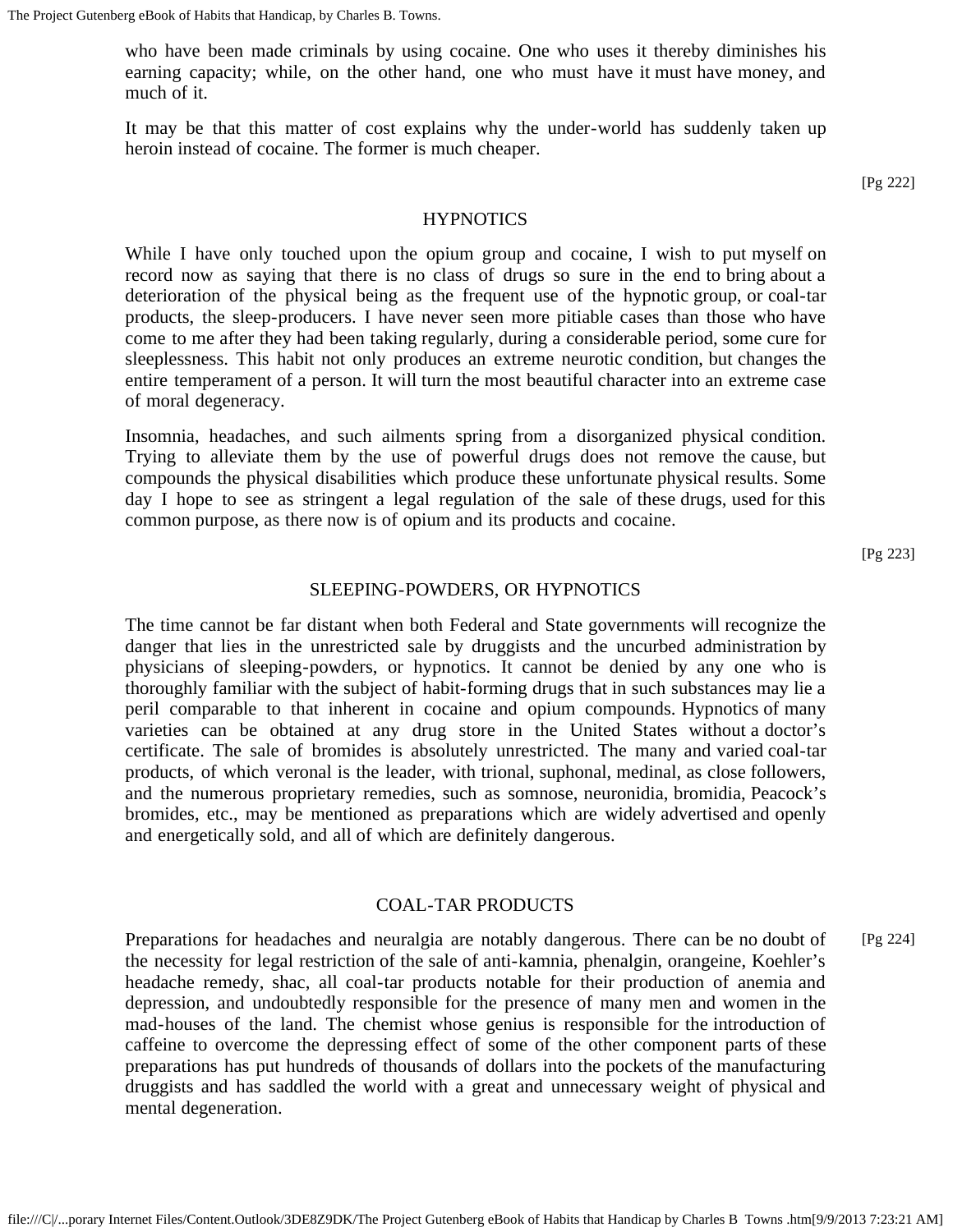who have been made criminals by using cocaine. One who uses it thereby diminishes his earning capacity; while, on the other hand, one who must have it must have money, and much of it.

It may be that this matter of cost explains why the under-world has suddenly taken up heroin instead of cocaine. The former is much cheaper.

## HYPNOTICS

While I have only touched upon the opium group and cocaine, I wish to put myself on record now as saying that there is no class of drugs so sure in the end to bring about a deterioration of the physical being as the frequent use of the hypnotic group, or coal-tar products, the sleep-producers. I have never seen more pitiable cases than those who have come to me after they had been taking regularly, during a considerable period, some cure for sleeplessness. This habit not only produces an extreme neurotic condition, but changes the entire temperament of a person. It will turn the most beautiful character into an extreme case of moral degeneracy.

Insomnia, headaches, and such ailments spring from a disorganized physical condition. Trying to alleviate them by the use of powerful drugs does not remove the cause, but compounds the physical disabilities which produce these unfortunate physical results. Some day I hope to see as stringent a legal regulation of the sale of these drugs, used for this common purpose, as there now is of opium and its products and cocaine.

## SLEEPING-POWDERS, OR HYPNOTICS

The time cannot be far distant when both Federal and State governments will recognize the danger that lies in the unrestricted sale by druggists and the uncurbed administration by physicians of sleeping-powders, or hypnotics. It cannot be denied by any one who is thoroughly familiar with the subject of habit-forming drugs that in such substances may lie a peril comparable to that inherent in cocaine and opium compounds. Hypnotics of many varieties can be obtained at any drug store in the United States without a doctor's certificate. The sale of bromides is absolutely unrestricted. The many and varied coal-tar products, of which veronal is the leader, with trional, suphonal, medinal, as close followers, and the numerous proprietary remedies, such as somnose, neuronidia, bromidia, Peacock's bromides, etc., may be mentioned as preparations which are widely advertised and openly and energetically sold, and all of which are definitely dangerous.

## COAL-TAR PRODUCTS

Preparations for headaches and neuralgia are notably dangerous. There can be no doubt of the necessity for legal restriction of the sale of anti-kamnia, phenalgin, orangeine, Koehler's headache remedy, shac, all coal-tar products notable for their production of anemia and depression, and undoubtedly responsible for the presence of many men and women in the mad-houses of the land. The chemist whose genius is responsible for the introduction of caffeine to overcome the depressing effect of some of the other component parts of these preparations has put hundreds of thousands of dollars into the pockets of the manufacturing druggists and has saddled the world with a great and unnecessary weight of physical and mental degeneration.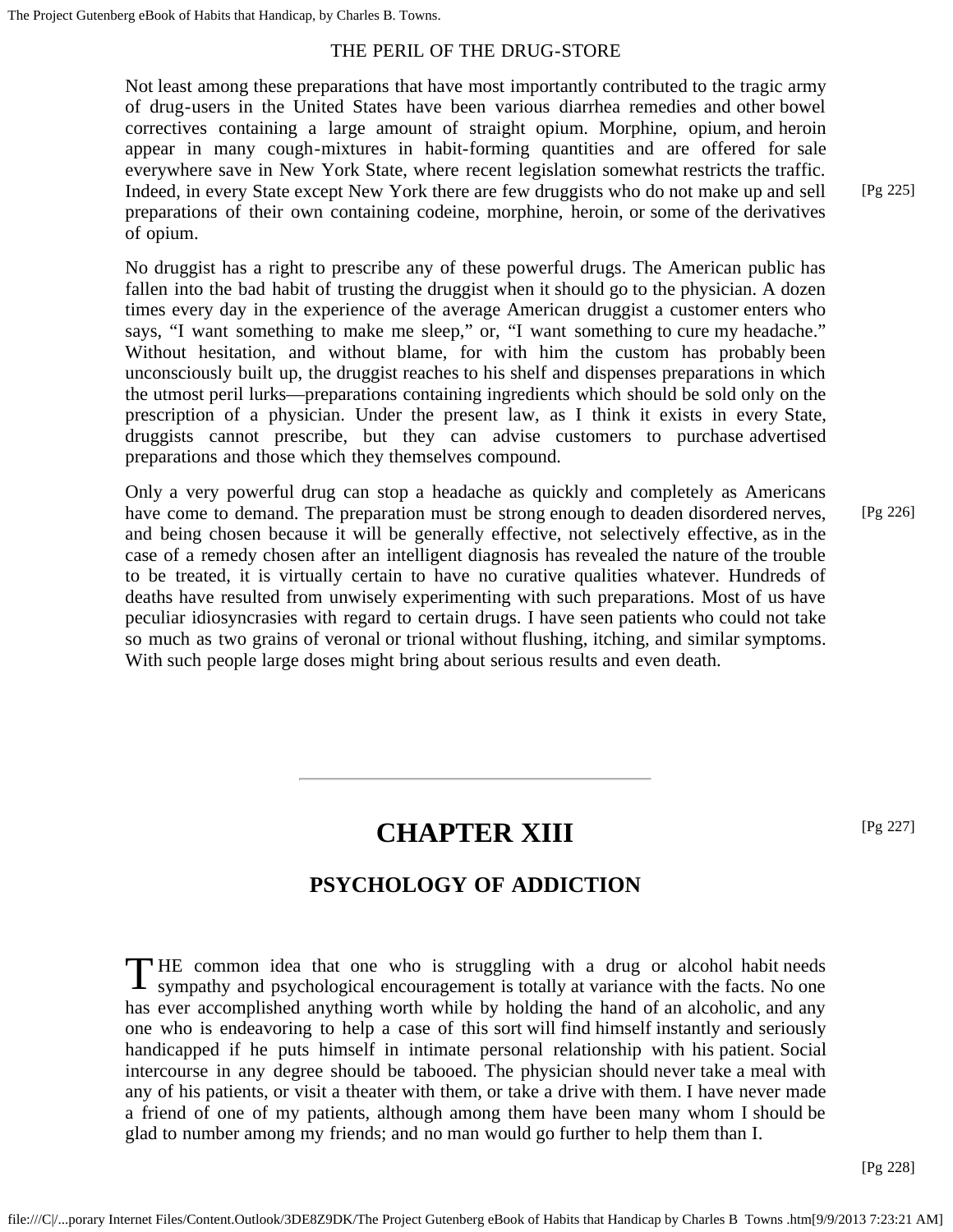Not least among these preparations that have most importantly contributed to the tragic army of drug-users in the United States have been various diarrhea remedies and other bowel correctives containing a large amount of straight opium. Morphine, opium, and heroin appear in many cough-mixtures in habit-forming quantities and are offered for sale everywhere save in New York State, where recent legislation somewhat restricts the traffic. Indeed, in every State except New York there are few druggists who do not make up and sell preparations of their own containing codeine, morphine, heroin, or some of the derivatives of opium.

No druggist has a right to prescribe any of these powerful drugs. The American public has fallen into the bad habit of trusting the druggist when it should go to the physician. A dozen times every day in the experience of the average American druggist a customer enters who says, "I want something to make me sleep," or, "I want something to cure my headache." Without hesitation, and without blame, for with him the custom has probably been unconsciously built up, the druggist reaches to his shelf and dispenses preparations in which the utmost peril lurks—preparations containing ingredients which should be sold only on the prescription of a physician. Under the present law, as I think it exists in every State, druggists cannot prescribe, but they can advise customers to purchase advertised preparations and those which they themselves compound.

Only a very powerful drug can stop a headache as quickly and completely as Americans have come to demand. The preparation must be strong enough to deaden disordered nerves, and being chosen because it will be generally effective, not selectively effective, as in the case of a remedy chosen after an intelligent diagnosis has revealed the nature of the trouble to be treated, it is virtually certain to have no curative qualities whatever. Hundreds of deaths have resulted from unwisely experimenting with such preparations. Most of us have peculiar idiosyncrasies with regard to certain drugs. I have seen patients who could not take so much as two grains of veronal or trional without flushing, itching, and similar symptoms. With such people large doses might bring about serious results and even death.

---

# CHAPTER XIII

## PSYCHOLOGY OF ADDICTION

THE common idea that one who is struggling with a drug or alcohol habit needs sympathy and psychological encouragement is totally at variance with the facts. No one has ever accomplished anything worth while by holding the hand of an alcoholic, and any one who is endeavoring to help a case of this sort will find himself instantly and seriously handicapped if he puts himself in intimate personal relationship with his patient. Social intercourse in any degree should be tabooed. The physician should never take a meal with any of his patients, or visit a theater with them, or take a drive with them. I have never made a friend of one of my patients, although among them have been many whom I should be glad to number among my friends; and no man would go further to help them than I.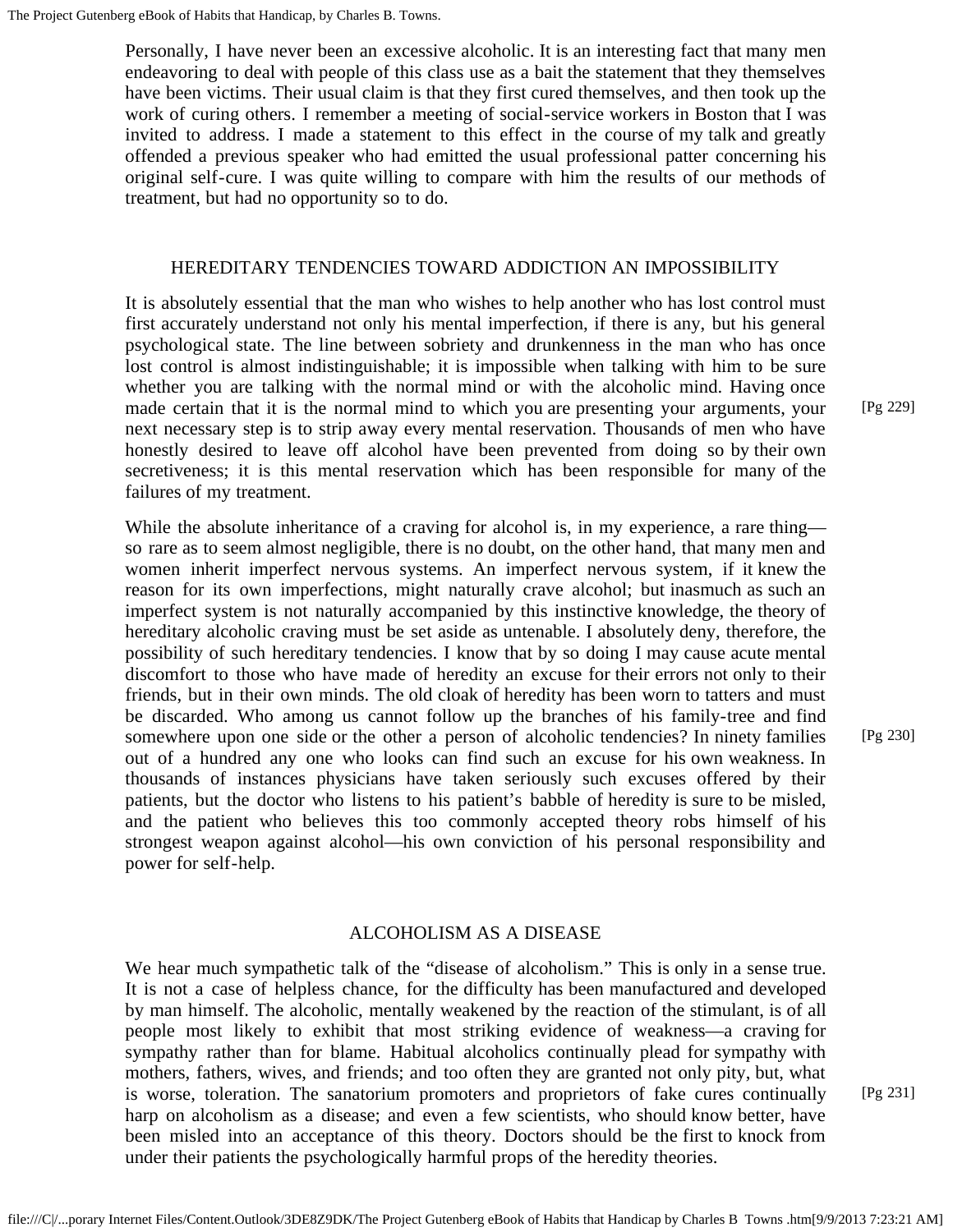Personally, I have never been an excessive alcoholic. It is an interesting fact that many men endeavoring to deal with people of this class use as a bait the statement that they themselves have been victims. Their usual claim is that they first cured themselves, and then took up the work of curing others. I remember a meeting of social-service workers in Boston that I was invited to address. I made a statement to this effect in the course of my talk and greatly offended a previous speaker who had emitted the usual professional patter concerning his original self-cure. I was quite willing to compare with him the results of our methods of treatment, but had no opportunity so to do.

## HEREDITARY TENDENCIES TOWARD ADDICTION AN IMPOSSIBILITY

It is absolutely essential that the man who wishes to help another who has lost control must first accurately understand not only his mental imperfection, if there is any, but his general psychological state. The line between sobriety and drunkenness in the man who has once lost control is almost indistinguishable; it is impossible when talking with him to be sure whether you are talking with the normal mind or with the alcoholic mind. Having once made certain that it is the normal mind to which you are presenting your arguments, your next necessary step is to strip away every mental reservation. Thousands of men who have honestly desired to leave off alcohol have been prevented from doing so by their own secretiveness; it is this mental reservation which has been responsible for many of the failures of my treatment.

While the absolute inheritance of a craving for alcohol is, in my experience, a rare thing—so rare as to seem almost negligible, there is no doubt, on the other hand, that many men and women inherit imperfect nervous systems. An imperfect nervous system, if it knew the reason for its own imperfections, might naturally crave alcohol; but inasmuch as such an imperfect system is not naturally accompanied by this instinctive knowledge, the theory of hereditary alcoholic craving must be set aside as untenable. I absolutely deny, therefore, the possibility of such hereditary tendencies. I know that by so doing I may cause acute mental discomfort to those who have made of heredity an excuse for their errors not only to their friends, but in their own minds. The old cloak of heredity has been worn to tatters and must be discarded. Who among us cannot follow up the branches of his family-tree and find somewhere upon one side or the other a person of alcoholic tendencies? In ninety families out of a hundred any one who looks can find such an excuse for his own weakness. In thousands of instances physicians have taken seriously such excuses offered by their patients, but the doctor who listens to his patient's babble of heredity is sure to be misled, and the patient who believes this too commonly accepted theory robs himself of his strongest weapon against alcohol—his own conviction of his personal responsibility and power for self-help.

## ALCOHOLISM AS A DISEASE

We hear much sympathetic talk of the "disease of alcoholism." This is only in a sense true. It is not a case of helpless chance, for the difficulty has been manufactured and developed by man himself. The alcoholic, mentally weakened by the reaction of the stimulant, is of all people most likely to exhibit that most striking evidence of weakness—a craving for sympathy rather than for blame. Habitual alcoholics continually plead for sympathy with mothers, fathers, wives, and friends; and too often they are granted not only pity, but, what is worse, toleration. The sanatorium promoters and proprietors of fake cures continually harp on alcoholism as a disease; and even a few scientists, who should know better, have been misled into an acceptance of this theory. Doctors should be the first to knock from under their patients the psychologically harmful props of the heredity theories.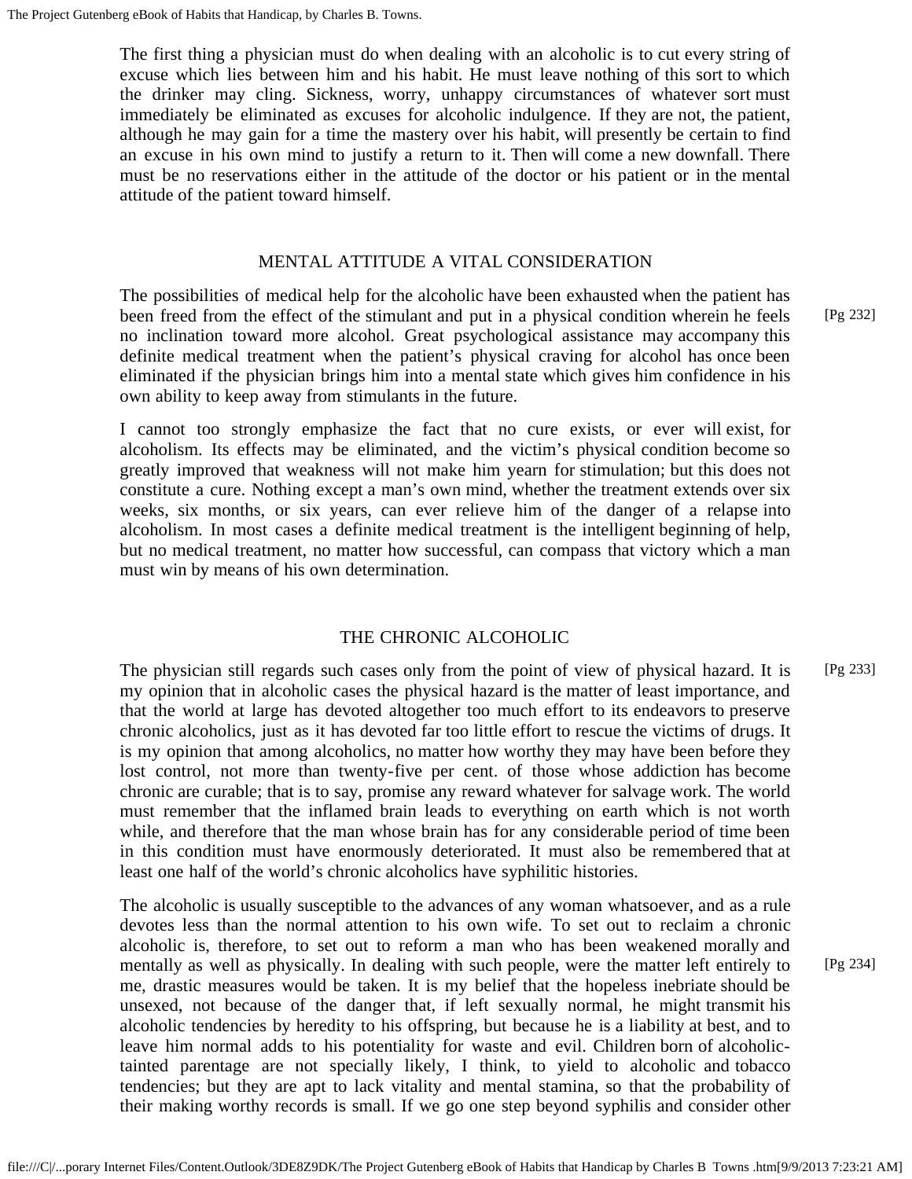The first thing a physician must do when dealing with an alcoholic is to cut every string of excuse which lies between him and his habit. He must leave nothing of this sort to which the drinker may cling. Sickness, worry, unhappy circumstances of whatever sort must immediately be eliminated as excuses for alcoholic indulgence. If they are not, the patient, although he may gain for a time the mastery over his habit, will presently be certain to find an excuse in his own mind to justify a return to it. Then will come a new downfall. There must be no reservations either in the attitude of the doctor or his patient or in the mental attitude of the patient toward himself.

## MENTAL ATTITUDE A VITAL CONSIDERATION

The possibilities of medical help for the alcoholic have been exhausted when the patient has been freed from the effect of the stimulant and put in a physical condition wherein he feels no inclination toward more alcohol. Great psychological assistance may accompany this definite medical treatment when the patient's physical craving for alcohol has once been eliminated if the physician brings him into a mental state which gives him confidence in his own ability to keep away from stimulants in the future.

I cannot too strongly emphasize the fact that no cure exists, or ever will exist, for alcoholism. Its effects may be eliminated, and the victim's physical condition become so greatly improved that weakness will not make him yearn for stimulation; but this does not constitute a cure. Nothing except a man's own mind, whether the treatment extends over six weeks, six months, or six years, can ever relieve him of the danger of a relapse into alcoholism. In most cases a definite medical treatment is the intelligent beginning of help, but no medical treatment, no matter how successful, can compass that victory which a man must win by means of his own determination.

## THE CHRONIC ALCOHOLIC

The physician still regards such cases only from the point of view of physical hazard. It is my opinion that in alcoholic cases the physical hazard is the matter of least importance, and that the world at large has devoted altogether too much effort to its endeavors to preserve chronic alcoholics, just as it has devoted far too little effort to rescue the victims of drugs. It is my opinion that among alcoholics, no matter how worthy they may have been before they lost control, not more than twenty-five per cent. of those whose addiction has become chronic are curable; that is to say, promise any reward whatever for salvage work. The world must remember that the inflamed brain leads to everything on earth which is not worth while, and therefore that the man whose brain has for any considerable period of time been in this condition must have enormously deteriorated. It must also be remembered that at least one half of the world's chronic alcoholics have syphilitic histories.

The alcoholic is usually susceptible to the advances of any woman whatsoever, and as a rule devotes less than the normal attention to his own wife. To set out to reclaim a chronic alcoholic is, therefore, to set out to reform a man who has been weakened morally and mentally as well as physically. In dealing with such people, were the matter left entirely to me, drastic measures would be taken. It is my belief that the hopeless inebriate should be unsexed, not because of the danger that, if left sexually normal, he might transmit his alcoholic tendencies by heredity to his offspring, but because he is a liability at best, and to leave him normal adds to his potentiality for waste and evil. Children born of alcoholic-tainted parentage are not specially likely, I think, to yield to alcoholic and tobacco tendencies; but they are apt to lack vitality and mental stamina, so that the probability of their making worthy records is small. If we go one step beyond syphilis and consider other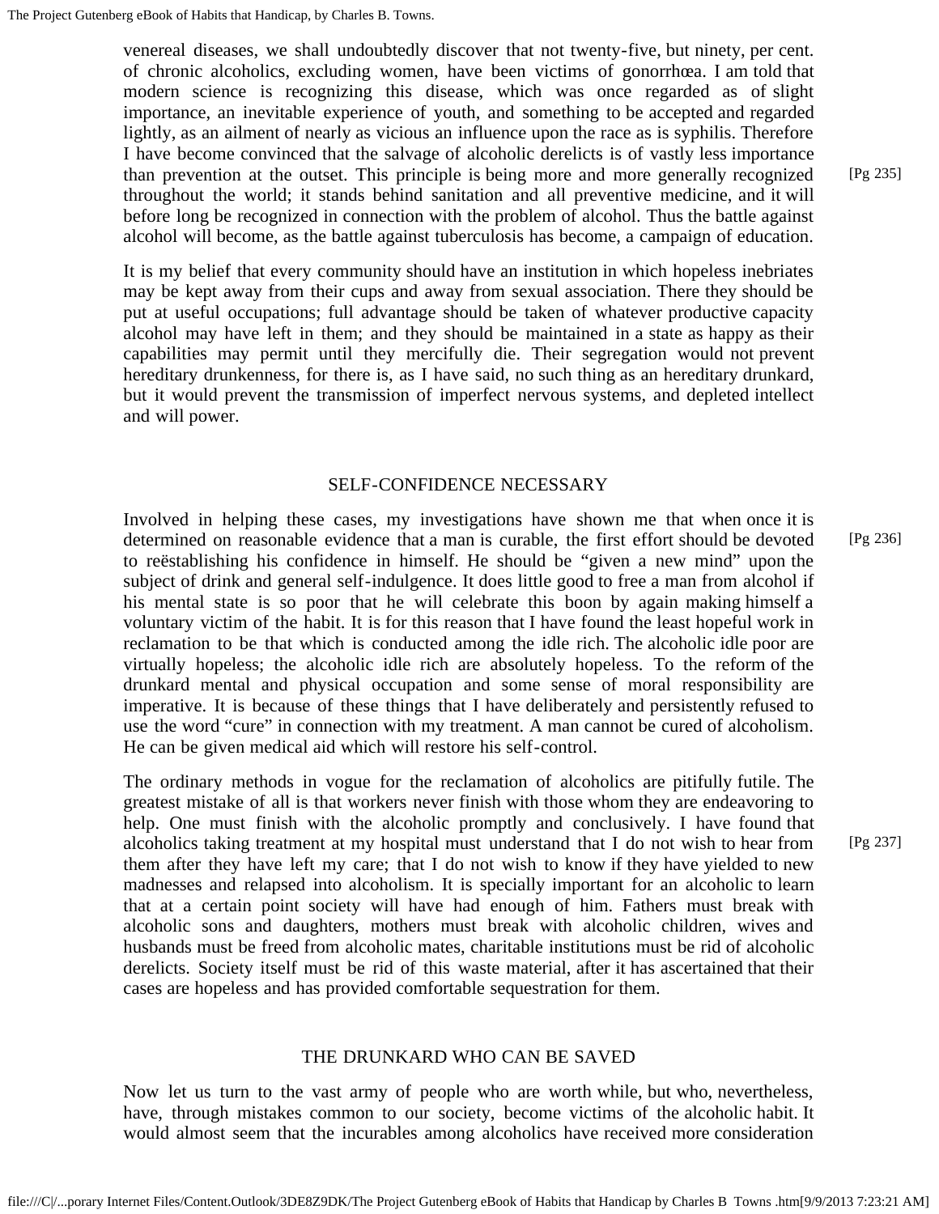venereal diseases, we shall undoubtedly discover that not twenty-five, but ninety, per cent. of chronic alcoholics, excluding women, have been victims of gonorrhœa. I am told that modern science is recognizing this disease, which was once regarded as of slight importance, an inevitable experience of youth, and something to be accepted and regarded lightly, as an ailment of nearly as vicious an influence upon the race as is syphilis. Therefore I have become convinced that the salvage of alcoholic derelicts is of vastly less importance than prevention at the outset. This principle is being more and more generally recognized throughout the world; it stands behind sanitation and all preventive medicine, and it will before long be recognized in connection with the problem of alcohol. Thus the battle against alcohol will become, as the battle against tuberculosis has become, a campaign of education.

It is my belief that every community should have an institution in which hopeless inebriates may be kept away from their cups and away from sexual association. There they should be put at useful occupations; full advantage should be taken of whatever productive capacity alcohol may have left in them; and they should be maintained in a state as happy as their capabilities may permit until they mercifully die. Their segregation would not prevent hereditary drunkenness, for there is, as I have said, no such thing as an hereditary drunkard, but it would prevent the transmission of imperfect nervous systems, and depleted intellect and will power.

## SELF-CONFIDENCE NECESSARY

Involved in helping these cases, my investigations have shown me that when once it is determined on reasonable evidence that a man is curable, the first effort should be devoted to reëstablishing his confidence in himself. He should be "given a new mind" upon the subject of drink and general self-indulgence. It does little good to free a man from alcohol if his mental state is so poor that he will celebrate this boon by again making himself a voluntary victim of the habit. It is for this reason that I have found the least hopeful work in reclamation to be that which is conducted among the idle rich. The alcoholic idle poor are virtually hopeless; the alcoholic idle rich are absolutely hopeless. To the reform of the drunkard mental and physical occupation and some sense of moral responsibility are imperative. It is because of these things that I have deliberately and persistently refused to use the word "cure" in connection with my treatment. A man cannot be cured of alcoholism. He can be given medical aid which will restore his self-control.

The ordinary methods in vogue for the reclamation of alcoholics are pitifully futile. The greatest mistake of all is that workers never finish with those whom they are endeavoring to help. One must finish with the alcoholic promptly and conclusively. I have found that alcoholics taking treatment at my hospital must understand that I do not wish to hear from them after they have left my care; that I do not wish to know if they have yielded to new madnesses and relapsed into alcoholism. It is specially important for an alcoholic to learn that at a certain point society will have had enough of him. Fathers must break with alcoholic sons and daughters, mothers must break with alcoholic children, wives and husbands must be freed from alcoholic mates, charitable institutions must be rid of alcoholic derelicts. Society itself must be rid of this waste material, after it has ascertained that their cases are hopeless and has provided comfortable sequestration for them.

## THE DRUNKARD WHO CAN BE SAVED

Now let us turn to the vast army of people who are worth while, but who, nevertheless, have, through mistakes common to our society, become victims of the alcoholic habit. It would almost seem that the incurables among alcoholics have received more consideration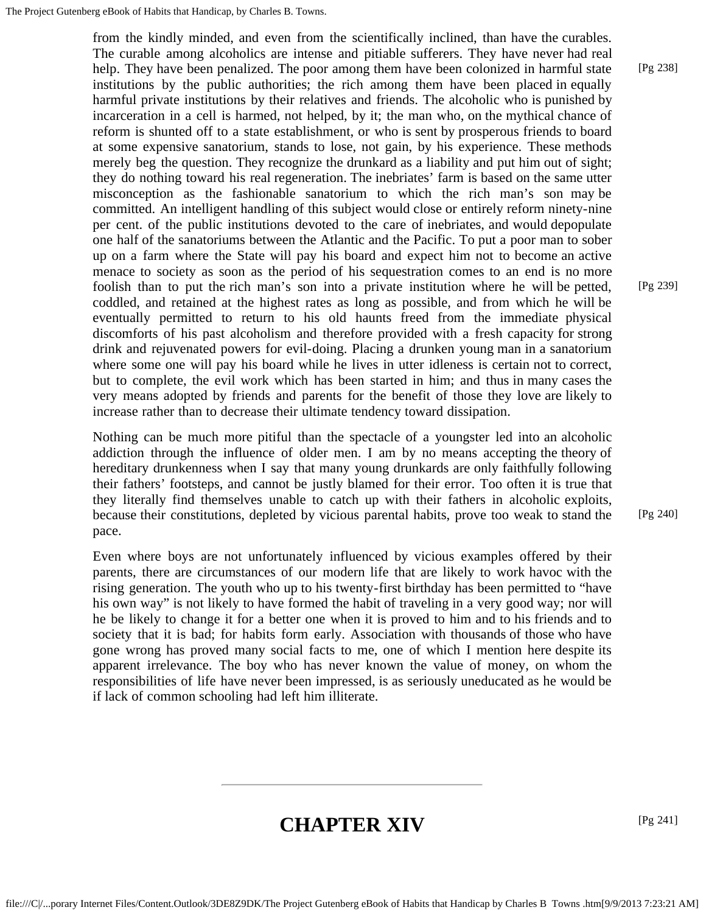from the kindly minded, and even from the scientifically inclined, than have the curables. The curable among alcoholics are intense and pitiable sufferers. They have never had real help. They have been penalized. The poor among them have been colonized in harmful state institutions by the public authorities; the rich among them have been placed in equally harmful private institutions by their relatives and friends. The alcoholic who is punished by incarceration in a cell is harmed, not helped, by it; the man who, on the mythical chance of reform is shunted off to a state establishment, or who is sent by prosperous friends to board at some expensive sanatorium, stands to lose, not gain, by his experience. These methods merely beg the question. They recognize the drunkard as a liability and put him out of sight; they do nothing toward his real regeneration. The inebriates' farm is based on the same utter misconception as the fashionable sanatorium to which the rich man's son may be committed. An intelligent handling of this subject would close or entirely reform ninety-nine per cent. of the public institutions devoted to the care of inebriates, and would depopulate one half of the sanatoriums between the Atlantic and the Pacific. To put a poor man to sober up on a farm where the State will pay his board and expect him not to become an active menace to society as soon as the period of his sequestration comes to an end is no more foolish than to put the rich man's son into a private institution where he will be petted, coddled, and retained at the highest rates as long as possible, and from which he will be eventually permitted to return to his old haunts freed from the immediate physical discomforts of his past alcoholism and therefore provided with a fresh capacity for strong drink and rejuvenated powers for evil-doing. Placing a drunken young man in a sanatorium where some one will pay his board while he lives in utter idleness is certain not to correct, but to complete, the evil work which has been started in him; and thus in many cases the very means adopted by friends and parents for the benefit of those they love are likely to increase rather than to decrease their ultimate tendency toward dissipation.

Nothing can be much more pitiful than the spectacle of a youngster led into an alcoholic addiction through the influence of older men. I am by no means accepting the theory of hereditary drunkenness when I say that many young drunkards are only faithfully following their fathers' footsteps, and cannot be justly blamed for their error. Too often it is true that they literally find themselves unable to catch up with their fathers in alcoholic exploits, because their constitutions, depleted by vicious parental habits, prove too weak to stand the pace.

Even where boys are not unfortunately influenced by vicious examples offered by their parents, there are circumstances of our modern life that are likely to work havoc with the rising generation. The youth who up to his twenty-first birthday has been permitted to "have his own way" is not likely to have formed the habit of traveling in a very good way; nor will he be likely to change it for a better one when it is proved to him and to his friends and to society that it is bad; for habits form early. Association with thousands of those who have gone wrong has proved many social facts to me, one of which I mention here despite its apparent irrelevance. The boy who has never known the value of money, on whom the responsibilities of life have never been impressed, is as seriously uneducated as he would be if lack of common schooling had left him illiterate.

---

# CHAPTER XIV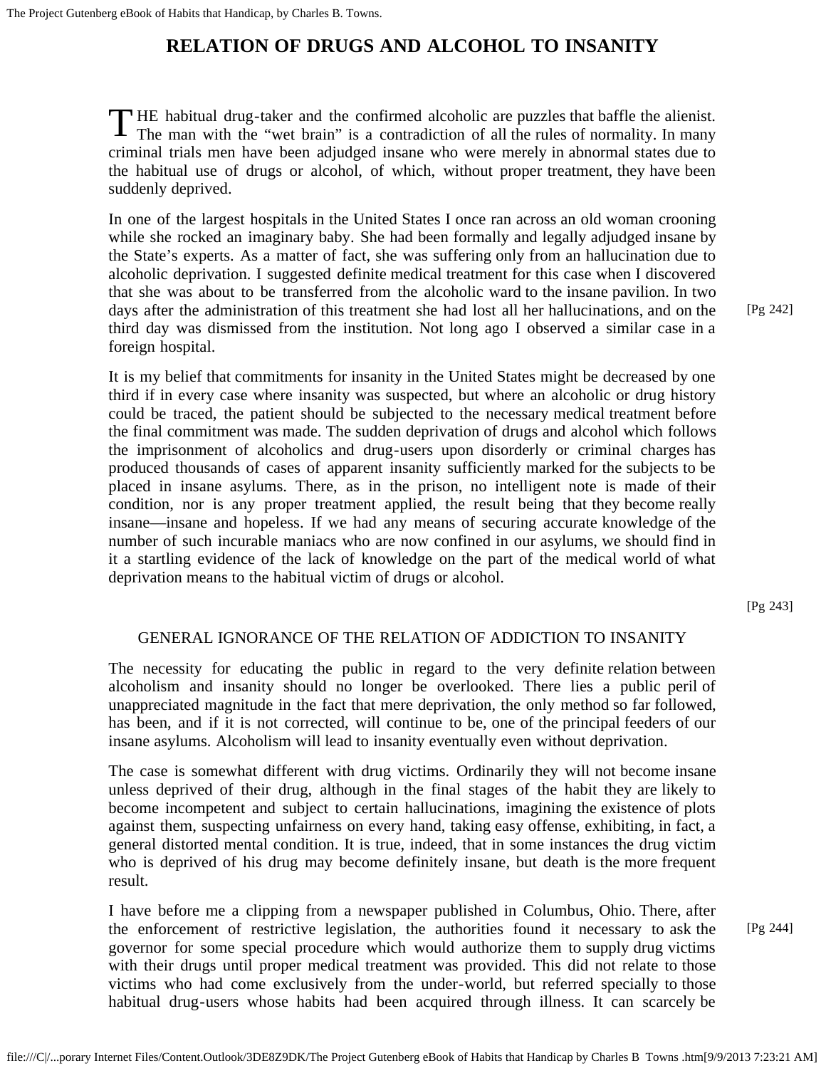# RELATION OF DRUGS AND ALCOHOL TO INSANITY

THE habitual drug-taker and the confirmed alcoholic are puzzles that baffle the alienist. The man with the "wet brain" is a contradiction of all the rules of normality. In many criminal trials men have been adjudged insane who were merely in abnormal states due to the habitual use of drugs or alcohol, of which, without proper treatment, they have been suddenly deprived.

In one of the largest hospitals in the United States I once ran across an old woman crooning while she rocked an imaginary baby. She had been formally and legally adjudged insane by the State's experts. As a matter of fact, she was suffering only from an hallucination due to alcoholic deprivation. I suggested definite medical treatment for this case when I discovered that she was about to be transferred from the alcoholic ward to the insane pavilion. In two days after the administration of this treatment she had lost all her hallucinations, and on the third day was dismissed from the institution. Not long ago I observed a similar case in a foreign hospital.

It is my belief that commitments for insanity in the United States might be decreased by one third if in every case where insanity was suspected, but where an alcoholic or drug history could be traced, the patient should be subjected to the necessary medical treatment before the final commitment was made. The sudden deprivation of drugs and alcohol which follows the imprisonment of alcoholics and drug-users upon disorderly or criminal charges has produced thousands of cases of apparent insanity sufficiently marked for the subjects to be placed in insane asylums. There, as in the prison, no intelligent note is made of their condition, nor is any proper treatment applied, the result being that they become really insane—insane and hopeless. If we had any means of securing accurate knowledge of the number of such incurable maniacs who are now confined in our asylums, we should find in it a startling evidence of the lack of knowledge on the part of the medical world of what deprivation means to the habitual victim of drugs or alcohol.

## GENERAL IGNORANCE OF THE RELATION OF ADDICTION TO INSANITY

The necessity for educating the public in regard to the very definite relation between alcoholism and insanity should no longer be overlooked. There lies a public peril of unappreciated magnitude in the fact that mere deprivation, the only method so far followed, has been, and if it is not corrected, will continue to be, one of the principal feeders of our insane asylums. Alcoholism will lead to insanity eventually even without deprivation.

The case is somewhat different with drug victims. Ordinarily they will not become insane unless deprived of their drug, although in the final stages of the habit they are likely to become incompetent and subject to certain hallucinations, imagining the existence of plots against them, suspecting unfairness on every hand, taking easy offense, exhibiting, in fact, a general distorted mental condition. It is true, indeed, that in some instances the drug victim who is deprived of his drug may become definitely insane, but death is the more frequent result.

I have before me a clipping from a newspaper published in Columbus, Ohio. There, after the enforcement of restrictive legislation, the authorities found it necessary to ask the governor for some special procedure which would authorize them to supply drug victims with their drugs until proper medical treatment was provided. This did not relate to those victims who had come exclusively from the under-world, but referred specially to those habitual drug-users whose habits had been acquired through illness. It can scarcely be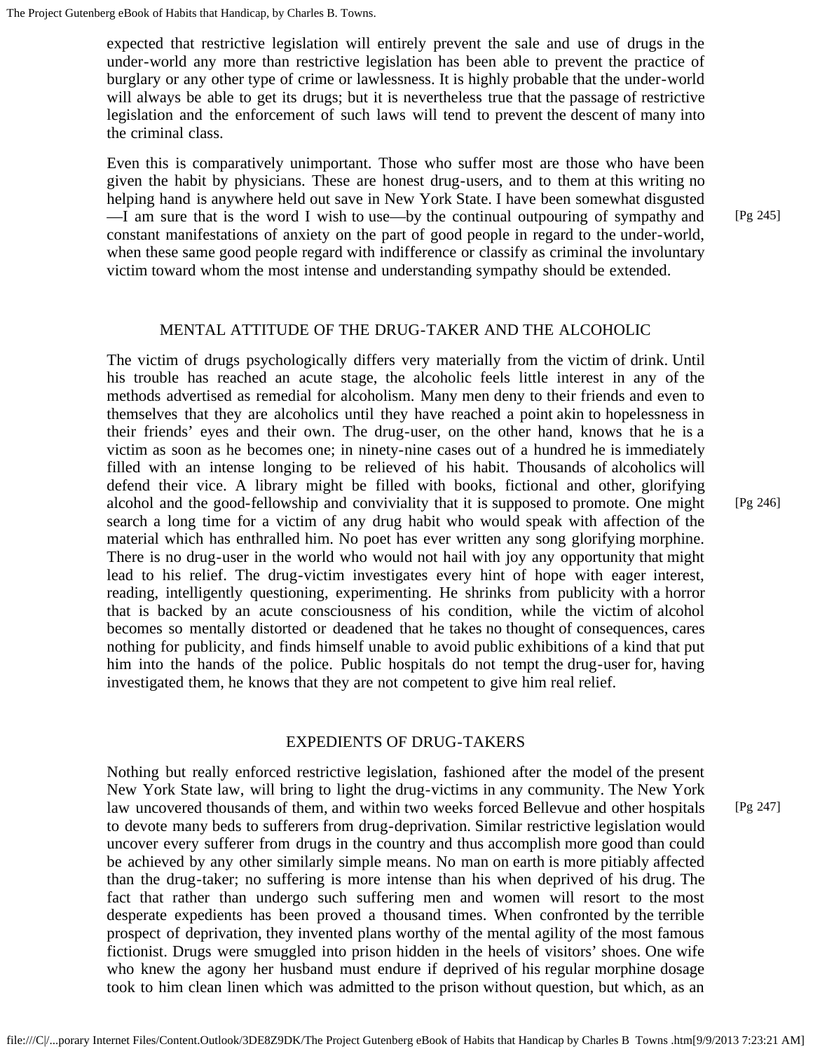expected that restrictive legislation will entirely prevent the sale and use of drugs in the under-world any more than restrictive legislation has been able to prevent the practice of burglary or any other type of crime or lawlessness. It is highly probable that the under-world will always be able to get its drugs; but it is nevertheless true that the passage of restrictive legislation and the enforcement of such laws will tend to prevent the descent of many into the criminal class.

Even this is comparatively unimportant. Those who suffer most are those who have been given the habit by physicians. These are honest drug-users, and to them at this writing no helping hand is anywhere held out save in New York State. I have been somewhat disgusted —I am sure that is the word I wish to use—by the continual outpouring of sympathy and constant manifestations of anxiety on the part of good people in regard to the under-world, when these same good people regard with indifference or classify as criminal the involuntary victim toward whom the most intense and understanding sympathy should be extended.

## MENTAL ATTITUDE OF THE DRUG-TAKER AND THE ALCOHOLIC

The victim of drugs psychologically differs very materially from the victim of drink. Until his trouble has reached an acute stage, the alcoholic feels little interest in any of the methods advertised as remedial for alcoholism. Many men deny to their friends and even to themselves that they are alcoholics until they have reached a point akin to hopelessness in their friends' eyes and their own. The drug-user, on the other hand, knows that he is a victim as soon as he becomes one; in ninety-nine cases out of a hundred he is immediately filled with an intense longing to be relieved of his habit. Thousands of alcoholics will defend their vice. A library might be filled with books, fictional and other, glorifying alcohol and the good-fellowship and conviviality that it is supposed to promote. One might search a long time for a victim of any drug habit who would speak with affection of the material which has enthralled him. No poet has ever written any song glorifying morphine. There is no drug-user in the world who would not hail with joy any opportunity that might lead to his relief. The drug-victim investigates every hint of hope with eager interest, reading, intelligently questioning, experimenting. He shrinks from publicity with a horror that is backed by an acute consciousness of his condition, while the victim of alcohol becomes so mentally distorted or deadened that he takes no thought of consequences, cares nothing for publicity, and finds himself unable to avoid public exhibitions of a kind that put him into the hands of the police. Public hospitals do not tempt the drug-user for, having investigated them, he knows that they are not competent to give him real relief.

## EXPEDIENTS OF DRUG-TAKERS

Nothing but really enforced restrictive legislation, fashioned after the model of the present New York State law, will bring to light the drug-victims in any community. The New York law uncovered thousands of them, and within two weeks forced Bellevue and other hospitals to devote many beds to sufferers from drug-deprivation. Similar restrictive legislation would uncover every sufferer from drugs in the country and thus accomplish more good than could be achieved by any other similarly simple means. No man on earth is more pitiably affected than the drug-taker; no suffering is more intense than his when deprived of his drug. The fact that rather than undergo such suffering men and women will resort to the most desperate expedients has been proved a thousand times. When confronted by the terrible prospect of deprivation, they invented plans worthy of the mental agility of the most famous fictionist. Drugs were smuggled into prison hidden in the heels of visitors' shoes. One wife who knew the agony her husband must endure if deprived of his regular morphine dosage took to him clean linen which was admitted to the prison without question, but which, as an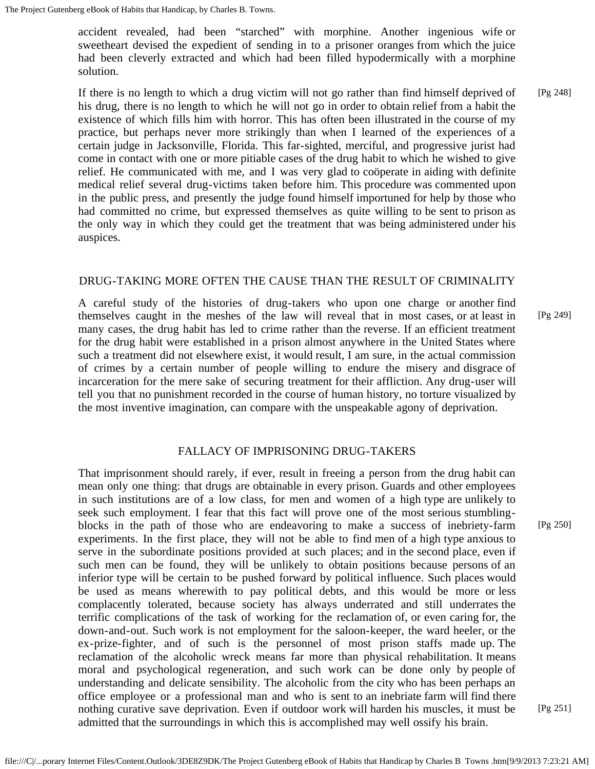accident revealed, had been "starched" with morphine. Another ingenious wife or sweetheart devised the expedient of sending in to a prisoner oranges from which the juice had been cleverly extracted and which had been filled hypodermically with a morphine solution.

If there is no length to which a drug victim will not go rather than find himself deprived of his drug, there is no length to which he will not go in order to obtain relief from a habit the existence of which fills him with horror. This has often been illustrated in the course of my practice, but perhaps never more strikingly than when I learned of the experiences of a certain judge in Jacksonville, Florida. This far-sighted, merciful, and progressive jurist had come in contact with one or more pitiable cases of the drug habit to which he wished to give relief. He communicated with me, and I was very glad to coöperate in aiding with definite medical relief several drug-victims taken before him. This procedure was commented upon in the public press, and presently the judge found himself importuned for help by those who had committed no crime, but expressed themselves as quite willing to be sent to prison as the only way in which they could get the treatment that was being administered under his auspices.

## DRUG-TAKING MORE OFTEN THE CAUSE THAN THE RESULT OF CRIMINALITY

A careful study of the histories of drug-takers who upon one charge or another find themselves caught in the meshes of the law will reveal that in most cases, or at least in many cases, the drug habit has led to crime rather than the reverse. If an efficient treatment for the drug habit were established in a prison almost anywhere in the United States where such a treatment did not elsewhere exist, it would result, I am sure, in the actual commission of crimes by a certain number of people willing to endure the misery and disgrace of incarceration for the mere sake of securing treatment for their affliction. Any drug-user will tell you that no punishment recorded in the course of human history, no torture visualized by the most inventive imagination, can compare with the unspeakable agony of deprivation.

## FALLACY OF IMPRISONING DRUG-TAKERS

That imprisonment should rarely, if ever, result in freeing a person from the drug habit can mean only one thing: that drugs are obtainable in every prison. Guards and other employees in such institutions are of a low class, for men and women of a high type are unlikely to seek such employment. I fear that this fact will prove one of the most serious stumbling-blocks in the path of those who are endeavoring to make a success of inebriety-farm experiments. In the first place, they will not be able to find men of a high type anxious to serve in the subordinate positions provided at such places; and in the second place, even if such men can be found, they will be unlikely to obtain positions because persons of an inferior type will be certain to be pushed forward by political influence. Such places would be used as means wherewith to pay political debts, and this would be more or less complacently tolerated, because society has always underrated and still underrates the terrific complications of the task of working for the reclamation of, or even caring for, the down-and-out. Such work is not employment for the saloon-keeper, the ward heeler, or the ex-prize-fighter, and of such is the personnel of most prison staffs made up. The reclamation of the alcoholic wreck means far more than physical rehabilitation. It means moral and psychological regeneration, and such work can be done only by people of understanding and delicate sensibility. The alcoholic from the city who has been perhaps an office employee or a professional man and who is sent to an inebriate farm will find there nothing curative save deprivation. Even if outdoor work will harden his muscles, it must be admitted that the surroundings in which this is accomplished may well ossify his brain.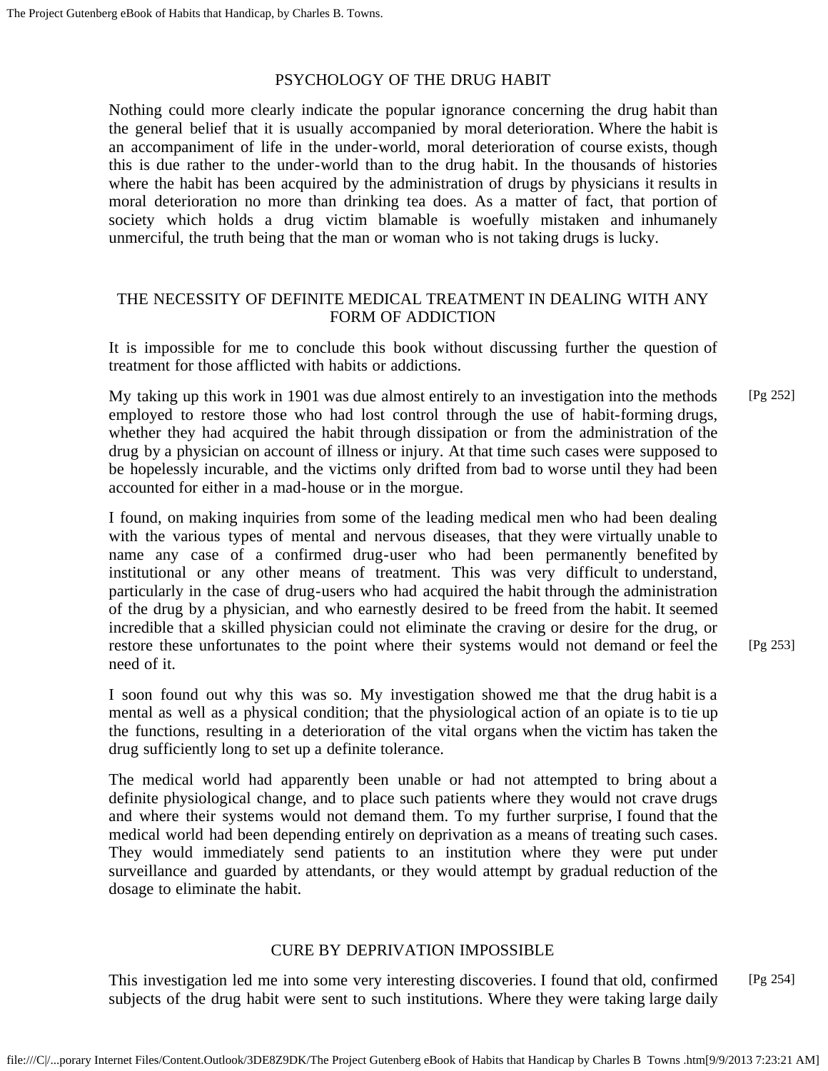## PSYCHOLOGY OF THE DRUG HABIT

Nothing could more clearly indicate the popular ignorance concerning the drug habit than the general belief that it is usually accompanied by moral deterioration. Where the habit is an accompaniment of life in the under-world, moral deterioration of course exists, though this is due rather to the under-world than to the drug habit. In the thousands of histories where the habit has been acquired by the administration of drugs by physicians it results in moral deterioration no more than drinking tea does. As a matter of fact, that portion of society which holds a drug victim blamable is woefully mistaken and inhumanely unmerciful, the truth being that the man or woman who is not taking drugs is lucky.

## THE NECESSITY OF DEFINITE MEDICAL TREATMENT IN DEALING WITH ANY FORM OF ADDICTION

It is impossible for me to conclude this book without discussing further the question of treatment for those afflicted with habits or addictions.

My taking up this work in 1901 was due almost entirely to an investigation into the methods employed to restore those who had lost control through the use of habit-forming drugs, whether they had acquired the habit through dissipation or from the administration of the drug by a physician on account of illness or injury. At that time such cases were supposed to be hopelessly incurable, and the victims only drifted from bad to worse until they had been accounted for either in a mad-house or in the morgue.

I found, on making inquiries from some of the leading medical men who had been dealing with the various types of mental and nervous diseases, that they were virtually unable to name any case of a confirmed drug-user who had been permanently benefited by institutional or any other means of treatment. This was very difficult to understand, particularly in the case of drug-users who had acquired the habit through the administration of the drug by a physician, and who earnestly desired to be freed from the habit. It seemed incredible that a skilled physician could not eliminate the craving or desire for the drug, or restore these unfortunates to the point where their systems would not demand or feel the need of it.

I soon found out why this was so. My investigation showed me that the drug habit is a mental as well as a physical condition; that the physiological action of an opiate is to tie up the functions, resulting in a deterioration of the vital organs when the victim has taken the drug sufficiently long to set up a definite tolerance.

The medical world had apparently been unable or had not attempted to bring about a definite physiological change, and to place such patients where they would not crave drugs and where their systems would not demand them. To my further surprise, I found that the medical world had been depending entirely on deprivation as a means of treating such cases. They would immediately send patients to an institution where they were put under surveillance and guarded by attendants, or they would attempt by gradual reduction of the dosage to eliminate the habit.

## CURE BY DEPRIVATION IMPOSSIBLE

This investigation led me into some very interesting discoveries. I found that old, confirmed subjects of the drug habit were sent to such institutions. Where they were taking large daily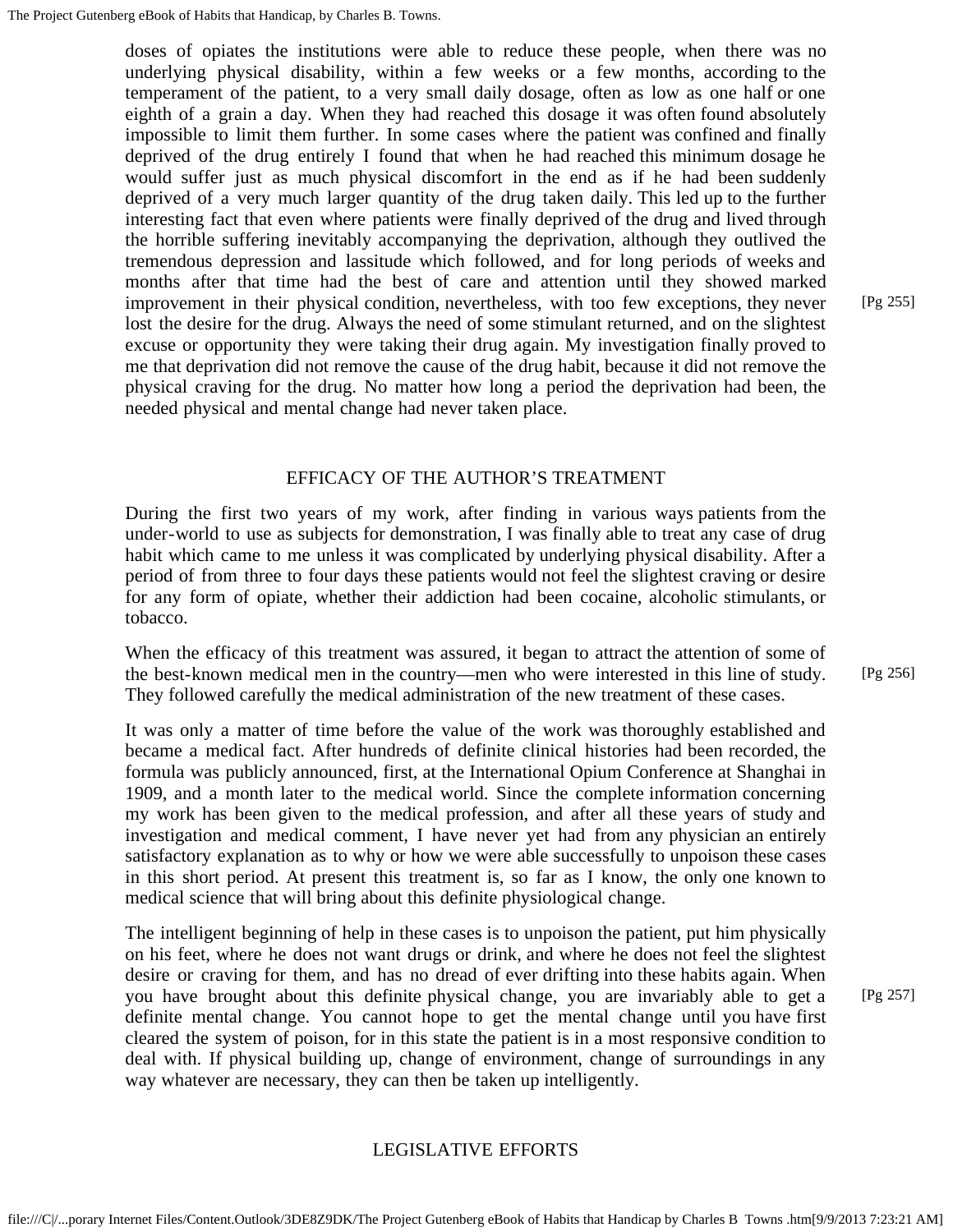doses of opiates the institutions were able to reduce these people, when there was no underlying physical disability, within a few weeks or a few months, according to the temperament of the patient, to a very small daily dosage, often as low as one half or one eighth of a grain a day. When they had reached this dosage it was often found absolutely impossible to limit them further. In some cases where the patient was confined and finally deprived of the drug entirely I found that when he had reached this minimum dosage he would suffer just as much physical discomfort in the end as if he had been suddenly deprived of a very much larger quantity of the drug taken daily. This led up to the further interesting fact that even where patients were finally deprived of the drug and lived through the horrible suffering inevitably accompanying the deprivation, although they outlived the tremendous depression and lassitude which followed, and for long periods of weeks and months after that time had the best of care and attention until they showed marked improvement in their physical condition, nevertheless, with too few exceptions, they never lost the desire for the drug. Always the need of some stimulant returned, and on the slightest excuse or opportunity they were taking their drug again. My investigation finally proved to me that deprivation did not remove the cause of the drug habit, because it did not remove the physical craving for the drug. No matter how long a period the deprivation had been, the needed physical and mental change had never taken place.

## EFFICACY OF THE AUTHOR'S TREATMENT

During the first two years of my work, after finding in various ways patients from the under-world to use as subjects for demonstration, I was finally able to treat any case of drug habit which came to me unless it was complicated by underlying physical disability. After a period of from three to four days these patients would not feel the slightest craving or desire for any form of opiate, whether their addiction had been cocaine, alcoholic stimulants, or tobacco.

When the efficacy of this treatment was assured, it began to attract the attention of some of the best-known medical men in the country—men who were interested in this line of study. They followed carefully the medical administration of the new treatment of these cases.

It was only a matter of time before the value of the work was thoroughly established and became a medical fact. After hundreds of definite clinical histories had been recorded, the formula was publicly announced, first, at the International Opium Conference at Shanghai in 1909, and a month later to the medical world. Since the complete information concerning my work has been given to the medical profession, and after all these years of study and investigation and medical comment, I have never yet had from any physician an entirely satisfactory explanation as to why or how we were able successfully to unpoison these cases in this short period. At present this treatment is, so far as I know, the only one known to medical science that will bring about this definite physiological change.

The intelligent beginning of help in these cases is to unpoison the patient, put him physically on his feet, where he does not want drugs or drink, and where he does not feel the slightest desire or craving for them, and has no dread of ever drifting into these habits again. When you have brought about this definite physical change, you are invariably able to get a definite mental change. You cannot hope to get the mental change until you have first cleared the system of poison, for in this state the patient is in a most responsive condition to deal with. If physical building up, change of environment, change of surroundings in any way whatever are necessary, they can then be taken up intelligently.

## LEGISLATIVE EFFORTS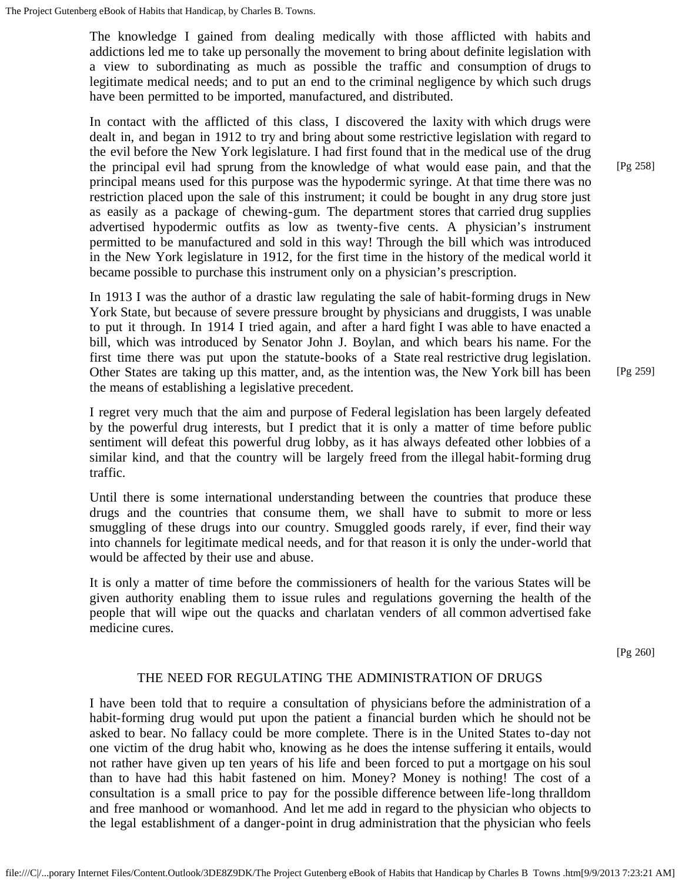The knowledge I gained from dealing medically with those afflicted with habits and addictions led me to take up personally the movement to bring about definite legislation with a view to subordinating as much as possible the traffic and consumption of drugs to legitimate medical needs; and to put an end to the criminal negligence by which such drugs have been permitted to be imported, manufactured, and distributed.

In contact with the afflicted of this class, I discovered the laxity with which drugs were dealt in, and began in 1912 to try and bring about some restrictive legislation with regard to the evil before the New York legislature. I had first found that in the medical use of the drug the principal evil had sprung from the knowledge of what would ease pain, and that the principal means used for this purpose was the hypodermic syringe. At that time there was no restriction placed upon the sale of this instrument; it could be bought in any drug store just as easily as a package of chewing-gum. The department stores that carried drug supplies advertised hypodermic outfits as low as twenty-five cents. A physician's instrument permitted to be manufactured and sold in this way! Through the bill which was introduced in the New York legislature in 1912, for the first time in the history of the medical world it became possible to purchase this instrument only on a physician's prescription.

In 1913 I was the author of a drastic law regulating the sale of habit-forming drugs in New York State, but because of severe pressure brought by physicians and druggists, I was unable to put it through. In 1914 I tried again, and after a hard fight I was able to have enacted a bill, which was introduced by Senator John J. Boylan, and which bears his name. For the first time there was put upon the statute-books of a State real restrictive drug legislation. Other States are taking up this matter, and, as the intention was, the New York bill has been the means of establishing a legislative precedent.

I regret very much that the aim and purpose of Federal legislation has been largely defeated by the powerful drug interests, but I predict that it is only a matter of time before public sentiment will defeat this powerful drug lobby, as it has always defeated other lobbies of a similar kind, and that the country will be largely freed from the illegal habit-forming drug traffic.

Until there is some international understanding between the countries that produce these drugs and the countries that consume them, we shall have to submit to more or less smuggling of these drugs into our country. Smuggled goods rarely, if ever, find their way into channels for legitimate medical needs, and for that reason it is only the under-world that would be affected by their use and abuse.

It is only a matter of time before the commissioners of health for the various States will be given authority enabling them to issue rules and regulations governing the health of the people that will wipe out the quacks and charlatan venders of all common advertised fake medicine cures.

## THE NEED FOR REGULATING THE ADMINISTRATION OF DRUGS

I have been told that to require a consultation of physicians before the administration of a habit-forming drug would put upon the patient a financial burden which he should not be asked to bear. No fallacy could be more complete. There is in the United States to-day not one victim of the drug habit who, knowing as he does the intense suffering it entails, would not rather have given up ten years of his life and been forced to put a mortgage on his soul than to have had this habit fastened on him. Money? Money is nothing! The cost of a consultation is a small price to pay for the possible difference between life-long thralldom and free manhood or womanhood. And let me add in regard to the physician who objects to the legal establishment of a danger-point in drug administration that the physician who feels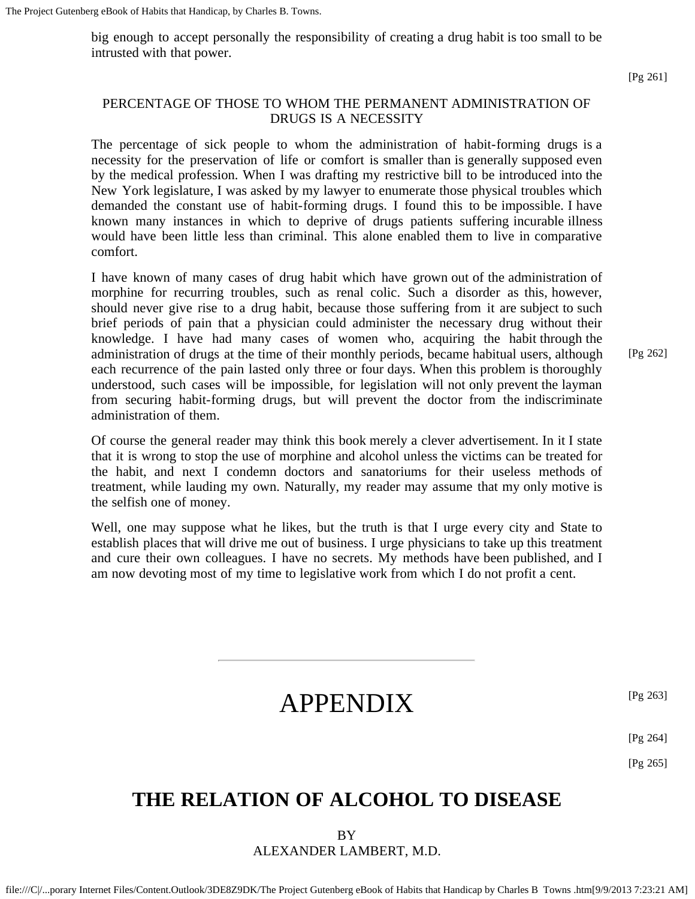big enough to accept personally the responsibility of creating a drug habit is too small to be intrusted with that power.

### PERCENTAGE OF THOSE TO WHOM THE PERMANENT ADMINISTRATION OF DRUGS IS A NECESSITY

The percentage of sick people to whom the administration of habit-forming drugs is a necessity for the preservation of life or comfort is smaller than is generally supposed even by the medical profession. When I was drafting my restrictive bill to be introduced into the New York legislature, I was asked by my lawyer to enumerate those physical troubles which demanded the constant use of habit-forming drugs. I found this to be impossible. I have known many instances in which to deprive of drugs patients suffering incurable illness would have been little less than criminal. This alone enabled them to live in comparative comfort.

I have known of many cases of drug habit which have grown out of the administration of morphine for recurring troubles, such as renal colic. Such a disorder as this, however, should never give rise to a drug habit, because those suffering from it are subject to such brief periods of pain that a physician could administer the necessary drug without their knowledge. I have had many cases of women who, acquiring the habit through the administration of drugs at the time of their monthly periods, became habitual users, although each recurrence of the pain lasted only three or four days. When this problem is thoroughly understood, such cases will be impossible, for legislation will not only prevent the layman from securing habit-forming drugs, but will prevent the doctor from the indiscriminate administration of them.

Of course the general reader may think this book merely a clever advertisement. In it I state that it is wrong to stop the use of morphine and alcohol unless the victims can be treated for the habit, and next I condemn doctors and sanatoriums for their useless methods of treatment, while lauding my own. Naturally, my reader may assume that my only motive is the selfish one of money.

Well, one may suppose what he likes, but the truth is that I urge every city and State to establish places that will drive me out of business. I urge physicians to take up this treatment and cure their own colleagues. I have no secrets. My methods have been published, and I am now devoting most of my time to legislative work from which I do not profit a cent.

---

# APPENDIX

## THE RELATION OF ALCOHOL TO DISEASE

BY
ALEXANDER LAMBERT, M.D.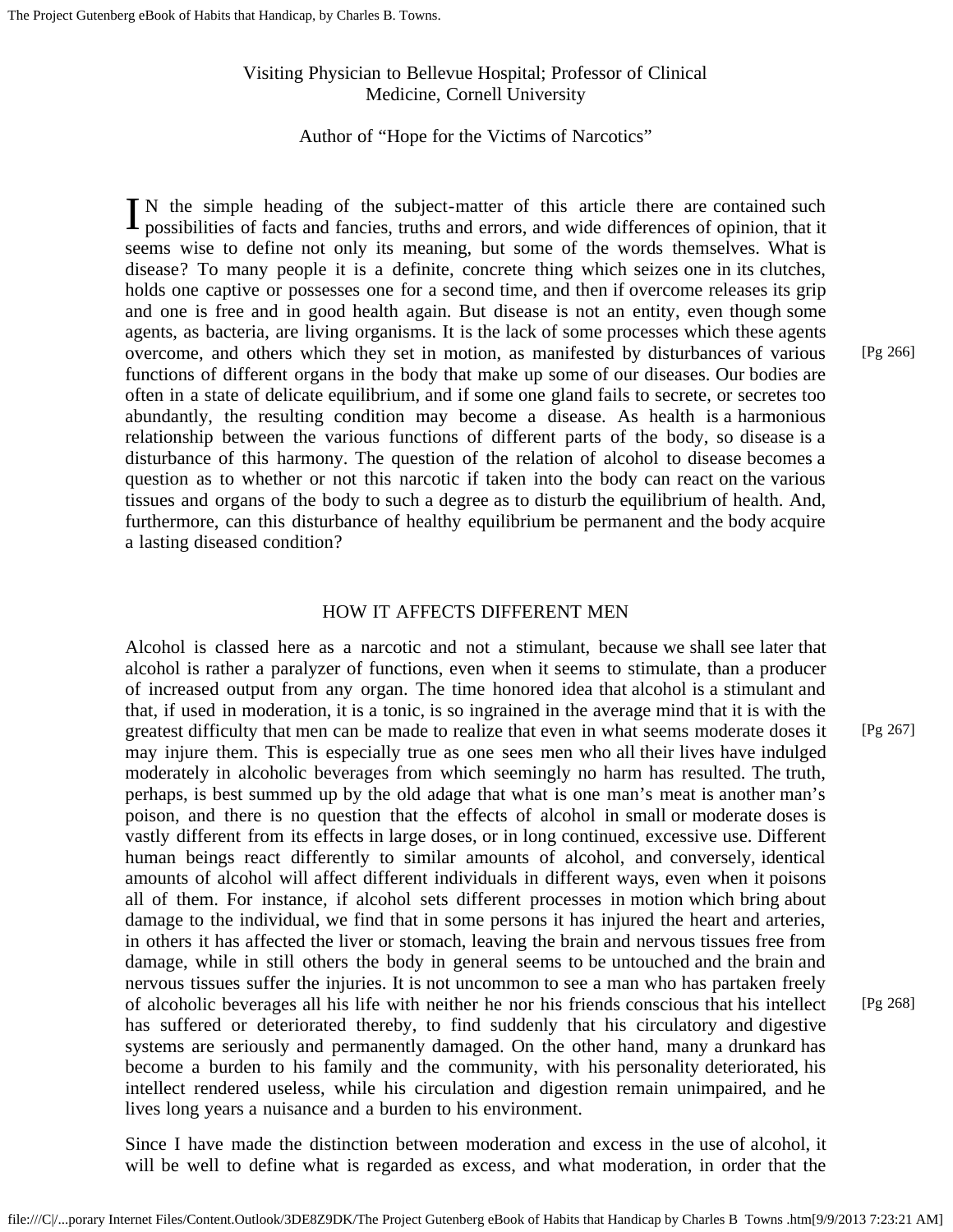Visiting Physician to Bellevue Hospital; Professor of Clinical Medicine, Cornell University

Author of “Hope for the Victims of Narcotics”

IN the simple heading of the subject-matter of this article there are contained such possibilities of facts and fancies, truths and errors, and wide differences of opinion, that it seems wise to define not only its meaning, but some of the words themselves. What is disease? To many people it is a definite, concrete thing which seizes one in its clutches, holds one captive or possesses one for a second time, and then if overcome releases its grip and one is free and in good health again. But disease is not an entity, even though some agents, as bacteria, are living organisms. It is the lack of some processes which these agents overcome, and others which they set in motion, as manifested by disturbances of various functions of different organs in the body that make up some of our diseases. Our bodies are often in a state of delicate equilibrium, and if some one gland fails to secrete, or secretes too abundantly, the resulting condition may become a disease. As health is a harmonious relationship between the various functions of different parts of the body, so disease is a disturbance of this harmony. The question of the relation of alcohol to disease becomes a question as to whether or not this narcotic if taken into the body can react on the various tissues and organs of the body to such a degree as to disturb the equilibrium of health. And, furthermore, can this disturbance of healthy equilibrium be permanent and the body acquire a lasting diseased condition?

## HOW IT AFFECTS DIFFERENT MEN

Alcohol is classed here as a narcotic and not a stimulant, because we shall see later that alcohol is rather a paralyzer of functions, even when it seems to stimulate, than a producer of increased output from any organ. The time honored idea that alcohol is a stimulant and that, if used in moderation, it is a tonic, is so ingrained in the average mind that it is with the greatest difficulty that men can be made to realize that even in what seems moderate doses it may injure them. This is especially true as one sees men who all their lives have indulged moderately in alcoholic beverages from which seemingly no harm has resulted. The truth, perhaps, is best summed up by the old adage that what is one man’s meat is another man’s poison, and there is no question that the effects of alcohol in small or moderate doses is vastly different from its effects in large doses, or in long continued, excessive use. Different human beings react differently to similar amounts of alcohol, and conversely, identical amounts of alcohol will affect different individuals in different ways, even when it poisons all of them. For instance, if alcohol sets different processes in motion which bring about damage to the individual, we find that in some persons it has injured the heart and arteries, in others it has affected the liver or stomach, leaving the brain and nervous tissues free from damage, while in still others the body in general seems to be untouched and the brain and nervous tissues suffer the injuries. It is not uncommon to see a man who has partaken freely of alcoholic beverages all his life with neither he nor his friends conscious that his intellect has suffered or deteriorated thereby, to find suddenly that his circulatory and digestive systems are seriously and permanently damaged. On the other hand, many a drunkard has become a burden to his family and the community, with his personality deteriorated, his intellect rendered useless, while his circulation and digestion remain unimpaired, and he lives long years a nuisance and a burden to his environment.

Since I have made the distinction between moderation and excess in the use of alcohol, it will be well to define what is regarded as excess, and what moderation, in order that the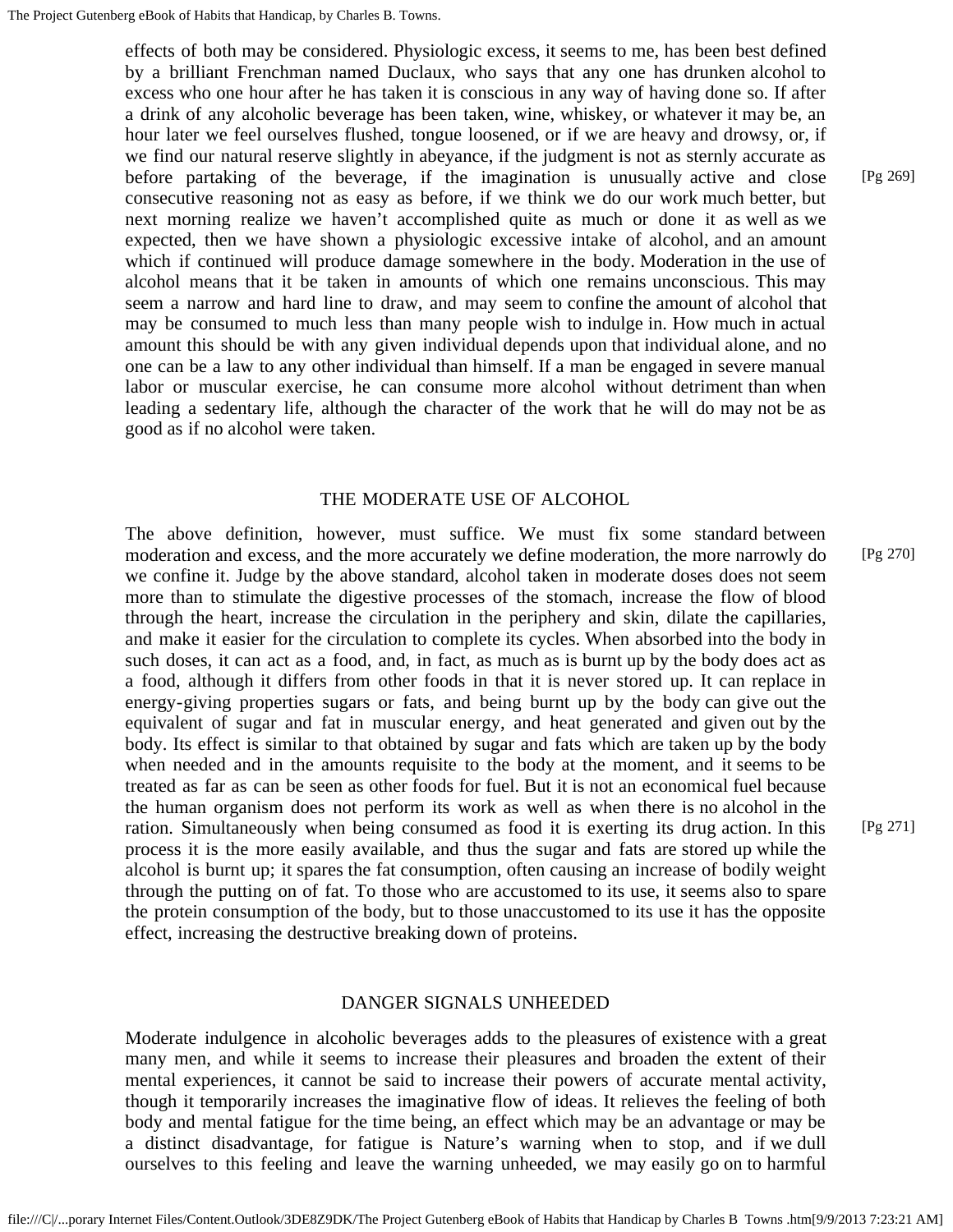effects of both may be considered. Physiologic excess, it seems to me, has been best defined by a brilliant Frenchman named Duclaux, who says that any one has drunken alcohol to excess who one hour after he has taken it is conscious in any way of having done so. If after a drink of any alcoholic beverage has been taken, wine, whiskey, or whatever it may be, an hour later we feel ourselves flushed, tongue loosened, or if we are heavy and drowsy, or, if we find our natural reserve slightly in abeyance, if the judgment is not as sternly accurate as before partaking of the beverage, if the imagination is unusually active and close consecutive reasoning not as easy as before, if we think we do our work much better, but next morning realize we haven't accomplished quite as much or done it as well as we expected, then we have shown a physiologic excessive intake of alcohol, and an amount which if continued will produce damage somewhere in the body. Moderation in the use of alcohol means that it be taken in amounts of which one remains unconscious. This may seem a narrow and hard line to draw, and may seem to confine the amount of alcohol that may be consumed to much less than many people wish to indulge in. How much in actual amount this should be with any given individual depends upon that individual alone, and no one can be a law to any other individual than himself. If a man be engaged in severe manual labor or muscular exercise, he can consume more alcohol without detriment than when leading a sedentary life, although the character of the work that he will do may not be as good as if no alcohol were taken.

## THE MODERATE USE OF ALCOHOL

The above definition, however, must suffice. We must fix some standard between moderation and excess, and the more accurately we define moderation, the more narrowly do we confine it. Judge by the above standard, alcohol taken in moderate doses does not seem more than to stimulate the digestive processes of the stomach, increase the flow of blood through the heart, increase the circulation in the periphery and skin, dilate the capillaries, and make it easier for the circulation to complete its cycles. When absorbed into the body in such doses, it can act as a food, and, in fact, as much as is burnt up by the body does act as a food, although it differs from other foods in that it is never stored up. It can replace in energy-giving properties sugars or fats, and being burnt up by the body can give out the equivalent of sugar and fat in muscular energy, and heat generated and given out by the body. Its effect is similar to that obtained by sugar and fats which are taken up by the body when needed and in the amounts requisite to the body at the moment, and it seems to be treated as far as can be seen as other foods for fuel. But it is not an economical fuel because the human organism does not perform its work as well as when there is no alcohol in the ration. Simultaneously when being consumed as food it is exerting its drug action. In this process it is the more easily available, and thus the sugar and fats are stored up while the alcohol is burnt up; it spares the fat consumption, often causing an increase of bodily weight through the putting on of fat. To those who are accustomed to its use, it seems also to spare the protein consumption of the body, but to those unaccustomed to its use it has the opposite effect, increasing the destructive breaking down of proteins.

## DANGER SIGNALS UNHEEDED

Moderate indulgence in alcoholic beverages adds to the pleasures of existence with a great many men, and while it seems to increase their pleasures and broaden the extent of their mental experiences, it cannot be said to increase their powers of accurate mental activity, though it temporarily increases the imaginative flow of ideas. It relieves the feeling of both body and mental fatigue for the time being, an effect which may be an advantage or may be a distinct disadvantage, for fatigue is Nature's warning when to stop, and if we dull ourselves to this feeling and leave the warning unheeded, we may easily go on to harmful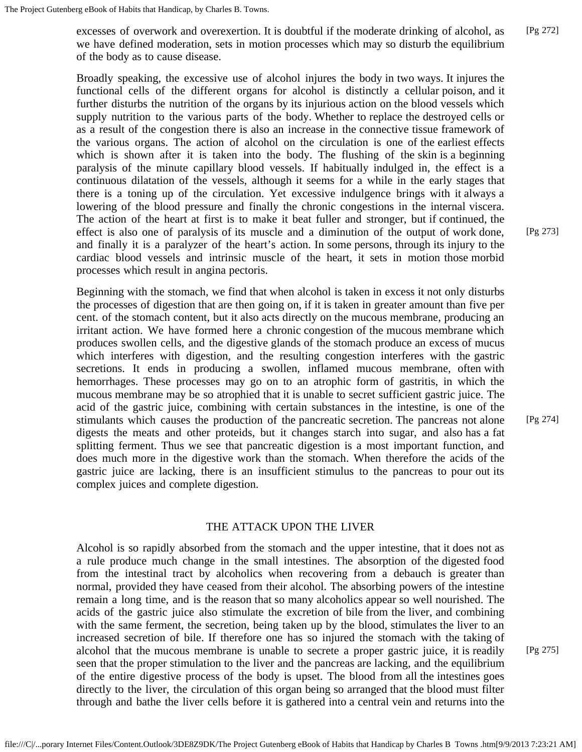excesses of overwork and overexertion. It is doubtful if the moderate drinking of alcohol, as we have defined moderation, sets in motion processes which may so disturb the equilibrium of the body as to cause disease.

Broadly speaking, the excessive use of alcohol injures the body in two ways. It injures the functional cells of the different organs for alcohol is distinctly a cellular poison, and it further disturbs the nutrition of the organs by its injurious action on the blood vessels which supply nutrition to the various parts of the body. Whether to replace the destroyed cells or as a result of the congestion there is also an increase in the connective tissue framework of the various organs. The action of alcohol on the circulation is one of the earliest effects which is shown after it is taken into the body. The flushing of the skin is a beginning paralysis of the minute capillary blood vessels. If habitually indulged in, the effect is a continuous dilatation of the vessels, although it seems for a while in the early stages that there is a toning up of the circulation. Yet excessive indulgence brings with it always a lowering of the blood pressure and finally the chronic congestions in the internal viscera. The action of the heart at first is to make it beat fuller and stronger, but if continued, the effect is also one of paralysis of its muscle and a diminution of the output of work done, and finally it is a paralyzer of the heart's action. In some persons, through its injury to the cardiac blood vessels and intrinsic muscle of the heart, it sets in motion those morbid processes which result in angina pectoris.

Beginning with the stomach, we find that when alcohol is taken in excess it not only disturbs the processes of digestion that are then going on, if it is taken in greater amount than five per cent. of the stomach content, but it also acts directly on the mucous membrane, producing an irritant action. We have formed here a chronic congestion of the mucous membrane which produces swollen cells, and the digestive glands of the stomach produce an excess of mucus which interferes with digestion, and the resulting congestion interferes with the gastric secretions. It ends in producing a swollen, inflamed mucous membrane, often with hemorrhages. These processes may go on to an atrophic form of gastritis, in which the mucous membrane may be so atrophied that it is unable to secret sufficient gastric juice. The acid of the gastric juice, combining with certain substances in the intestine, is one of the stimulants which causes the production of the pancreatic secretion. The pancreas not alone digests the meats and other proteids, but it changes starch into sugar, and also has a fat splitting ferment. Thus we see that pancreatic digestion is a most important function, and does much more in the digestive work than the stomach. When therefore the acids of the gastric juice are lacking, there is an insufficient stimulus to the pancreas to pour out its complex juices and complete digestion.

## THE ATTACK UPON THE LIVER

Alcohol is so rapidly absorbed from the stomach and the upper intestine, that it does not as a rule produce much change in the small intestines. The absorption of the digested food from the intestinal tract by alcoholics when recovering from a debauch is greater than normal, provided they have ceased from their alcohol. The absorbing powers of the intestine remain a long time, and is the reason that so many alcoholics appear so well nourished. The acids of the gastric juice also stimulate the excretion of bile from the liver, and combining with the same ferment, the secretion, being taken up by the blood, stimulates the liver to an increased secretion of bile. If therefore one has so injured the stomach with the taking of alcohol that the mucous membrane is unable to secrete a proper gastric juice, it is readily seen that the proper stimulation to the liver and the pancreas are lacking, and the equilibrium of the entire digestive process of the body is upset. The blood from all the intestines goes directly to the liver, the circulation of this organ being so arranged that the blood must filter through and bathe the liver cells before it is gathered into a central vein and returns into the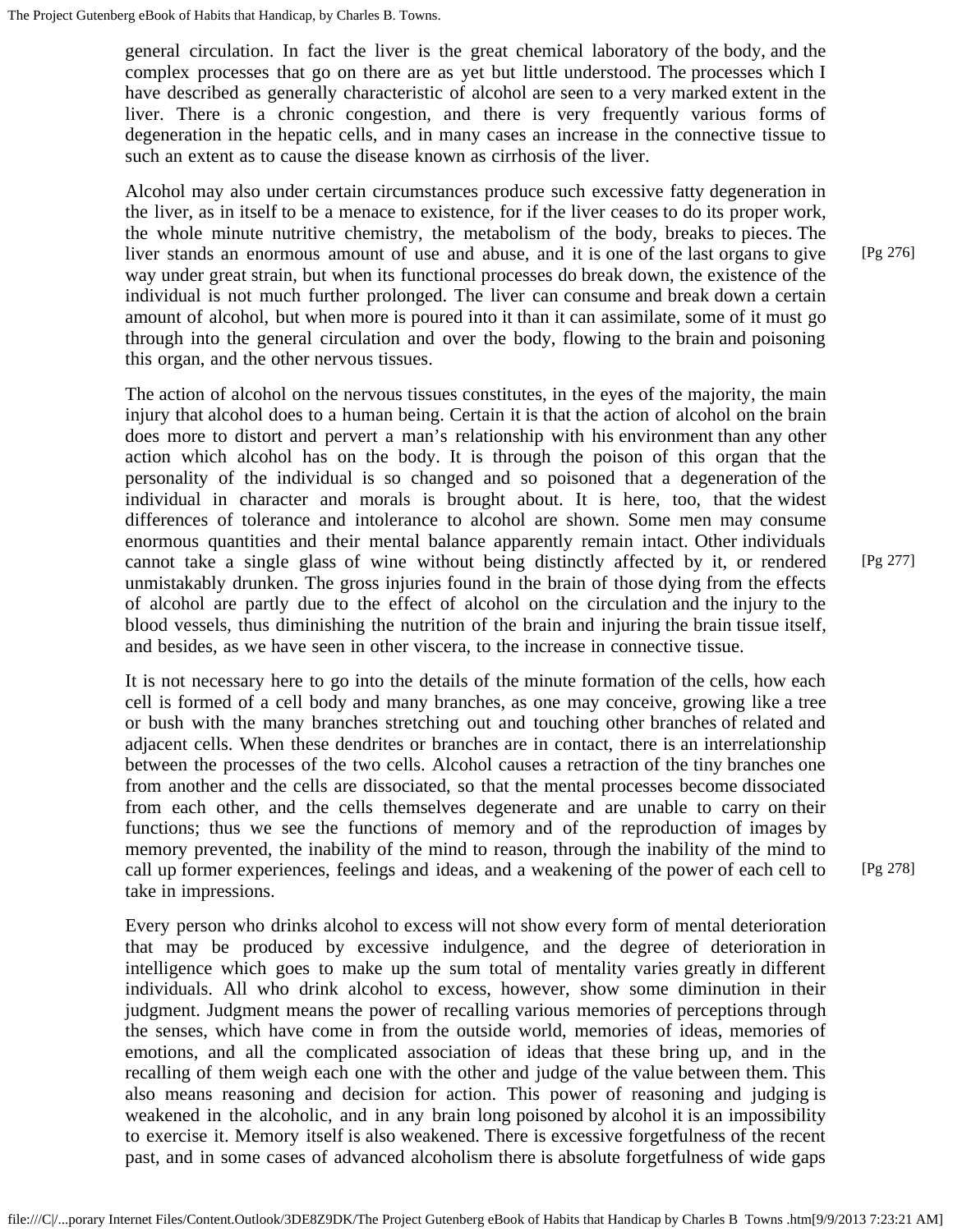general circulation. In fact the liver is the great chemical laboratory of the body, and the complex processes that go on there are as yet but little understood. The processes which I have described as generally characteristic of alcohol are seen to a very marked extent in the liver. There is a chronic congestion, and there is very frequently various forms of degeneration in the hepatic cells, and in many cases an increase in the connective tissue to such an extent as to cause the disease known as cirrhosis of the liver.

Alcohol may also under certain circumstances produce such excessive fatty degeneration in the liver, as in itself to be a menace to existence, for if the liver ceases to do its proper work, the whole minute nutritive chemistry, the metabolism of the body, breaks to pieces. The liver stands an enormous amount of use and abuse, and it is one of the last organs to give way under great strain, but when its functional processes do break down, the existence of the individual is not much further prolonged. The liver can consume and break down a certain amount of alcohol, but when more is poured into it than it can assimilate, some of it must go through into the general circulation and over the body, flowing to the brain and poisoning this organ, and the other nervous tissues.

The action of alcohol on the nervous tissues constitutes, in the eyes of the majority, the main injury that alcohol does to a human being. Certain it is that the action of alcohol on the brain does more to distort and pervert a man's relationship with his environment than any other action which alcohol has on the body. It is through the poison of this organ that the personality of the individual is so changed and so poisoned that a degeneration of the individual in character and morals is brought about. It is here, too, that the widest differences of tolerance and intolerance to alcohol are shown. Some men may consume enormous quantities and their mental balance apparently remain intact. Other individuals cannot take a single glass of wine without being distinctly affected by it, or rendered unmistakably drunken. The gross injuries found in the brain of those dying from the effects of alcohol are partly due to the effect of alcohol on the circulation and the injury to the blood vessels, thus diminishing the nutrition of the brain and injuring the brain tissue itself, and besides, as we have seen in other viscera, to the increase in connective tissue.

It is not necessary here to go into the details of the minute formation of the cells, how each cell is formed of a cell body and many branches, as one may conceive, growing like a tree or bush with the many branches stretching out and touching other branches of related and adjacent cells. When these dendrites or branches are in contact, there is an interrelationship between the processes of the two cells. Alcohol causes a retraction of the tiny branches one from another and the cells are dissociated, so that the mental processes become dissociated from each other, and the cells themselves degenerate and are unable to carry on their functions; thus we see the functions of memory and of the reproduction of images by memory prevented, the inability of the mind to reason, through the inability of the mind to call up former experiences, feelings and ideas, and a weakening of the power of each cell to take in impressions.

Every person who drinks alcohol to excess will not show every form of mental deterioration that may be produced by excessive indulgence, and the degree of deterioration in intelligence which goes to make up the sum total of mentality varies greatly in different individuals. All who drink alcohol to excess, however, show some diminution in their judgment. Judgment means the power of recalling various memories of perceptions through the senses, which have come in from the outside world, memories of ideas, memories of emotions, and all the complicated association of ideas that these bring up, and in the recalling of them weigh each one with the other and judge of the value between them. This also means reasoning and decision for action. This power of reasoning and judging is weakened in the alcoholic, and in any brain long poisoned by alcohol it is an impossibility to exercise it. Memory itself is also weakened. There is excessive forgetfulness of the recent past, and in some cases of advanced alcoholism there is absolute forgetfulness of wide gaps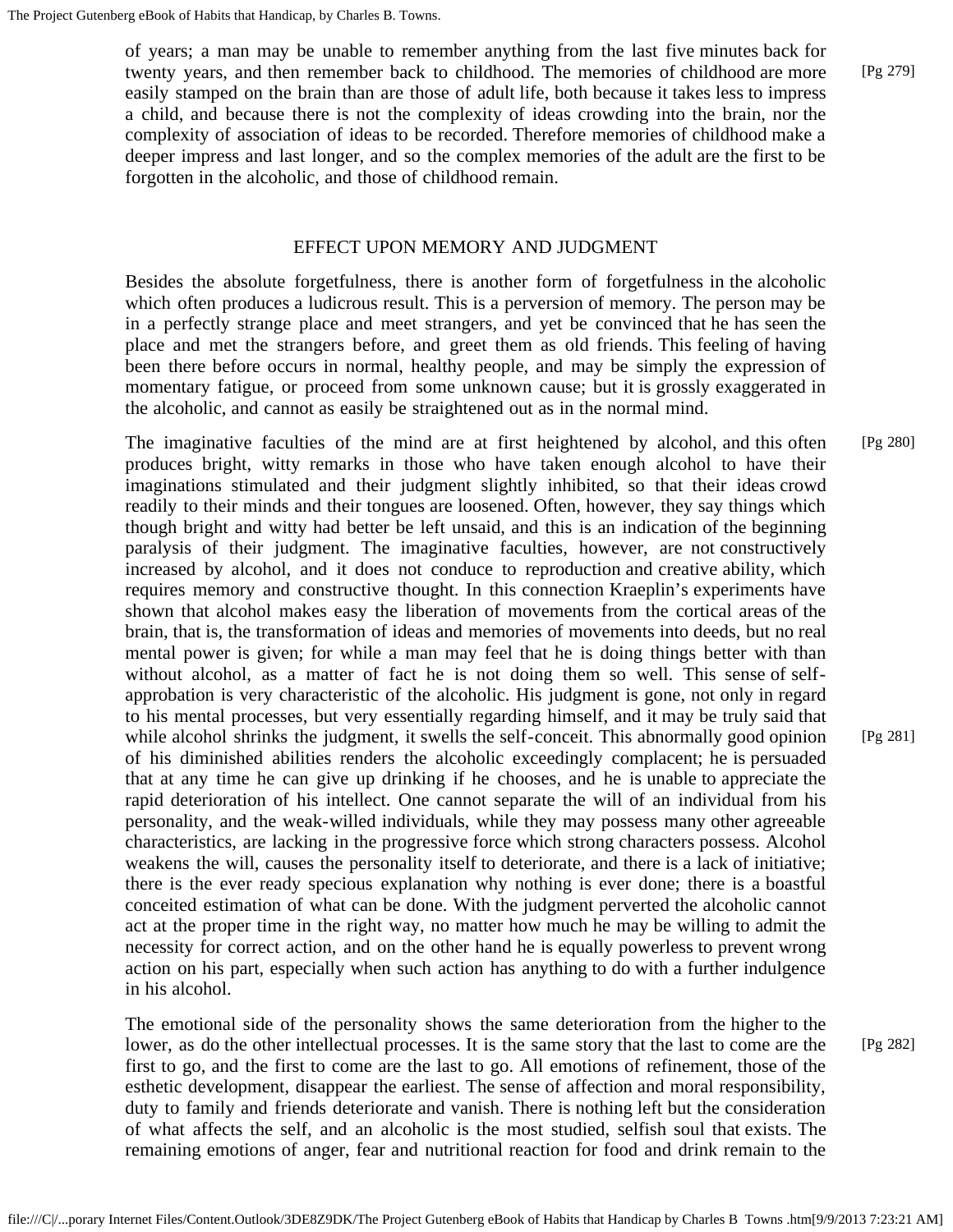of years; a man may be unable to remember anything from the last five minutes back for twenty years, and then remember back to childhood. The memories of childhood are more easily stamped on the brain than are those of adult life, both because it takes less to impress a child, and because there is not the complexity of ideas crowding into the brain, nor the complexity of association of ideas to be recorded. Therefore memories of childhood make a deeper impress and last longer, and so the complex memories of the adult are the first to be forgotten in the alcoholic, and those of childhood remain.

## EFFECT UPON MEMORY AND JUDGMENT

Besides the absolute forgetfulness, there is another form of forgetfulness in the alcoholic which often produces a ludicrous result. This is a perversion of memory. The person may be in a perfectly strange place and meet strangers, and yet be convinced that he has seen the place and met the strangers before, and greet them as old friends. This feeling of having been there before occurs in normal, healthy people, and may be simply the expression of momentary fatigue, or proceed from some unknown cause; but it is grossly exaggerated in the alcoholic, and cannot as easily be straightened out as in the normal mind.

The imaginative faculties of the mind are at first heightened by alcohol, and this often produces bright, witty remarks in those who have taken enough alcohol to have their imaginations stimulated and their judgment slightly inhibited, so that their ideas crowd readily to their minds and their tongues are loosened. Often, however, they say things which though bright and witty had better be left unsaid, and this is an indication of the beginning paralysis of their judgment. The imaginative faculties, however, are not constructively increased by alcohol, and it does not conduce to reproduction and creative ability, which requires memory and constructive thought. In this connection Kraeplin's experiments have shown that alcohol makes easy the liberation of movements from the cortical areas of the brain, that is, the transformation of ideas and memories of movements into deeds, but no real mental power is given; for while a man may feel that he is doing things better with than without alcohol, as a matter of fact he is not doing them so well. This sense of self-approbation is very characteristic of the alcoholic. His judgment is gone, not only in regard to his mental processes, but very essentially regarding himself, and it may be truly said that while alcohol shrinks the judgment, it swells the self-conceit. This abnormally good opinion of his diminished abilities renders the alcoholic exceedingly complacent; he is persuaded that at any time he can give up drinking if he chooses, and he is unable to appreciate the rapid deterioration of his intellect. One cannot separate the will of an individual from his personality, and the weak-willed individuals, while they may possess many other agreeable characteristics, are lacking in the progressive force which strong characters possess. Alcohol weakens the will, causes the personality itself to deteriorate, and there is a lack of initiative; there is the ever ready specious explanation why nothing is ever done; there is a boastful conceited estimation of what can be done. With the judgment perverted the alcoholic cannot act at the proper time in the right way, no matter how much he may be willing to admit the necessity for correct action, and on the other hand he is equally powerless to prevent wrong action on his part, especially when such action has anything to do with a further indulgence in his alcohol.

The emotional side of the personality shows the same deterioration from the higher to the lower, as do the other intellectual processes. It is the same story that the last to come are the first to go, and the first to come are the last to go. All emotions of refinement, those of the esthetic development, disappear the earliest. The sense of affection and moral responsibility, duty to family and friends deteriorate and vanish. There is nothing left but the consideration of what affects the self, and an alcoholic is the most studied, selfish soul that exists. The remaining emotions of anger, fear and nutritional reaction for food and drink remain to the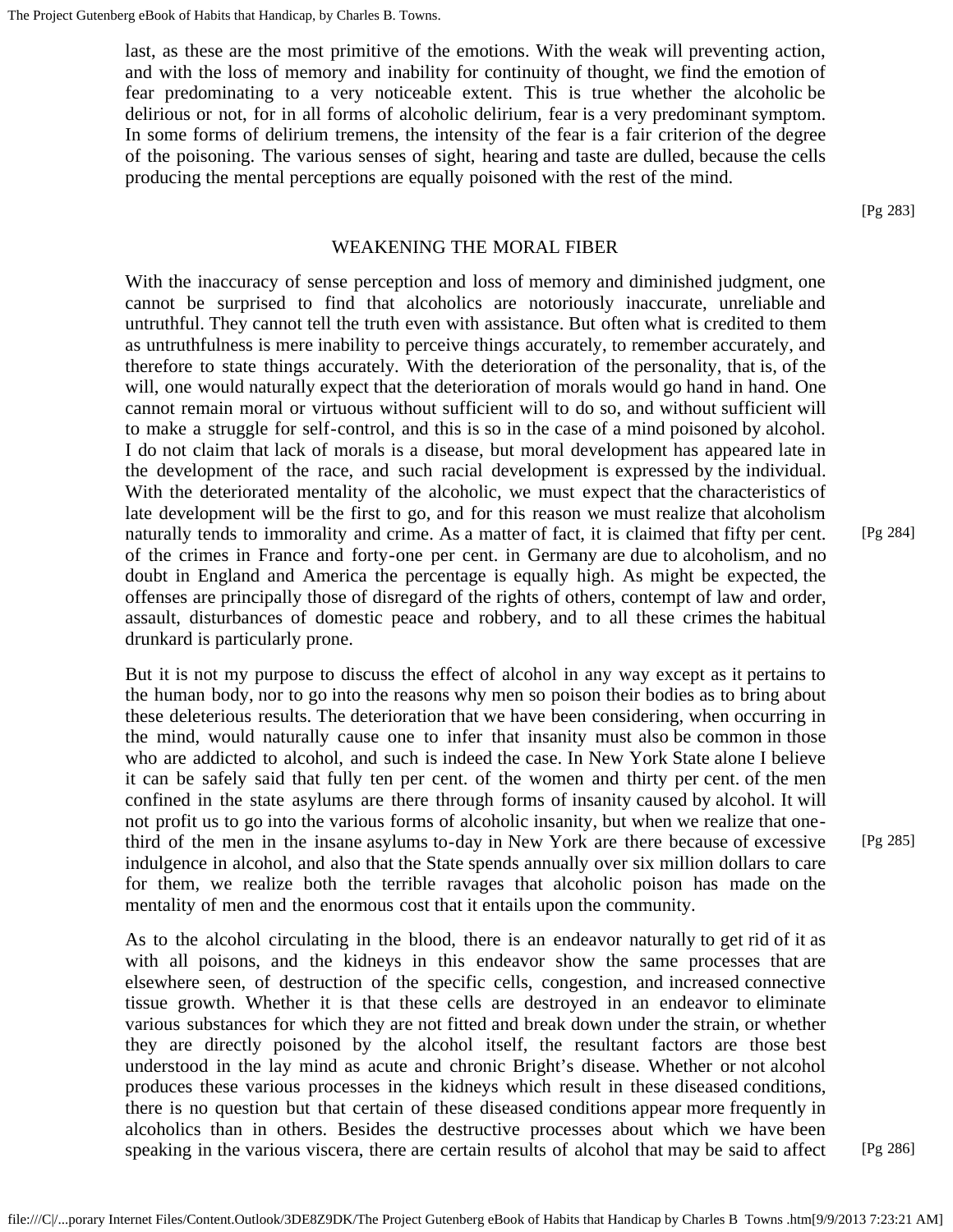last, as these are the most primitive of the emotions. With the weak will preventing action, and with the loss of memory and inability for continuity of thought, we find the emotion of fear predominating to a very noticeable extent. This is true whether the alcoholic be delirious or not, for in all forms of alcoholic delirium, fear is a very predominant symptom. In some forms of delirium tremens, the intensity of the fear is a fair criterion of the degree of the poisoning. The various senses of sight, hearing and taste are dulled, because the cells producing the mental perceptions are equally poisoned with the rest of the mind.

## WEAKENING THE MORAL FIBER

With the inaccuracy of sense perception and loss of memory and diminished judgment, one cannot be surprised to find that alcoholics are notoriously inaccurate, unreliable and untruthful. They cannot tell the truth even with assistance. But often what is credited to them as untruthfulness is mere inability to perceive things accurately, to remember accurately, and therefore to state things accurately. With the deterioration of the personality, that is, of the will, one would naturally expect that the deterioration of morals would go hand in hand. One cannot remain moral or virtuous without sufficient will to do so, and without sufficient will to make a struggle for self-control, and this is so in the case of a mind poisoned by alcohol. I do not claim that lack of morals is a disease, but moral development has appeared late in the development of the race, and such racial development is expressed by the individual. With the deteriorated mentality of the alcoholic, we must expect that the characteristics of late development will be the first to go, and for this reason we must realize that alcoholism naturally tends to immorality and crime. As a matter of fact, it is claimed that fifty per cent. of the crimes in France and forty-one per cent. in Germany are due to alcoholism, and no doubt in England and America the percentage is equally high. As might be expected, the offenses are principally those of disregard of the rights of others, contempt of law and order, assault, disturbances of domestic peace and robbery, and to all these crimes the habitual drunkard is particularly prone.

But it is not my purpose to discuss the effect of alcohol in any way except as it pertains to the human body, nor to go into the reasons why men so poison their bodies as to bring about these deleterious results. The deterioration that we have been considering, when occurring in the mind, would naturally cause one to infer that insanity must also be common in those who are addicted to alcohol, and such is indeed the case. In New York State alone I believe it can be safely said that fully ten per cent. of the women and thirty per cent. of the men confined in the state asylums are there through forms of insanity caused by alcohol. It will not profit us to go into the various forms of alcoholic insanity, but when we realize that one-third of the men in the insane asylums to-day in New York are there because of excessive indulgence in alcohol, and also that the State spends annually over six million dollars to care for them, we realize both the terrible ravages that alcoholic poison has made on the mentality of men and the enormous cost that it entails upon the community.

As to the alcohol circulating in the blood, there is an endeavor naturally to get rid of it as with all poisons, and the kidneys in this endeavor show the same processes that are elsewhere seen, of destruction of the specific cells, congestion, and increased connective tissue growth. Whether it is that these cells are destroyed in an endeavor to eliminate various substances for which they are not fitted and break down under the strain, or whether they are directly poisoned by the alcohol itself, the resultant factors are those best understood in the lay mind as acute and chronic Bright's disease. Whether or not alcohol produces these various processes in the kidneys which result in these diseased conditions, there is no question but that certain of these diseased conditions appear more frequently in alcoholics than in others. Besides the destructive processes about which we have been speaking in the various viscera, there are certain results of alcohol that may be said to affect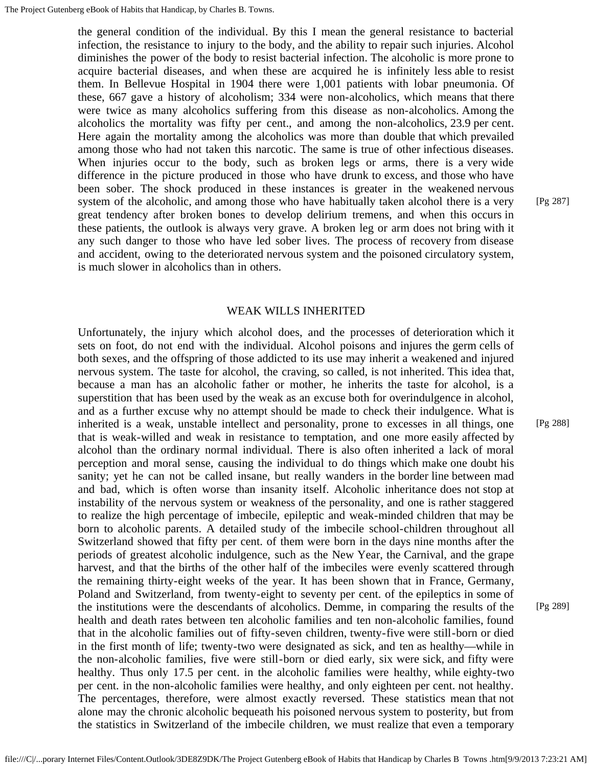the general condition of the individual. By this I mean the general resistance to bacterial infection, the resistance to injury to the body, and the ability to repair such injuries. Alcohol diminishes the power of the body to resist bacterial infection. The alcoholic is more prone to acquire bacterial diseases, and when these are acquired he is infinitely less able to resist them. In Bellevue Hospital in 1904 there were 1,001 patients with lobar pneumonia. Of these, 667 gave a history of alcoholism; 334 were non-alcoholics, which means that there were twice as many alcoholics suffering from this disease as non-alcoholics. Among the alcoholics the mortality was fifty per cent., and among the non-alcoholics, 23.9 per cent. Here again the mortality among the alcoholics was more than double that which prevailed among those who had not taken this narcotic. The same is true of other infectious diseases. When injuries occur to the body, such as broken legs or arms, there is a very wide difference in the picture produced in those who have drunk to excess, and those who have been sober. The shock produced in these instances is greater in the weakened nervous system of the alcoholic, and among those who have habitually taken alcohol there is a very great tendency after broken bones to develop delirium tremens, and when this occurs in these patients, the outlook is always very grave. A broken leg or arm does not bring with it any such danger to those who have led sober lives. The process of recovery from disease and accident, owing to the deteriorated nervous system and the poisoned circulatory system, is much slower in alcoholics than in others.

## WEAK WILLS INHERITED

Unfortunately, the injury which alcohol does, and the processes of deterioration which it sets on foot, do not end with the individual. Alcohol poisons and injures the germ cells of both sexes, and the offspring of those addicted to its use may inherit a weakened and injured nervous system. The taste for alcohol, the craving, so called, is not inherited. This idea that, because a man has an alcoholic father or mother, he inherits the taste for alcohol, is a superstition that has been used by the weak as an excuse both for overindulgence in alcohol, and as a further excuse why no attempt should be made to check their indulgence. What is inherited is a weak, unstable intellect and personality, prone to excesses in all things, one that is weak-willed and weak in resistance to temptation, and one more easily affected by alcohol than the ordinary normal individual. There is also often inherited a lack of moral perception and moral sense, causing the individual to do things which make one doubt his sanity; yet he can not be called insane, but really wanders in the border line between mad and bad, which is often worse than insanity itself. Alcoholic inheritance does not stop at instability of the nervous system or weakness of the personality, and one is rather staggered to realize the high percentage of imbecile, epileptic and weak-minded children that may be born to alcoholic parents. A detailed study of the imbecile school-children throughout all Switzerland showed that fifty per cent. of them were born in the days nine months after the periods of greatest alcoholic indulgence, such as the New Year, the Carnival, and the grape harvest, and that the births of the other half of the imbeciles were evenly scattered through the remaining thirty-eight weeks of the year. It has been shown that in France, Germany, Poland and Switzerland, from twenty-eight to seventy per cent. of the epileptics in some of the institutions were the descendants of alcoholics. Demme, in comparing the results of the health and death rates between ten alcoholic families and ten non-alcoholic families, found that in the alcoholic families out of fifty-seven children, twenty-five were still-born or died in the first month of life; twenty-two were designated as sick, and ten as healthy—while in the non-alcoholic families, five were still-born or died early, six were sick, and fifty were healthy. Thus only 17.5 per cent. in the alcoholic families were healthy, while eighty-two per cent. in the non-alcoholic families were healthy, and only eighteen per cent. not healthy. The percentages, therefore, were almost exactly reversed. These statistics mean that not alone may the chronic alcoholic bequeath his poisoned nervous system to posterity, but from the statistics in Switzerland of the imbecile children, we must realize that even a temporary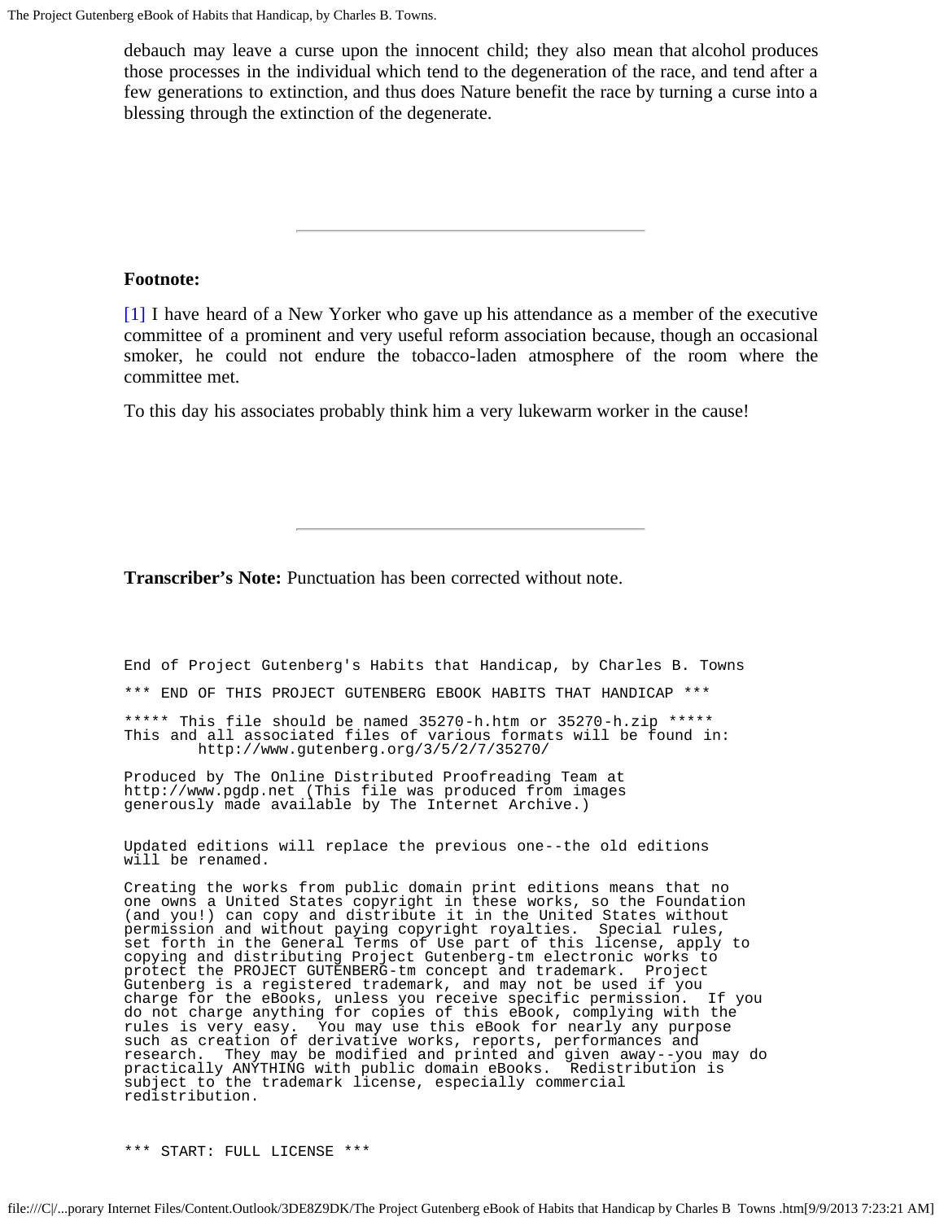debauch may leave a curse upon the innocent child; they also mean that alcohol produces those processes in the individual which tend to the degeneration of the race, and tend after a few generations to extinction, and thus does Nature benefit the race by turning a curse into a blessing through the extinction of the degenerate.

---

**Footnote:**

[1] I have heard of a New Yorker who gave up his attendance as a member of the executive committee of a prominent and very useful reform association because, though an occasional smoker, he could not endure the tobacco-laden atmosphere of the room where the committee met.

To this day his associates probably think him a very lukewarm worker in the cause!

---

**Transcriber's Note:** Punctuation has been corrected without note.

```
End of Project Gutenberg's Habits that Handicap, by Charles B. Towns

*** END OF THIS PROJECT GUTENBERG EBOOK HABITS THAT HANDICAP ***

***** This file should be named 35270-h.htm or 35270-h.zip *****
This and all associated files of various formats will be found in:
        http://www.gutenberg.org/3/5/2/7/35270/

Produced by The Online Distributed Proofreading Team at
http://www.pgdp.net (This file was produced from images
generously made available by The Internet Archive.)


Updated editions will replace the previous one--the old editions
will be renamed.

Creating the works from public domain print editions means that no
one owns a United States copyright in these works, so the Foundation
(and you!) can copy and distribute it in the United States without
permission and without paying copyright royalties.  Special rules,
set forth in the General Terms of Use part of this license, apply to
copying and distributing Project Gutenberg-tm electronic works to
protect the PROJECT GUTENBERG-tm concept and trademark.  Project
Gutenberg is a registered trademark, and may not be used if you
charge for the eBooks, unless you receive specific permission.  If you
do not charge anything for copies of this eBook, complying with the
rules is very easy.  You may use this eBook for nearly any purpose
such as creation of derivative works, reports, performances and
research.  They may be modified and printed and given away--you may do
practically ANYTHING with public domain eBooks.  Redistribution is
subject to the trademark license, especially commercial
redistribution.


*** START: FULL LICENSE ***
```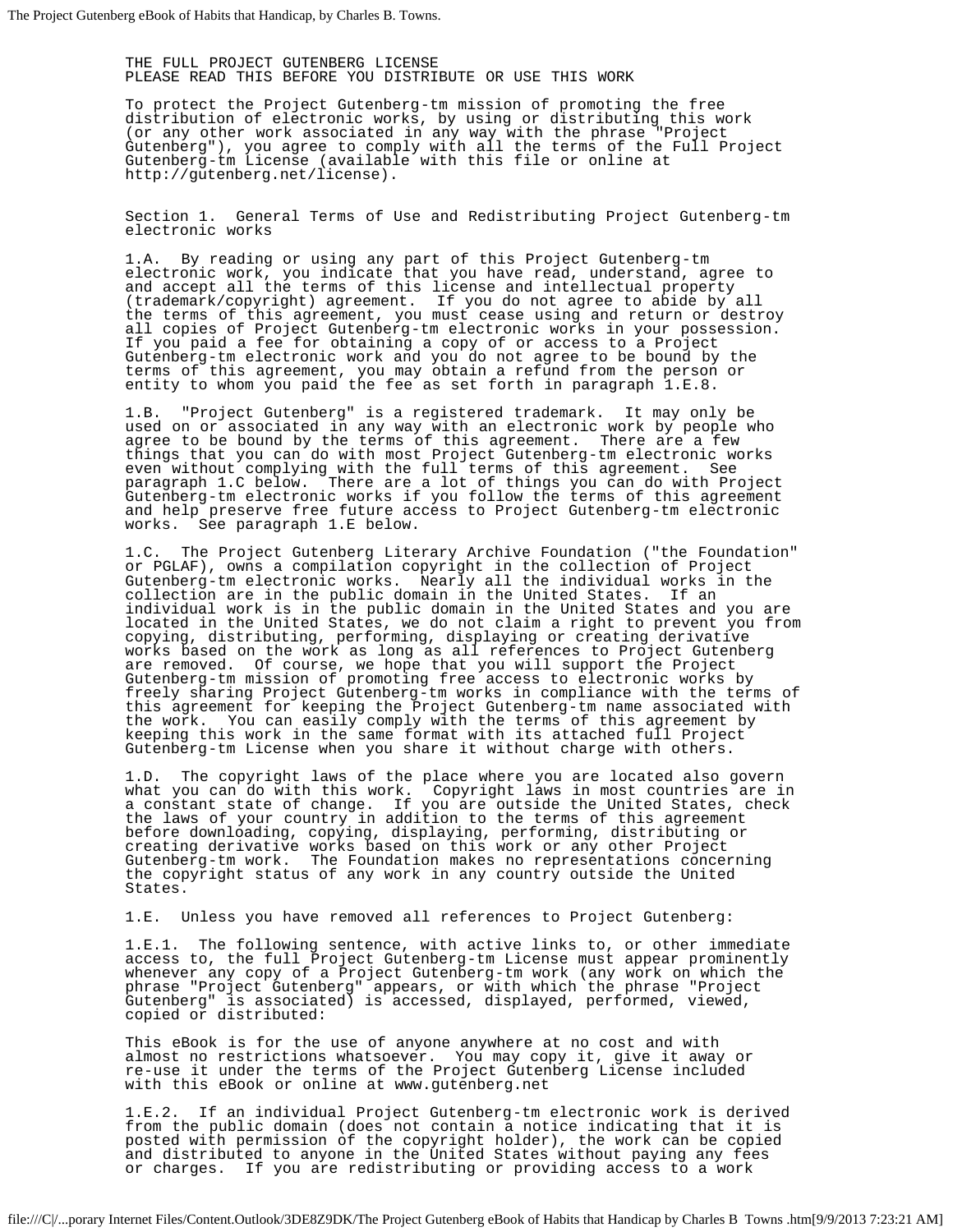THE FULL PROJECT GUTENBERG LICENSE
PLEASE READ THIS BEFORE YOU DISTRIBUTE OR USE THIS WORK

To protect the Project Gutenberg-tm mission of promoting the free distribution of electronic works, by using or distributing this work (or any other work associated in any way with the phrase "Project Gutenberg"), you agree to comply with all the terms of the Full Project Gutenberg-tm License (available with this file or online at http://gutenberg.net/license).

Section 1. General Terms of Use and Redistributing Project Gutenberg-tm electronic works

1.A. By reading or using any part of this Project Gutenberg-tm electronic work, you indicate that you have read, understand, agree to and accept all the terms of this license and intellectual property (trademark/copyright) agreement. If you do not agree to abide by all the terms of this agreement, you must cease using and return or destroy all copies of Project Gutenberg-tm electronic works in your possession. If you paid a fee for obtaining a copy of or access to a Project Gutenberg-tm electronic work and you do not agree to be bound by the terms of this agreement, you may obtain a refund from the person or entity to whom you paid the fee as set forth in paragraph 1.E.8.

1.B. "Project Gutenberg" is a registered trademark. It may only be used on or associated in any way with an electronic work by people who agree to be bound by the terms of this agreement. There are a few things that you can do with most Project Gutenberg-tm electronic works even without complying with the full terms of this agreement. See paragraph 1.C below. There are a lot of things you can do with Project Gutenberg-tm electronic works if you follow the terms of this agreement and help preserve free future access to Project Gutenberg-tm electronic works. See paragraph 1.E below.

1.C. The Project Gutenberg Literary Archive Foundation ("the Foundation" or PGLAF), owns a compilation copyright in the collection of Project Gutenberg-tm electronic works. Nearly all the individual works in the collection are in the public domain in the United States. If an individual work is in the public domain in the United States and you are located in the United States, we do not claim a right to prevent you from copying, distributing, performing, displaying or creating derivative works based on the work as long as all references to Project Gutenberg are removed. Of course, we hope that you will support the Project Gutenberg-tm mission of promoting free access to electronic works by freely sharing Project Gutenberg-tm works in compliance with the terms of this agreement for keeping the Project Gutenberg-tm name associated with the work. You can easily comply with the terms of this agreement by keeping this work in the same format with its attached full Project Gutenberg-tm License when you share it without charge with others.

1.D. The copyright laws of the place where you are located also govern what you can do with this work. Copyright laws in most countries are in a constant state of change. If you are outside the United States, check the laws of your country in addition to the terms of this agreement before downloading, copying, displaying, performing, distributing or creating derivative works based on this work or any other Project Gutenberg-tm work. The Foundation makes no representations concerning the copyright status of any work in any country outside the United States.

1.E. Unless you have removed all references to Project Gutenberg:

1.E.1. The following sentence, with active links to, or other immediate access to, the full Project Gutenberg-tm License must appear prominently whenever any copy of a Project Gutenberg-tm work (any work on which the phrase "Project Gutenberg" appears, or with which the phrase "Project Gutenberg" is associated) is accessed, displayed, performed, viewed, copied or distributed:

This eBook is for the use of anyone anywhere at no cost and with almost no restrictions whatsoever. You may copy it, give it away or re-use it under the terms of the Project Gutenberg License included with this eBook or online at www.gutenberg.net

1.E.2. If an individual Project Gutenberg-tm electronic work is derived from the public domain (does not contain a notice indicating that it is posted with permission of the copyright holder), the work can be copied and distributed to anyone in the United States without paying any fees or charges. If you are redistributing or providing access to a work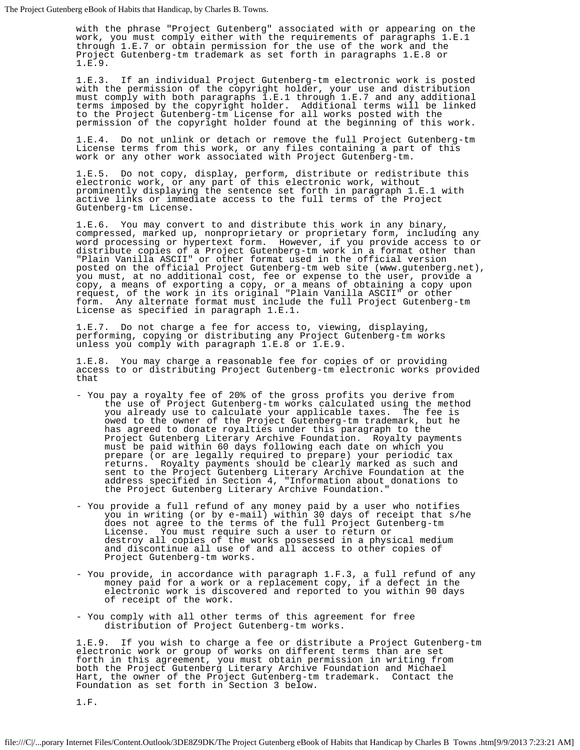with the phrase "Project Gutenberg" associated with or appearing on the work, you must comply either with the requirements of paragraphs 1.E.1 through 1.E.7 or obtain permission for the use of the work and the Project Gutenberg-tm trademark as set forth in paragraphs 1.E.8 or 1.E.9.

1.E.3. If an individual Project Gutenberg-tm electronic work is posted with the permission of the copyright holder, your use and distribution must comply with both paragraphs 1.E.1 through 1.E.7 and any additional terms imposed by the copyright holder. Additional terms will be linked to the Project Gutenberg-tm License for all works posted with the permission of the copyright holder found at the beginning of this work.

1.E.4. Do not unlink or detach or remove the full Project Gutenberg-tm License terms from this work, or any files containing a part of this work or any other work associated with Project Gutenberg-tm.

1.E.5. Do not copy, display, perform, distribute or redistribute this electronic work, or any part of this electronic work, without prominently displaying the sentence set forth in paragraph 1.E.1 with active links or immediate access to the full terms of the Project Gutenberg-tm License.

1.E.6. You may convert to and distribute this work in any binary, compressed, marked up, nonproprietary or proprietary form, including any word processing or hypertext form. However, if you provide access to or distribute copies of a Project Gutenberg-tm work in a format other than "Plain Vanilla ASCII" or other format used in the official version posted on the official Project Gutenberg-tm web site (www.gutenberg.net), you must, at no additional cost, fee or expense to the user, provide a copy, a means of exporting a copy, or a means of obtaining a copy upon request, of the work in its original "Plain Vanilla ASCII" or other form. Any alternate format must include the full Project Gutenberg-tm License as specified in paragraph 1.E.1.

1.E.7. Do not charge a fee for access to, viewing, displaying, performing, copying or distributing any Project Gutenberg-tm works unless you comply with paragraph 1.E.8 or 1.E.9.

1.E.8. You may charge a reasonable fee for copies of or providing access to or distributing Project Gutenberg-tm electronic works provided that

- You pay a royalty fee of 20% of the gross profits you derive from the use of Project Gutenberg-tm works calculated using the method you already use to calculate your applicable taxes. The fee is owed to the owner of the Project Gutenberg-tm trademark, but he has agreed to donate royalties under this paragraph to the Project Gutenberg Literary Archive Foundation. Royalty payments must be paid within 60 days following each date on which you prepare (or are legally required to prepare) your periodic tax returns. Royalty payments should be clearly marked as such and sent to the Project Gutenberg Literary Archive Foundation at the address specified in Section 4, "Information about donations to the Project Gutenberg Literary Archive Foundation."

- You provide a full refund of any money paid by a user who notifies you in writing (or by e-mail) within 30 days of receipt that s/he does not agree to the terms of the full Project Gutenberg-tm License. You must require such a user to return or destroy all copies of the works possessed in a physical medium and discontinue all use of and all access to other copies of Project Gutenberg-tm works.

- You provide, in accordance with paragraph 1.F.3, a full refund of any money paid for a work or a replacement copy, if a defect in the electronic work is discovered and reported to you within 90 days of receipt of the work.

- You comply with all other terms of this agreement for free distribution of Project Gutenberg-tm works.

1.E.9. If you wish to charge a fee or distribute a Project Gutenberg-tm electronic work or group of works on different terms than are set forth in this agreement, you must obtain permission in writing from both the Project Gutenberg Literary Archive Foundation and Michael Hart, the owner of the Project Gutenberg-tm trademark. Contact the Foundation as set forth in Section 3 below.

1.F.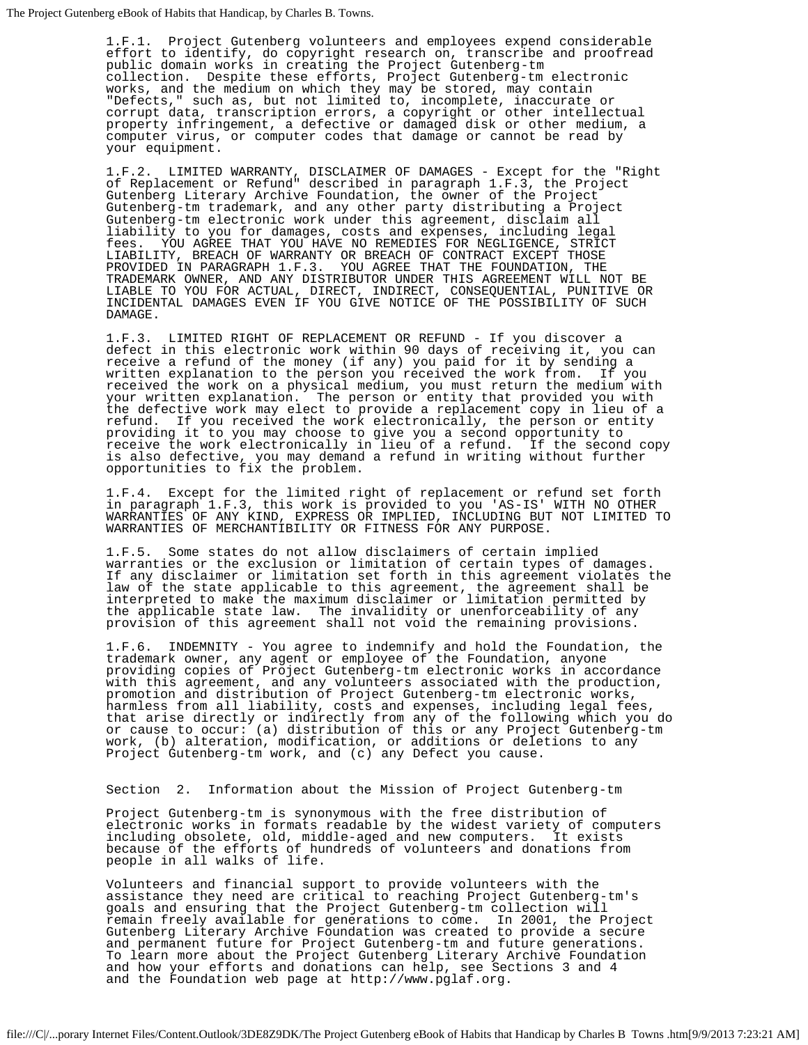1.F.1. Project Gutenberg volunteers and employees expend considerable effort to identify, do copyright research on, transcribe and proofread public domain works in creating the Project Gutenberg-tm collection. Despite these efforts, Project Gutenberg-tm electronic works, and the medium on which they may be stored, may contain "Defects," such as, but not limited to, incomplete, inaccurate or corrupt data, transcription errors, a copyright or other intellectual property infringement, a defective or damaged disk or other medium, a computer virus, or computer codes that damage or cannot be read by your equipment.

1.F.2. LIMITED WARRANTY, DISCLAIMER OF DAMAGES - Except for the "Right of Replacement or Refund" described in paragraph 1.F.3, the Project Gutenberg Literary Archive Foundation, the owner of the Project Gutenberg-tm trademark, and any other party distributing a Project Gutenberg-tm electronic work under this agreement, disclaim all liability to you for damages, costs and expenses, including legal fees. YOU AGREE THAT YOU HAVE NO REMEDIES FOR NEGLIGENCE, STRICT LIABILITY, BREACH OF WARRANTY OR BREACH OF CONTRACT EXCEPT THOSE PROVIDED IN PARAGRAPH 1.F.3. YOU AGREE THAT THE FOUNDATION, THE TRADEMARK OWNER, AND ANY DISTRIBUTOR UNDER THIS AGREEMENT WILL NOT BE LIABLE TO YOU FOR ACTUAL, DIRECT, INDIRECT, CONSEQUENTIAL, PUNITIVE OR INCIDENTAL DAMAGES EVEN IF YOU GIVE NOTICE OF THE POSSIBILITY OF SUCH DAMAGE.

1.F.3. LIMITED RIGHT OF REPLACEMENT OR REFUND - If you discover a defect in this electronic work within 90 days of receiving it, you can receive a refund of the money (if any) you paid for it by sending a written explanation to the person you received the work from. If you received the work on a physical medium, you must return the medium with your written explanation. The person or entity that provided you with the defective work may elect to provide a replacement copy in lieu of a refund. If you received the work electronically, the person or entity providing it to you may choose to give you a second opportunity to receive the work electronically in lieu of a refund. If the second copy is also defective, you may demand a refund in writing without further opportunities to fix the problem.

1.F.4. Except for the limited right of replacement or refund set forth in paragraph 1.F.3, this work is provided to you 'AS-IS' WITH NO OTHER WARRANTIES OF ANY KIND, EXPRESS OR IMPLIED, INCLUDING BUT NOT LIMITED TO WARRANTIES OF MERCHANTIBILITY OR FITNESS FOR ANY PURPOSE.

1.F.5. Some states do not allow disclaimers of certain implied warranties or the exclusion or limitation of certain types of damages. If any disclaimer or limitation set forth in this agreement violates the law of the state applicable to this agreement, the agreement shall be interpreted to make the maximum disclaimer or limitation permitted by the applicable state law. The invalidity or unenforceability of any provision of this agreement shall not void the remaining provisions.

1.F.6. INDEMNITY - You agree to indemnify and hold the Foundation, the trademark owner, any agent or employee of the Foundation, anyone providing copies of Project Gutenberg-tm electronic works in accordance with this agreement, and any volunteers associated with the production, promotion and distribution of Project Gutenberg-tm electronic works, harmless from all liability, costs and expenses, including legal fees, that arise directly or indirectly from any of the following which you do or cause to occur: (a) distribution of this or any Project Gutenberg-tm work, (b) alteration, modification, or additions or deletions to any Project Gutenberg-tm work, and (c) any Defect you cause.

Section 2. Information about the Mission of Project Gutenberg-tm

Project Gutenberg-tm is synonymous with the free distribution of electronic works in formats readable by the widest variety of computers including obsolete, old, middle-aged and new computers. It exists because of the efforts of hundreds of volunteers and donations from people in all walks of life.

Volunteers and financial support to provide volunteers with the assistance they need are critical to reaching Project Gutenberg-tm's goals and ensuring that the Project Gutenberg-tm collection will remain freely available for generations to come. In 2001, the Project Gutenberg Literary Archive Foundation was created to provide a secure and permanent future for Project Gutenberg-tm and future generations. To learn more about the Project Gutenberg Literary Archive Foundation and how your efforts and donations can help, see Sections 3 and 4 and the Foundation web page at http://www.pglaf.org.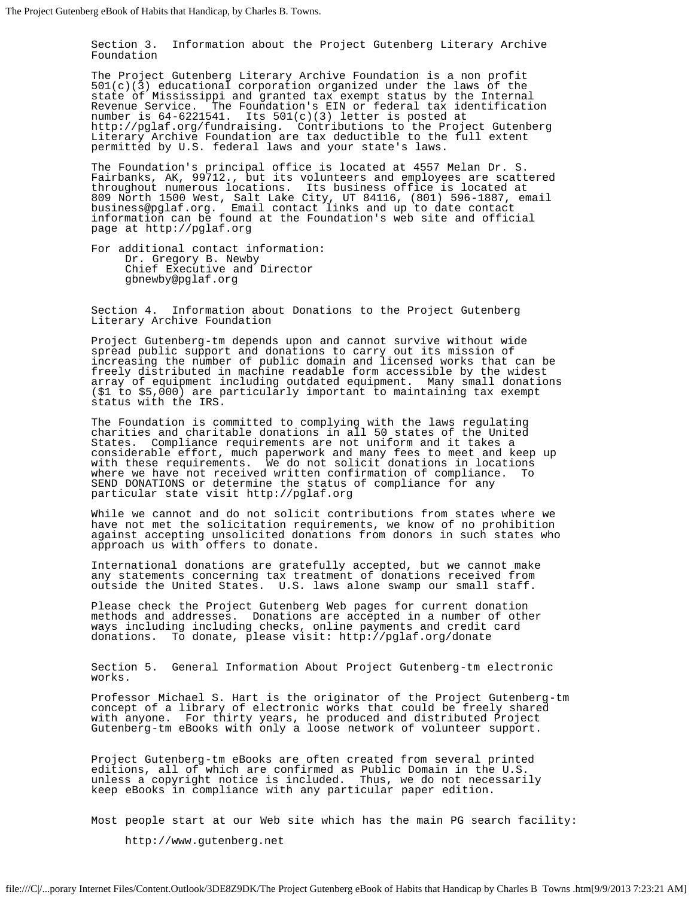Section 3. Information about the Project Gutenberg Literary Archive Foundation

The Project Gutenberg Literary Archive Foundation is a non profit 501(c)(3) educational corporation organized under the laws of the state of Mississippi and granted tax exempt status by the Internal Revenue Service. The Foundation's EIN or federal tax identification number is 64-6221541. Its 501(c)(3) letter is posted at http://pglaf.org/fundraising. Contributions to the Project Gutenberg Literary Archive Foundation are tax deductible to the full extent permitted by U.S. federal laws and your state's laws.

The Foundation's principal office is located at 4557 Melan Dr. S. Fairbanks, AK, 99712., but its volunteers and employees are scattered throughout numerous locations. Its business office is located at 809 North 1500 West, Salt Lake City, UT 84116, (801) 596-1887, email business@pglaf.org. Email contact links and up to date contact information can be found at the Foundation's web site and official page at http://pglaf.org

For additional contact information:
Dr. Gregory B. Newby
Chief Executive and Director
gbnewby@pglaf.org

Section 4. Information about Donations to the Project Gutenberg Literary Archive Foundation

Project Gutenberg-tm depends upon and cannot survive without wide spread public support and donations to carry out its mission of increasing the number of public domain and licensed works that can be freely distributed in machine readable form accessible by the widest array of equipment including outdated equipment. Many small donations ($1 to $5,000) are particularly important to maintaining tax exempt status with the IRS.

The Foundation is committed to complying with the laws regulating charities and charitable donations in all 50 states of the United States. Compliance requirements are not uniform and it takes a considerable effort, much paperwork and many fees to meet and keep up with these requirements. We do not solicit donations in locations where we have not received written confirmation of compliance. To SEND DONATIONS or determine the status of compliance for any particular state visit http://pglaf.org

While we cannot and do not solicit contributions from states where we have not met the solicitation requirements, we know of no prohibition against accepting unsolicited donations from donors in such states who approach us with offers to donate.

International donations are gratefully accepted, but we cannot make any statements concerning tax treatment of donations received from outside the United States. U.S. laws alone swamp our small staff.

Please check the Project Gutenberg Web pages for current donation methods and addresses. Donations are accepted in a number of other ways including including checks, online payments and credit card donations. To donate, please visit: http://pglaf.org/donate

Section 5. General Information About Project Gutenberg-tm electronic works.

Professor Michael S. Hart is the originator of the Project Gutenberg-tm concept of a library of electronic works that could be freely shared with anyone. For thirty years, he produced and distributed Project Gutenberg-tm eBooks with only a loose network of volunteer support.

Project Gutenberg-tm eBooks are often created from several printed editions, all of which are confirmed as Public Domain in the U.S. unless a copyright notice is included. Thus, we do not necessarily keep eBooks in compliance with any particular paper edition.

Most people start at our Web site which has the main PG search facility:

http://www.gutenberg.net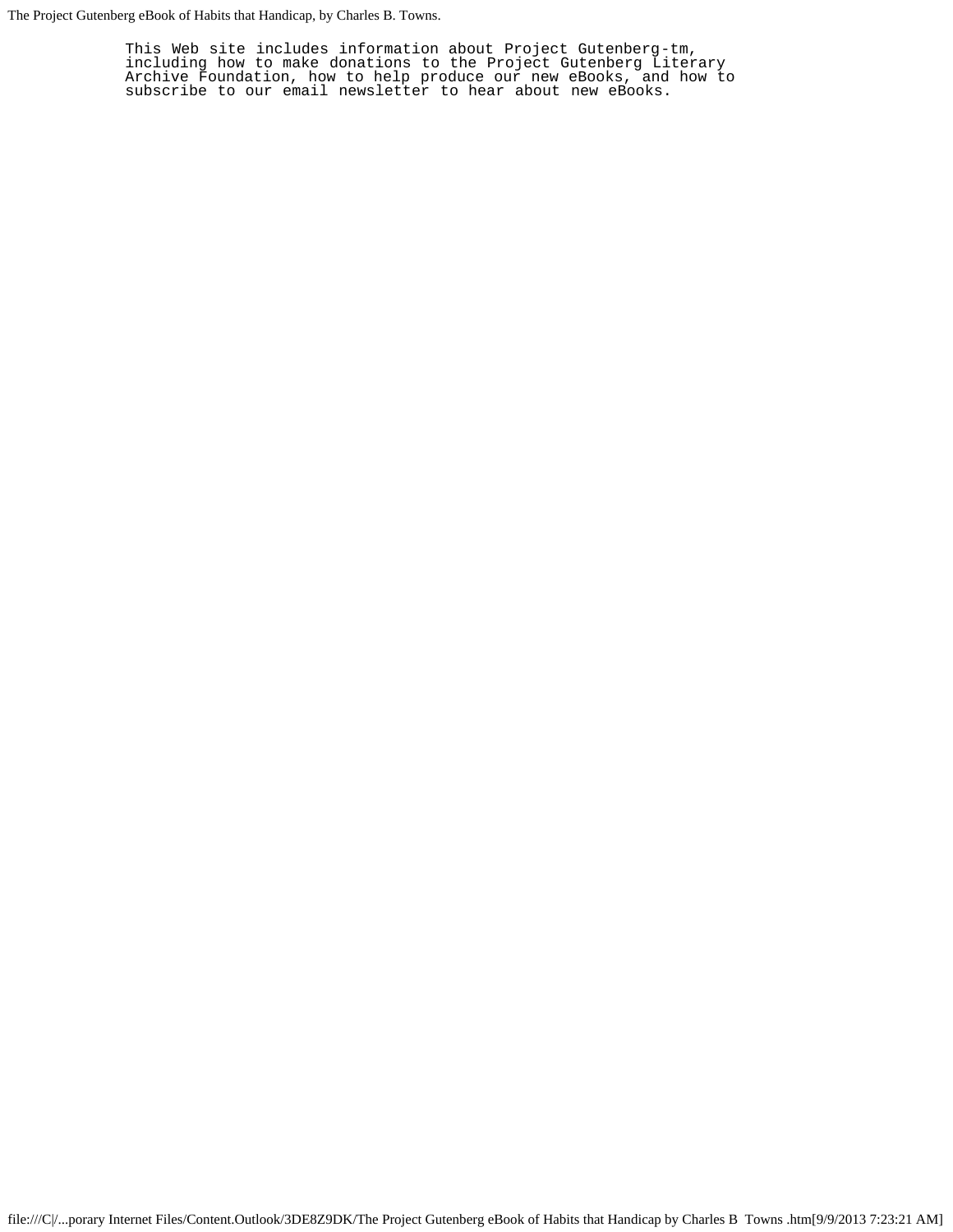```
This Web site includes information about Project Gutenberg-tm,
including how to make donations to the Project Gutenberg Literary
Archive Foundation, how to help produce our new eBooks, and how to
subscribe to our email newsletter to hear about new eBooks.
```